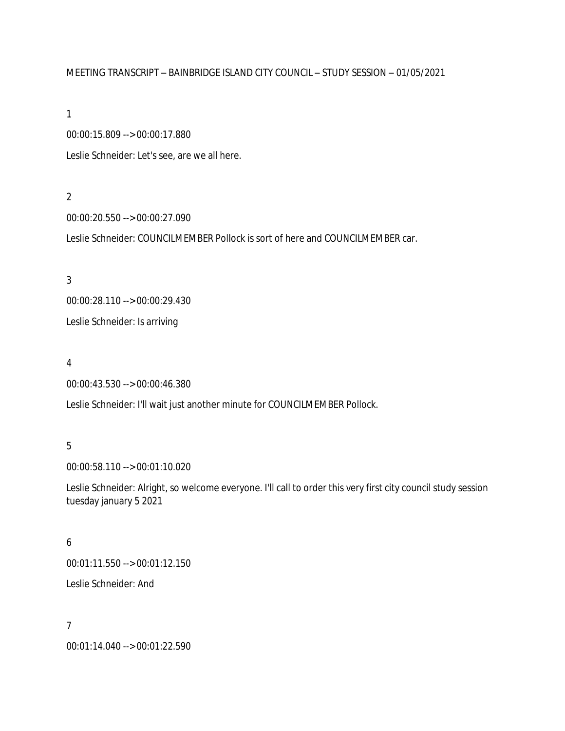MEETING TRANSCRIPT – BAINBRIDGE ISLAND CITY COUNCIL – STUDY SESSION – 01/05/2021

1

00:00:15.809 --> 00:00:17.880

Leslie Schneider: Let's see, are we all here.

2

00:00:20.550 --> 00:00:27.090

Leslie Schneider: COUNCILMEMBER Pollock is sort of here and COUNCILMEMBER car.

3

00:00:28.110 --> 00:00:29.430

Leslie Schneider: Is arriving

4

00:00:43.530 --> 00:00:46.380

Leslie Schneider: I'll wait just another minute for COUNCILMEMBER Pollock.

5

00:00:58.110 --> 00:01:10.020

Leslie Schneider: Alright, so welcome everyone. I'll call to order this very first city council study session tuesday january 5 2021

6

00:01:11.550 --> 00:01:12.150

Leslie Schneider: And

7

00:01:14.040 --> 00:01:22.590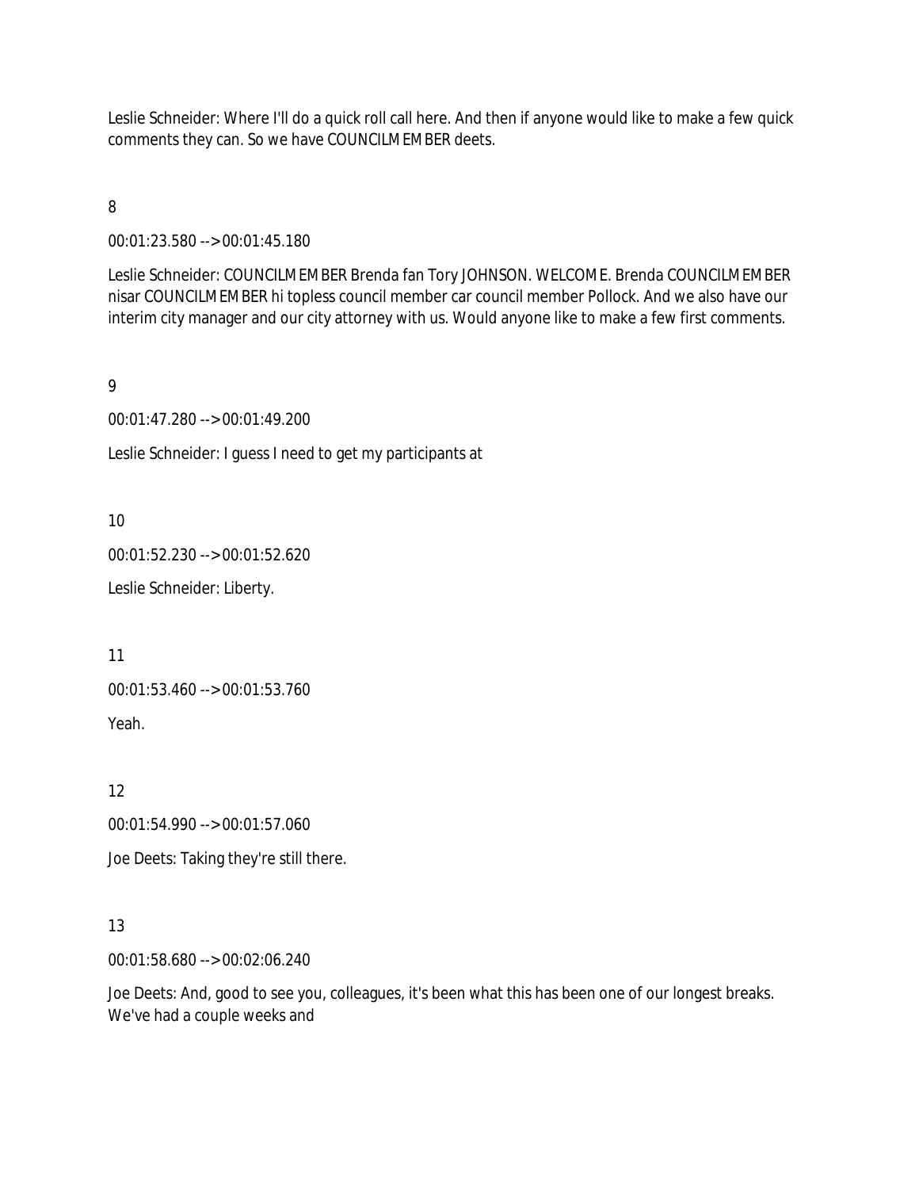Leslie Schneider: Where I'll do a quick roll call here. And then if anyone would like to make a few quick comments they can. So we have COUNCILMEMBER deets.

8

00:01:23.580 --> 00:01:45.180

Leslie Schneider: COUNCILMEMBER Brenda fan Tory JOHNSON. WELCOME. Brenda COUNCILMEMBER nisar COUNCILMEMBER hi topless council member car council member Pollock. And we also have our interim city manager and our city attorney with us. Would anyone like to make a few first comments.

9

00:01:47.280 --> 00:01:49.200

Leslie Schneider: I guess I need to get my participants at

10

00:01:52.230 --> 00:01:52.620

Leslie Schneider: Liberty.

11

00:01:53.460 --> 00:01:53.760

Yeah.

12

00:01:54.990 --> 00:01:57.060

Joe Deets: Taking they're still there.

13

00:01:58.680 --> 00:02:06.240

Joe Deets: And, good to see you, colleagues, it's been what this has been one of our longest breaks. We've had a couple weeks and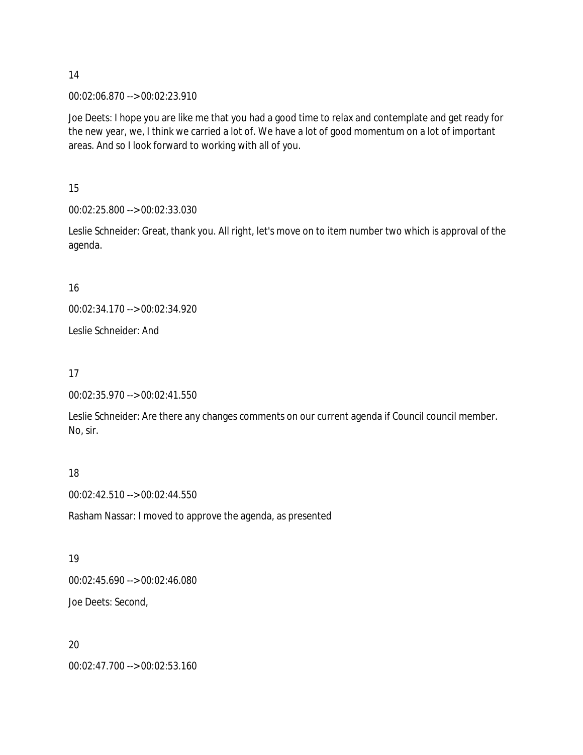14

00:02:06.870 --> 00:02:23.910

Joe Deets: I hope you are like me that you had a good time to relax and contemplate and get ready for the new year, we, I think we carried a lot of. We have a lot of good momentum on a lot of important areas. And so I look forward to working with all of you.

15

00:02:25.800 --> 00:02:33.030

Leslie Schneider: Great, thank you. All right, let's move on to item number two which is approval of the agenda.

16

00:02:34.170 --> 00:02:34.920

Leslie Schneider: And

17

00:02:35.970 --> 00:02:41.550

Leslie Schneider: Are there any changes comments on our current agenda if Council council member. No, sir.

18

00:02:42.510 --> 00:02:44.550

Rasham Nassar: I moved to approve the agenda, as presented

19

00:02:45.690 --> 00:02:46.080

Joe Deets: Second,

20

00:02:47.700 --> 00:02:53.160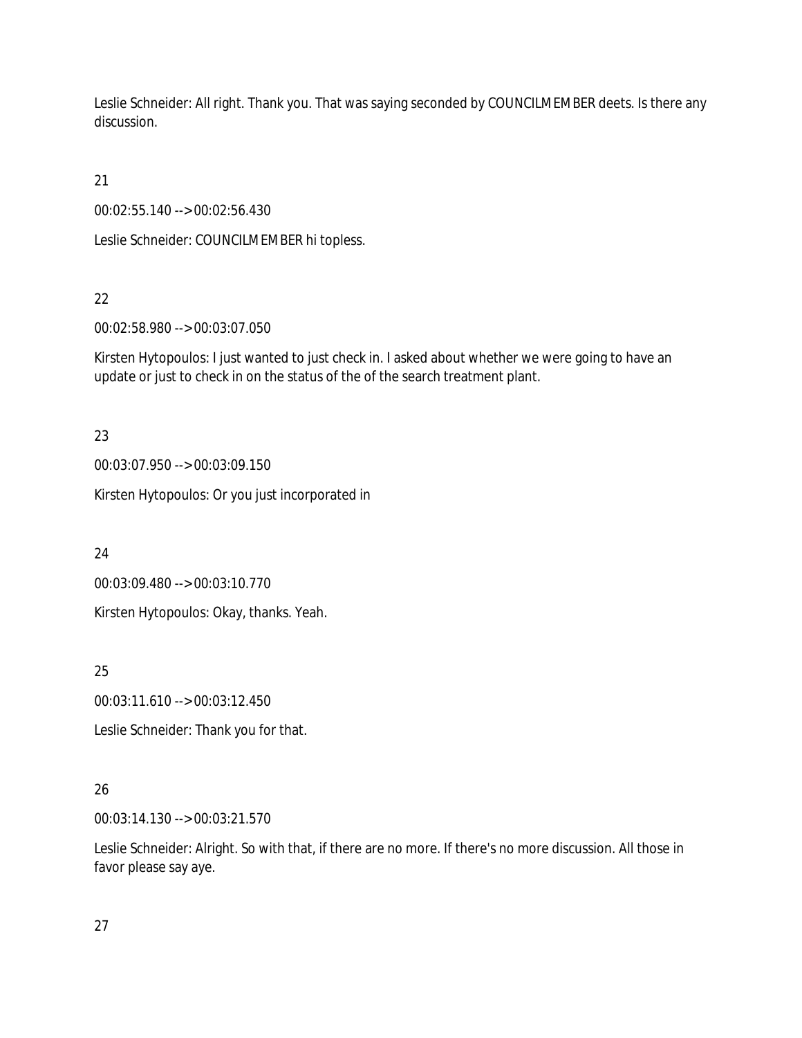Leslie Schneider: All right. Thank you. That was saying seconded by COUNCILMEMBER deets. Is there any discussion.

21

00:02:55.140 --> 00:02:56.430

Leslie Schneider: COUNCILMEMBER hi topless.

22

00:02:58.980 --> 00:03:07.050

Kirsten Hytopoulos: I just wanted to just check in. I asked about whether we were going to have an update or just to check in on the status of the of the search treatment plant.

23

00:03:07.950 --> 00:03:09.150

Kirsten Hytopoulos: Or you just incorporated in

24

00:03:09.480 --> 00:03:10.770

Kirsten Hytopoulos: Okay, thanks. Yeah.

25

00:03:11.610 --> 00:03:12.450

Leslie Schneider: Thank you for that.

26

00:03:14.130 --> 00:03:21.570

Leslie Schneider: Alright. So with that, if there are no more. If there's no more discussion. All those in favor please say aye.

27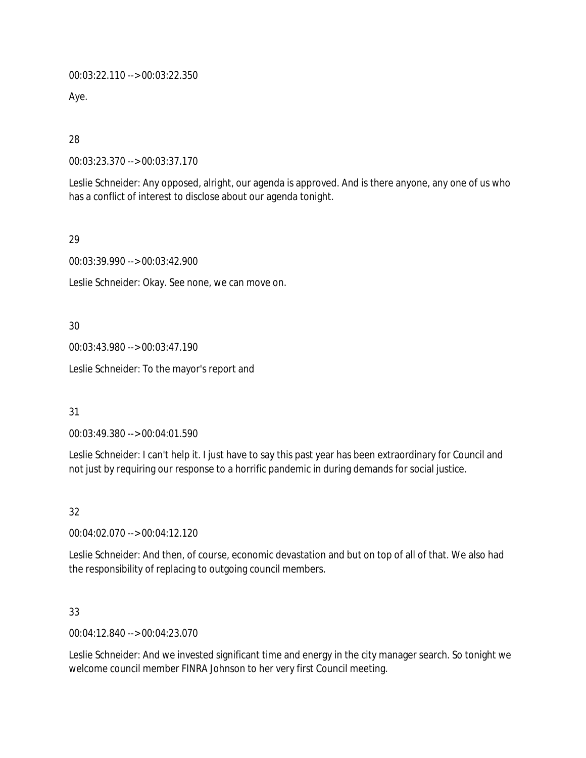00:03:22.110 --> 00:03:22.350

Aye.

28

00:03:23.370 --> 00:03:37.170

Leslie Schneider: Any opposed, alright, our agenda is approved. And is there anyone, any one of us who has a conflict of interest to disclose about our agenda tonight.

29

00:03:39.990 --> 00:03:42.900

Leslie Schneider: Okay. See none, we can move on.

30

00:03:43.980 --> 00:03:47.190

Leslie Schneider: To the mayor's report and

31

00:03:49.380 --> 00:04:01.590

Leslie Schneider: I can't help it. I just have to say this past year has been extraordinary for Council and not just by requiring our response to a horrific pandemic in during demands for social justice.

32

00:04:02.070 --> 00:04:12.120

Leslie Schneider: And then, of course, economic devastation and but on top of all of that. We also had the responsibility of replacing to outgoing council members.

33

00:04:12.840 --> 00:04:23.070

Leslie Schneider: And we invested significant time and energy in the city manager search. So tonight we welcome council member FINRA Johnson to her very first Council meeting.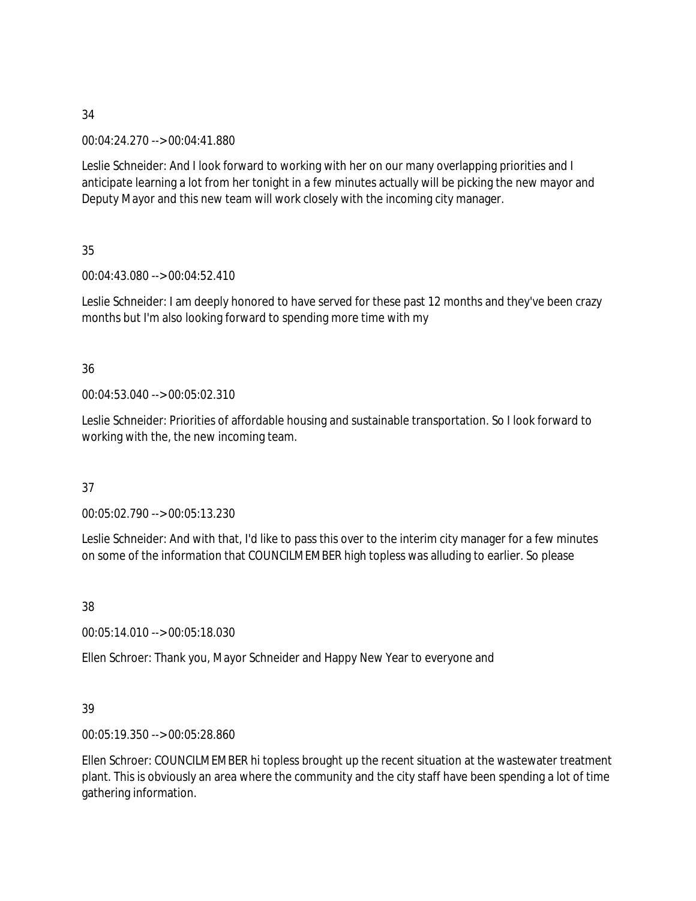34

00:04:24.270 --> 00:04:41.880

Leslie Schneider: And I look forward to working with her on our many overlapping priorities and I anticipate learning a lot from her tonight in a few minutes actually will be picking the new mayor and Deputy Mayor and this new team will work closely with the incoming city manager.

35

00:04:43.080 --> 00:04:52.410

Leslie Schneider: I am deeply honored to have served for these past 12 months and they've been crazy months but I'm also looking forward to spending more time with my

36

00:04:53.040 --> 00:05:02.310

Leslie Schneider: Priorities of affordable housing and sustainable transportation. So I look forward to working with the, the new incoming team.

37

00:05:02.790 --> 00:05:13.230

Leslie Schneider: And with that, I'd like to pass this over to the interim city manager for a few minutes on some of the information that COUNCILMEMBER high topless was alluding to earlier. So please

38

00:05:14.010 --> 00:05:18.030

Ellen Schroer: Thank you, Mayor Schneider and Happy New Year to everyone and

39

00:05:19.350 --> 00:05:28.860

Ellen Schroer: COUNCILMEMBER hi topless brought up the recent situation at the wastewater treatment plant. This is obviously an area where the community and the city staff have been spending a lot of time gathering information.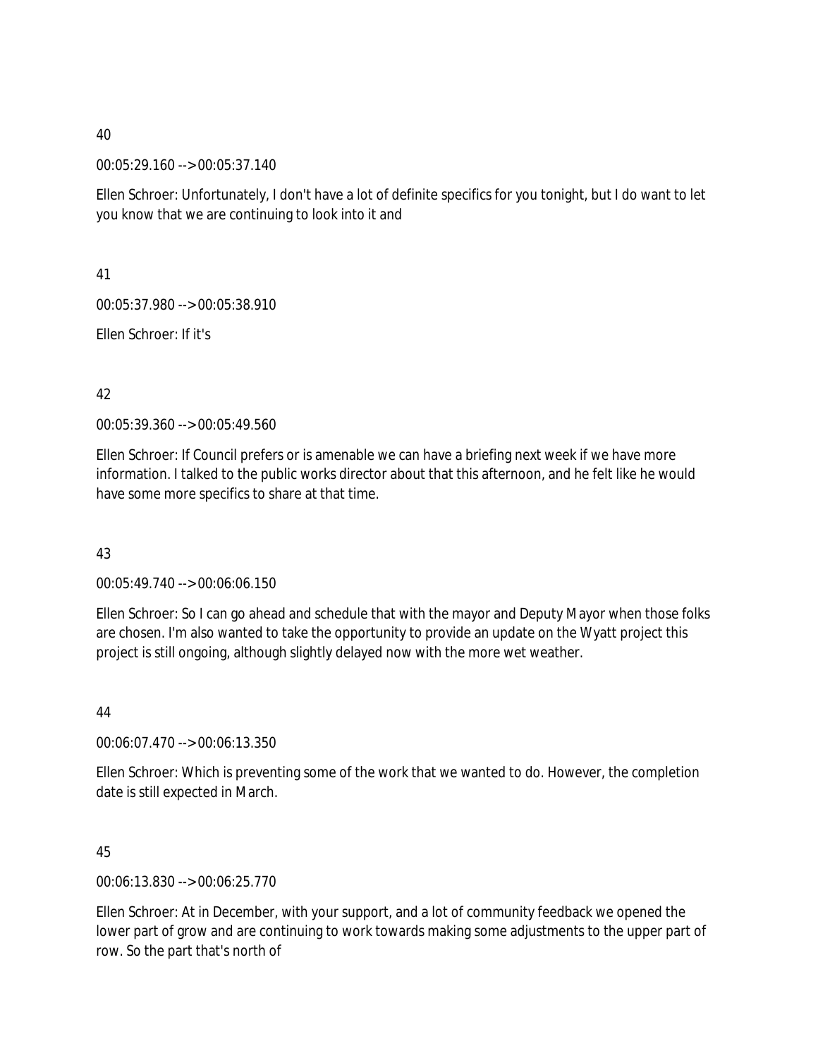40

00:05:29.160 --> 00:05:37.140

Ellen Schroer: Unfortunately, I don't have a lot of definite specifics for you tonight, but I do want to let you know that we are continuing to look into it and

41

00:05:37.980 --> 00:05:38.910

Ellen Schroer: If it's

42

00:05:39.360 --> 00:05:49.560

Ellen Schroer: If Council prefers or is amenable we can have a briefing next week if we have more information. I talked to the public works director about that this afternoon, and he felt like he would have some more specifics to share at that time.

43

00:05:49.740 --> 00:06:06.150

Ellen Schroer: So I can go ahead and schedule that with the mayor and Deputy Mayor when those folks are chosen. I'm also wanted to take the opportunity to provide an update on the Wyatt project this project is still ongoing, although slightly delayed now with the more wet weather.

44

00:06:07.470 --> 00:06:13.350

Ellen Schroer: Which is preventing some of the work that we wanted to do. However, the completion date is still expected in March.

45

00:06:13.830 --> 00:06:25.770

Ellen Schroer: At in December, with your support, and a lot of community feedback we opened the lower part of grow and are continuing to work towards making some adjustments to the upper part of row. So the part that's north of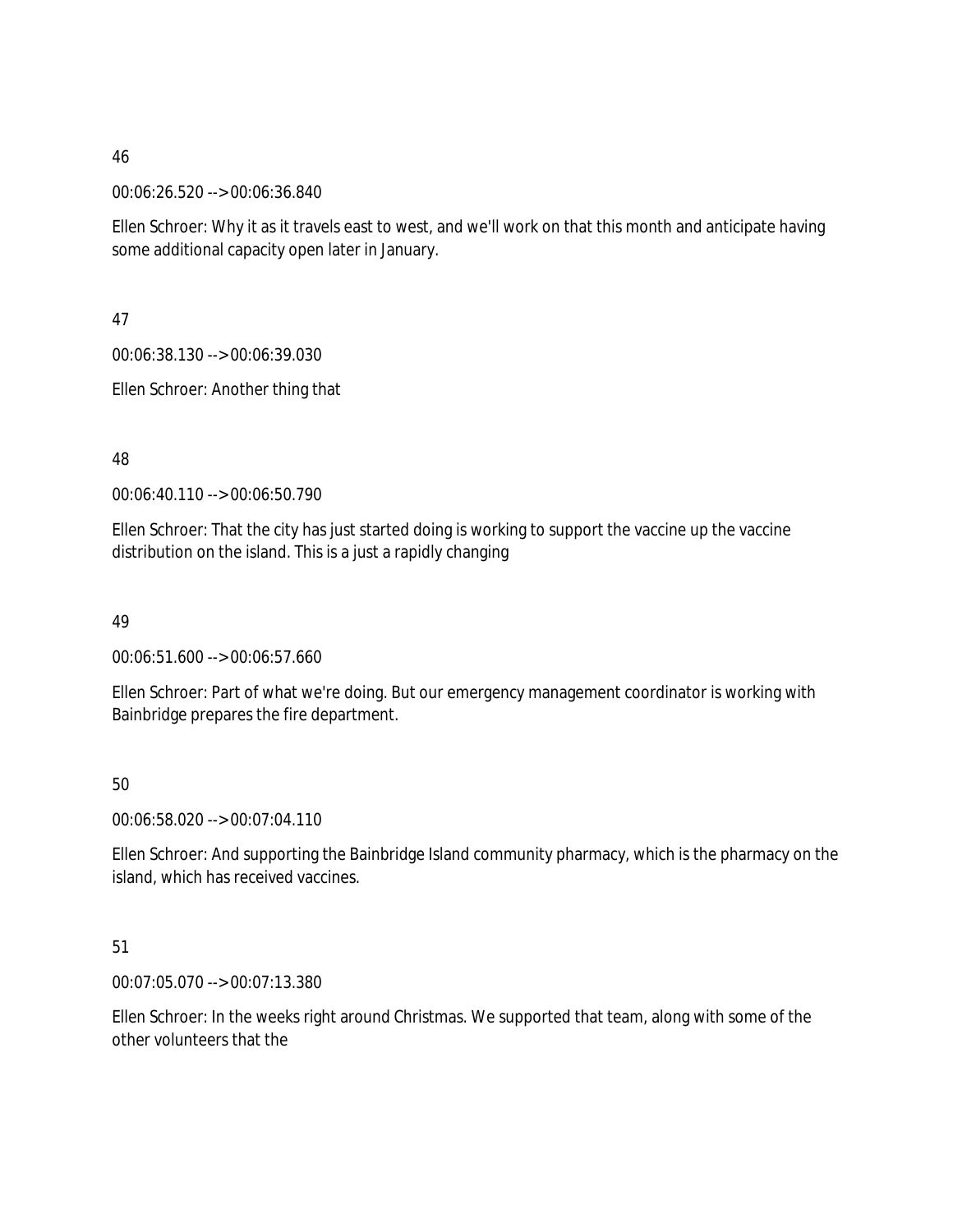46

00:06:26.520 --> 00:06:36.840

Ellen Schroer: Why it as it travels east to west, and we'll work on that this month and anticipate having some additional capacity open later in January.

47

00:06:38.130 --> 00:06:39.030

Ellen Schroer: Another thing that

48

00:06:40.110 --> 00:06:50.790

Ellen Schroer: That the city has just started doing is working to support the vaccine up the vaccine distribution on the island. This is a just a rapidly changing

49

00:06:51.600 --> 00:06:57.660

Ellen Schroer: Part of what we're doing. But our emergency management coordinator is working with Bainbridge prepares the fire department.

50

00:06:58.020 --> 00:07:04.110

Ellen Schroer: And supporting the Bainbridge Island community pharmacy, which is the pharmacy on the island, which has received vaccines.

51

00:07:05.070 --> 00:07:13.380

Ellen Schroer: In the weeks right around Christmas. We supported that team, along with some of the other volunteers that the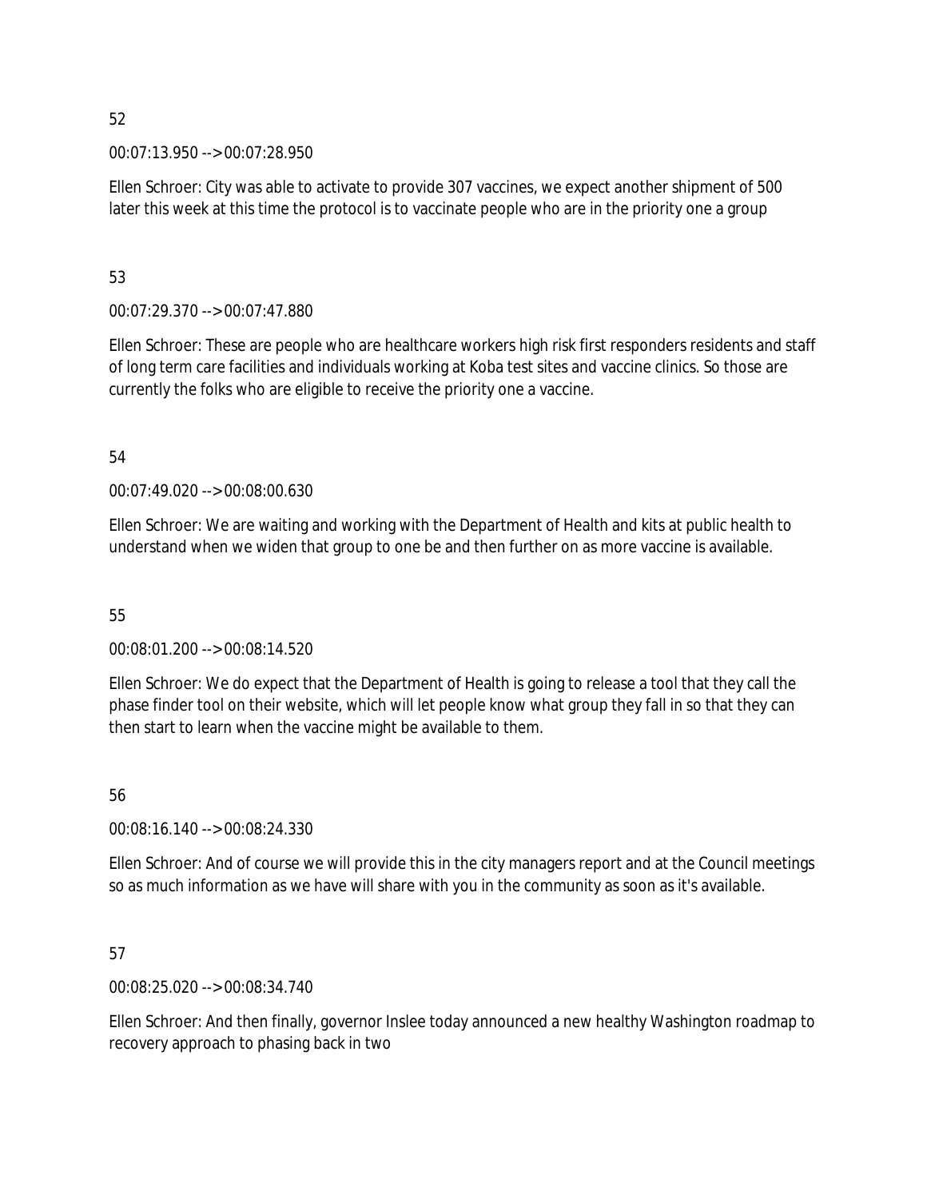52

00:07:13.950 --> 00:07:28.950

Ellen Schroer: City was able to activate to provide 307 vaccines, we expect another shipment of 500 later this week at this time the protocol is to vaccinate people who are in the priority one a group

53

00:07:29.370 --> 00:07:47.880

Ellen Schroer: These are people who are healthcare workers high risk first responders residents and staff of long term care facilities and individuals working at Koba test sites and vaccine clinics. So those are currently the folks who are eligible to receive the priority one a vaccine.

54

00:07:49.020 --> 00:08:00.630

Ellen Schroer: We are waiting and working with the Department of Health and kits at public health to understand when we widen that group to one be and then further on as more vaccine is available.

55

00:08:01.200 --> 00:08:14.520

Ellen Schroer: We do expect that the Department of Health is going to release a tool that they call the phase finder tool on their website, which will let people know what group they fall in so that they can then start to learn when the vaccine might be available to them.

56

00:08:16.140 --> 00:08:24.330

Ellen Schroer: And of course we will provide this in the city managers report and at the Council meetings so as much information as we have will share with you in the community as soon as it's available.

57

00:08:25.020 --> 00:08:34.740

Ellen Schroer: And then finally, governor Inslee today announced a new healthy Washington roadmap to recovery approach to phasing back in two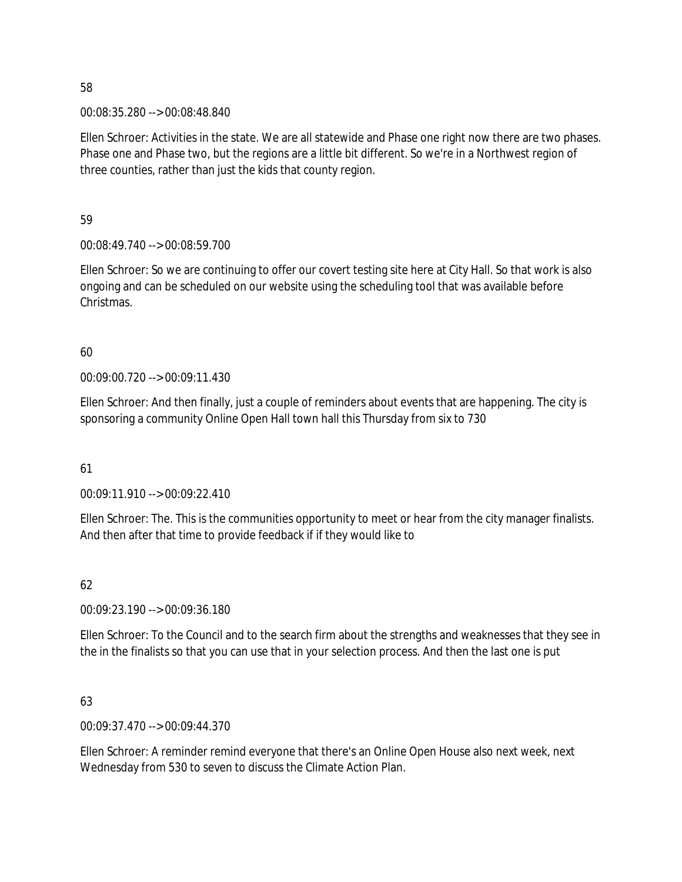58

00:08:35.280 --> 00:08:48.840

Ellen Schroer: Activities in the state. We are all statewide and Phase one right now there are two phases. Phase one and Phase two, but the regions are a little bit different. So we're in a Northwest region of three counties, rather than just the kids that county region.

59

00:08:49.740 --> 00:08:59.700

Ellen Schroer: So we are continuing to offer our covert testing site here at City Hall. So that work is also ongoing and can be scheduled on our website using the scheduling tool that was available before Christmas.

60

00:09:00.720 --> 00:09:11.430

Ellen Schroer: And then finally, just a couple of reminders about events that are happening. The city is sponsoring a community Online Open Hall town hall this Thursday from six to 730

61

00:09:11.910 --> 00:09:22.410

Ellen Schroer: The. This is the communities opportunity to meet or hear from the city manager finalists. And then after that time to provide feedback if if they would like to

62

00:09:23.190 --> 00:09:36.180

Ellen Schroer: To the Council and to the search firm about the strengths and weaknesses that they see in the in the finalists so that you can use that in your selection process. And then the last one is put

63

00:09:37.470 --> 00:09:44.370

Ellen Schroer: A reminder remind everyone that there's an Online Open House also next week, next Wednesday from 530 to seven to discuss the Climate Action Plan.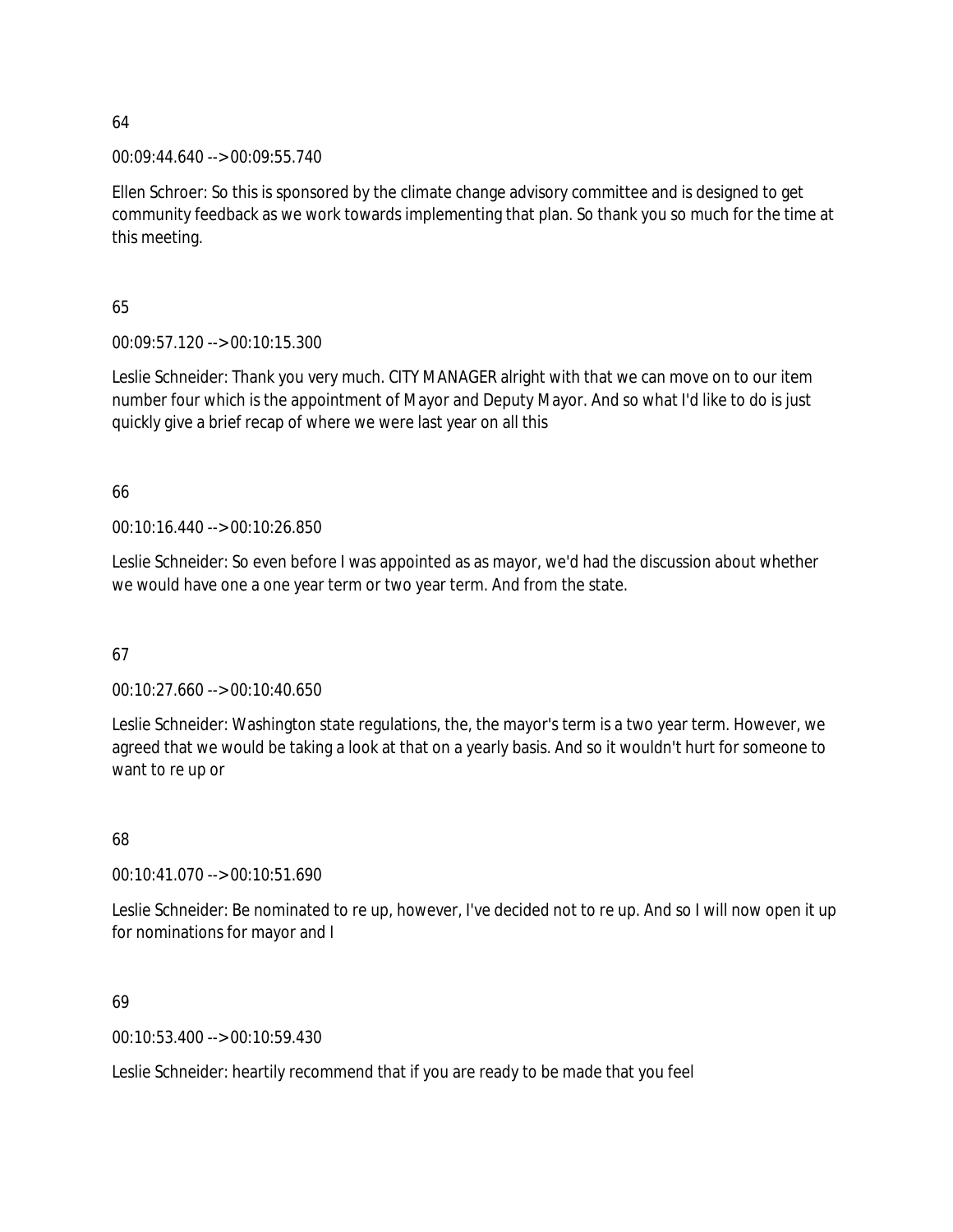64

00:09:44.640 --> 00:09:55.740

Ellen Schroer: So this is sponsored by the climate change advisory committee and is designed to get community feedback as we work towards implementing that plan. So thank you so much for the time at this meeting.

65

00:09:57.120 --> 00:10:15.300

Leslie Schneider: Thank you very much. CITY MANAGER alright with that we can move on to our item number four which is the appointment of Mayor and Deputy Mayor. And so what I'd like to do is just quickly give a brief recap of where we were last year on all this

66

00:10:16.440 --> 00:10:26.850

Leslie Schneider: So even before I was appointed as as mayor, we'd had the discussion about whether we would have one a one year term or two year term. And from the state.

67

00:10:27.660 --> 00:10:40.650

Leslie Schneider: Washington state regulations, the, the mayor's term is a two year term. However, we agreed that we would be taking a look at that on a yearly basis. And so it wouldn't hurt for someone to want to re up or

68

00:10:41.070 --> 00:10:51.690

Leslie Schneider: Be nominated to re up, however, I've decided not to re up. And so I will now open it up for nominations for mayor and I

69

00:10:53.400 --> 00:10:59.430

Leslie Schneider: heartily recommend that if you are ready to be made that you feel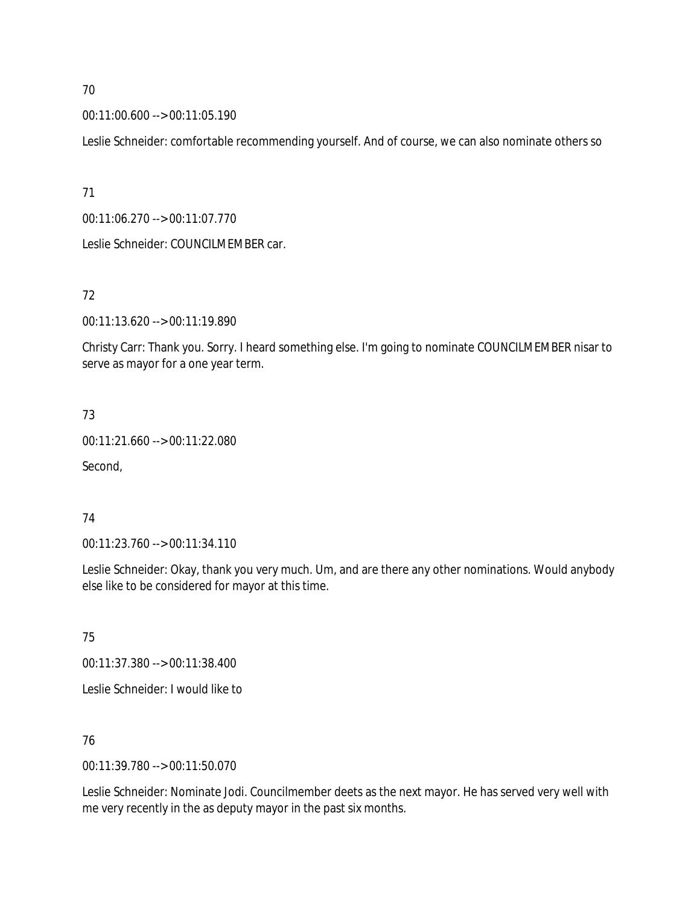70

00:11:00.600 --> 00:11:05.190

Leslie Schneider: comfortable recommending yourself. And of course, we can also nominate others so

71

00:11:06.270 --> 00:11:07.770

Leslie Schneider: COUNCILMEMBER car.

72

00:11:13.620 --> 00:11:19.890

Christy Carr: Thank you. Sorry. I heard something else. I'm going to nominate COUNCILMEMBER nisar to serve as mayor for a one year term.

73

00:11:21.660 --> 00:11:22.080

Second,

74

00:11:23.760 --> 00:11:34.110

Leslie Schneider: Okay, thank you very much. Um, and are there any other nominations. Would anybody else like to be considered for mayor at this time.

75

00:11:37.380 --> 00:11:38.400

Leslie Schneider: I would like to

76

00:11:39.780 --> 00:11:50.070

Leslie Schneider: Nominate Jodi. Councilmember deets as the next mayor. He has served very well with me very recently in the as deputy mayor in the past six months.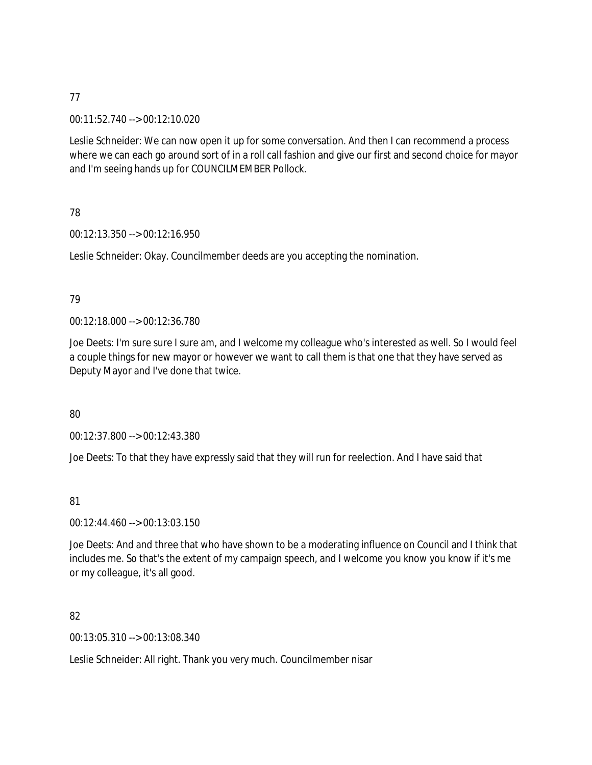77

00:11:52.740 --> 00:12:10.020

Leslie Schneider: We can now open it up for some conversation. And then I can recommend a process where we can each go around sort of in a roll call fashion and give our first and second choice for mayor and I'm seeing hands up for COUNCILMEMBER Pollock.

78

00:12:13.350 --> 00:12:16.950

Leslie Schneider: Okay. Councilmember deeds are you accepting the nomination.

79

00:12:18.000 --> 00:12:36.780

Joe Deets: I'm sure sure I sure am, and I welcome my colleague who's interested as well. So I would feel a couple things for new mayor or however we want to call them is that one that they have served as Deputy Mayor and I've done that twice.

80

00:12:37.800 --> 00:12:43.380

Joe Deets: To that they have expressly said that they will run for reelection. And I have said that

81

00:12:44.460 --> 00:13:03.150

Joe Deets: And and three that who have shown to be a moderating influence on Council and I think that includes me. So that's the extent of my campaign speech, and I welcome you know you know if it's me or my colleague, it's all good.

82

00:13:05.310 --> 00:13:08.340

Leslie Schneider: All right. Thank you very much. Councilmember nisar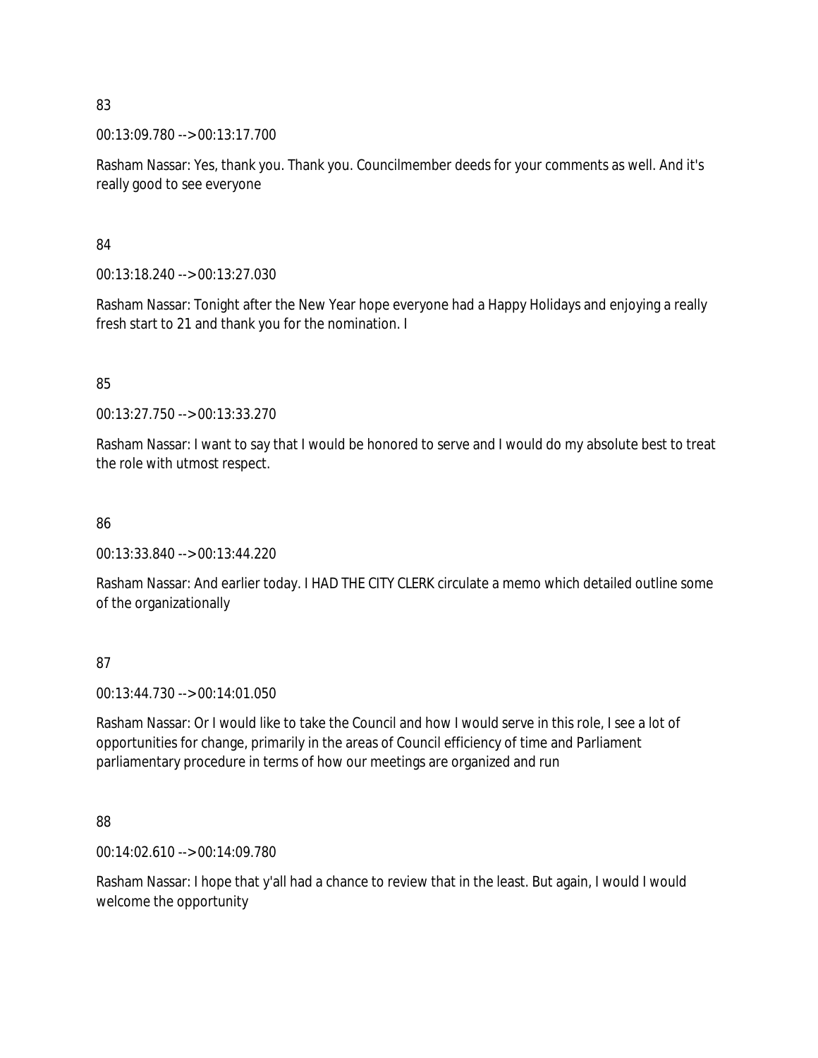83

00:13:09.780 --> 00:13:17.700

Rasham Nassar: Yes, thank you. Thank you. Councilmember deeds for your comments as well. And it's really good to see everyone

84

00:13:18.240 --> 00:13:27.030

Rasham Nassar: Tonight after the New Year hope everyone had a Happy Holidays and enjoying a really fresh start to 21 and thank you for the nomination. I

85

00:13:27.750 --> 00:13:33.270

Rasham Nassar: I want to say that I would be honored to serve and I would do my absolute best to treat the role with utmost respect.

86

00:13:33.840 --> 00:13:44.220

Rasham Nassar: And earlier today. I HAD THE CITY CLERK circulate a memo which detailed outline some of the organizationally

87

00:13:44.730 --> 00:14:01.050

Rasham Nassar: Or I would like to take the Council and how I would serve in this role, I see a lot of opportunities for change, primarily in the areas of Council efficiency of time and Parliament parliamentary procedure in terms of how our meetings are organized and run

88

00:14:02.610 --> 00:14:09.780

Rasham Nassar: I hope that y'all had a chance to review that in the least. But again, I would I would welcome the opportunity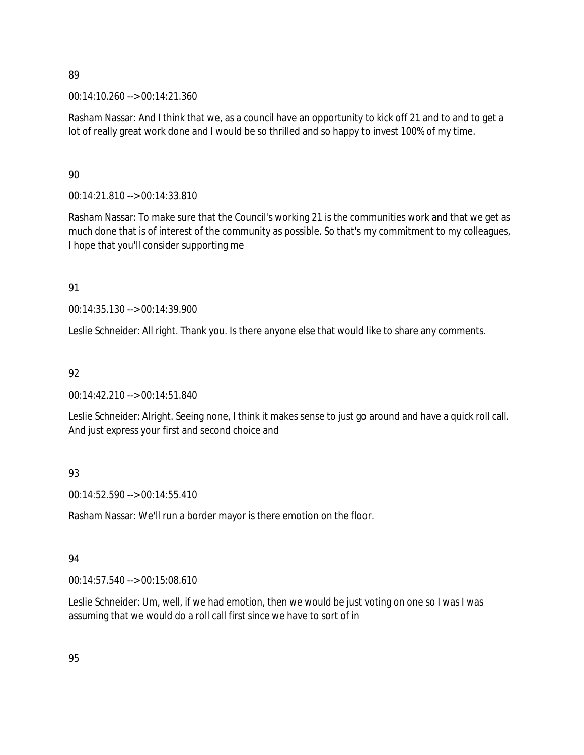89

00:14:10.260 --> 00:14:21.360

Rasham Nassar: And I think that we, as a council have an opportunity to kick off 21 and to and to get a lot of really great work done and I would be so thrilled and so happy to invest 100% of my time.

90

00:14:21.810 --> 00:14:33.810

Rasham Nassar: To make sure that the Council's working 21 is the communities work and that we get as much done that is of interest of the community as possible. So that's my commitment to my colleagues, I hope that you'll consider supporting me

91

00:14:35.130 --> 00:14:39.900

Leslie Schneider: All right. Thank you. Is there anyone else that would like to share any comments.

92

00:14:42.210 --> 00:14:51.840

Leslie Schneider: Alright. Seeing none, I think it makes sense to just go around and have a quick roll call. And just express your first and second choice and

93

00:14:52.590 --> 00:14:55.410

Rasham Nassar: We'll run a border mayor is there emotion on the floor.

94

00:14:57.540 --> 00:15:08.610

Leslie Schneider: Um, well, if we had emotion, then we would be just voting on one so I was I was assuming that we would do a roll call first since we have to sort of in

95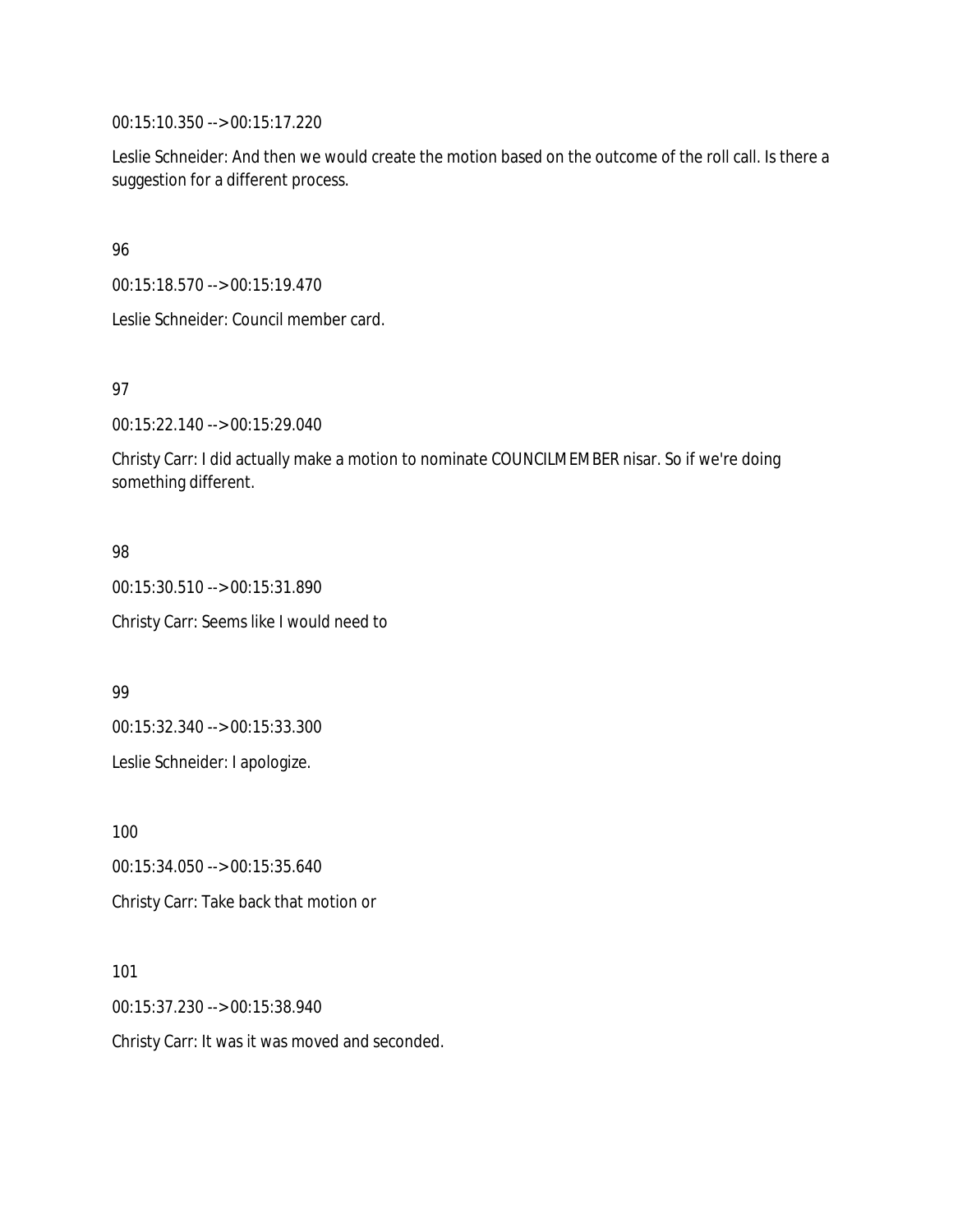00:15:10.350 --> 00:15:17.220

Leslie Schneider: And then we would create the motion based on the outcome of the roll call. Is there a suggestion for a different process.

96

00:15:18.570 --> 00:15:19.470

Leslie Schneider: Council member card.

97

00:15:22.140 --> 00:15:29.040

Christy Carr: I did actually make a motion to nominate COUNCILMEMBER nisar. So if we're doing something different.

98

00:15:30.510 --> 00:15:31.890

Christy Carr: Seems like I would need to

99

00:15:32.340 --> 00:15:33.300

Leslie Schneider: I apologize.

100

00:15:34.050 --> 00:15:35.640

Christy Carr: Take back that motion or

101

00:15:37.230 --> 00:15:38.940

Christy Carr: It was it was moved and seconded.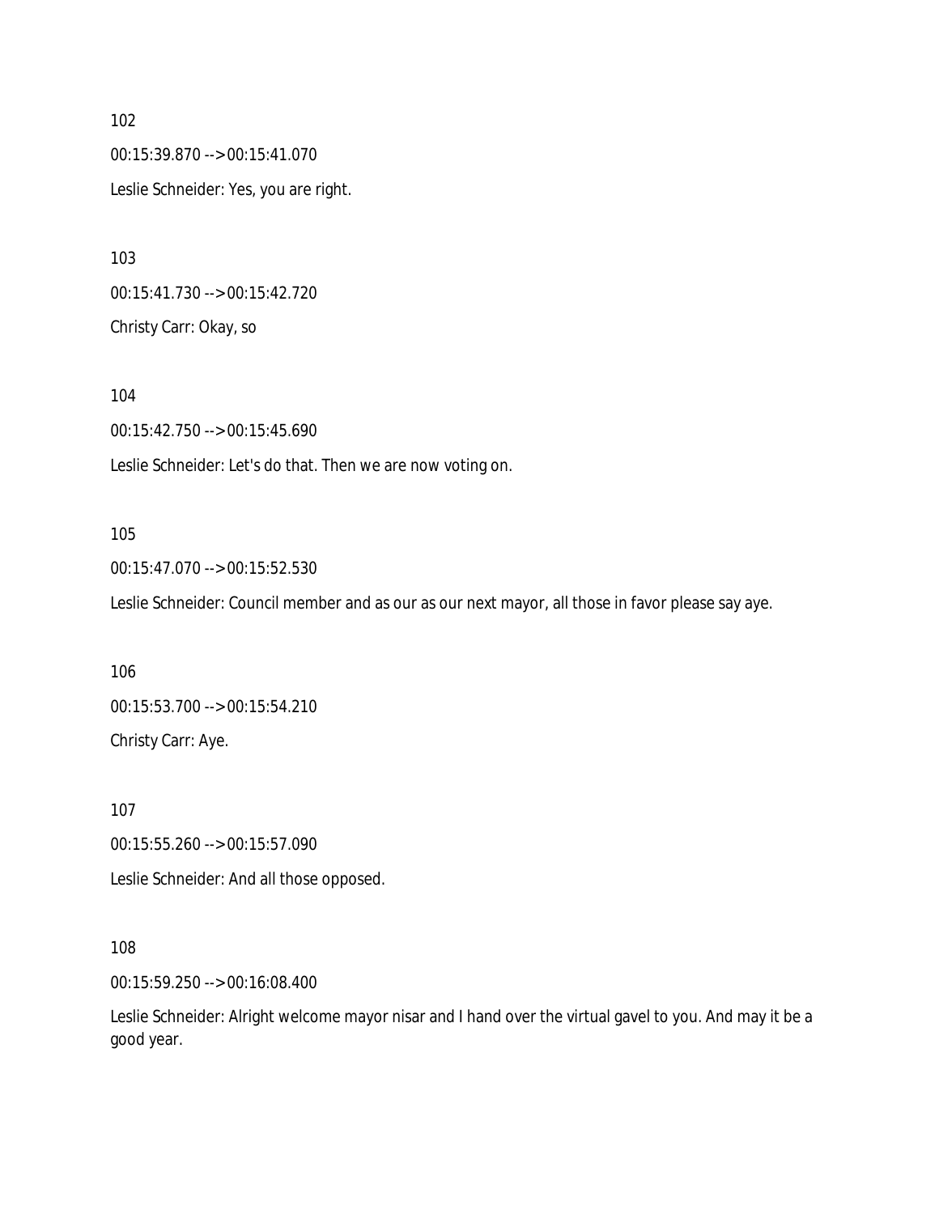102

00:15:39.870 --> 00:15:41.070

Leslie Schneider: Yes, you are right.

103

00:15:41.730 --> 00:15:42.720

Christy Carr: Okay, so

104

00:15:42.750 --> 00:15:45.690

Leslie Schneider: Let's do that. Then we are now voting on.

105

00:15:47.070 --> 00:15:52.530

Leslie Schneider: Council member and as our as our next mayor, all those in favor please say aye.

106

00:15:53.700 --> 00:15:54.210

Christy Carr: Aye.

107

00:15:55.260 --> 00:15:57.090

Leslie Schneider: And all those opposed.

108

00:15:59.250 --> 00:16:08.400

Leslie Schneider: Alright welcome mayor nisar and I hand over the virtual gavel to you. And may it be a good year.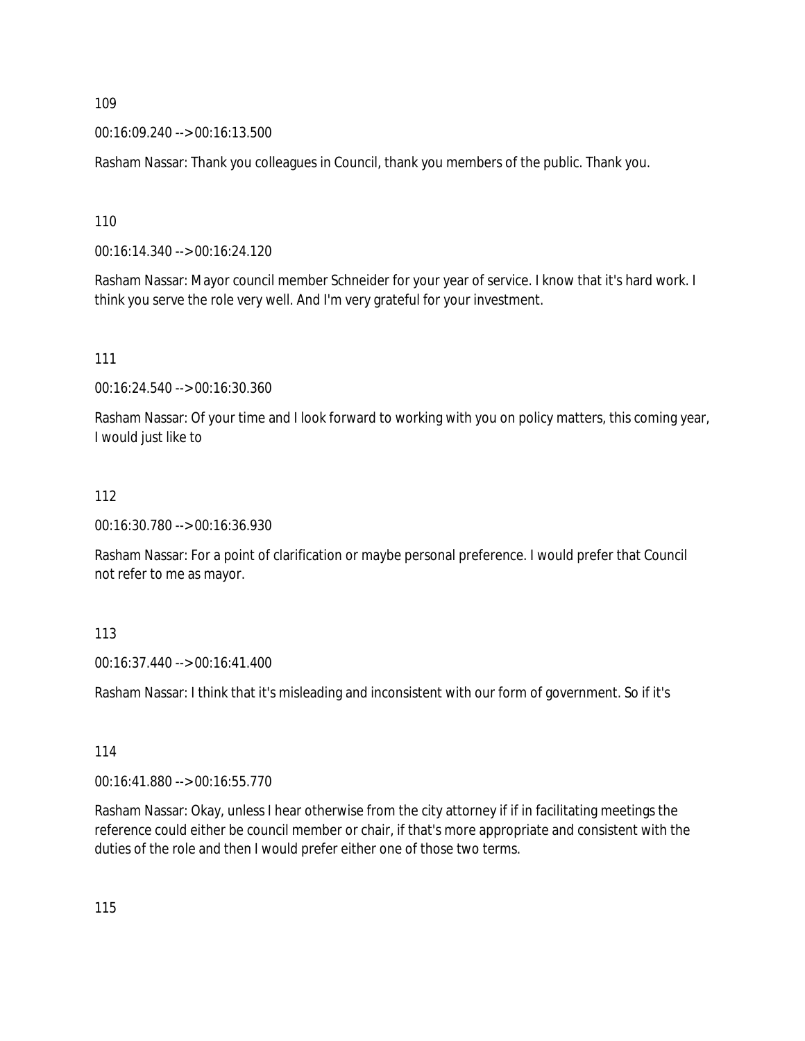109

00:16:09.240 --> 00:16:13.500

Rasham Nassar: Thank you colleagues in Council, thank you members of the public. Thank you.

110

00:16:14.340 --> 00:16:24.120

Rasham Nassar: Mayor council member Schneider for your year of service. I know that it's hard work. I think you serve the role very well. And I'm very grateful for your investment.

111

00:16:24.540 --> 00:16:30.360

Rasham Nassar: Of your time and I look forward to working with you on policy matters, this coming year, I would just like to

112

00:16:30.780 --> 00:16:36.930

Rasham Nassar: For a point of clarification or maybe personal preference. I would prefer that Council not refer to me as mayor.

113

00:16:37.440 --> 00:16:41.400

Rasham Nassar: I think that it's misleading and inconsistent with our form of government. So if it's

114

00:16:41.880 --> 00:16:55.770

Rasham Nassar: Okay, unless I hear otherwise from the city attorney if if in facilitating meetings the reference could either be council member or chair, if that's more appropriate and consistent with the duties of the role and then I would prefer either one of those two terms.

115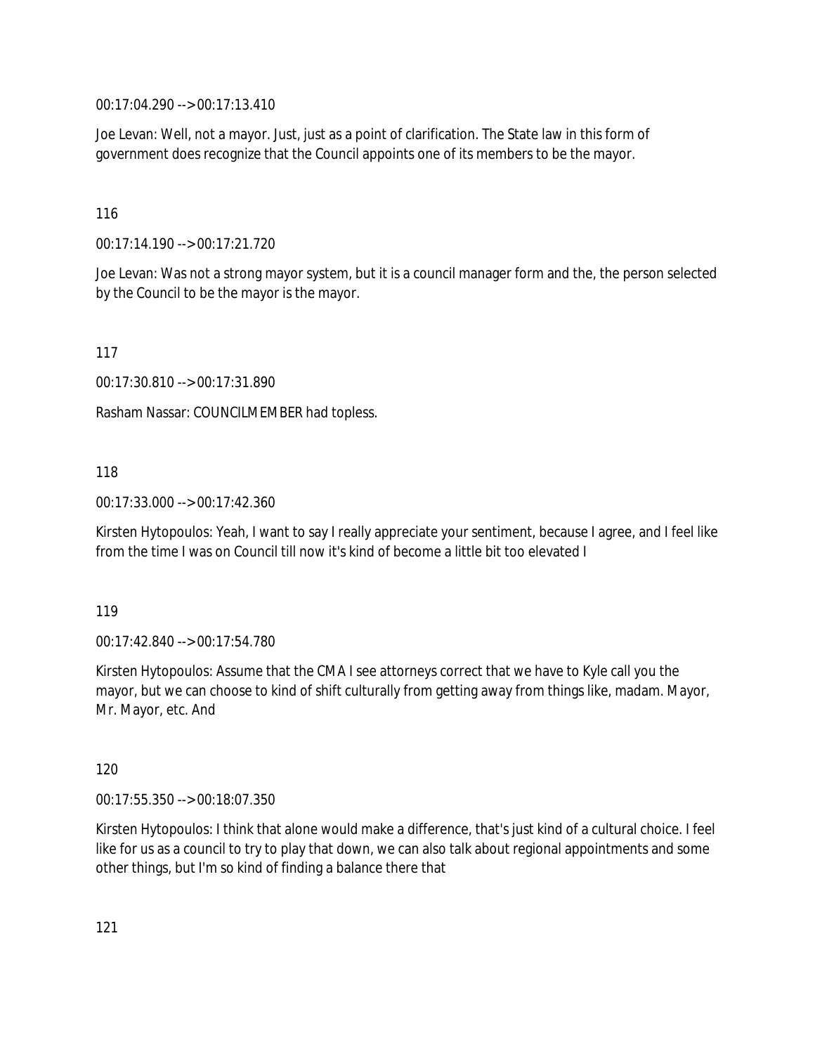00:17:04.290 --> 00:17:13.410

Joe Levan: Well, not a mayor. Just, just as a point of clarification. The State law in this form of government does recognize that the Council appoints one of its members to be the mayor.

116

00:17:14.190 --> 00:17:21.720

Joe Levan: Was not a strong mayor system, but it is a council manager form and the, the person selected by the Council to be the mayor is the mayor.

117

00:17:30.810 --> 00:17:31.890

Rasham Nassar: COUNCILMEMBER had topless.

118

00:17:33.000 --> 00:17:42.360

Kirsten Hytopoulos: Yeah, I want to say I really appreciate your sentiment, because I agree, and I feel like from the time I was on Council till now it's kind of become a little bit too elevated I

119

00:17:42.840 --> 00:17:54.780

Kirsten Hytopoulos: Assume that the CMA I see attorneys correct that we have to Kyle call you the mayor, but we can choose to kind of shift culturally from getting away from things like, madam. Mayor, Mr. Mayor, etc. And

120

00:17:55.350 --> 00:18:07.350

Kirsten Hytopoulos: I think that alone would make a difference, that's just kind of a cultural choice. I feel like for us as a council to try to play that down, we can also talk about regional appointments and some other things, but I'm so kind of finding a balance there that

121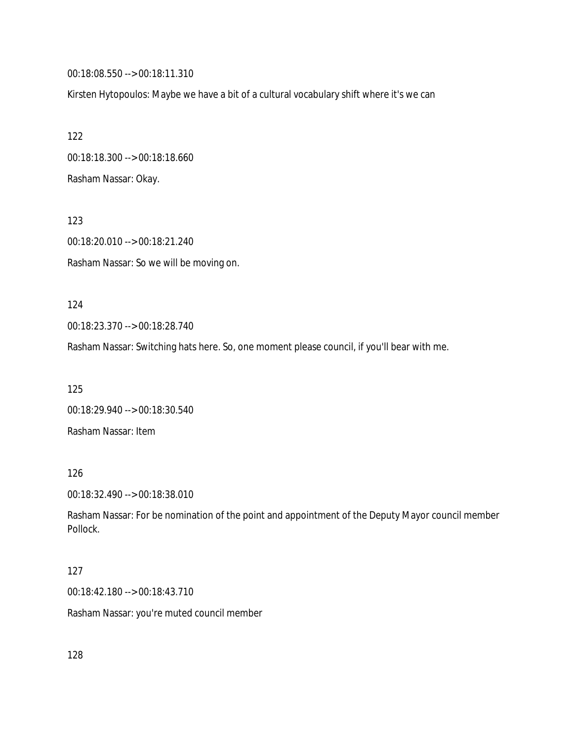00:18:08.550 --> 00:18:11.310

Kirsten Hytopoulos: Maybe we have a bit of a cultural vocabulary shift where it's we can

122

00:18:18.300 --> 00:18:18.660

Rasham Nassar: Okay.

123

00:18:20.010 --> 00:18:21.240

Rasham Nassar: So we will be moving on.

124

00:18:23.370 --> 00:18:28.740

Rasham Nassar: Switching hats here. So, one moment please council, if you'll bear with me.

125

00:18:29.940 --> 00:18:30.540

Rasham Nassar: Item

126

00:18:32.490 --> 00:18:38.010

Rasham Nassar: For be nomination of the point and appointment of the Deputy Mayor council member Pollock.

127

00:18:42.180 --> 00:18:43.710

Rasham Nassar: you're muted council member

128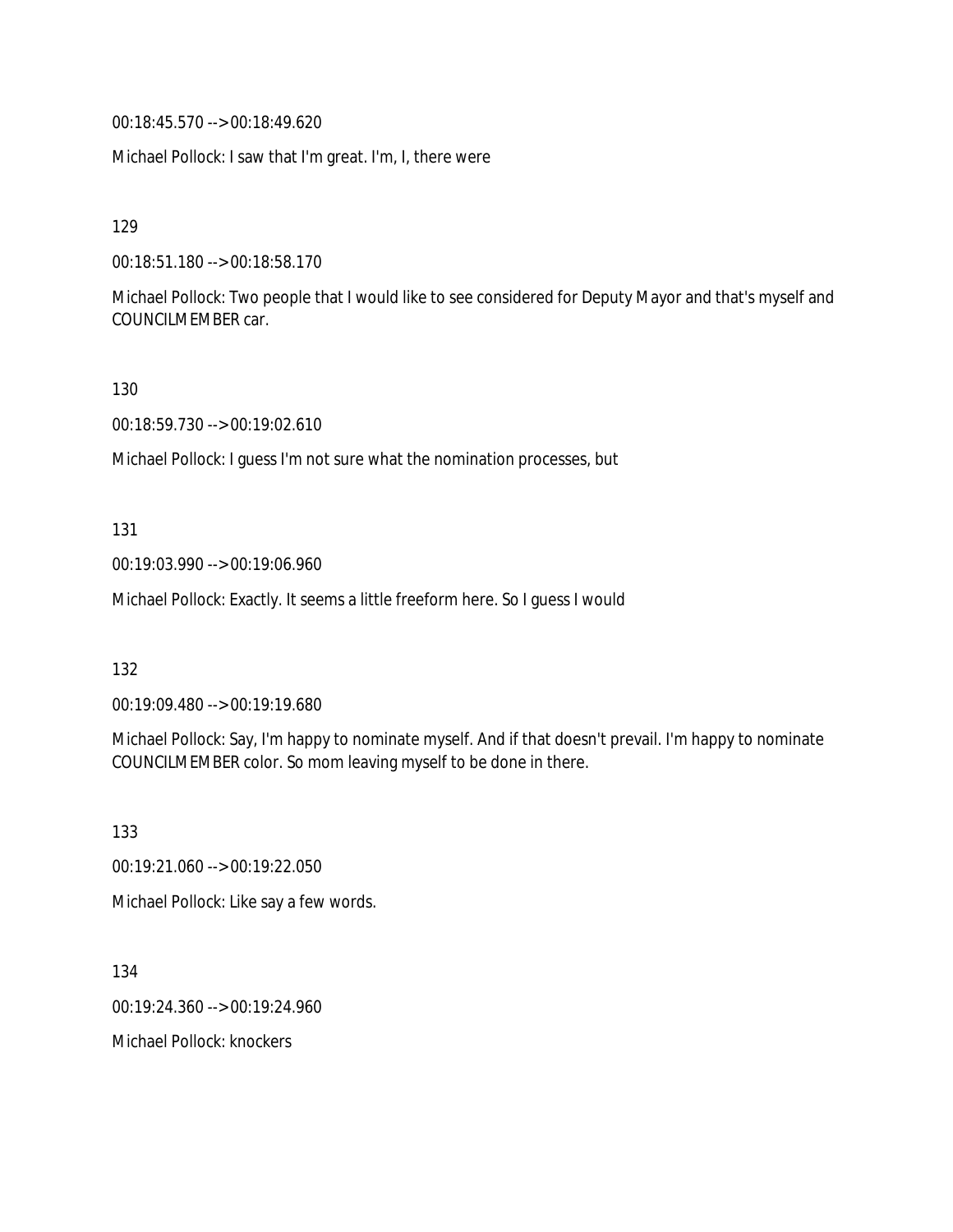00:18:45.570 --> 00:18:49.620

Michael Pollock: I saw that I'm great. I'm, I, there were

129

00:18:51.180 --> 00:18:58.170

Michael Pollock: Two people that I would like to see considered for Deputy Mayor and that's myself and COUNCILMEMBER car.

130

00:18:59.730 --> 00:19:02.610

Michael Pollock: I guess I'm not sure what the nomination processes, but

131

00:19:03.990 --> 00:19:06.960

Michael Pollock: Exactly. It seems a little freeform here. So I guess I would

132

00:19:09.480 --> 00:19:19.680

Michael Pollock: Say, I'm happy to nominate myself. And if that doesn't prevail. I'm happy to nominate COUNCILMEMBER color. So mom leaving myself to be done in there.

133

00:19:21.060 --> 00:19:22.050

Michael Pollock: Like say a few words.

134

00:19:24.360 --> 00:19:24.960

Michael Pollock: knockers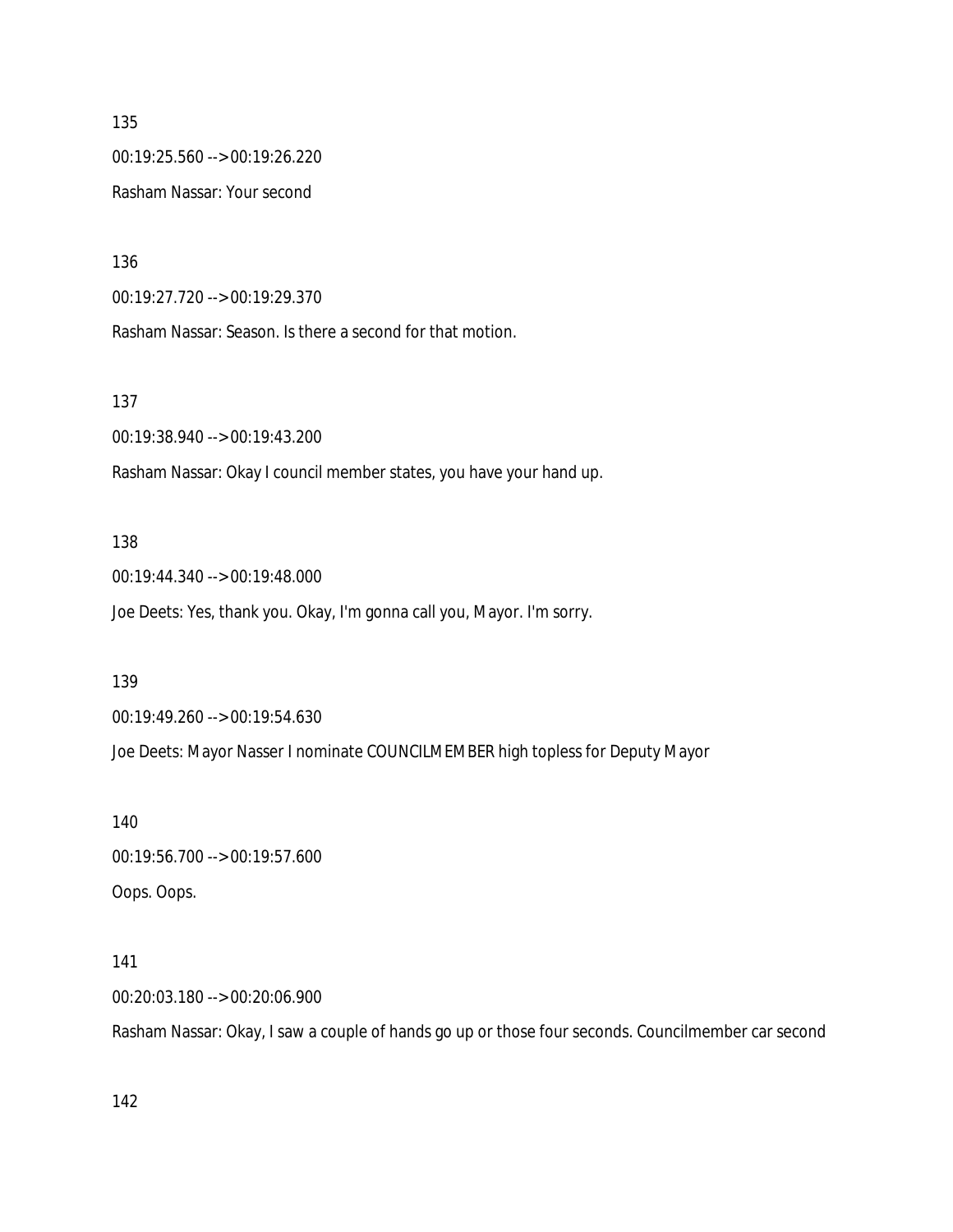135

00:19:25.560 --> 00:19:26.220

Rasham Nassar: Your second

136

00:19:27.720 --> 00:19:29.370

Rasham Nassar: Season. Is there a second for that motion.

137

00:19:38.940 --> 00:19:43.200

Rasham Nassar: Okay I council member states, you have your hand up.

138

00:19:44.340 --> 00:19:48.000

Joe Deets: Yes, thank you. Okay, I'm gonna call you, Mayor. I'm sorry.

139

00:19:49.260 --> 00:19:54.630

Joe Deets: Mayor Nasser I nominate COUNCILMEMBER high topless for Deputy Mayor

140

00:19:56.700 --> 00:19:57.600

Oops. Oops.

141

00:20:03.180 --> 00:20:06.900

Rasham Nassar: Okay, I saw a couple of hands go up or those four seconds. Councilmember car second

142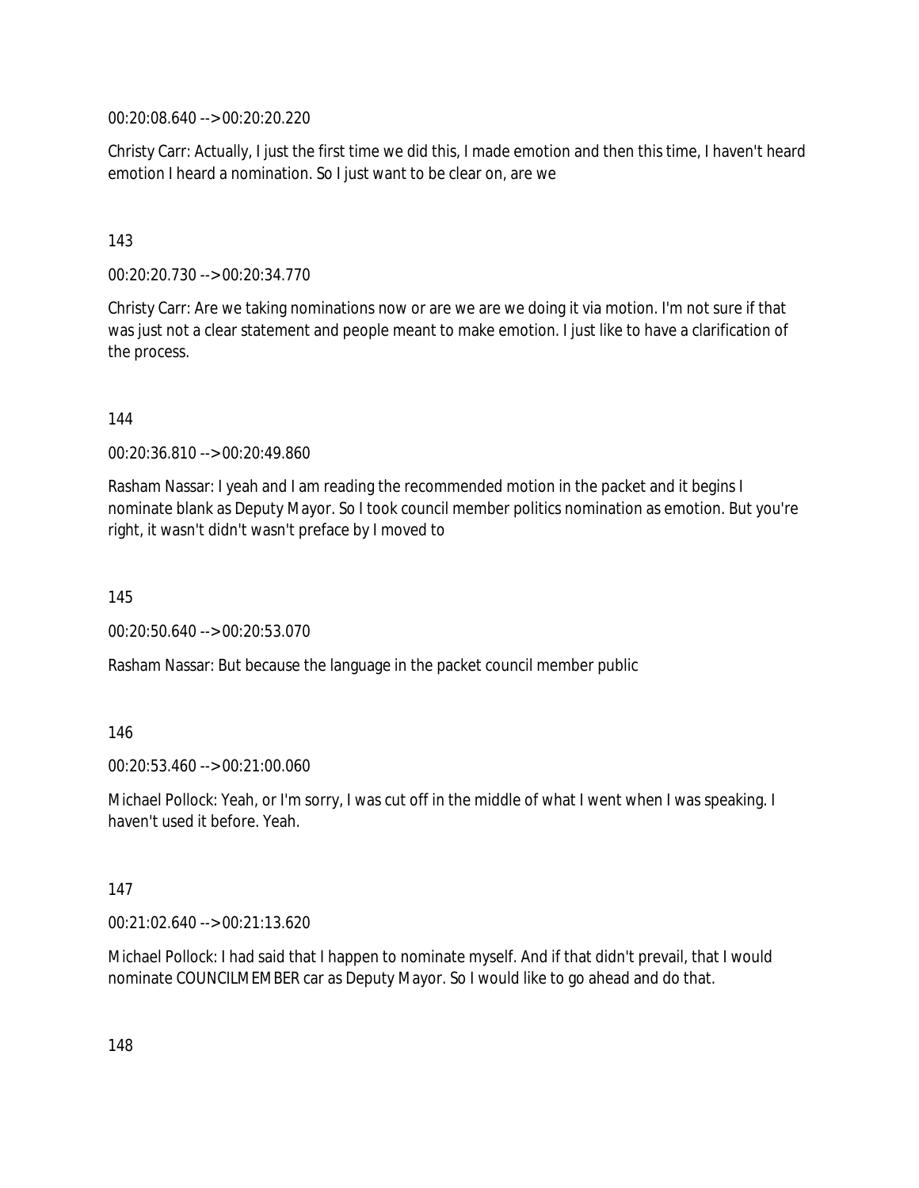00:20:08.640 --> 00:20:20.220

Christy Carr: Actually, I just the first time we did this, I made emotion and then this time, I haven't heard emotion I heard a nomination. So I just want to be clear on, are we

143

00:20:20.730 --> 00:20:34.770

Christy Carr: Are we taking nominations now or are we are we doing it via motion. I'm not sure if that was just not a clear statement and people meant to make emotion. I just like to have a clarification of the process.

144

00:20:36.810 --> 00:20:49.860

Rasham Nassar: I yeah and I am reading the recommended motion in the packet and it begins I nominate blank as Deputy Mayor. So I took council member politics nomination as emotion. But you're right, it wasn't didn't wasn't preface by I moved to

145

00:20:50.640 --> 00:20:53.070

Rasham Nassar: But because the language in the packet council member public

146

00:20:53.460 --> 00:21:00.060

Michael Pollock: Yeah, or I'm sorry, I was cut off in the middle of what I went when I was speaking. I haven't used it before. Yeah.

147

00:21:02.640 --> 00:21:13.620

Michael Pollock: I had said that I happen to nominate myself. And if that didn't prevail, that I would nominate COUNCILMEMBER car as Deputy Mayor. So I would like to go ahead and do that.

148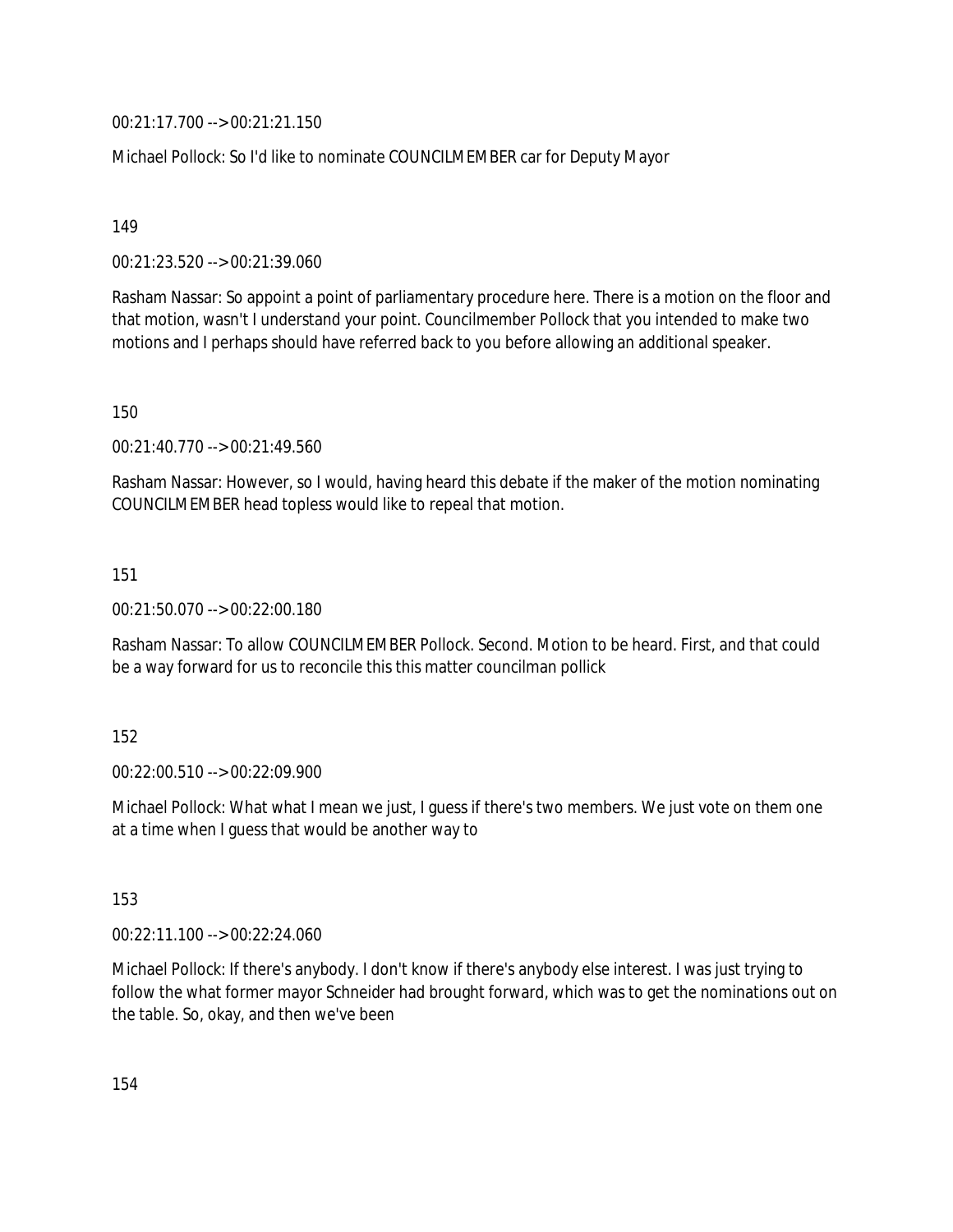00:21:17.700 --> 00:21:21.150

Michael Pollock: So I'd like to nominate COUNCILMEMBER car for Deputy Mayor

149

00:21:23.520 --> 00:21:39.060

Rasham Nassar: So appoint a point of parliamentary procedure here. There is a motion on the floor and that motion, wasn't I understand your point. Councilmember Pollock that you intended to make two motions and I perhaps should have referred back to you before allowing an additional speaker.

150

00:21:40.770 --> 00:21:49.560

Rasham Nassar: However, so I would, having heard this debate if the maker of the motion nominating COUNCILMEMBER head topless would like to repeal that motion.

151

00:21:50.070 --> 00:22:00.180

Rasham Nassar: To allow COUNCILMEMBER Pollock. Second. Motion to be heard. First, and that could be a way forward for us to reconcile this this matter councilman pollick

152

00:22:00.510 --> 00:22:09.900

Michael Pollock: What what I mean we just, I guess if there's two members. We just vote on them one at a time when I guess that would be another way to

153

00:22:11.100 --> 00:22:24.060

Michael Pollock: If there's anybody. I don't know if there's anybody else interest. I was just trying to follow the what former mayor Schneider had brought forward, which was to get the nominations out on the table. So, okay, and then we've been

154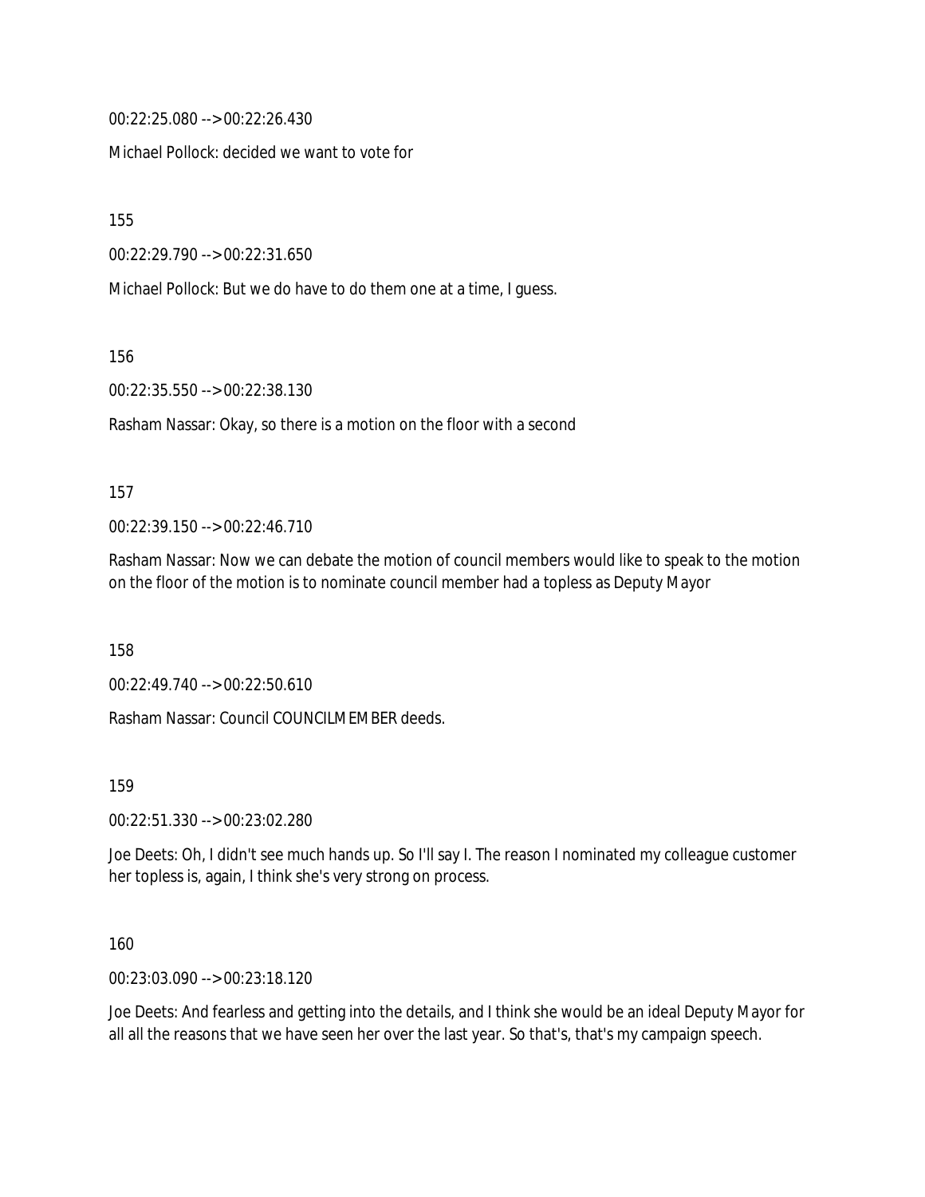00:22:25.080 --> 00:22:26.430

Michael Pollock: decided we want to vote for

155

00:22:29.790 --> 00:22:31.650

Michael Pollock: But we do have to do them one at a time, I guess.

156

00:22:35.550 --> 00:22:38.130

Rasham Nassar: Okay, so there is a motion on the floor with a second

157

00:22:39.150 --> 00:22:46.710

Rasham Nassar: Now we can debate the motion of council members would like to speak to the motion on the floor of the motion is to nominate council member had a topless as Deputy Mayor

158

00:22:49.740 --> 00:22:50.610

Rasham Nassar: Council COUNCILMEMBER deeds.

159

00:22:51.330 --> 00:23:02.280

Joe Deets: Oh, I didn't see much hands up. So I'll say I. The reason I nominated my colleague customer her topless is, again, I think she's very strong on process.

160

00:23:03.090 --> 00:23:18.120

Joe Deets: And fearless and getting into the details, and I think she would be an ideal Deputy Mayor for all all the reasons that we have seen her over the last year. So that's, that's my campaign speech.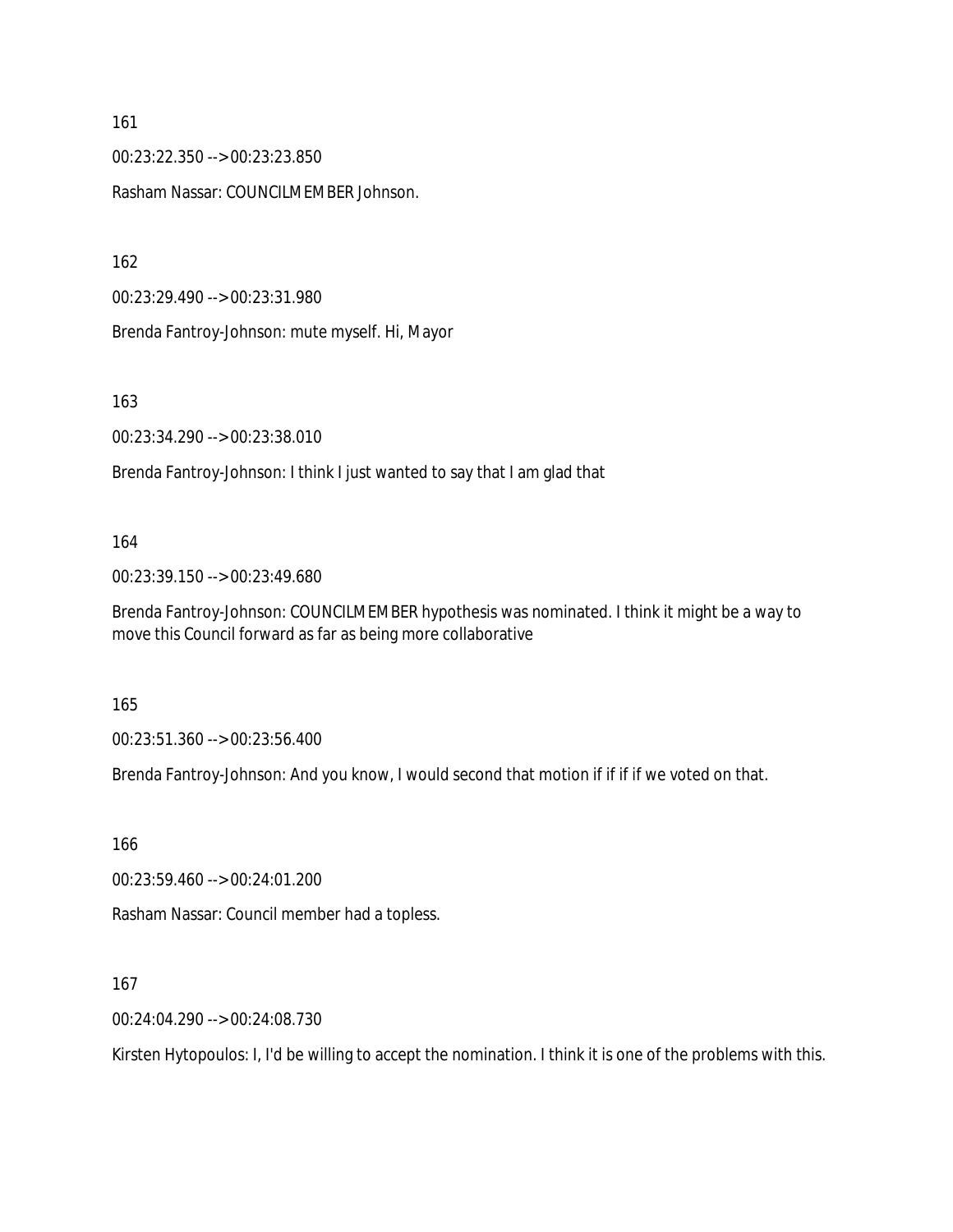161

00:23:22.350 --> 00:23:23.850

Rasham Nassar: COUNCILMEMBER Johnson.

162

00:23:29.490 --> 00:23:31.980

Brenda Fantroy-Johnson: mute myself. Hi, Mayor

163

00:23:34.290 --> 00:23:38.010

Brenda Fantroy-Johnson: I think I just wanted to say that I am glad that

164

00:23:39.150 --> 00:23:49.680

Brenda Fantroy-Johnson: COUNCILMEMBER hypothesis was nominated. I think it might be a way to move this Council forward as far as being more collaborative

165

00:23:51.360 --> 00:23:56.400

Brenda Fantroy-Johnson: And you know, I would second that motion if if if if we voted on that.

166

00:23:59.460 --> 00:24:01.200

Rasham Nassar: Council member had a topless.

167

00:24:04.290 --> 00:24:08.730

Kirsten Hytopoulos: I, I'd be willing to accept the nomination. I think it is one of the problems with this.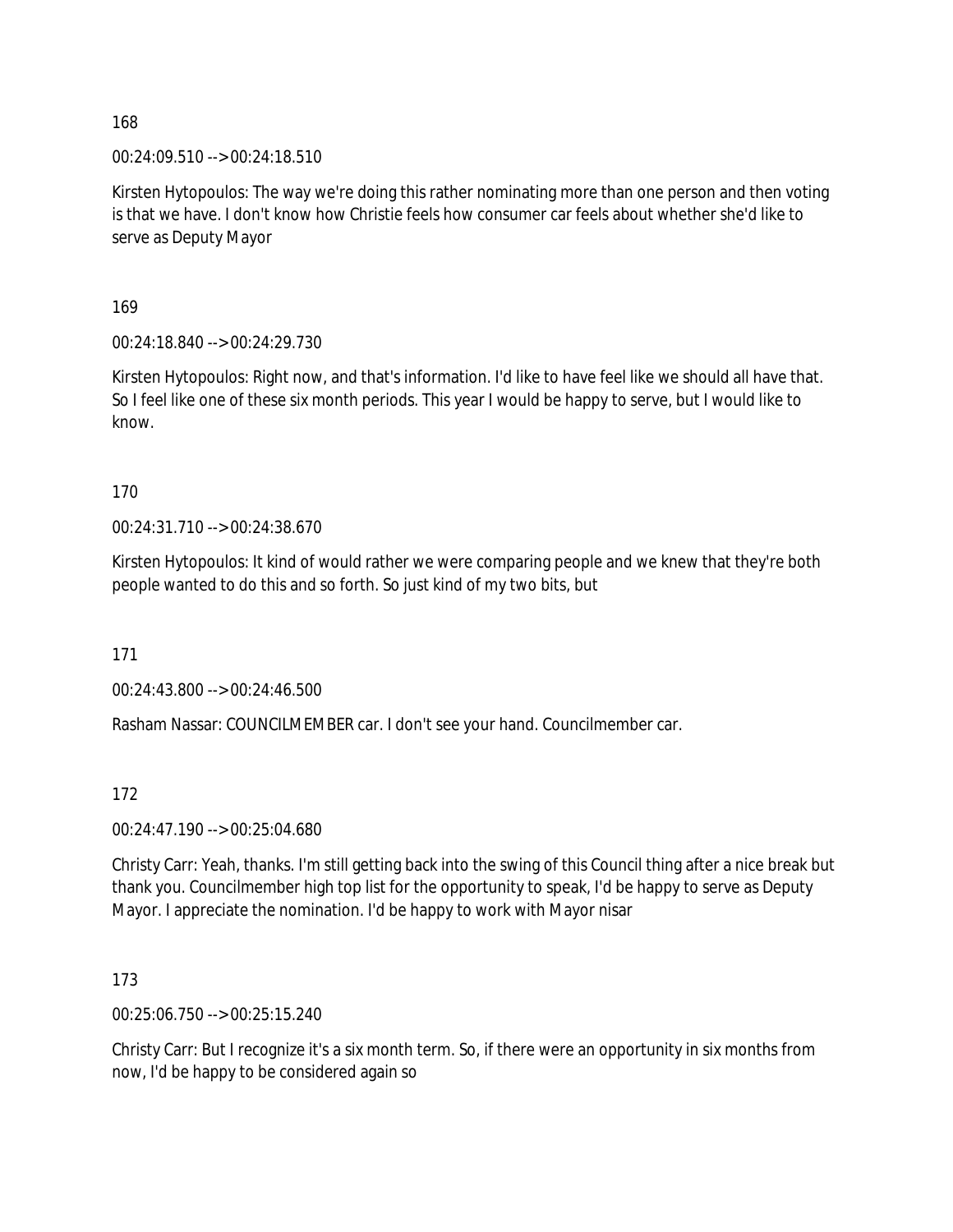168

00:24:09.510 --> 00:24:18.510

Kirsten Hytopoulos: The way we're doing this rather nominating more than one person and then voting is that we have. I don't know how Christie feels how consumer car feels about whether she'd like to serve as Deputy Mayor

169

00:24:18.840 --> 00:24:29.730

Kirsten Hytopoulos: Right now, and that's information. I'd like to have feel like we should all have that. So I feel like one of these six month periods. This year I would be happy to serve, but I would like to know.

170

00:24:31.710 --> 00:24:38.670

Kirsten Hytopoulos: It kind of would rather we were comparing people and we knew that they're both people wanted to do this and so forth. So just kind of my two bits, but

171

00:24:43.800 --> 00:24:46.500

Rasham Nassar: COUNCILMEMBER car. I don't see your hand. Councilmember car.

172

00:24:47.190 --> 00:25:04.680

Christy Carr: Yeah, thanks. I'm still getting back into the swing of this Council thing after a nice break but thank you. Councilmember high top list for the opportunity to speak, I'd be happy to serve as Deputy Mayor. I appreciate the nomination. I'd be happy to work with Mayor nisar

173

00:25:06.750 --> 00:25:15.240

Christy Carr: But I recognize it's a six month term. So, if there were an opportunity in six months from now, I'd be happy to be considered again so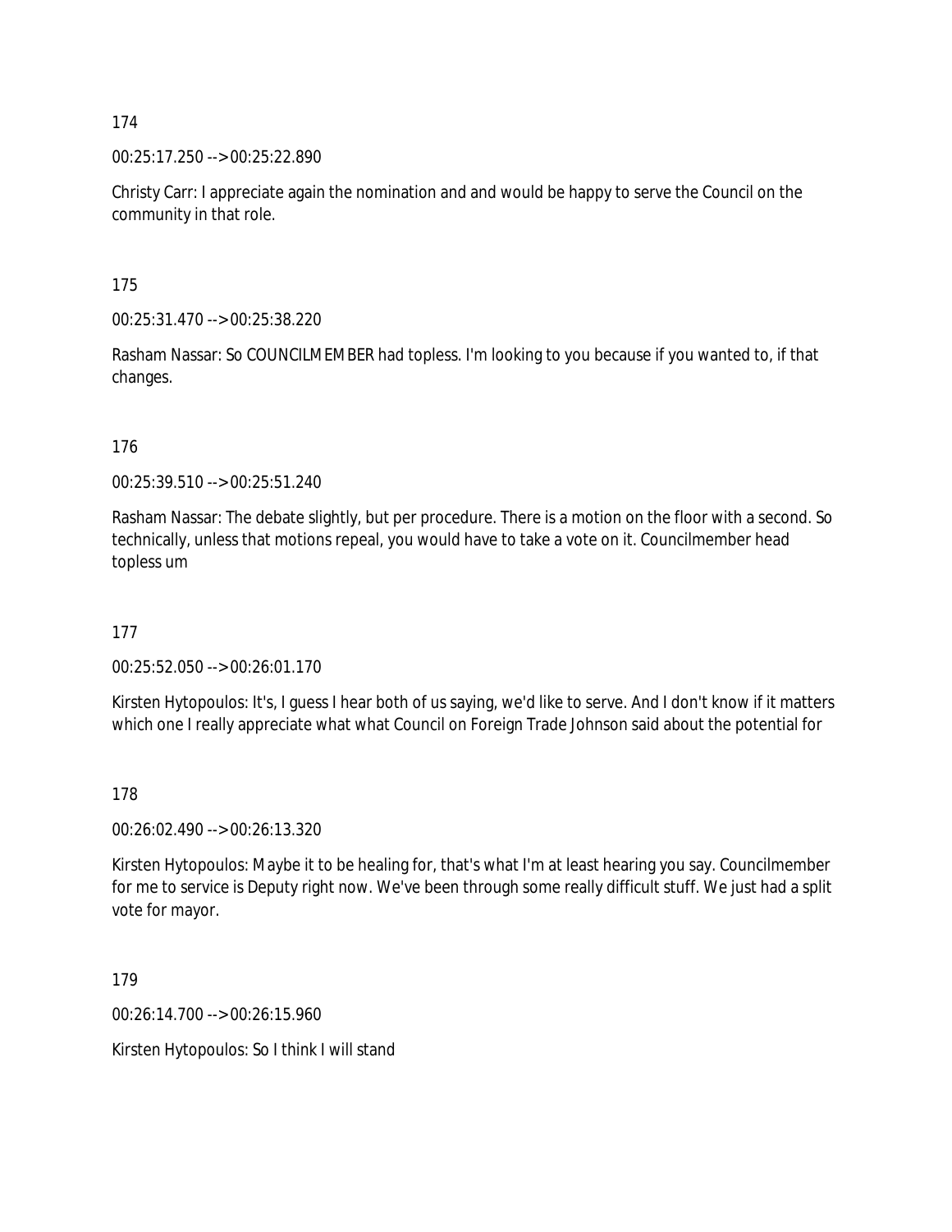174

00:25:17.250 --> 00:25:22.890

Christy Carr: I appreciate again the nomination and and would be happy to serve the Council on the community in that role.

175

00:25:31.470 --> 00:25:38.220

Rasham Nassar: So COUNCILMEMBER had topless. I'm looking to you because if you wanted to, if that changes.

176

00:25:39.510 --> 00:25:51.240

Rasham Nassar: The debate slightly, but per procedure. There is a motion on the floor with a second. So technically, unless that motions repeal, you would have to take a vote on it. Councilmember head topless um

177

00:25:52.050 --> 00:26:01.170

Kirsten Hytopoulos: It's, I guess I hear both of us saying, we'd like to serve. And I don't know if it matters which one I really appreciate what what Council on Foreign Trade Johnson said about the potential for

178

00:26:02.490 --> 00:26:13.320

Kirsten Hytopoulos: Maybe it to be healing for, that's what I'm at least hearing you say. Councilmember for me to service is Deputy right now. We've been through some really difficult stuff. We just had a split vote for mayor.

179

00:26:14.700 --> 00:26:15.960

Kirsten Hytopoulos: So I think I will stand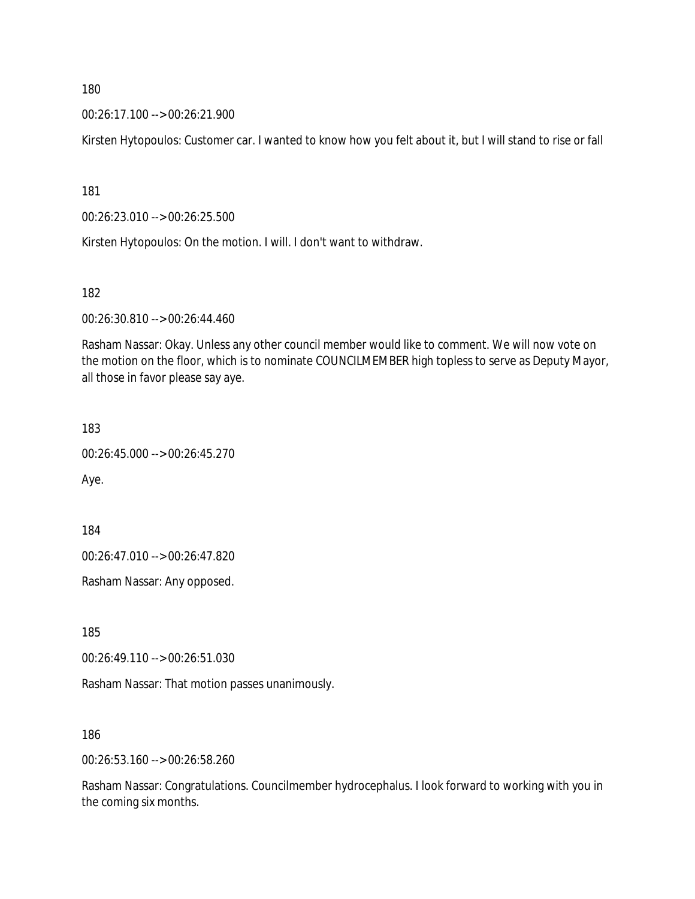180

00:26:17.100 --> 00:26:21.900

Kirsten Hytopoulos: Customer car. I wanted to know how you felt about it, but I will stand to rise or fall

181

00:26:23.010 --> 00:26:25.500

Kirsten Hytopoulos: On the motion. I will. I don't want to withdraw.

182

00:26:30.810 --> 00:26:44.460

Rasham Nassar: Okay. Unless any other council member would like to comment. We will now vote on the motion on the floor, which is to nominate COUNCILMEMBER high topless to serve as Deputy Mayor, all those in favor please say aye.

183

00:26:45.000 --> 00:26:45.270

Aye.

184

00:26:47.010 --> 00:26:47.820

Rasham Nassar: Any opposed.

185

00:26:49.110 --> 00:26:51.030

Rasham Nassar: That motion passes unanimously.

186

00:26:53.160 --> 00:26:58.260

Rasham Nassar: Congratulations. Councilmember hydrocephalus. I look forward to working with you in the coming six months.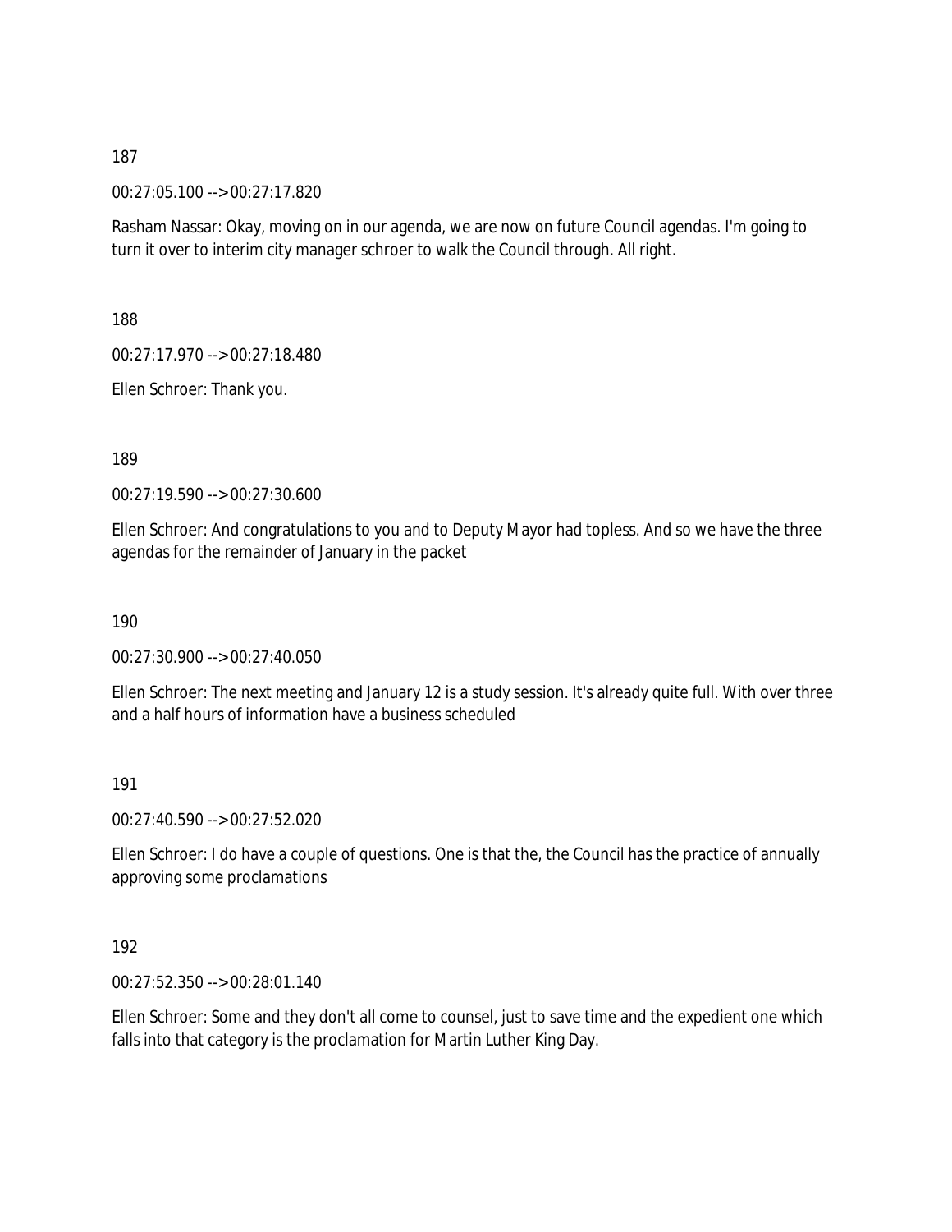187

00:27:05.100 --> 00:27:17.820

Rasham Nassar: Okay, moving on in our agenda, we are now on future Council agendas. I'm going to turn it over to interim city manager schroer to walk the Council through. All right.

188

00:27:17.970 --> 00:27:18.480

Ellen Schroer: Thank you.

189

00:27:19.590 --> 00:27:30.600

Ellen Schroer: And congratulations to you and to Deputy Mayor had topless. And so we have the three agendas for the remainder of January in the packet

190

00:27:30.900 --> 00:27:40.050

Ellen Schroer: The next meeting and January 12 is a study session. It's already quite full. With over three and a half hours of information have a business scheduled

191

00:27:40.590 --> 00:27:52.020

Ellen Schroer: I do have a couple of questions. One is that the, the Council has the practice of annually approving some proclamations

192

00:27:52.350 --> 00:28:01.140

Ellen Schroer: Some and they don't all come to counsel, just to save time and the expedient one which falls into that category is the proclamation for Martin Luther King Day.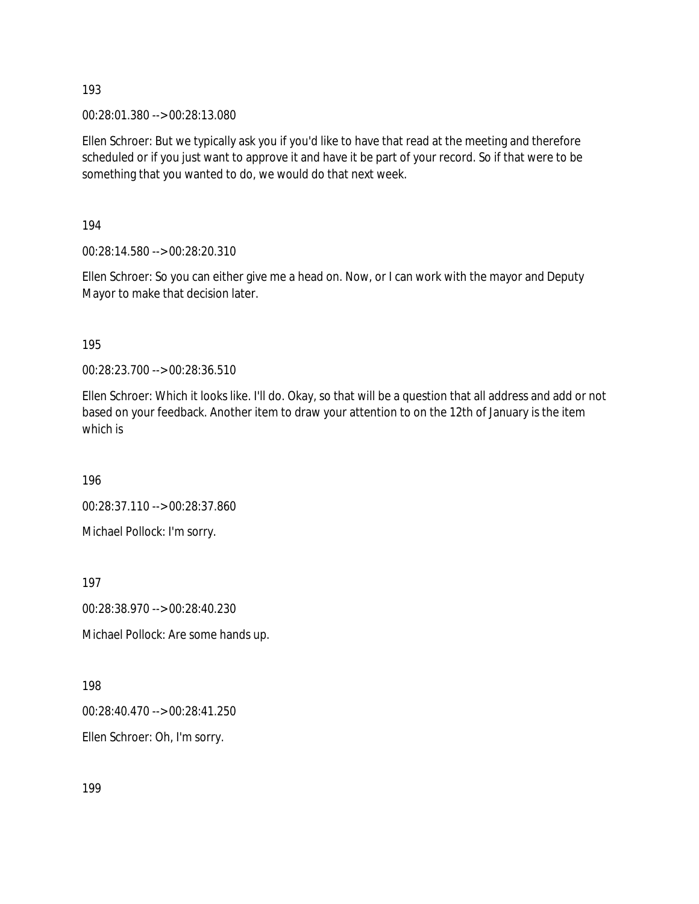193

00:28:01.380 --> 00:28:13.080

Ellen Schroer: But we typically ask you if you'd like to have that read at the meeting and therefore scheduled or if you just want to approve it and have it be part of your record. So if that were to be something that you wanted to do, we would do that next week.

194

00:28:14.580 --> 00:28:20.310

Ellen Schroer: So you can either give me a head on. Now, or I can work with the mayor and Deputy Mayor to make that decision later.

195

00:28:23.700 --> 00:28:36.510

Ellen Schroer: Which it looks like. I'll do. Okay, so that will be a question that all address and add or not based on your feedback. Another item to draw your attention to on the 12th of January is the item which is

196

00:28:37.110 --> 00:28:37.860

Michael Pollock: I'm sorry.

197

00:28:38.970 --> 00:28:40.230

Michael Pollock: Are some hands up.

198

00:28:40.470 --> 00:28:41.250

Ellen Schroer: Oh, I'm sorry.

199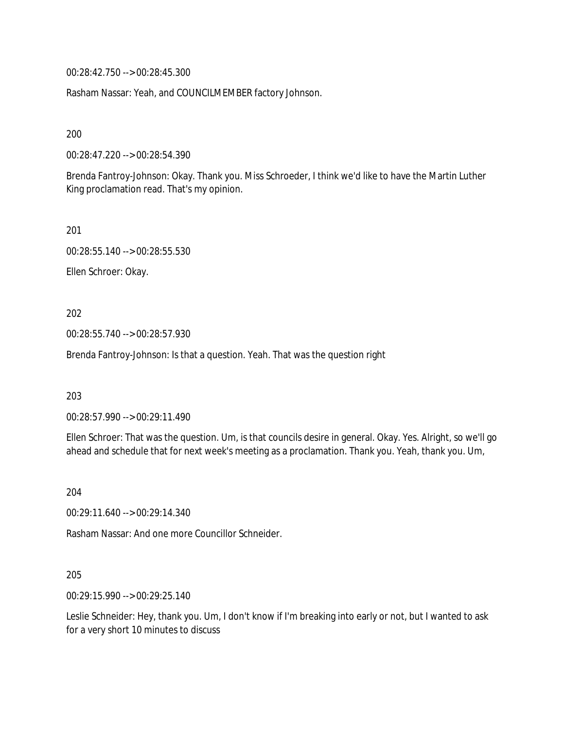00:28:42.750 --> 00:28:45.300

Rasham Nassar: Yeah, and COUNCILMEMBER factory Johnson.

200

00:28:47.220 --> 00:28:54.390

Brenda Fantroy-Johnson: Okay. Thank you. Miss Schroeder, I think we'd like to have the Martin Luther King proclamation read. That's my opinion.

201

00:28:55.140 --> 00:28:55.530

Ellen Schroer: Okay.

202

00:28:55.740 --> 00:28:57.930

Brenda Fantroy-Johnson: Is that a question. Yeah. That was the question right

203

00:28:57.990 --> 00:29:11.490

Ellen Schroer: That was the question. Um, is that councils desire in general. Okay. Yes. Alright, so we'll go ahead and schedule that for next week's meeting as a proclamation. Thank you. Yeah, thank you. Um,

204

00:29:11.640 --> 00:29:14.340

Rasham Nassar: And one more Councillor Schneider.

205

00:29:15.990 --> 00:29:25.140

Leslie Schneider: Hey, thank you. Um, I don't know if I'm breaking into early or not, but I wanted to ask for a very short 10 minutes to discuss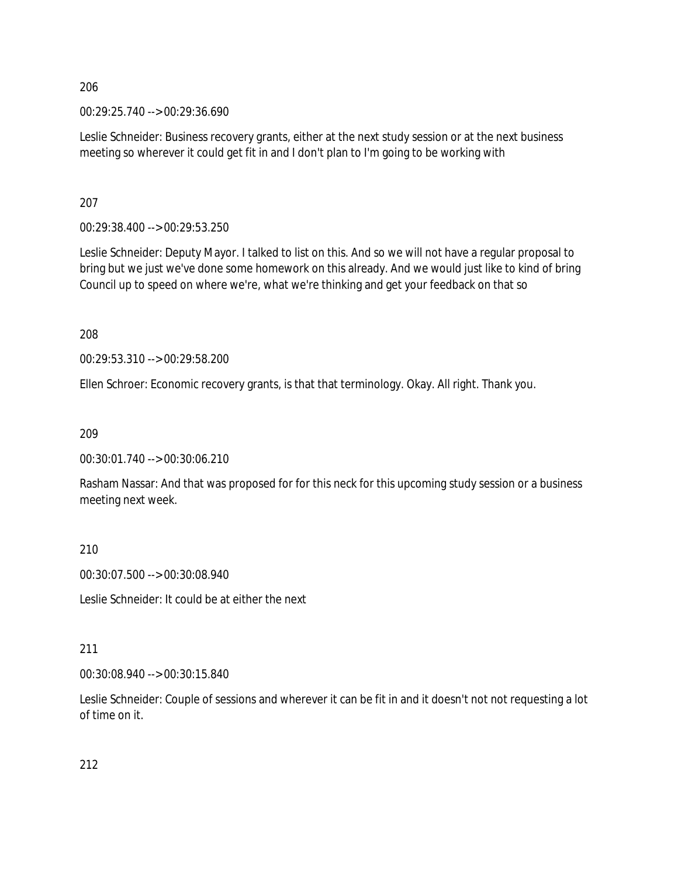206

00:29:25.740 --> 00:29:36.690

Leslie Schneider: Business recovery grants, either at the next study session or at the next business meeting so wherever it could get fit in and I don't plan to I'm going to be working with

207

00:29:38.400 --> 00:29:53.250

Leslie Schneider: Deputy Mayor. I talked to list on this. And so we will not have a regular proposal to bring but we just we've done some homework on this already. And we would just like to kind of bring Council up to speed on where we're, what we're thinking and get your feedback on that so

208

00:29:53.310 --> 00:29:58.200

Ellen Schroer: Economic recovery grants, is that that terminology. Okay. All right. Thank you.

209

00:30:01.740 --> 00:30:06.210

Rasham Nassar: And that was proposed for for this neck for this upcoming study session or a business meeting next week.

210

00:30:07.500 --> 00:30:08.940

Leslie Schneider: It could be at either the next

211

00:30:08.940 --> 00:30:15.840

Leslie Schneider: Couple of sessions and wherever it can be fit in and it doesn't not not requesting a lot of time on it.

212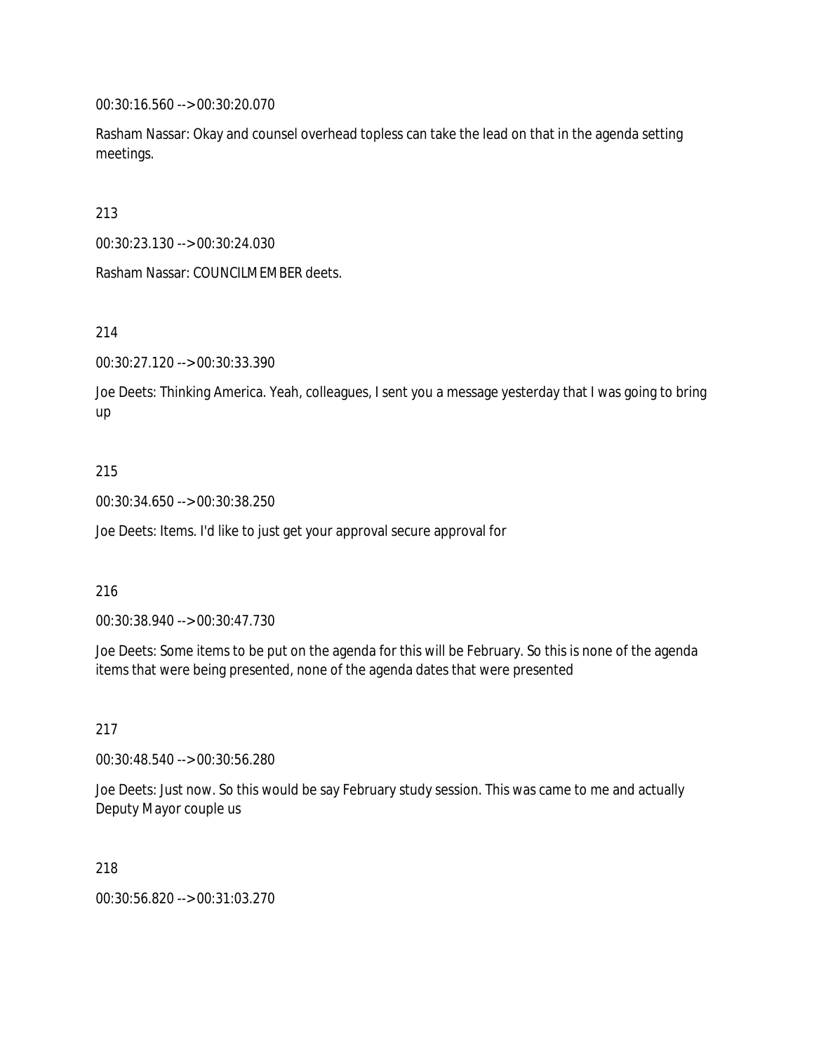00:30:16.560 --> 00:30:20.070

Rasham Nassar: Okay and counsel overhead topless can take the lead on that in the agenda setting meetings.

213

00:30:23.130 --> 00:30:24.030

Rasham Nassar: COUNCILMEMBER deets.

214

00:30:27.120 --> 00:30:33.390

Joe Deets: Thinking America. Yeah, colleagues, I sent you a message yesterday that I was going to bring up

215

00:30:34.650 --> 00:30:38.250

Joe Deets: Items. I'd like to just get your approval secure approval for

216

00:30:38.940 --> 00:30:47.730

Joe Deets: Some items to be put on the agenda for this will be February. So this is none of the agenda items that were being presented, none of the agenda dates that were presented

217

00:30:48.540 --> 00:30:56.280

Joe Deets: Just now. So this would be say February study session. This was came to me and actually Deputy Mayor couple us

218

00:30:56.820 --> 00:31:03.270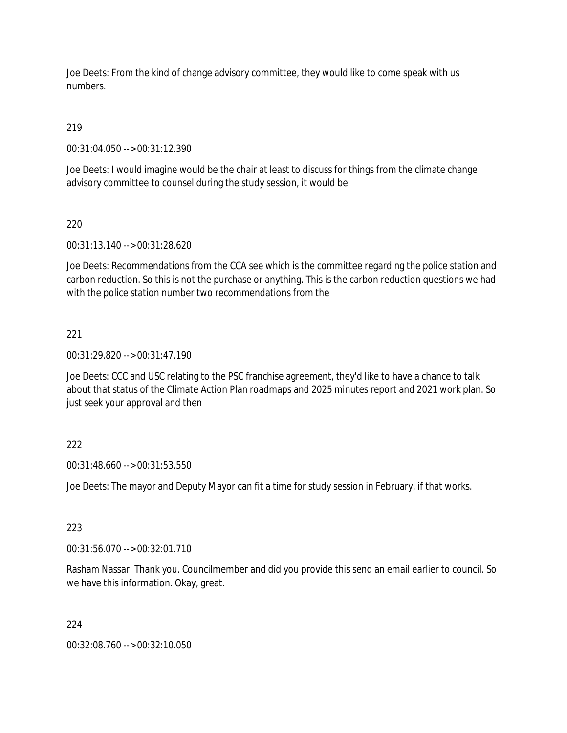Joe Deets: From the kind of change advisory committee, they would like to come speak with us numbers.

219

00:31:04.050 --> 00:31:12.390

Joe Deets: I would imagine would be the chair at least to discuss for things from the climate change advisory committee to counsel during the study session, it would be

220

00:31:13.140 --> 00:31:28.620

Joe Deets: Recommendations from the CCA see which is the committee regarding the police station and carbon reduction. So this is not the purchase or anything. This is the carbon reduction questions we had with the police station number two recommendations from the

221

00:31:29.820 --> 00:31:47.190

Joe Deets: CCC and USC relating to the PSC franchise agreement, they'd like to have a chance to talk about that status of the Climate Action Plan roadmaps and 2025 minutes report and 2021 work plan. So just seek your approval and then

222

00:31:48.660 --> 00:31:53.550

Joe Deets: The mayor and Deputy Mayor can fit a time for study session in February, if that works.

223

00:31:56.070 --> 00:32:01.710

Rasham Nassar: Thank you. Councilmember and did you provide this send an email earlier to council. So we have this information. Okay, great.

224

00:32:08.760 --> 00:32:10.050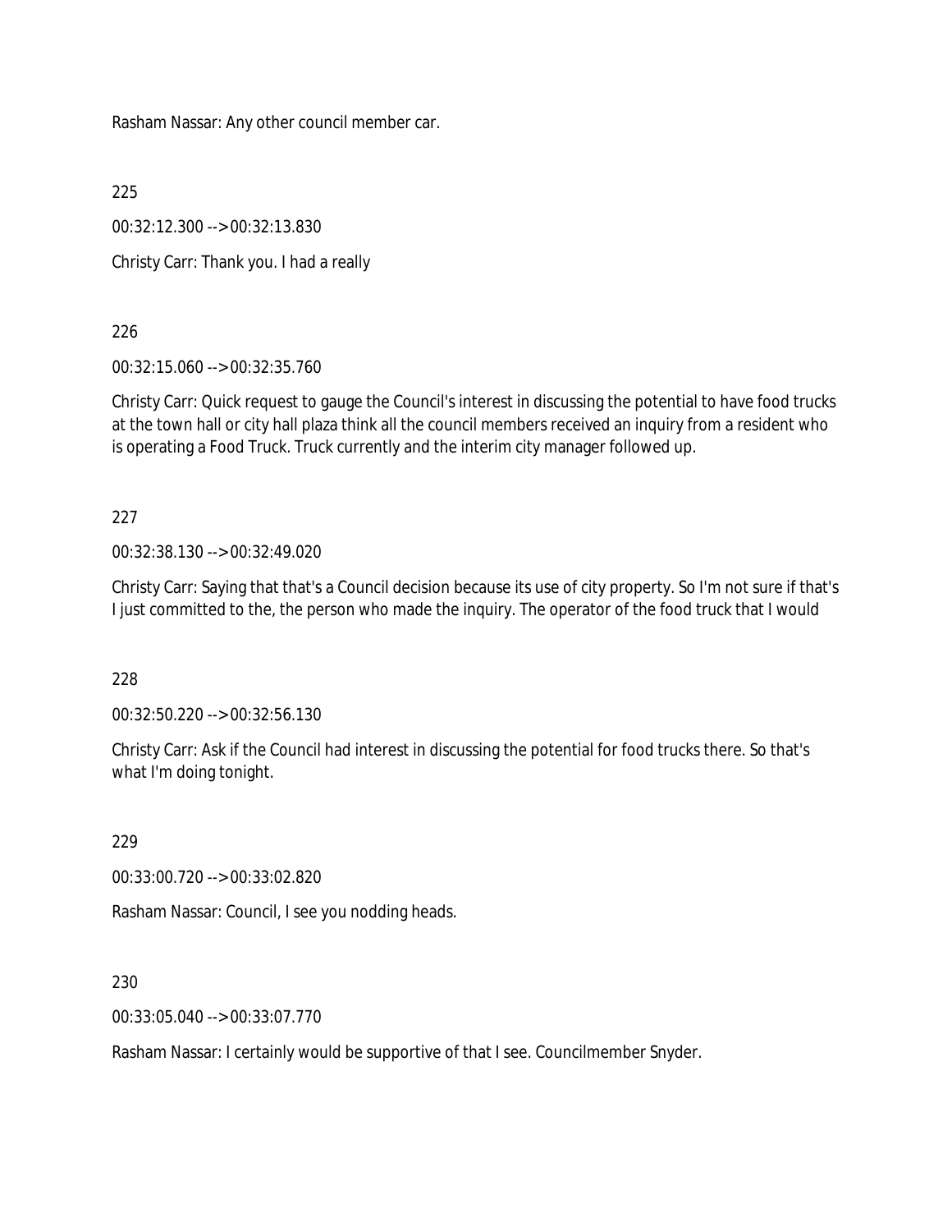Rasham Nassar: Any other council member car.

225

00:32:12.300 --> 00:32:13.830

Christy Carr: Thank you. I had a really

226

00:32:15.060 --> 00:32:35.760

Christy Carr: Quick request to gauge the Council's interest in discussing the potential to have food trucks at the town hall or city hall plaza think all the council members received an inquiry from a resident who is operating a Food Truck. Truck currently and the interim city manager followed up.

227

00:32:38.130 --> 00:32:49.020

Christy Carr: Saying that that's a Council decision because its use of city property. So I'm not sure if that's I just committed to the, the person who made the inquiry. The operator of the food truck that I would

228

00:32:50.220 --> 00:32:56.130

Christy Carr: Ask if the Council had interest in discussing the potential for food trucks there. So that's what I'm doing tonight.

229

00:33:00.720 --> 00:33:02.820

Rasham Nassar: Council, I see you nodding heads.

230

00:33:05.040 --> 00:33:07.770

Rasham Nassar: I certainly would be supportive of that I see. Councilmember Snyder.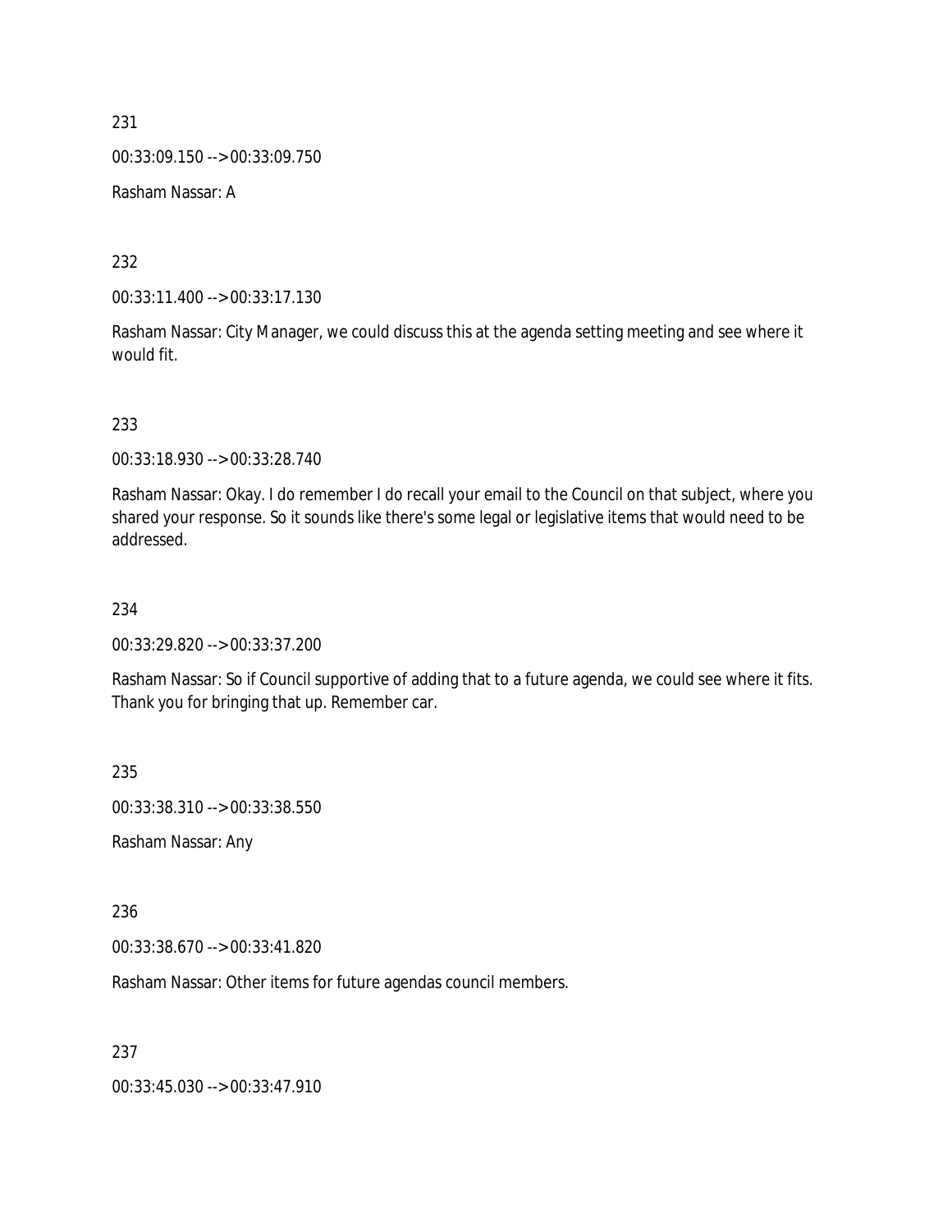231

00:33:09.150 --> 00:33:09.750

Rasham Nassar: A

232

00:33:11.400 --> 00:33:17.130

Rasham Nassar: City Manager, we could discuss this at the agenda setting meeting and see where it would fit.

233

00:33:18.930 --> 00:33:28.740

Rasham Nassar: Okay. I do remember I do recall your email to the Council on that subject, where you shared your response. So it sounds like there's some legal or legislative items that would need to be addressed.

234

00:33:29.820 --> 00:33:37.200

Rasham Nassar: So if Council supportive of adding that to a future agenda, we could see where it fits. Thank you for bringing that up. Remember car.

235

00:33:38.310 --> 00:33:38.550

Rasham Nassar: Any

236

00:33:38.670 --> 00:33:41.820

Rasham Nassar: Other items for future agendas council members.

237

00:33:45.030 --> 00:33:47.910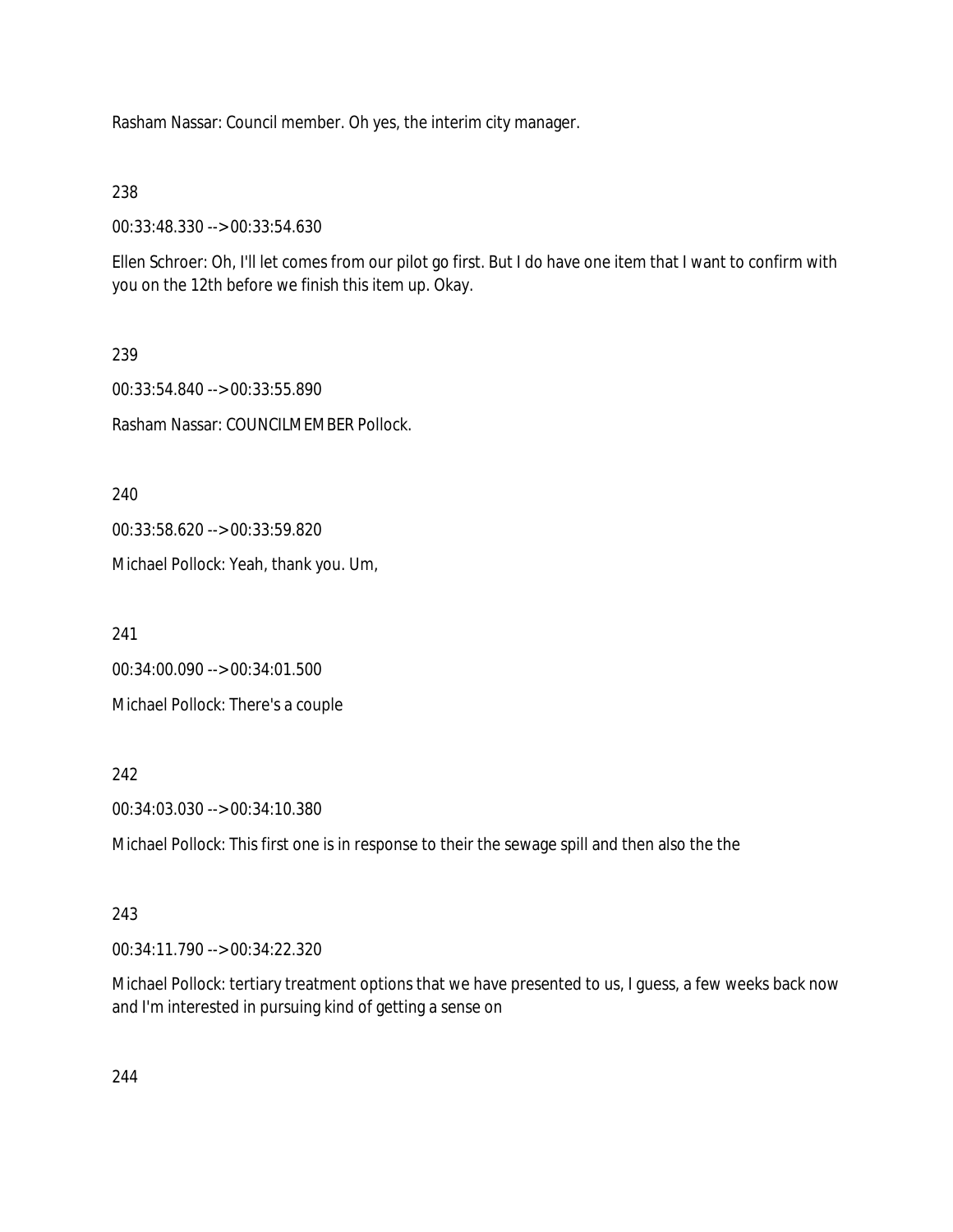Rasham Nassar: Council member. Oh yes, the interim city manager.

238

00:33:48.330 --> 00:33:54.630

Ellen Schroer: Oh, I'll let comes from our pilot go first. But I do have one item that I want to confirm with you on the 12th before we finish this item up. Okay.

239

00:33:54.840 --> 00:33:55.890

Rasham Nassar: COUNCILMEMBER Pollock.

240

00:33:58.620 --> 00:33:59.820

Michael Pollock: Yeah, thank you. Um,

241

00:34:00.090 --> 00:34:01.500

Michael Pollock: There's a couple

242

00:34:03.030 --> 00:34:10.380

Michael Pollock: This first one is in response to their the sewage spill and then also the the

243

00:34:11.790 --> 00:34:22.320

Michael Pollock: tertiary treatment options that we have presented to us, I guess, a few weeks back now and I'm interested in pursuing kind of getting a sense on

244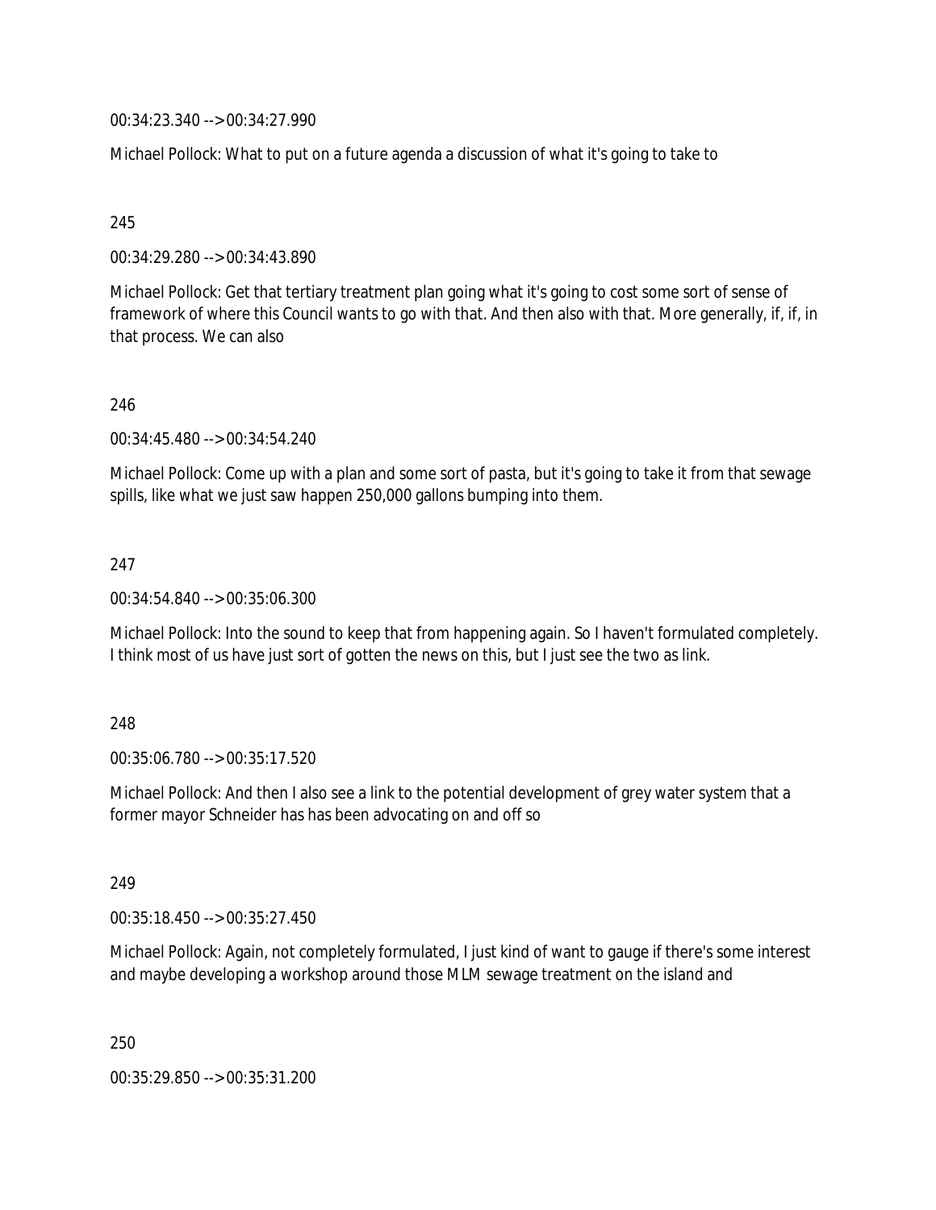00:34:23.340 --> 00:34:27.990

Michael Pollock: What to put on a future agenda a discussion of what it's going to take to

245

00:34:29.280 --> 00:34:43.890

Michael Pollock: Get that tertiary treatment plan going what it's going to cost some sort of sense of framework of where this Council wants to go with that. And then also with that. More generally, if, if, in that process. We can also

246

00:34:45.480 --> 00:34:54.240

Michael Pollock: Come up with a plan and some sort of pasta, but it's going to take it from that sewage spills, like what we just saw happen 250,000 gallons bumping into them.

247

00:34:54.840 --> 00:35:06.300

Michael Pollock: Into the sound to keep that from happening again. So I haven't formulated completely. I think most of us have just sort of gotten the news on this, but I just see the two as link.

248

00:35:06.780 --> 00:35:17.520

Michael Pollock: And then I also see a link to the potential development of grey water system that a former mayor Schneider has has been advocating on and off so

249

00:35:18.450 --> 00:35:27.450

Michael Pollock: Again, not completely formulated, I just kind of want to gauge if there's some interest and maybe developing a workshop around those MLM sewage treatment on the island and

250

00:35:29.850 --> 00:35:31.200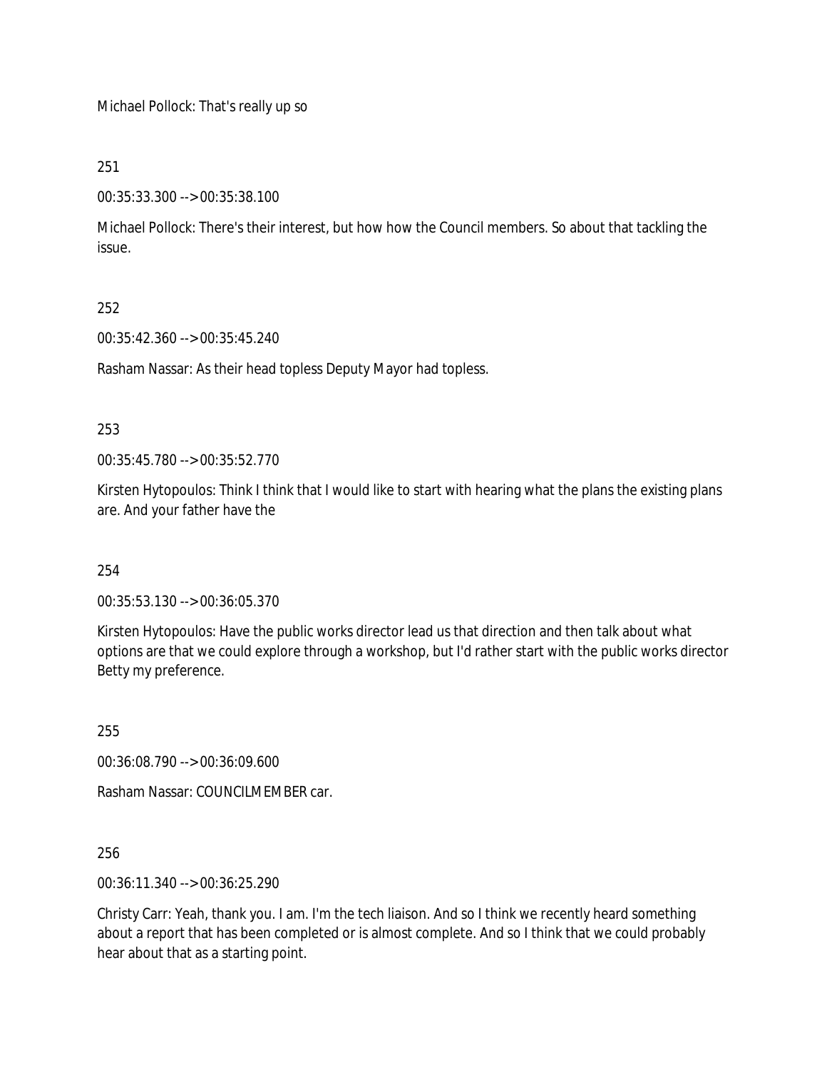Michael Pollock: That's really up so

251

00:35:33.300 --> 00:35:38.100

Michael Pollock: There's their interest, but how how the Council members. So about that tackling the issue.

252

00:35:42.360 --> 00:35:45.240

Rasham Nassar: As their head topless Deputy Mayor had topless.

253

00:35:45.780 --> 00:35:52.770

Kirsten Hytopoulos: Think I think that I would like to start with hearing what the plans the existing plans are. And your father have the

254

00:35:53.130 --> 00:36:05.370

Kirsten Hytopoulos: Have the public works director lead us that direction and then talk about what options are that we could explore through a workshop, but I'd rather start with the public works director Betty my preference.

255

00:36:08.790 --> 00:36:09.600

Rasham Nassar: COUNCILMEMBER car.

256

00:36:11.340 --> 00:36:25.290

Christy Carr: Yeah, thank you. I am. I'm the tech liaison. And so I think we recently heard something about a report that has been completed or is almost complete. And so I think that we could probably hear about that as a starting point.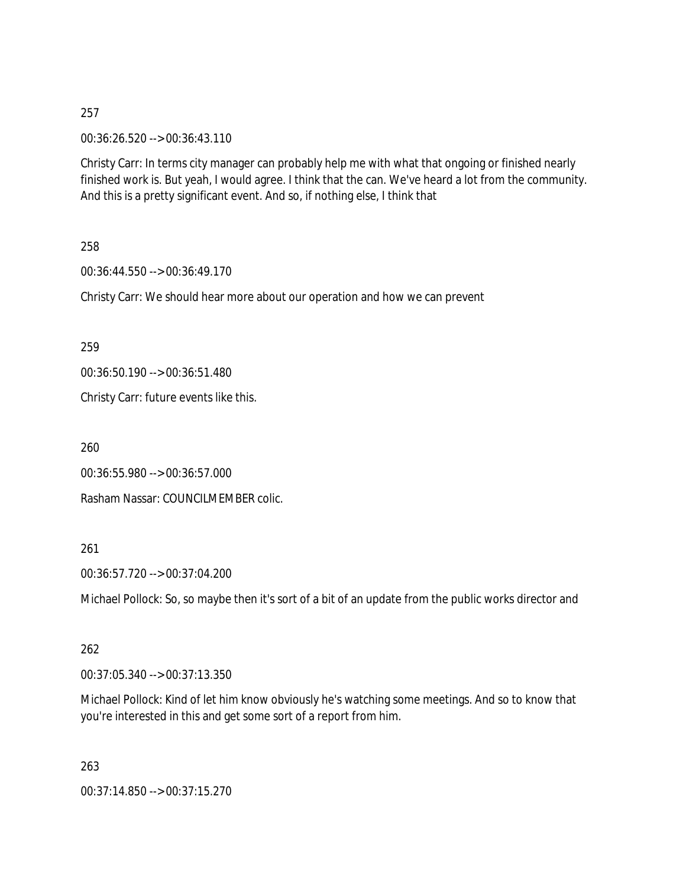257

00:36:26.520 --> 00:36:43.110

Christy Carr: In terms city manager can probably help me with what that ongoing or finished nearly finished work is. But yeah, I would agree. I think that the can. We've heard a lot from the community. And this is a pretty significant event. And so, if nothing else, I think that

258

00:36:44.550 --> 00:36:49.170

Christy Carr: We should hear more about our operation and how we can prevent

259

00:36:50.190 --> 00:36:51.480

Christy Carr: future events like this.

260

00:36:55.980 --> 00:36:57.000

Rasham Nassar: COUNCILMEMBER colic.

261

00:36:57.720 --> 00:37:04.200

Michael Pollock: So, so maybe then it's sort of a bit of an update from the public works director and

262

00:37:05.340 --> 00:37:13.350

Michael Pollock: Kind of let him know obviously he's watching some meetings. And so to know that you're interested in this and get some sort of a report from him.

263

00:37:14.850 --> 00:37:15.270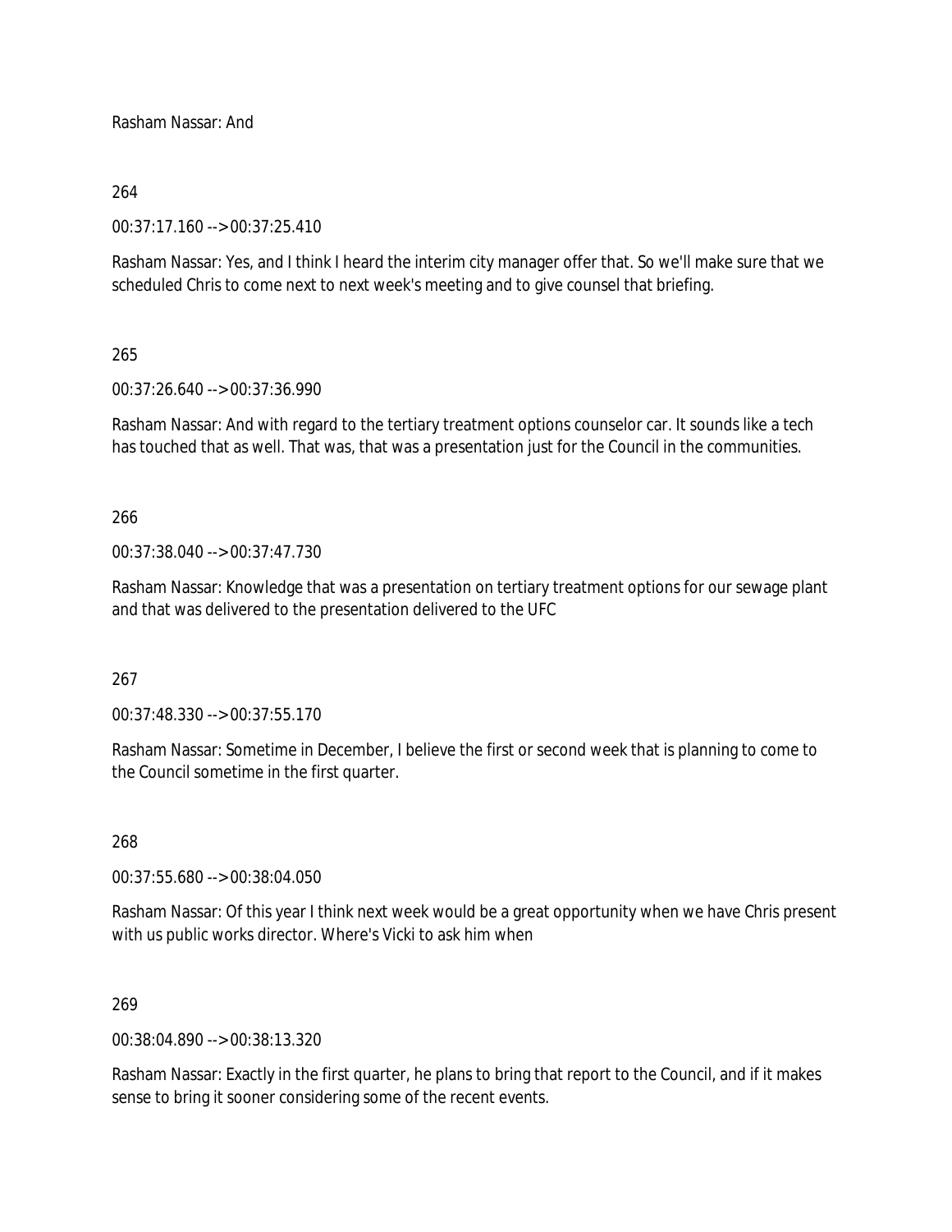Rasham Nassar: And

264

00:37:17.160 --> 00:37:25.410

Rasham Nassar: Yes, and I think I heard the interim city manager offer that. So we'll make sure that we scheduled Chris to come next to next week's meeting and to give counsel that briefing.

265

00:37:26.640 --> 00:37:36.990

Rasham Nassar: And with regard to the tertiary treatment options counselor car. It sounds like a tech has touched that as well. That was, that was a presentation just for the Council in the communities.

266

00:37:38.040 --> 00:37:47.730

Rasham Nassar: Knowledge that was a presentation on tertiary treatment options for our sewage plant and that was delivered to the presentation delivered to the UFC

267

00:37:48.330 --> 00:37:55.170

Rasham Nassar: Sometime in December, I believe the first or second week that is planning to come to the Council sometime in the first quarter.

268

00:37:55.680 --> 00:38:04.050

Rasham Nassar: Of this year I think next week would be a great opportunity when we have Chris present with us public works director. Where's Vicki to ask him when

269

00:38:04.890 --> 00:38:13.320

Rasham Nassar: Exactly in the first quarter, he plans to bring that report to the Council, and if it makes sense to bring it sooner considering some of the recent events.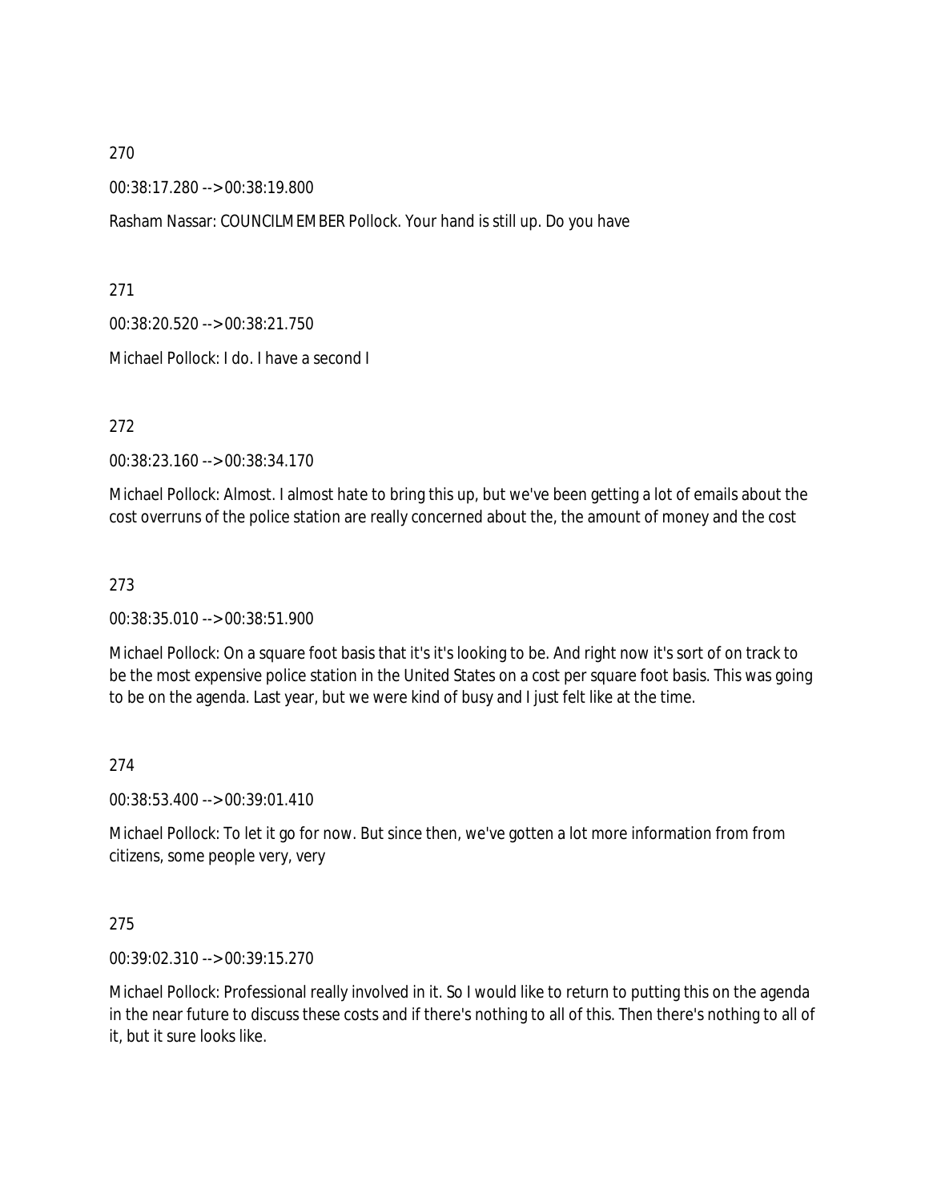270

00:38:17.280 --> 00:38:19.800

Rasham Nassar: COUNCILMEMBER Pollock. Your hand is still up. Do you have

271

00:38:20.520 --> 00:38:21.750

Michael Pollock: I do. I have a second I

272

00:38:23.160 --> 00:38:34.170

Michael Pollock: Almost. I almost hate to bring this up, but we've been getting a lot of emails about the cost overruns of the police station are really concerned about the, the amount of money and the cost

273

00:38:35.010 --> 00:38:51.900

Michael Pollock: On a square foot basis that it's it's looking to be. And right now it's sort of on track to be the most expensive police station in the United States on a cost per square foot basis. This was going to be on the agenda. Last year, but we were kind of busy and I just felt like at the time.

274

00:38:53.400 --> 00:39:01.410

Michael Pollock: To let it go for now. But since then, we've gotten a lot more information from from citizens, some people very, very

275

00:39:02.310 --> 00:39:15.270

Michael Pollock: Professional really involved in it. So I would like to return to putting this on the agenda in the near future to discuss these costs and if there's nothing to all of this. Then there's nothing to all of it, but it sure looks like.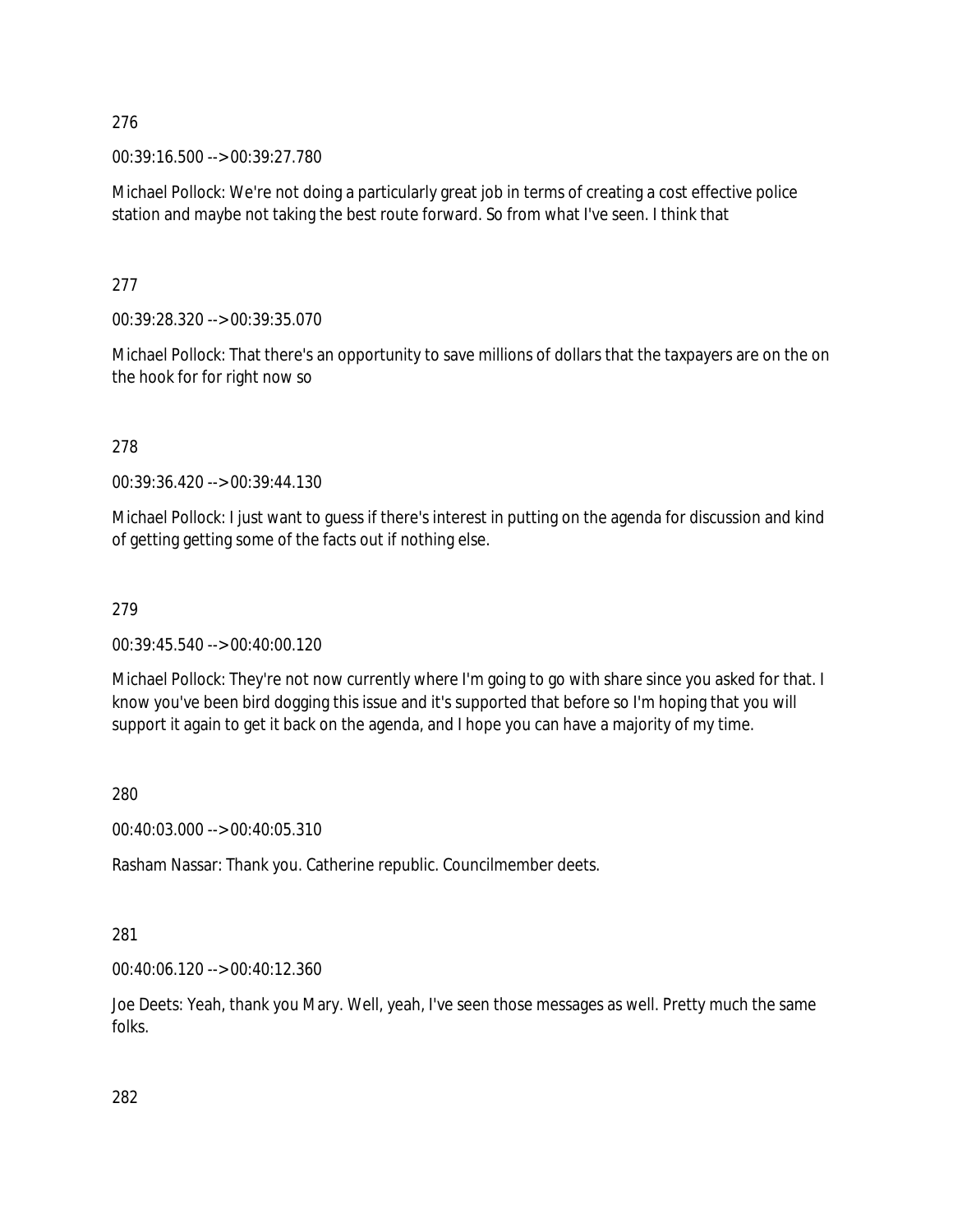276

00:39:16.500 --> 00:39:27.780

Michael Pollock: We're not doing a particularly great job in terms of creating a cost effective police station and maybe not taking the best route forward. So from what I've seen. I think that

277

00:39:28.320 --> 00:39:35.070

Michael Pollock: That there's an opportunity to save millions of dollars that the taxpayers are on the on the hook for for right now so

278

00:39:36.420 --> 00:39:44.130

Michael Pollock: I just want to guess if there's interest in putting on the agenda for discussion and kind of getting getting some of the facts out if nothing else.

279

00:39:45.540 --> 00:40:00.120

Michael Pollock: They're not now currently where I'm going to go with share since you asked for that. I know you've been bird dogging this issue and it's supported that before so I'm hoping that you will support it again to get it back on the agenda, and I hope you can have a majority of my time.

280

00:40:03.000 --> 00:40:05.310

Rasham Nassar: Thank you. Catherine republic. Councilmember deets.

281

00:40:06.120 --> 00:40:12.360

Joe Deets: Yeah, thank you Mary. Well, yeah, I've seen those messages as well. Pretty much the same folks.

282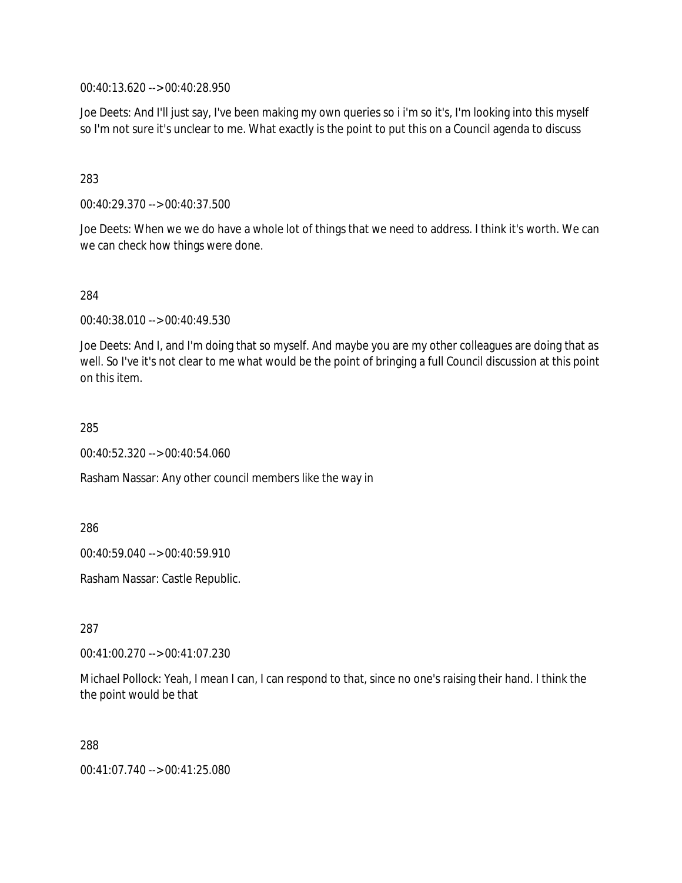00:40:13.620 --> 00:40:28.950

Joe Deets: And I'll just say, I've been making my own queries so i i'm so it's, I'm looking into this myself so I'm not sure it's unclear to me. What exactly is the point to put this on a Council agenda to discuss

283

00:40:29.370 --> 00:40:37.500

Joe Deets: When we we do have a whole lot of things that we need to address. I think it's worth. We can we can check how things were done.

284

00:40:38.010 --> 00:40:49.530

Joe Deets: And I, and I'm doing that so myself. And maybe you are my other colleagues are doing that as well. So I've it's not clear to me what would be the point of bringing a full Council discussion at this point on this item.

285

00:40:52.320 --> 00:40:54.060

Rasham Nassar: Any other council members like the way in

286

00:40:59.040 --> 00:40:59.910

Rasham Nassar: Castle Republic.

287

00:41:00.270 --> 00:41:07.230

Michael Pollock: Yeah, I mean I can, I can respond to that, since no one's raising their hand. I think the the point would be that

288

00:41:07.740 --> 00:41:25.080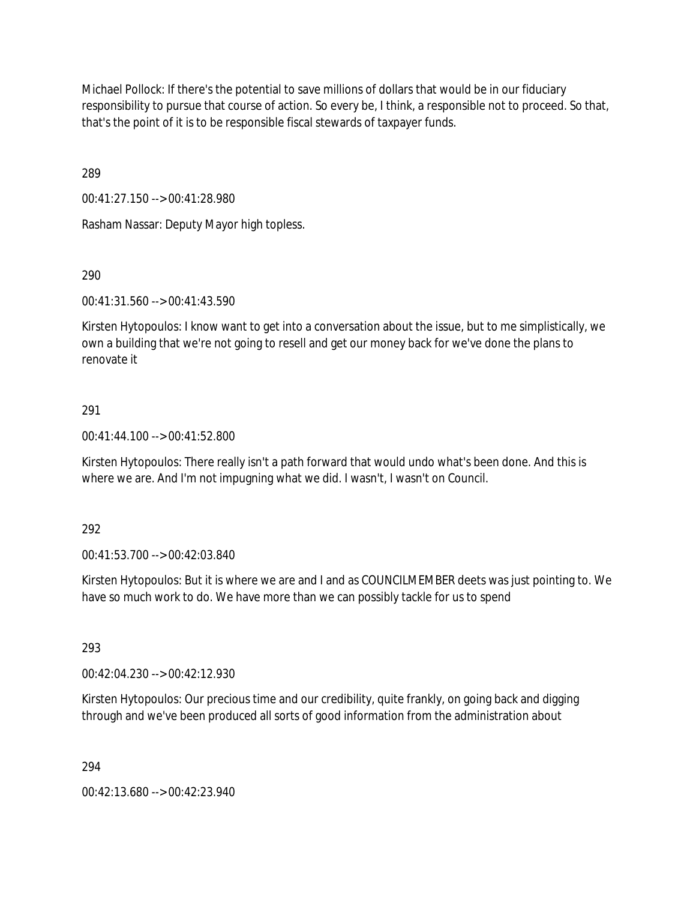Michael Pollock: If there's the potential to save millions of dollars that would be in our fiduciary responsibility to pursue that course of action. So every be, I think, a responsible not to proceed. So that, that's the point of it is to be responsible fiscal stewards of taxpayer funds.

289

00:41:27.150 --> 00:41:28.980

Rasham Nassar: Deputy Mayor high topless.

290

00:41:31.560 --> 00:41:43.590

Kirsten Hytopoulos: I know want to get into a conversation about the issue, but to me simplistically, we own a building that we're not going to resell and get our money back for we've done the plans to renovate it

291

00:41:44.100 --> 00:41:52.800

Kirsten Hytopoulos: There really isn't a path forward that would undo what's been done. And this is where we are. And I'm not impugning what we did. I wasn't, I wasn't on Council.

292

00:41:53.700 --> 00:42:03.840

Kirsten Hytopoulos: But it is where we are and I and as COUNCILMEMBER deets was just pointing to. We have so much work to do. We have more than we can possibly tackle for us to spend

293

00:42:04.230 --> 00:42:12.930

Kirsten Hytopoulos: Our precious time and our credibility, quite frankly, on going back and digging through and we've been produced all sorts of good information from the administration about

294

00:42:13.680 --> 00:42:23.940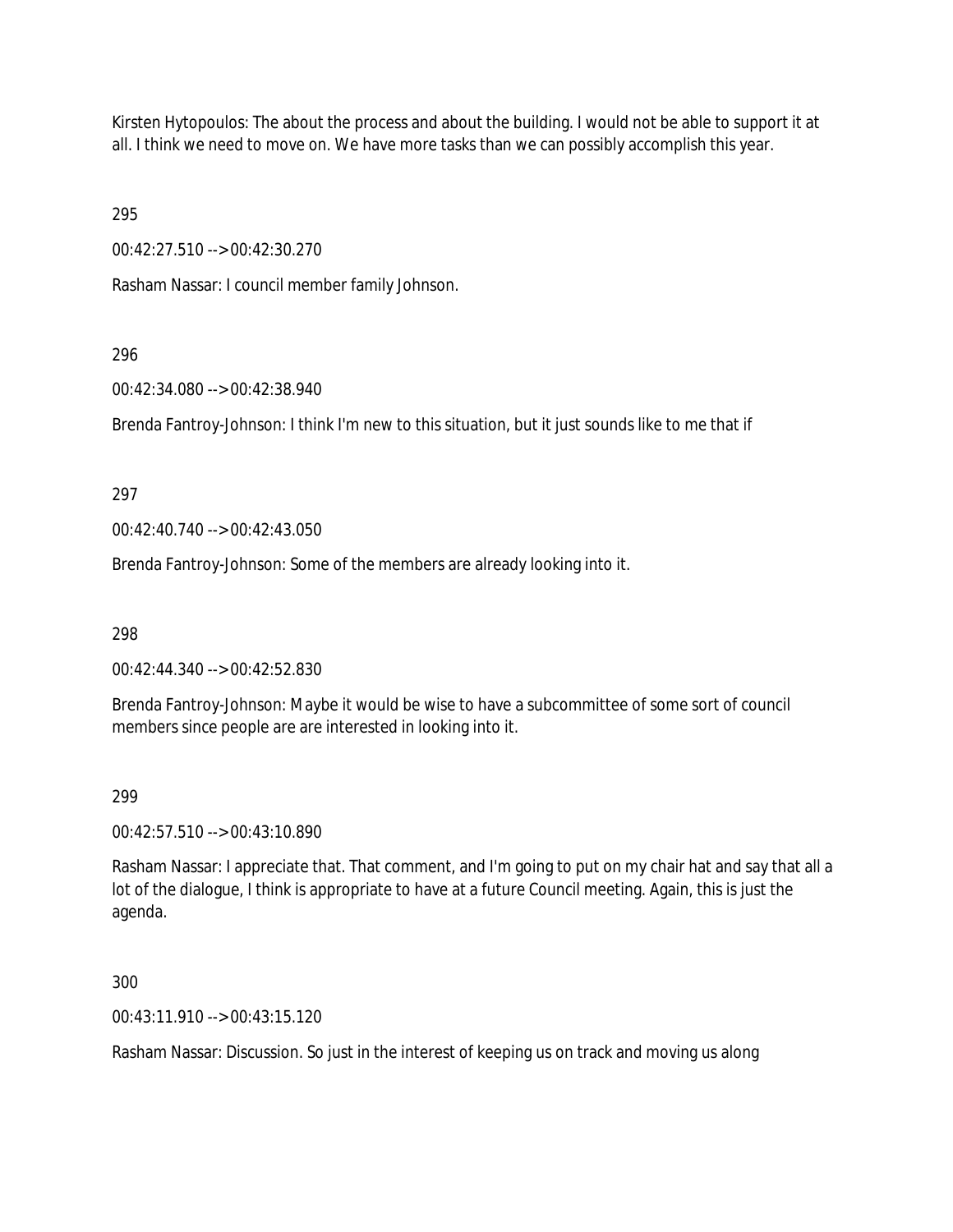Kirsten Hytopoulos: The about the process and about the building. I would not be able to support it at all. I think we need to move on. We have more tasks than we can possibly accomplish this year.

295

00:42:27.510 --> 00:42:30.270

Rasham Nassar: I council member family Johnson.

296

00:42:34.080 --> 00:42:38.940

Brenda Fantroy-Johnson: I think I'm new to this situation, but it just sounds like to me that if

297

00:42:40.740 --> 00:42:43.050

Brenda Fantroy-Johnson: Some of the members are already looking into it.

298

00:42:44.340 --> 00:42:52.830

Brenda Fantroy-Johnson: Maybe it would be wise to have a subcommittee of some sort of council members since people are are interested in looking into it.

299

00:42:57.510 --> 00:43:10.890

Rasham Nassar: I appreciate that. That comment, and I'm going to put on my chair hat and say that all a lot of the dialogue, I think is appropriate to have at a future Council meeting. Again, this is just the agenda.

300

00:43:11.910 --> 00:43:15.120

Rasham Nassar: Discussion. So just in the interest of keeping us on track and moving us along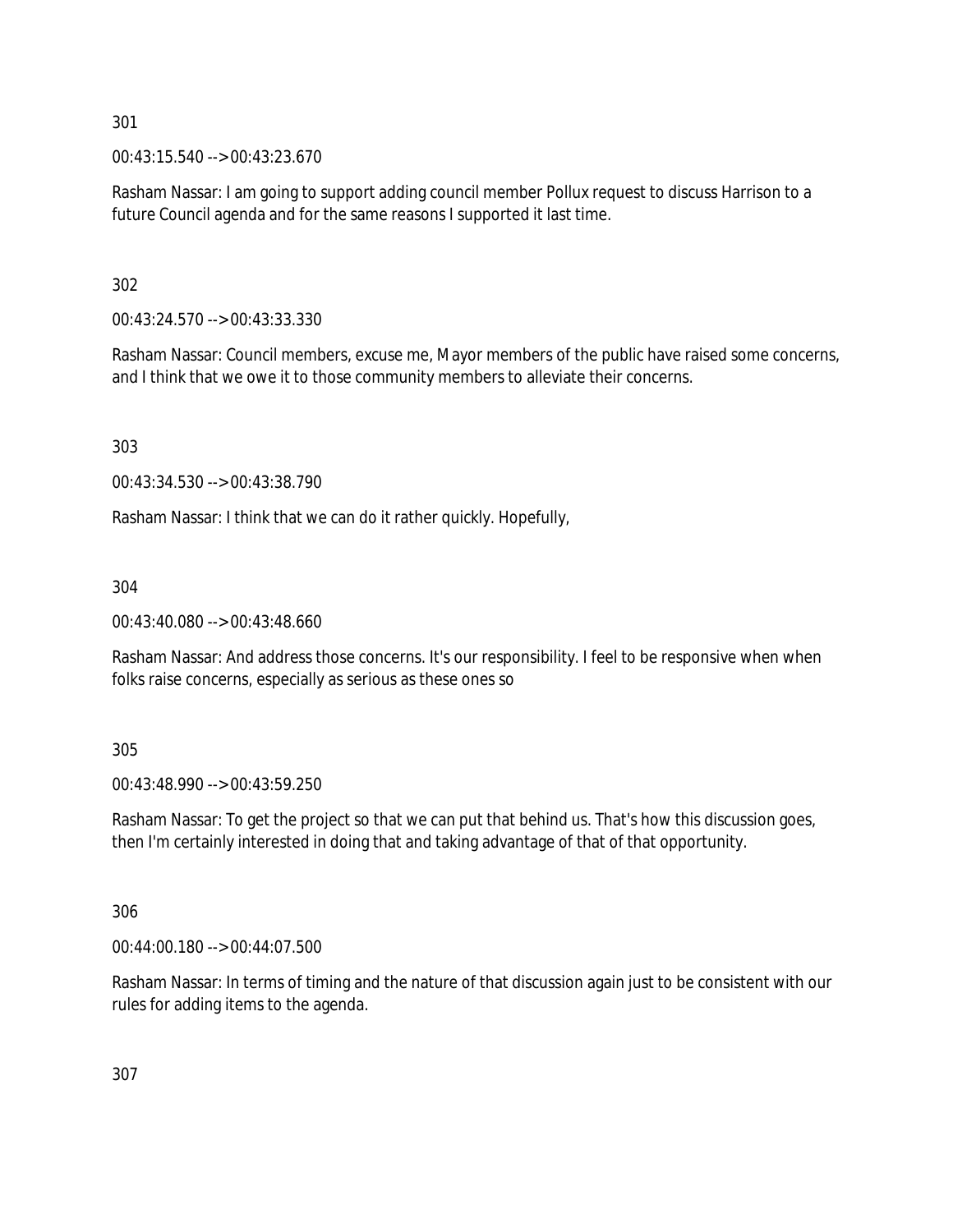301

00:43:15.540 --> 00:43:23.670

Rasham Nassar: I am going to support adding council member Pollux request to discuss Harrison to a future Council agenda and for the same reasons I supported it last time.

302

00:43:24.570 --> 00:43:33.330

Rasham Nassar: Council members, excuse me, Mayor members of the public have raised some concerns, and I think that we owe it to those community members to alleviate their concerns.

303

00:43:34.530 --> 00:43:38.790

Rasham Nassar: I think that we can do it rather quickly. Hopefully,

304

00:43:40.080 --> 00:43:48.660

Rasham Nassar: And address those concerns. It's our responsibility. I feel to be responsive when when folks raise concerns, especially as serious as these ones so

305

00:43:48.990 --> 00:43:59.250

Rasham Nassar: To get the project so that we can put that behind us. That's how this discussion goes, then I'm certainly interested in doing that and taking advantage of that of that opportunity.

306

00:44:00.180 --> 00:44:07.500

Rasham Nassar: In terms of timing and the nature of that discussion again just to be consistent with our rules for adding items to the agenda.

307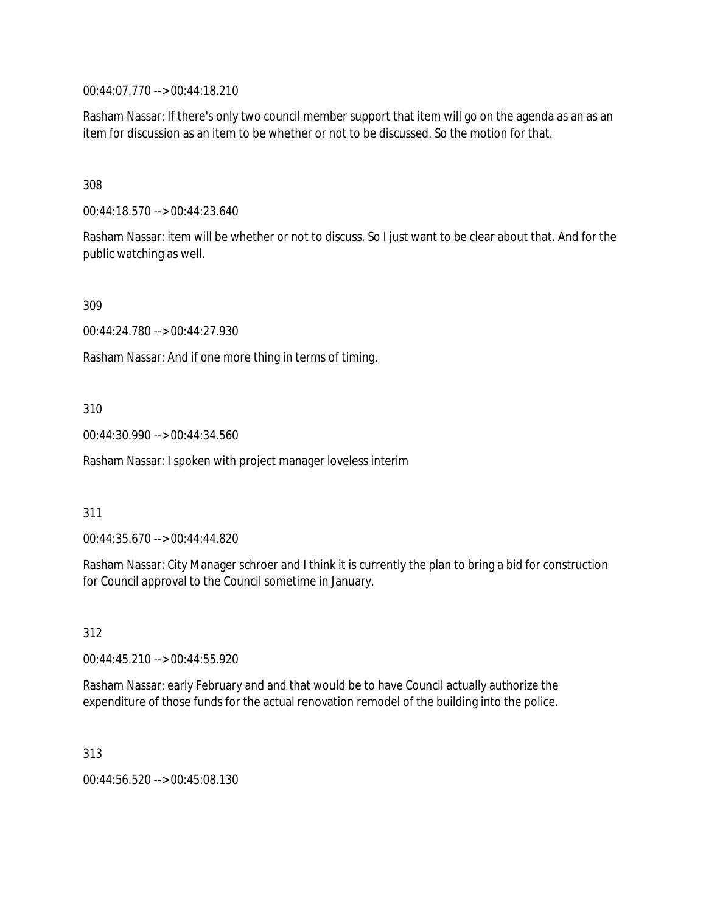00:44:07.770 --> 00:44:18.210

Rasham Nassar: If there's only two council member support that item will go on the agenda as an as an item for discussion as an item to be whether or not to be discussed. So the motion for that.

308

00:44:18.570 --> 00:44:23.640

Rasham Nassar: item will be whether or not to discuss. So I just want to be clear about that. And for the public watching as well.

309

00:44:24.780 --> 00:44:27.930

Rasham Nassar: And if one more thing in terms of timing.

310

00:44:30.990 --> 00:44:34.560

Rasham Nassar: I spoken with project manager loveless interim

311

00:44:35.670 --> 00:44:44.820

Rasham Nassar: City Manager schroer and I think it is currently the plan to bring a bid for construction for Council approval to the Council sometime in January.

312

00:44:45.210 --> 00:44:55.920

Rasham Nassar: early February and and that would be to have Council actually authorize the expenditure of those funds for the actual renovation remodel of the building into the police.

313

00:44:56.520 --> 00:45:08.130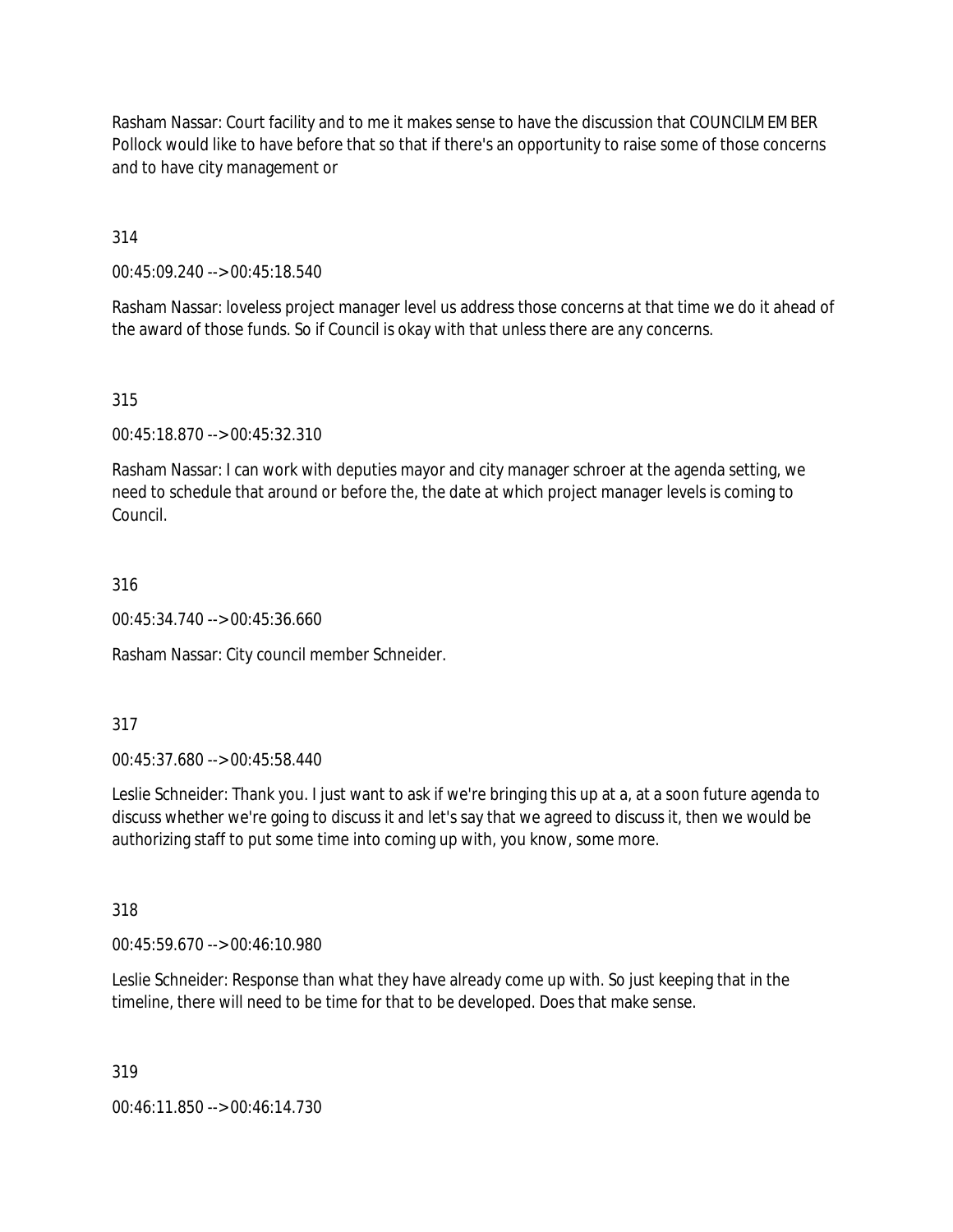Rasham Nassar: Court facility and to me it makes sense to have the discussion that COUNCILMEMBER Pollock would like to have before that so that if there's an opportunity to raise some of those concerns and to have city management or

314

00:45:09.240 --> 00:45:18.540

Rasham Nassar: loveless project manager level us address those concerns at that time we do it ahead of the award of those funds. So if Council is okay with that unless there are any concerns.

315

00:45:18.870 --> 00:45:32.310

Rasham Nassar: I can work with deputies mayor and city manager schroer at the agenda setting, we need to schedule that around or before the, the date at which project manager levels is coming to Council.

316

00:45:34.740 --> 00:45:36.660

Rasham Nassar: City council member Schneider.

317

00:45:37.680 --> 00:45:58.440

Leslie Schneider: Thank you. I just want to ask if we're bringing this up at a, at a soon future agenda to discuss whether we're going to discuss it and let's say that we agreed to discuss it, then we would be authorizing staff to put some time into coming up with, you know, some more.

318

00:45:59.670 --> 00:46:10.980

Leslie Schneider: Response than what they have already come up with. So just keeping that in the timeline, there will need to be time for that to be developed. Does that make sense.

319

00:46:11.850 --> 00:46:14.730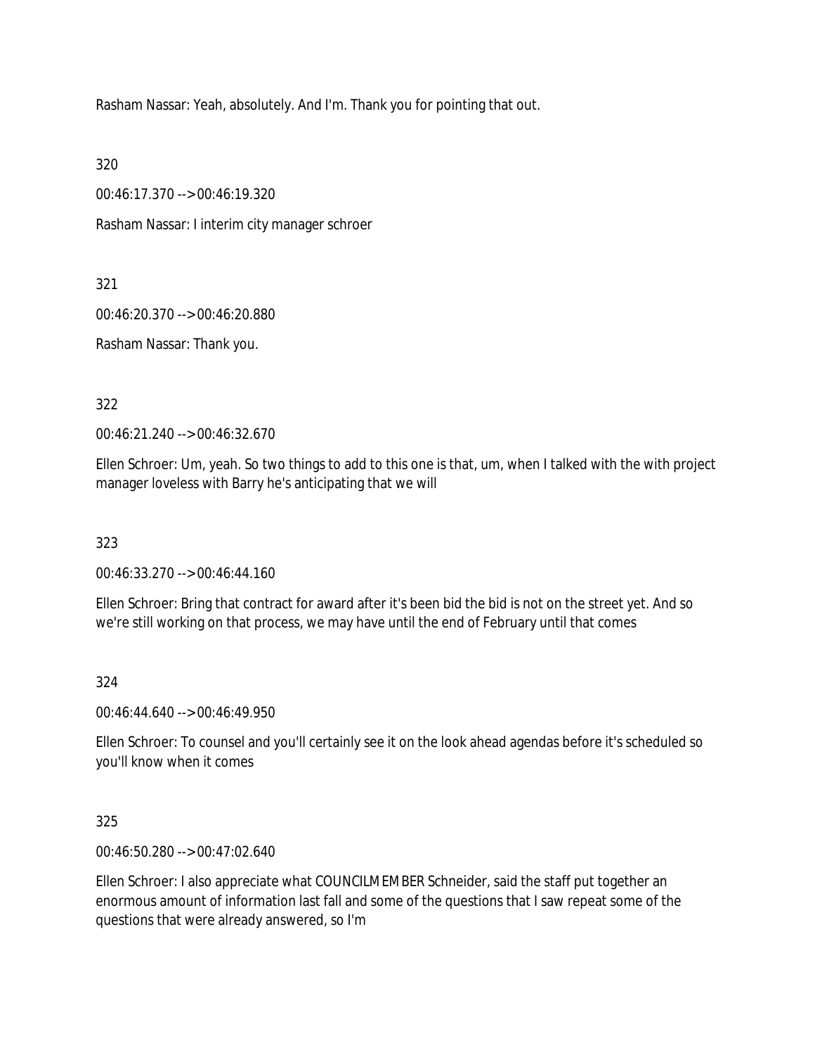Rasham Nassar: Yeah, absolutely. And I'm. Thank you for pointing that out.

320

00:46:17.370 --> 00:46:19.320

Rasham Nassar: I interim city manager schroer

321

00:46:20.370 --> 00:46:20.880

Rasham Nassar: Thank you.

322

00:46:21.240 --> 00:46:32.670

Ellen Schroer: Um, yeah. So two things to add to this one is that, um, when I talked with the with project manager loveless with Barry he's anticipating that we will

323

00:46:33.270 --> 00:46:44.160

Ellen Schroer: Bring that contract for award after it's been bid the bid is not on the street yet. And so we're still working on that process, we may have until the end of February until that comes

324

00:46:44.640 --> 00:46:49.950

Ellen Schroer: To counsel and you'll certainly see it on the look ahead agendas before it's scheduled so you'll know when it comes

325

00:46:50.280 --> 00:47:02.640

Ellen Schroer: I also appreciate what COUNCILMEMBER Schneider, said the staff put together an enormous amount of information last fall and some of the questions that I saw repeat some of the questions that were already answered, so I'm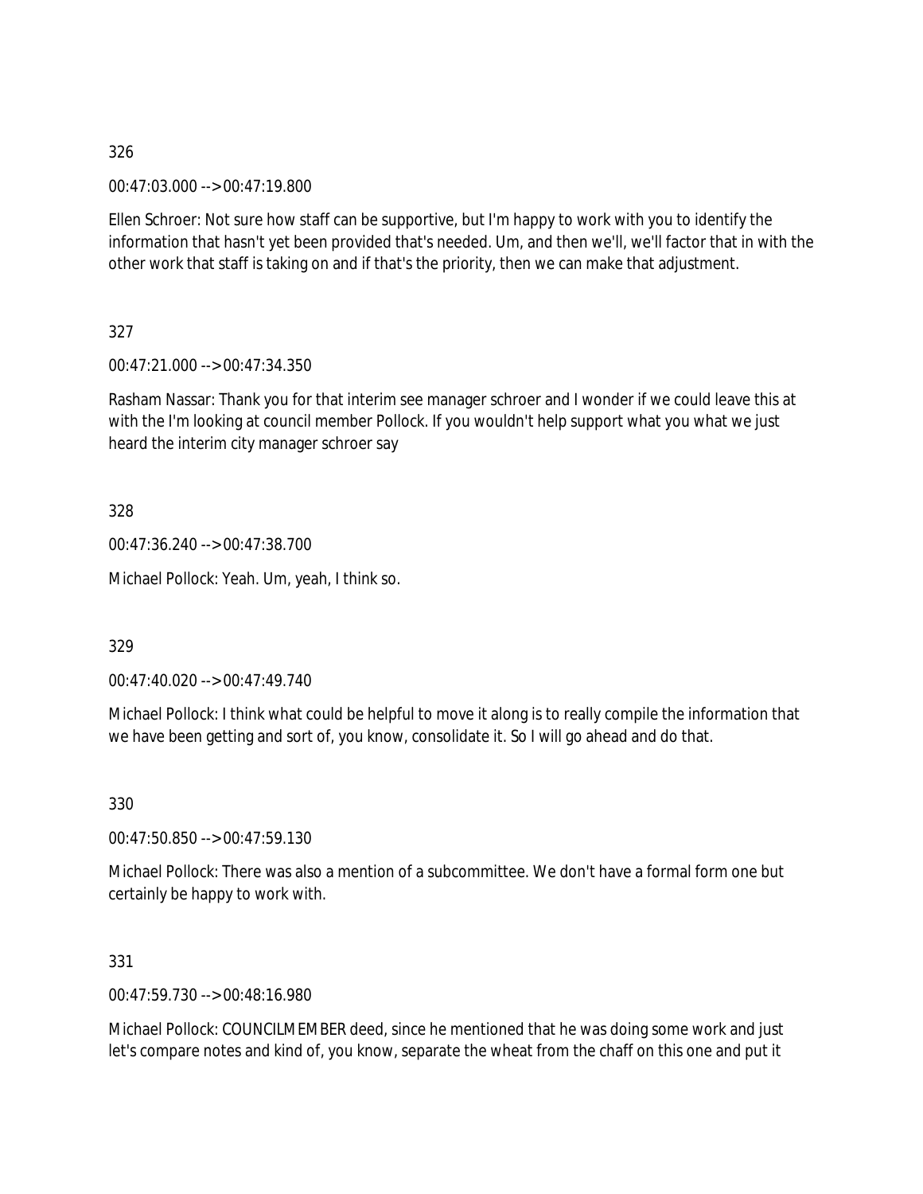326

00:47:03.000 --> 00:47:19.800

Ellen Schroer: Not sure how staff can be supportive, but I'm happy to work with you to identify the information that hasn't yet been provided that's needed. Um, and then we'll, we'll factor that in with the other work that staff is taking on and if that's the priority, then we can make that adjustment.

327

00:47:21.000 --> 00:47:34.350

Rasham Nassar: Thank you for that interim see manager schroer and I wonder if we could leave this at with the I'm looking at council member Pollock. If you wouldn't help support what you what we just heard the interim city manager schroer say

328

00:47:36.240 --> 00:47:38.700

Michael Pollock: Yeah. Um, yeah, I think so.

329

00:47:40.020 --> 00:47:49.740

Michael Pollock: I think what could be helpful to move it along is to really compile the information that we have been getting and sort of, you know, consolidate it. So I will go ahead and do that.

330

00:47:50.850 --> 00:47:59.130

Michael Pollock: There was also a mention of a subcommittee. We don't have a formal form one but certainly be happy to work with.

331

00:47:59.730 --> 00:48:16.980

Michael Pollock: COUNCILMEMBER deed, since he mentioned that he was doing some work and just let's compare notes and kind of, you know, separate the wheat from the chaff on this one and put it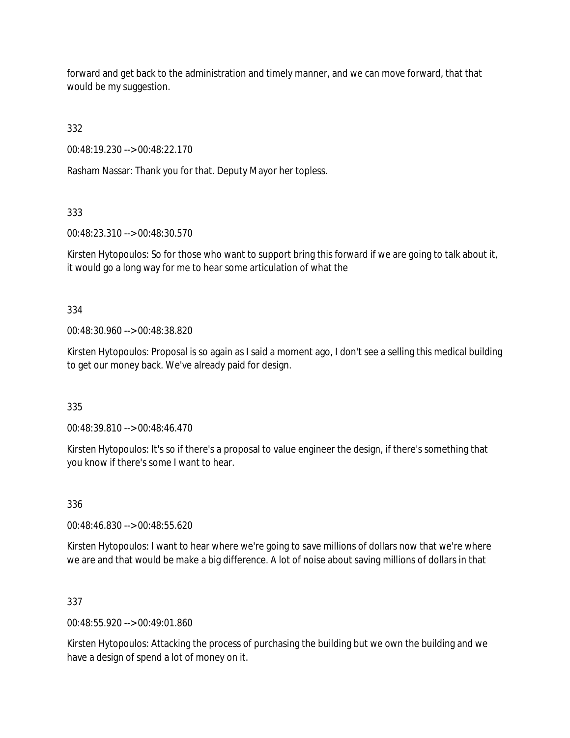forward and get back to the administration and timely manner, and we can move forward, that that would be my suggestion.

332

00:48:19.230 --> 00:48:22.170

Rasham Nassar: Thank you for that. Deputy Mayor her topless.

333

00:48:23.310 --> 00:48:30.570

Kirsten Hytopoulos: So for those who want to support bring this forward if we are going to talk about it, it would go a long way for me to hear some articulation of what the

334

00:48:30.960 --> 00:48:38.820

Kirsten Hytopoulos: Proposal is so again as I said a moment ago, I don't see a selling this medical building to get our money back. We've already paid for design.

335

00:48:39.810 --> 00:48:46.470

Kirsten Hytopoulos: It's so if there's a proposal to value engineer the design, if there's something that you know if there's some I want to hear.

336

00:48:46.830 --> 00:48:55.620

Kirsten Hytopoulos: I want to hear where we're going to save millions of dollars now that we're where we are and that would be make a big difference. A lot of noise about saving millions of dollars in that

337

00:48:55.920 --> 00:49:01.860

Kirsten Hytopoulos: Attacking the process of purchasing the building but we own the building and we have a design of spend a lot of money on it.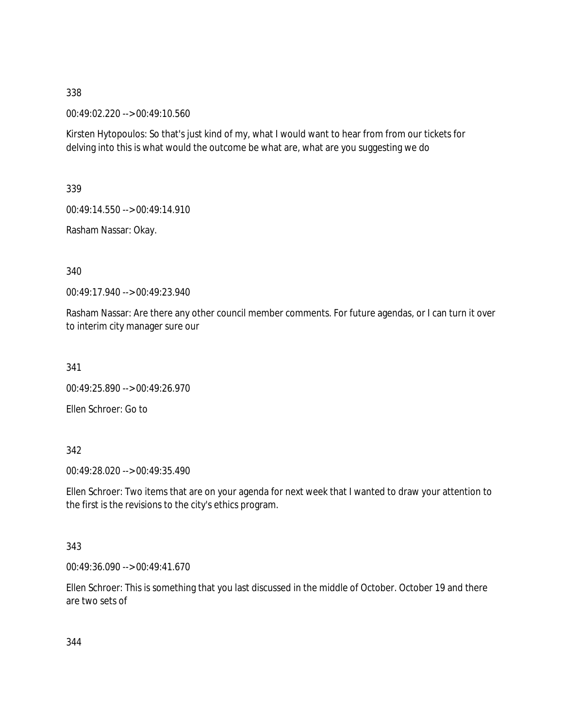338

00:49:02.220 --> 00:49:10.560

Kirsten Hytopoulos: So that's just kind of my, what I would want to hear from from our tickets for delving into this is what would the outcome be what are, what are you suggesting we do

339

00:49:14.550 --> 00:49:14.910

Rasham Nassar: Okay.

340

00:49:17.940 --> 00:49:23.940

Rasham Nassar: Are there any other council member comments. For future agendas, or I can turn it over to interim city manager sure our

341

00:49:25.890 --> 00:49:26.970

Ellen Schroer: Go to

342

00:49:28.020 --> 00:49:35.490

Ellen Schroer: Two items that are on your agenda for next week that I wanted to draw your attention to the first is the revisions to the city's ethics program.

343

00:49:36.090 --> 00:49:41.670

Ellen Schroer: This is something that you last discussed in the middle of October. October 19 and there are two sets of

344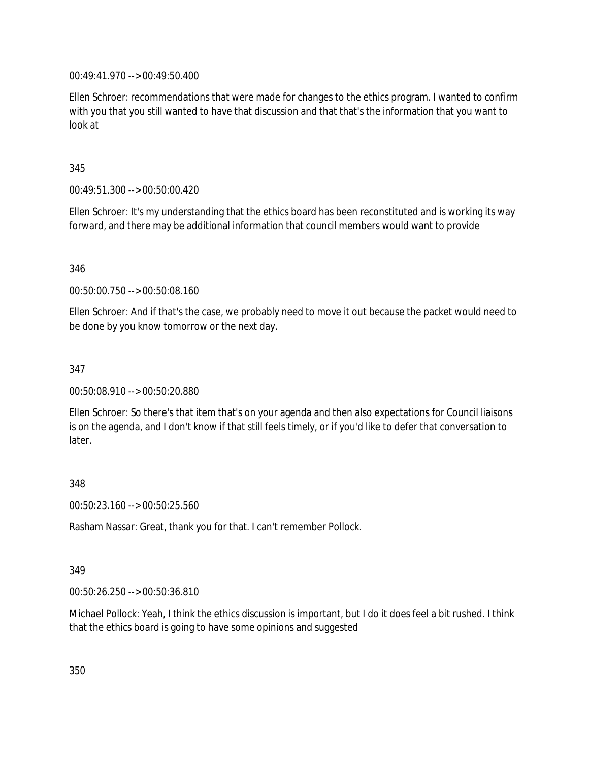00:49:41.970 --> 00:49:50.400

Ellen Schroer: recommendations that were made for changes to the ethics program. I wanted to confirm with you that you still wanted to have that discussion and that that's the information that you want to look at

345

00:49:51.300 --> 00:50:00.420

Ellen Schroer: It's my understanding that the ethics board has been reconstituted and is working its way forward, and there may be additional information that council members would want to provide

346

00:50:00.750 --> 00:50:08.160

Ellen Schroer: And if that's the case, we probably need to move it out because the packet would need to be done by you know tomorrow or the next day.

347

00:50:08.910 --> 00:50:20.880

Ellen Schroer: So there's that item that's on your agenda and then also expectations for Council liaisons is on the agenda, and I don't know if that still feels timely, or if you'd like to defer that conversation to later.

348

00:50:23.160 --> 00:50:25.560

Rasham Nassar: Great, thank you for that. I can't remember Pollock.

349

00:50:26.250 --> 00:50:36.810

Michael Pollock: Yeah, I think the ethics discussion is important, but I do it does feel a bit rushed. I think that the ethics board is going to have some opinions and suggested

350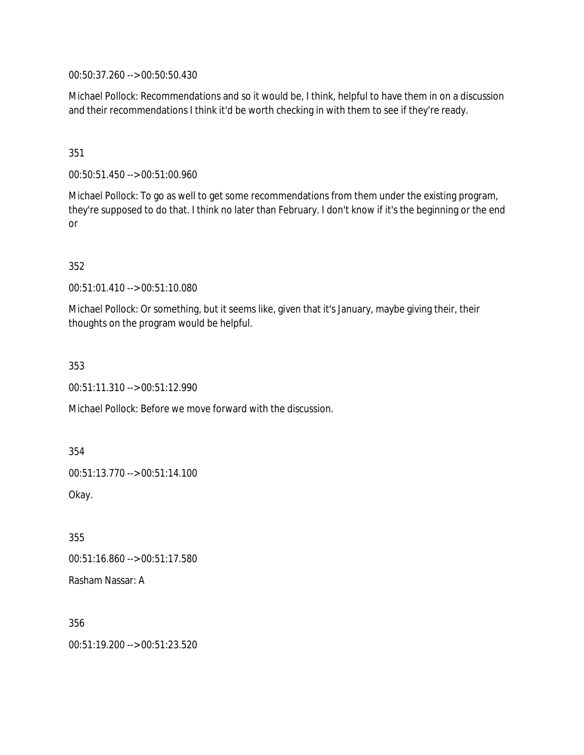00:50:37.260 --> 00:50:50.430

Michael Pollock: Recommendations and so it would be, I think, helpful to have them in on a discussion and their recommendations I think it'd be worth checking in with them to see if they're ready.

351

00:50:51.450 --> 00:51:00.960

Michael Pollock: To go as well to get some recommendations from them under the existing program, they're supposed to do that. I think no later than February. I don't know if it's the beginning or the end or

352

00:51:01.410 --> 00:51:10.080

Michael Pollock: Or something, but it seems like, given that it's January, maybe giving their, their thoughts on the program would be helpful.

353

00:51:11.310 --> 00:51:12.990

Michael Pollock: Before we move forward with the discussion.

354

00:51:13.770 --> 00:51:14.100

Okay.

355

00:51:16.860 --> 00:51:17.580

Rasham Nassar: A

356

00:51:19.200 --> 00:51:23.520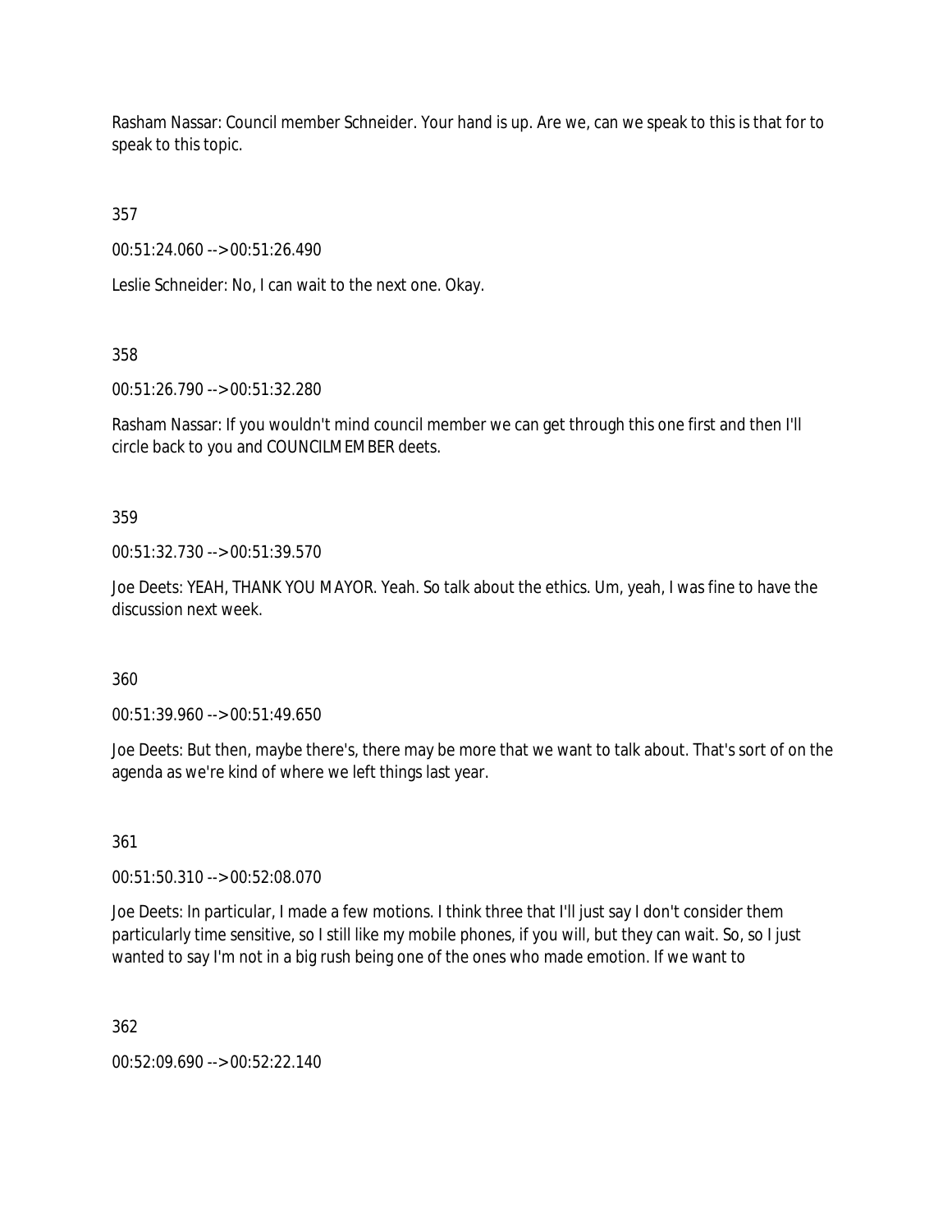Rasham Nassar: Council member Schneider. Your hand is up. Are we, can we speak to this is that for to speak to this topic.

357

00:51:24.060 --> 00:51:26.490

Leslie Schneider: No, I can wait to the next one. Okay.

358

00:51:26.790 --> 00:51:32.280

Rasham Nassar: If you wouldn't mind council member we can get through this one first and then I'll circle back to you and COUNCILMEMBER deets.

359

00:51:32.730 --> 00:51:39.570

Joe Deets: YEAH, THANK YOU MAYOR. Yeah. So talk about the ethics. Um, yeah, I was fine to have the discussion next week.

360

00:51:39.960 --> 00:51:49.650

Joe Deets: But then, maybe there's, there may be more that we want to talk about. That's sort of on the agenda as we're kind of where we left things last year.

361

00:51:50.310 --> 00:52:08.070

Joe Deets: In particular, I made a few motions. I think three that I'll just say I don't consider them particularly time sensitive, so I still like my mobile phones, if you will, but they can wait. So, so I just wanted to say I'm not in a big rush being one of the ones who made emotion. If we want to

362

00:52:09.690 --> 00:52:22.140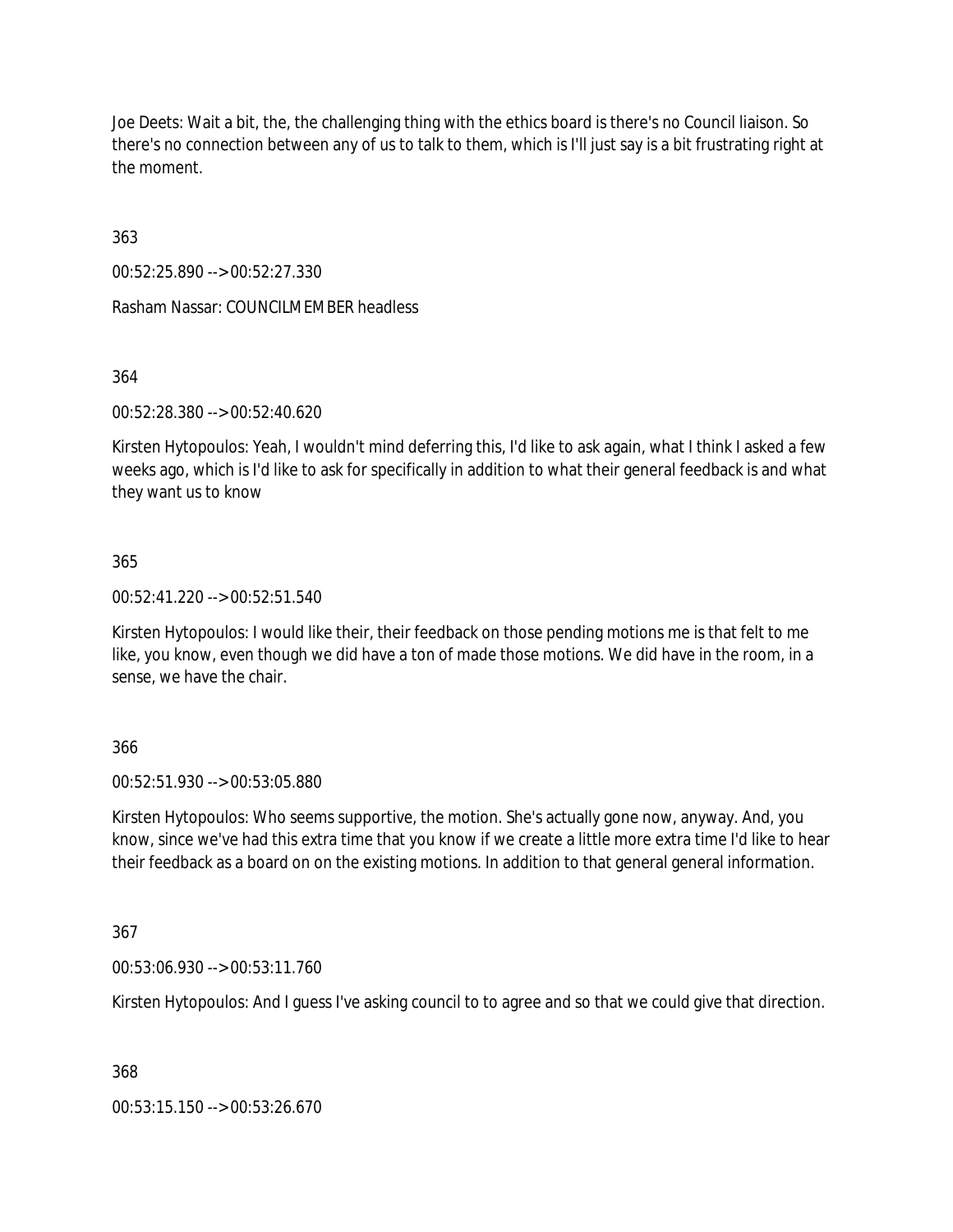Joe Deets: Wait a bit, the, the challenging thing with the ethics board is there's no Council liaison. So there's no connection between any of us to talk to them, which is I'll just say is a bit frustrating right at the moment.

363

00:52:25.890 --> 00:52:27.330

Rasham Nassar: COUNCILMEMBER headless

364

00:52:28.380 --> 00:52:40.620

Kirsten Hytopoulos: Yeah, I wouldn't mind deferring this, I'd like to ask again, what I think I asked a few weeks ago, which is I'd like to ask for specifically in addition to what their general feedback is and what they want us to know

365

00:52:41.220 --> 00:52:51.540

Kirsten Hytopoulos: I would like their, their feedback on those pending motions me is that felt to me like, you know, even though we did have a ton of made those motions. We did have in the room, in a sense, we have the chair.

366

00:52:51.930 --> 00:53:05.880

Kirsten Hytopoulos: Who seems supportive, the motion. She's actually gone now, anyway. And, you know, since we've had this extra time that you know if we create a little more extra time I'd like to hear their feedback as a board on on the existing motions. In addition to that general general information.

367

00:53:06.930 --> 00:53:11.760

Kirsten Hytopoulos: And I guess I've asking council to to agree and so that we could give that direction.

368

00:53:15.150 --> 00:53:26.670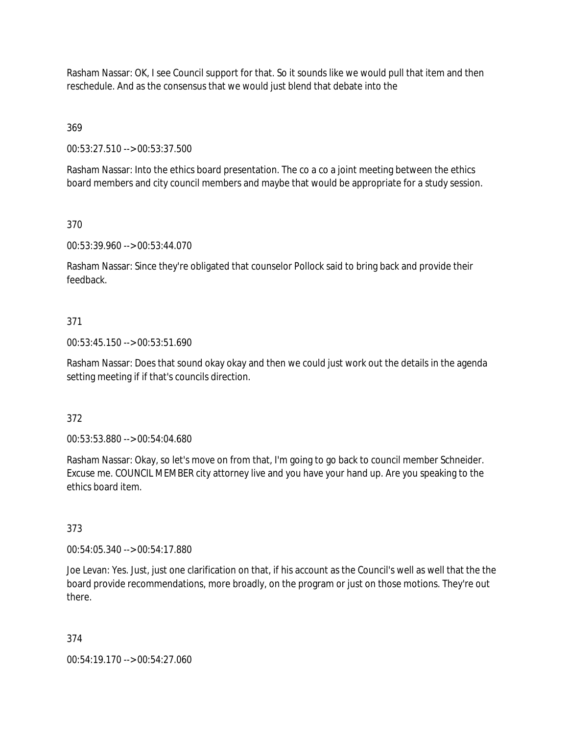Rasham Nassar: OK, I see Council support for that. So it sounds like we would pull that item and then reschedule. And as the consensus that we would just blend that debate into the

369

00:53:27.510 --> 00:53:37.500

Rasham Nassar: Into the ethics board presentation. The co a co a joint meeting between the ethics board members and city council members and maybe that would be appropriate for a study session.

370

00:53:39.960 --> 00:53:44.070

Rasham Nassar: Since they're obligated that counselor Pollock said to bring back and provide their feedback.

371

00:53:45.150 --> 00:53:51.690

Rasham Nassar: Does that sound okay okay and then we could just work out the details in the agenda setting meeting if if that's councils direction.

372

00:53:53.880 --> 00:54:04.680

Rasham Nassar: Okay, so let's move on from that, I'm going to go back to council member Schneider. Excuse me. COUNCIL MEMBER city attorney live and you have your hand up. Are you speaking to the ethics board item.

373

00:54:05.340 --> 00:54:17.880

Joe Levan: Yes. Just, just one clarification on that, if his account as the Council's well as well that the the board provide recommendations, more broadly, on the program or just on those motions. They're out there.

374

00:54:19.170 --> 00:54:27.060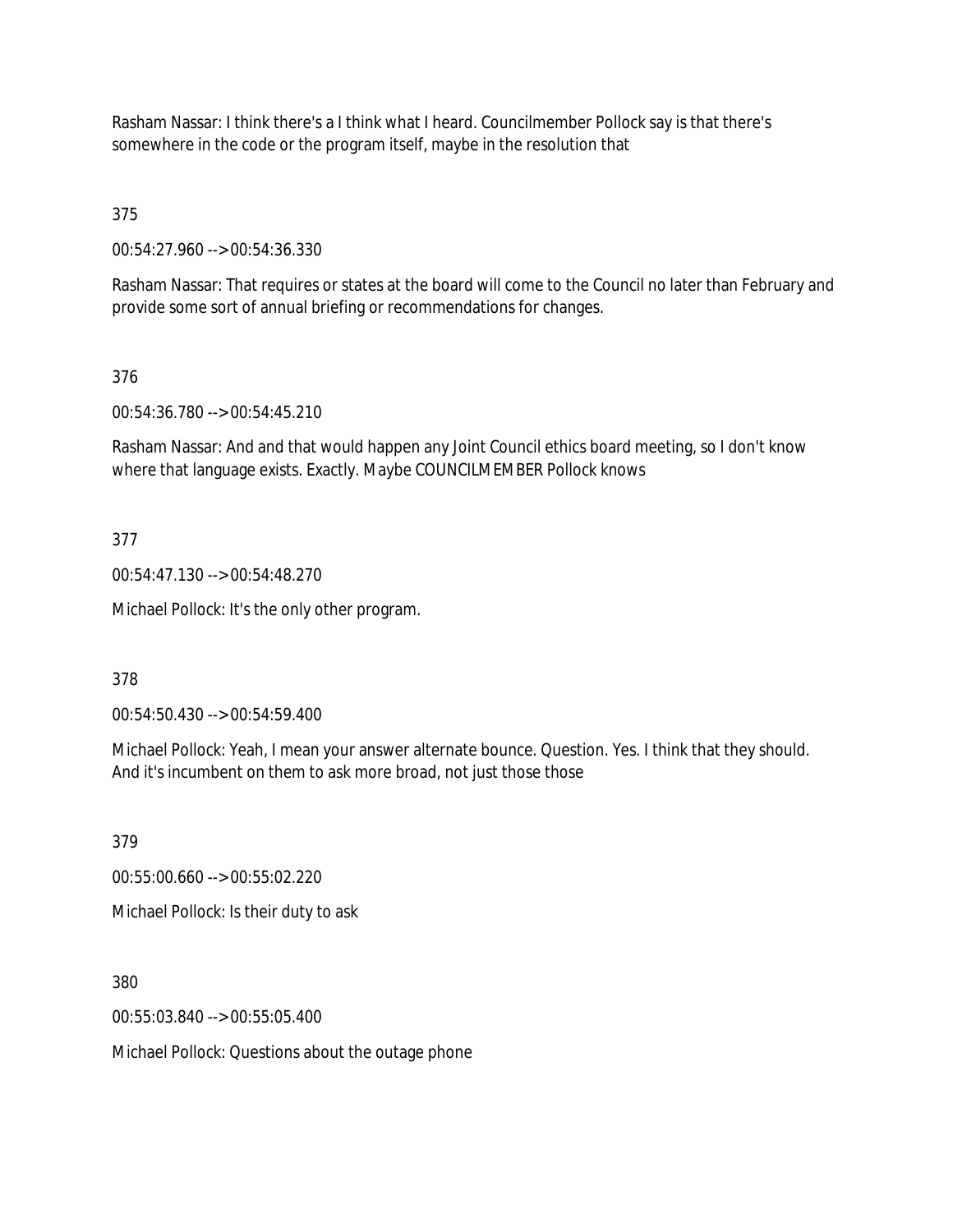Rasham Nassar: I think there's a I think what I heard. Councilmember Pollock say is that there's somewhere in the code or the program itself, maybe in the resolution that

375

00:54:27.960 --> 00:54:36.330

Rasham Nassar: That requires or states at the board will come to the Council no later than February and provide some sort of annual briefing or recommendations for changes.

376

00:54:36.780 --> 00:54:45.210

Rasham Nassar: And and that would happen any Joint Council ethics board meeting, so I don't know where that language exists. Exactly. Maybe COUNCILMEMBER Pollock knows

377

00:54:47.130 --> 00:54:48.270

Michael Pollock: It's the only other program.

378

00:54:50.430 --> 00:54:59.400

Michael Pollock: Yeah, I mean your answer alternate bounce. Question. Yes. I think that they should. And it's incumbent on them to ask more broad, not just those those

379

00:55:00.660 --> 00:55:02.220

Michael Pollock: Is their duty to ask

380

00:55:03.840 --> 00:55:05.400

Michael Pollock: Questions about the outage phone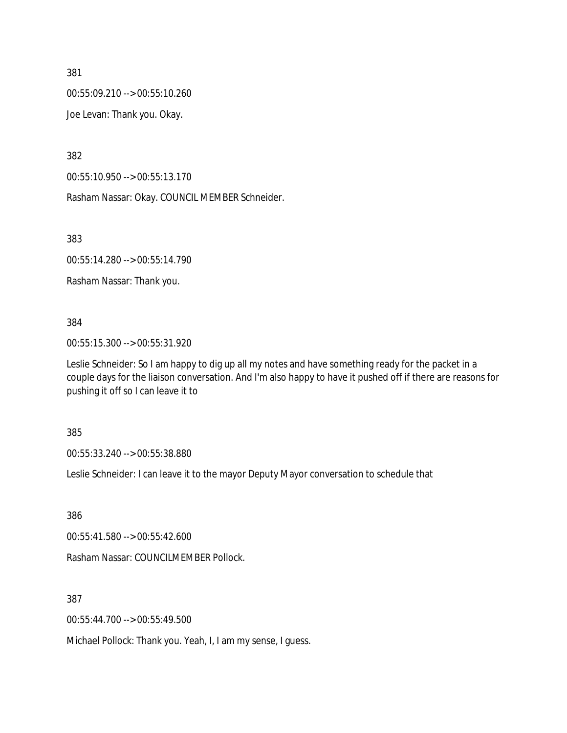381

00:55:09.210 --> 00:55:10.260

Joe Levan: Thank you. Okay.

382

00:55:10.950 --> 00:55:13.170

Rasham Nassar: Okay. COUNCIL MEMBER Schneider.

383

00:55:14.280 --> 00:55:14.790

Rasham Nassar: Thank you.

384

00:55:15.300 --> 00:55:31.920

Leslie Schneider: So I am happy to dig up all my notes and have something ready for the packet in a couple days for the liaison conversation. And I'm also happy to have it pushed off if there are reasons for pushing it off so I can leave it to

385

00:55:33.240 --> 00:55:38.880

Leslie Schneider: I can leave it to the mayor Deputy Mayor conversation to schedule that

386

00:55:41.580 --> 00:55:42.600

Rasham Nassar: COUNCILMEMBER Pollock.

387

00:55:44.700 --> 00:55:49.500

Michael Pollock: Thank you. Yeah, I, I am my sense, I guess.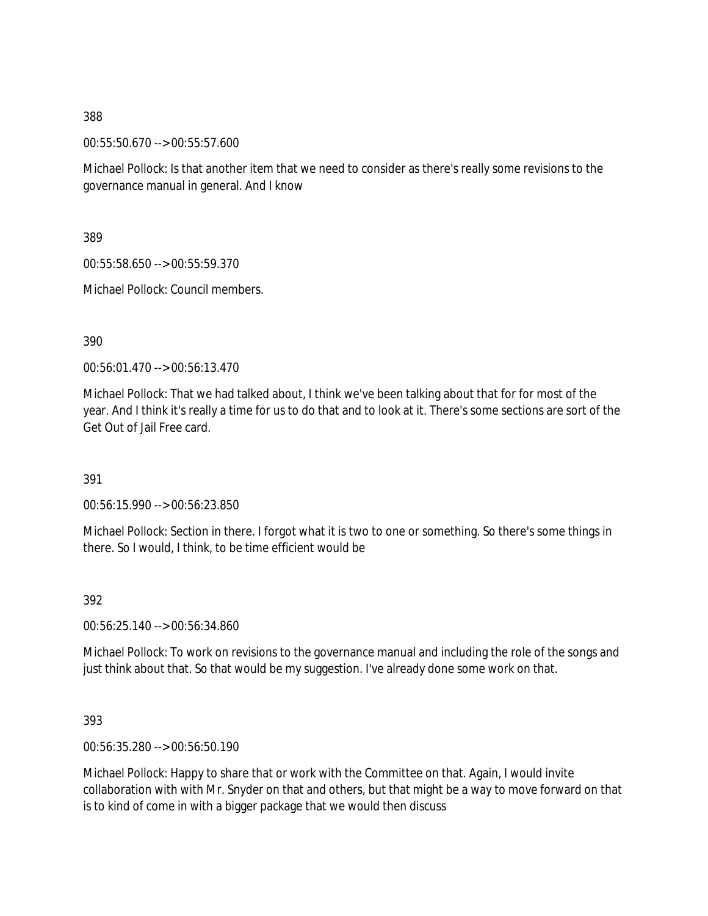388

00:55:50.670 --> 00:55:57.600

Michael Pollock: Is that another item that we need to consider as there's really some revisions to the governance manual in general. And I know

389

00:55:58.650 --> 00:55:59.370

Michael Pollock: Council members.

390

00:56:01.470 --> 00:56:13.470

Michael Pollock: That we had talked about, I think we've been talking about that for for most of the year. And I think it's really a time for us to do that and to look at it. There's some sections are sort of the Get Out of Jail Free card.

391

00:56:15.990 --> 00:56:23.850

Michael Pollock: Section in there. I forgot what it is two to one or something. So there's some things in there. So I would, I think, to be time efficient would be

392

00:56:25.140 --> 00:56:34.860

Michael Pollock: To work on revisions to the governance manual and including the role of the songs and just think about that. So that would be my suggestion. I've already done some work on that.

393

00:56:35.280 --> 00:56:50.190

Michael Pollock: Happy to share that or work with the Committee on that. Again, I would invite collaboration with with Mr. Snyder on that and others, but that might be a way to move forward on that is to kind of come in with a bigger package that we would then discuss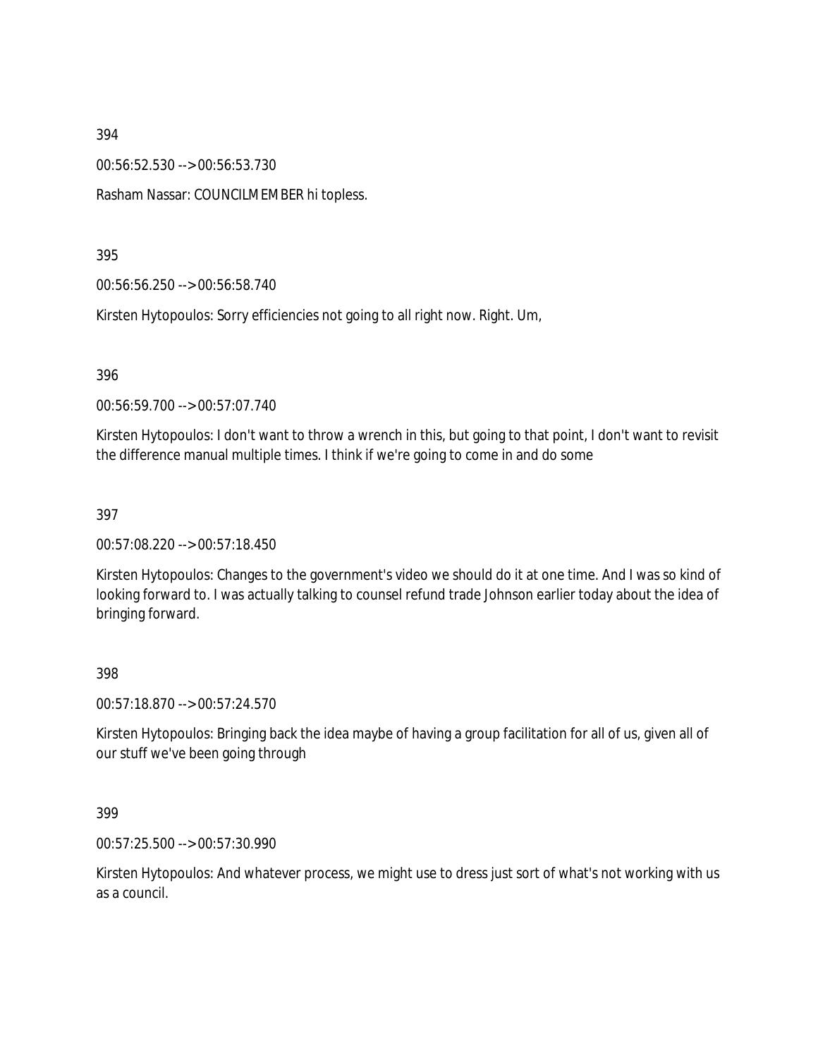394

00:56:52.530 --> 00:56:53.730

Rasham Nassar: COUNCILMEMBER hi topless.

395

00:56:56.250 --> 00:56:58.740

Kirsten Hytopoulos: Sorry efficiencies not going to all right now. Right. Um,

396

00:56:59.700 --> 00:57:07.740

Kirsten Hytopoulos: I don't want to throw a wrench in this, but going to that point, I don't want to revisit the difference manual multiple times. I think if we're going to come in and do some

397

00:57:08.220 --> 00:57:18.450

Kirsten Hytopoulos: Changes to the government's video we should do it at one time. And I was so kind of looking forward to. I was actually talking to counsel refund trade Johnson earlier today about the idea of bringing forward.

398

00:57:18.870 --> 00:57:24.570

Kirsten Hytopoulos: Bringing back the idea maybe of having a group facilitation for all of us, given all of our stuff we've been going through

399

00:57:25.500 --> 00:57:30.990

Kirsten Hytopoulos: And whatever process, we might use to dress just sort of what's not working with us as a council.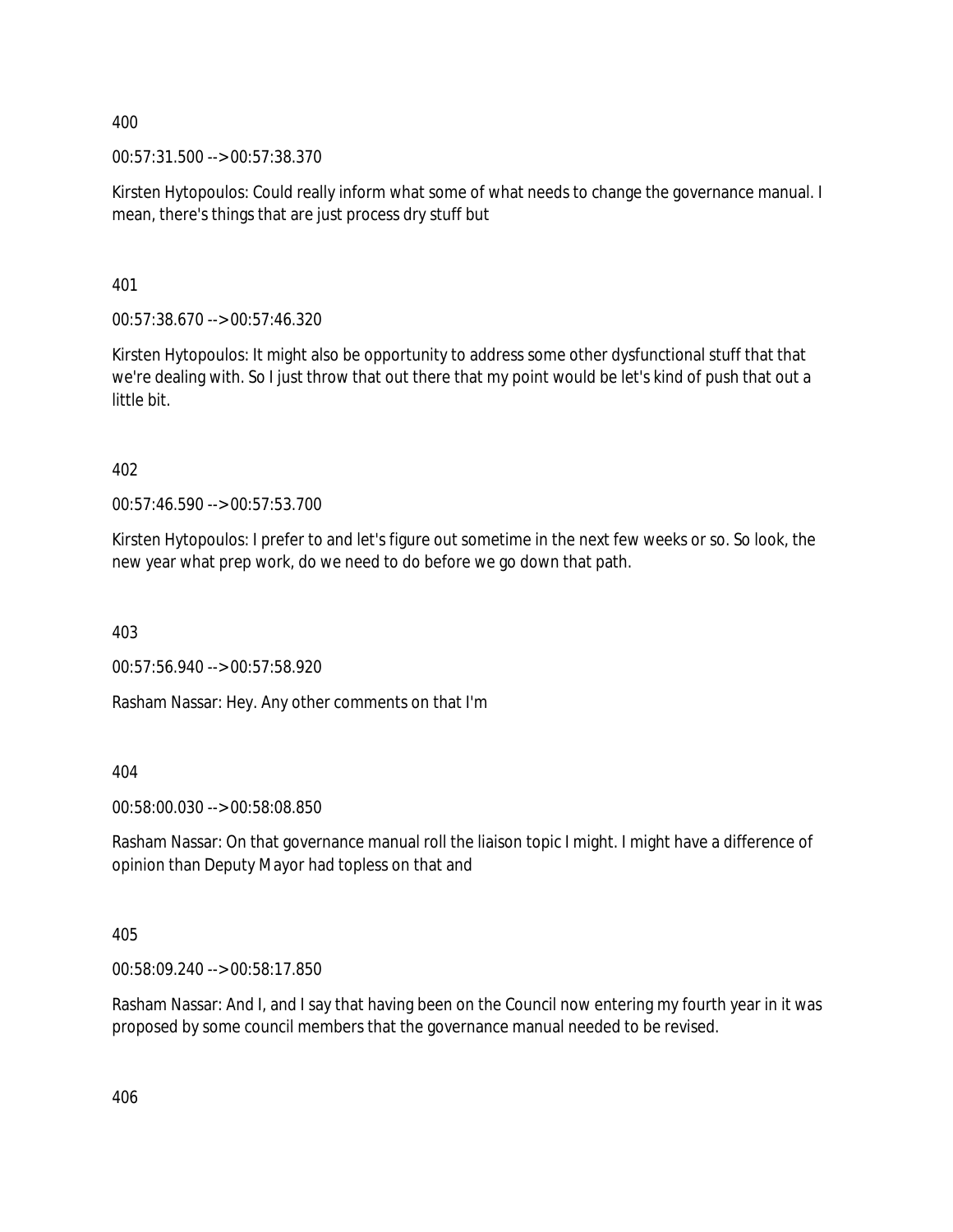400

00:57:31.500 --> 00:57:38.370

Kirsten Hytopoulos: Could really inform what some of what needs to change the governance manual. I mean, there's things that are just process dry stuff but

401

00:57:38.670 --> 00:57:46.320

Kirsten Hytopoulos: It might also be opportunity to address some other dysfunctional stuff that that we're dealing with. So I just throw that out there that my point would be let's kind of push that out a little bit.

402

00:57:46.590 --> 00:57:53.700

Kirsten Hytopoulos: I prefer to and let's figure out sometime in the next few weeks or so. So look, the new year what prep work, do we need to do before we go down that path.

403

00:57:56.940 --> 00:57:58.920

Rasham Nassar: Hey. Any other comments on that I'm

404

00:58:00.030 --> 00:58:08.850

Rasham Nassar: On that governance manual roll the liaison topic I might. I might have a difference of opinion than Deputy Mayor had topless on that and

405

00:58:09.240 --> 00:58:17.850

Rasham Nassar: And I, and I say that having been on the Council now entering my fourth year in it was proposed by some council members that the governance manual needed to be revised.

406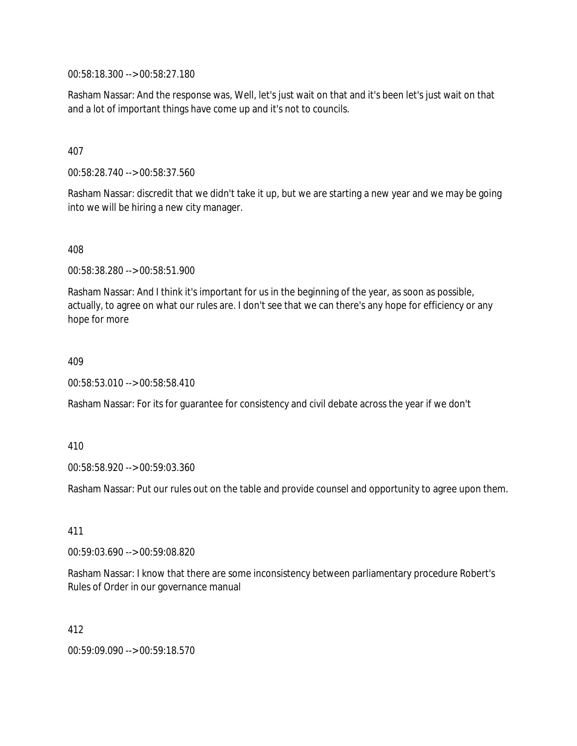00:58:18.300 --> 00:58:27.180

Rasham Nassar: And the response was, Well, let's just wait on that and it's been let's just wait on that and a lot of important things have come up and it's not to councils.

407

00:58:28.740 --> 00:58:37.560

Rasham Nassar: discredit that we didn't take it up, but we are starting a new year and we may be going into we will be hiring a new city manager.

408

00:58:38.280 --> 00:58:51.900

Rasham Nassar: And I think it's important for us in the beginning of the year, as soon as possible, actually, to agree on what our rules are. I don't see that we can there's any hope for efficiency or any hope for more

409

00:58:53.010 --> 00:58:58.410

Rasham Nassar: For its for guarantee for consistency and civil debate across the year if we don't

410

00:58:58.920 --> 00:59:03.360

Rasham Nassar: Put our rules out on the table and provide counsel and opportunity to agree upon them.

411

00:59:03.690 --> 00:59:08.820

Rasham Nassar: I know that there are some inconsistency between parliamentary procedure Robert's Rules of Order in our governance manual

412

00:59:09.090 --> 00:59:18.570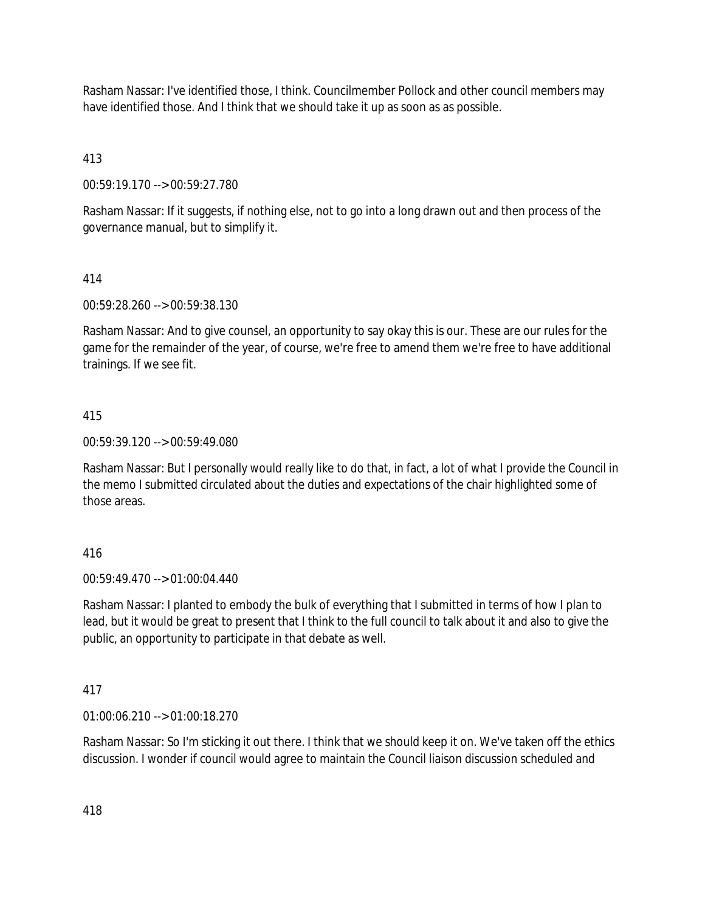Rasham Nassar: I've identified those, I think. Councilmember Pollock and other council members may have identified those. And I think that we should take it up as soon as as possible.

413

00:59:19.170 --> 00:59:27.780

Rasham Nassar: If it suggests, if nothing else, not to go into a long drawn out and then process of the governance manual, but to simplify it.

414

00:59:28.260 --> 00:59:38.130

Rasham Nassar: And to give counsel, an opportunity to say okay this is our. These are our rules for the game for the remainder of the year, of course, we're free to amend them we're free to have additional trainings. If we see fit.

415

00:59:39.120 --> 00:59:49.080

Rasham Nassar: But I personally would really like to do that, in fact, a lot of what I provide the Council in the memo I submitted circulated about the duties and expectations of the chair highlighted some of those areas.

416

00:59:49.470 --> 01:00:04.440

Rasham Nassar: I planted to embody the bulk of everything that I submitted in terms of how I plan to lead, but it would be great to present that I think to the full council to talk about it and also to give the public, an opportunity to participate in that debate as well.

417

01:00:06.210 --> 01:00:18.270

Rasham Nassar: So I'm sticking it out there. I think that we should keep it on. We've taken off the ethics discussion. I wonder if council would agree to maintain the Council liaison discussion scheduled and

418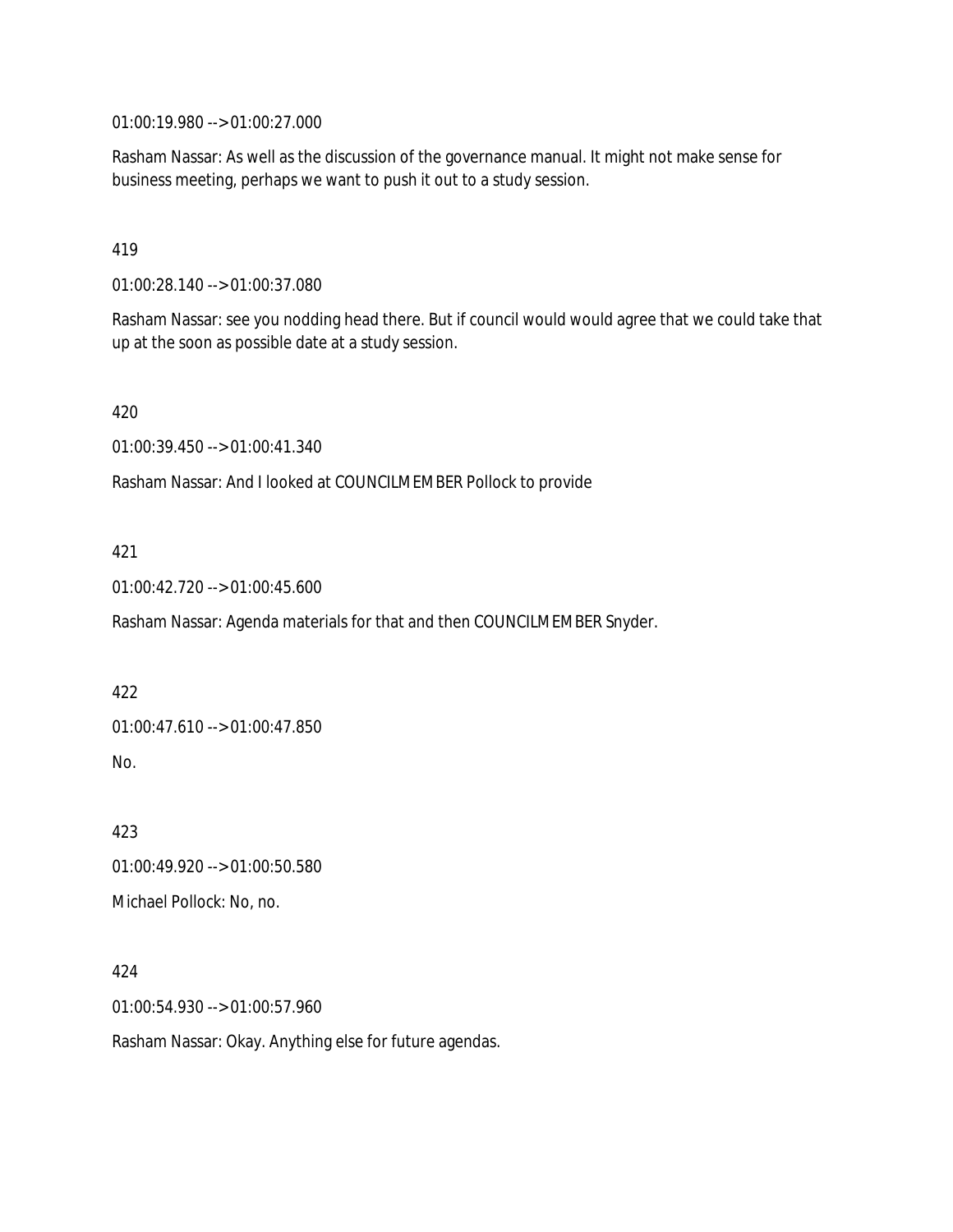01:00:19.980 --> 01:00:27.000

Rasham Nassar: As well as the discussion of the governance manual. It might not make sense for business meeting, perhaps we want to push it out to a study session.

419

01:00:28.140 --> 01:00:37.080

Rasham Nassar: see you nodding head there. But if council would would agree that we could take that up at the soon as possible date at a study session.

420

01:00:39.450 --> 01:00:41.340

Rasham Nassar: And I looked at COUNCILMEMBER Pollock to provide

421

01:00:42.720 --> 01:00:45.600

Rasham Nassar: Agenda materials for that and then COUNCILMEMBER Snyder.

422

01:00:47.610 --> 01:00:47.850

No.

423

01:00:49.920 --> 01:00:50.580

Michael Pollock: No, no.

424

01:00:54.930 --> 01:00:57.960

Rasham Nassar: Okay. Anything else for future agendas.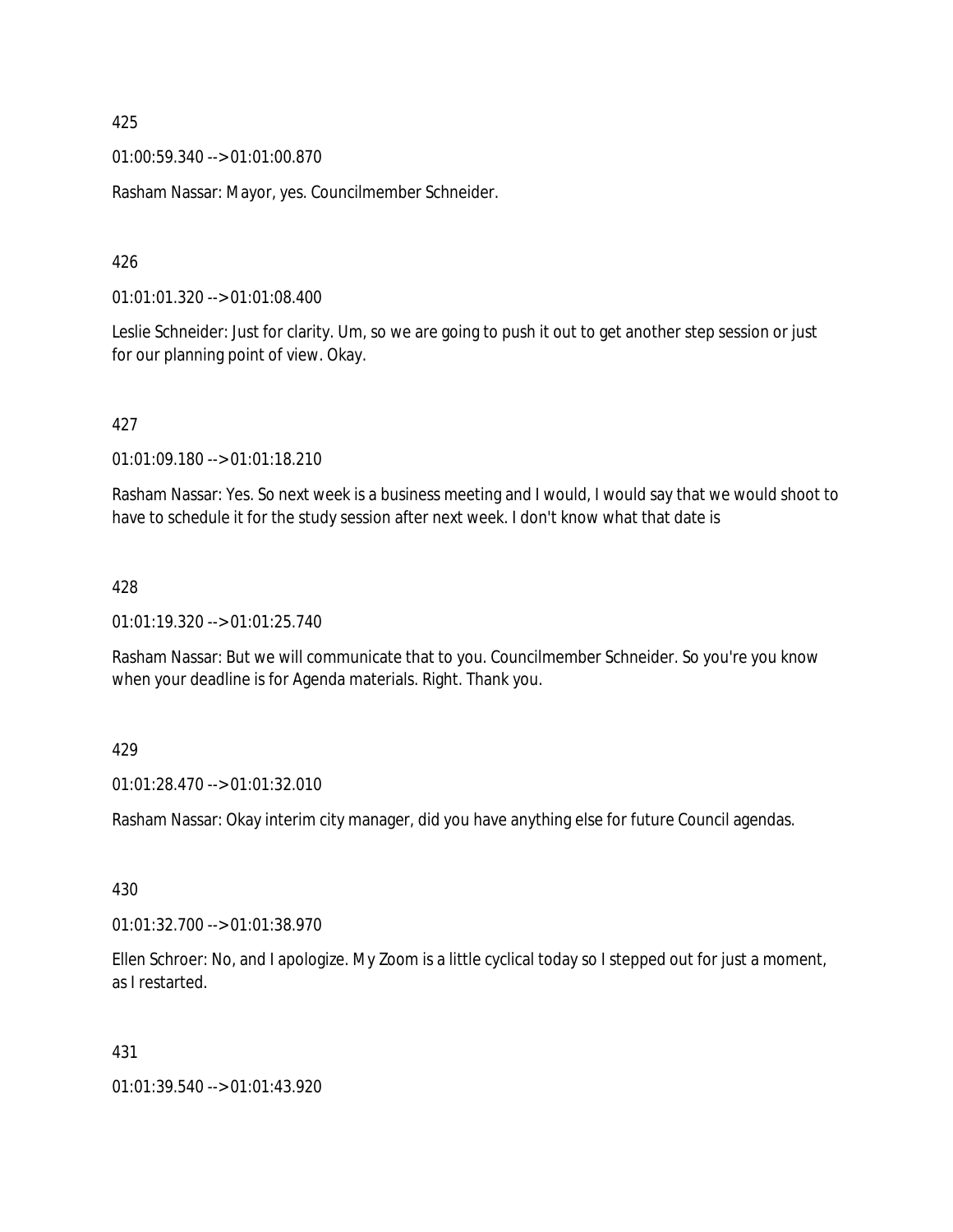425

01:00:59.340 --> 01:01:00.870

Rasham Nassar: Mayor, yes. Councilmember Schneider.

426

01:01:01.320 --> 01:01:08.400

Leslie Schneider: Just for clarity. Um, so we are going to push it out to get another step session or just for our planning point of view. Okay.

427

01:01:09.180 --> 01:01:18.210

Rasham Nassar: Yes. So next week is a business meeting and I would, I would say that we would shoot to have to schedule it for the study session after next week. I don't know what that date is

428

01:01:19.320 --> 01:01:25.740

Rasham Nassar: But we will communicate that to you. Councilmember Schneider. So you're you know when your deadline is for Agenda materials. Right. Thank you.

429

01:01:28.470 --> 01:01:32.010

Rasham Nassar: Okay interim city manager, did you have anything else for future Council agendas.

430

01:01:32.700 --> 01:01:38.970

Ellen Schroer: No, and I apologize. My Zoom is a little cyclical today so I stepped out for just a moment, as I restarted.

431

01:01:39.540 --> 01:01:43.920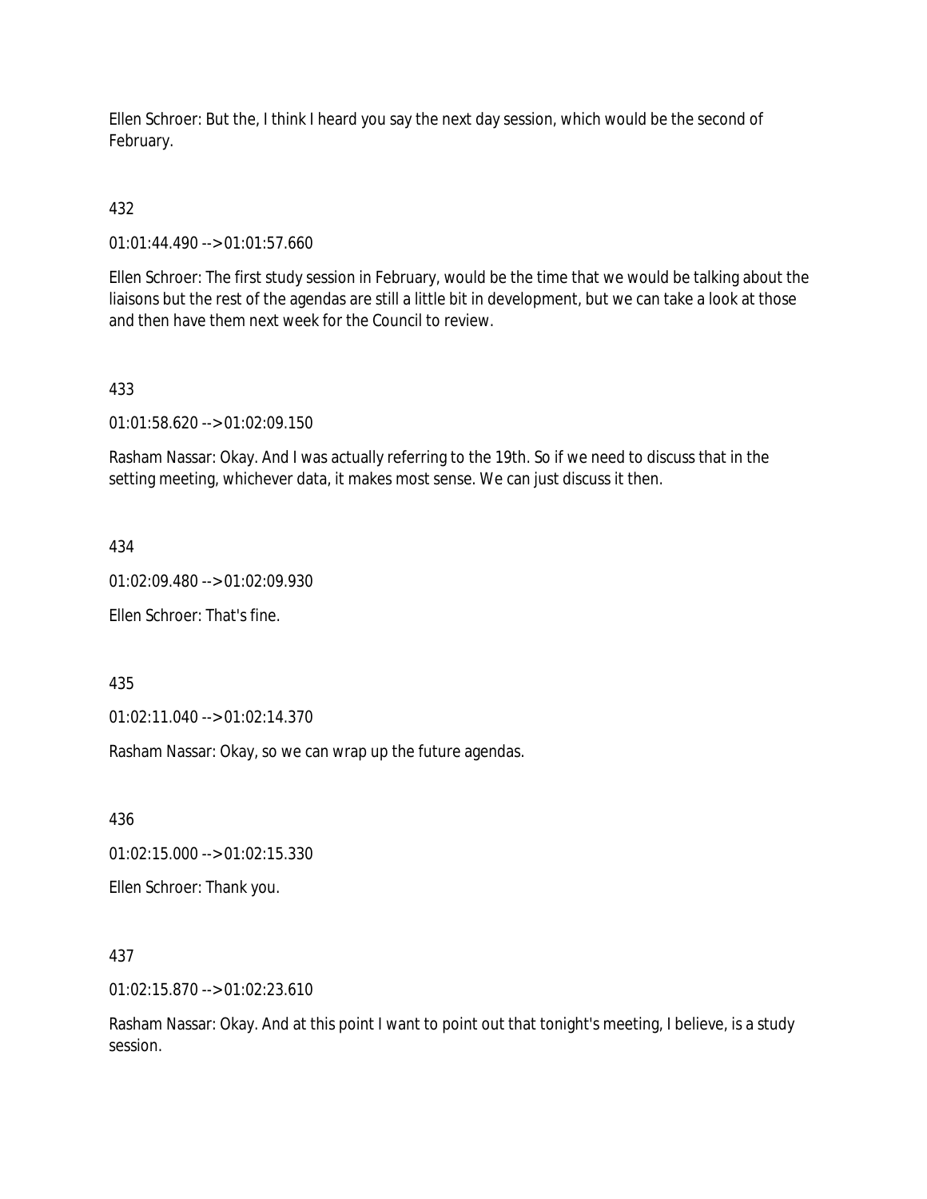Ellen Schroer: But the, I think I heard you say the next day session, which would be the second of February.

432

01:01:44.490 --> 01:01:57.660

Ellen Schroer: The first study session in February, would be the time that we would be talking about the liaisons but the rest of the agendas are still a little bit in development, but we can take a look at those and then have them next week for the Council to review.

433

01:01:58.620 --> 01:02:09.150

Rasham Nassar: Okay. And I was actually referring to the 19th. So if we need to discuss that in the setting meeting, whichever data, it makes most sense. We can just discuss it then.

434

01:02:09.480 --> 01:02:09.930

Ellen Schroer: That's fine.

435

01:02:11.040 --> 01:02:14.370

Rasham Nassar: Okay, so we can wrap up the future agendas.

436

01:02:15.000 --> 01:02:15.330

Ellen Schroer: Thank you.

437

01:02:15.870 --> 01:02:23.610

Rasham Nassar: Okay. And at this point I want to point out that tonight's meeting, I believe, is a study session.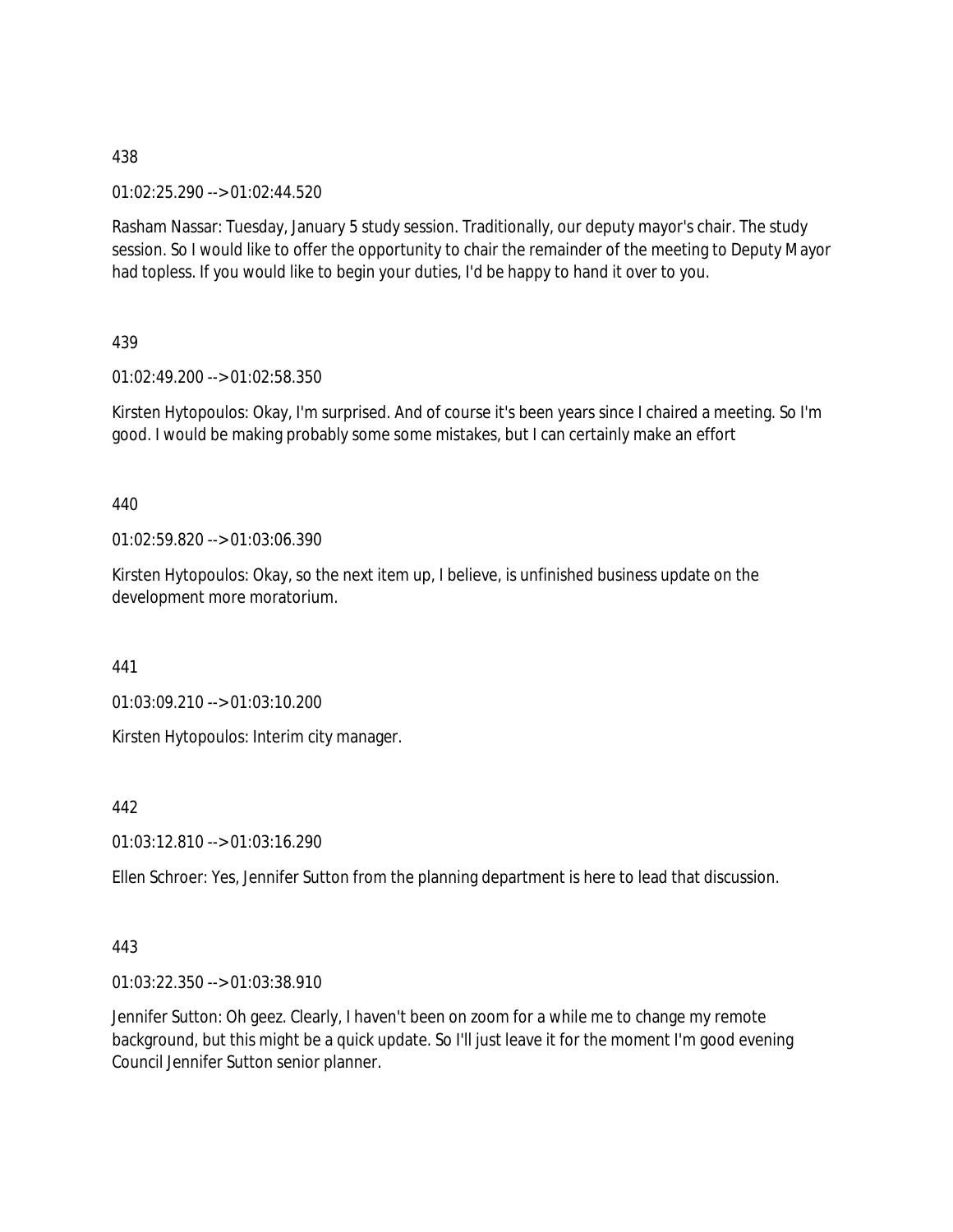438

01:02:25.290 --> 01:02:44.520

Rasham Nassar: Tuesday, January 5 study session. Traditionally, our deputy mayor's chair. The study session. So I would like to offer the opportunity to chair the remainder of the meeting to Deputy Mayor had topless. If you would like to begin your duties, I'd be happy to hand it over to you.

439

01:02:49.200 --> 01:02:58.350

Kirsten Hytopoulos: Okay, I'm surprised. And of course it's been years since I chaired a meeting. So I'm good. I would be making probably some some mistakes, but I can certainly make an effort

440

01:02:59.820 --> 01:03:06.390

Kirsten Hytopoulos: Okay, so the next item up, I believe, is unfinished business update on the development more moratorium.

441

01:03:09.210 --> 01:03:10.200

Kirsten Hytopoulos: Interim city manager.

442

01:03:12.810 --> 01:03:16.290

Ellen Schroer: Yes, Jennifer Sutton from the planning department is here to lead that discussion.

443

01:03:22.350 --> 01:03:38.910

Jennifer Sutton: Oh geez. Clearly, I haven't been on zoom for a while me to change my remote background, but this might be a quick update. So I'll just leave it for the moment I'm good evening Council Jennifer Sutton senior planner.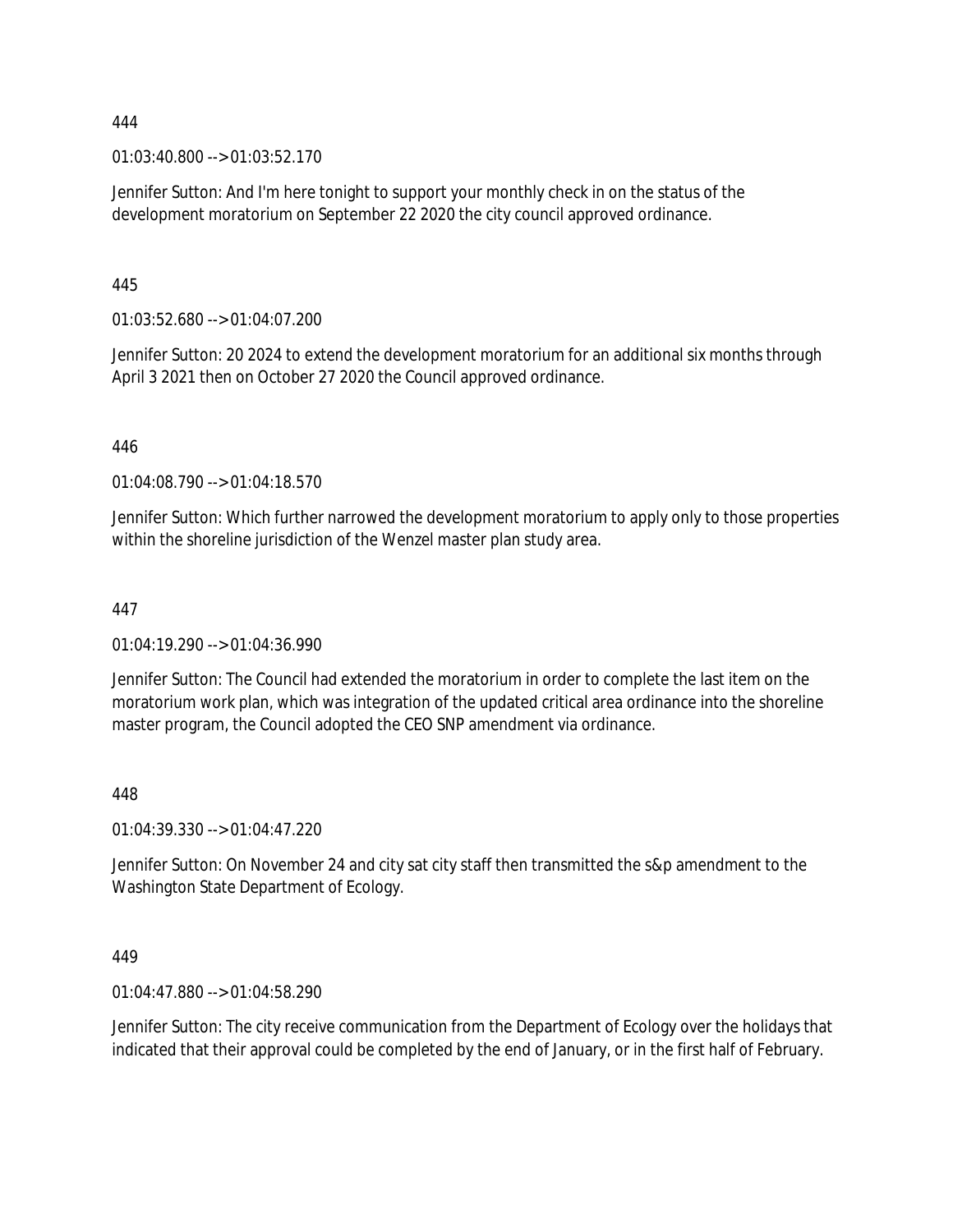444

01:03:40.800 --> 01:03:52.170

Jennifer Sutton: And I'm here tonight to support your monthly check in on the status of the development moratorium on September 22 2020 the city council approved ordinance.

445

01:03:52.680 --> 01:04:07.200

Jennifer Sutton: 20 2024 to extend the development moratorium for an additional six months through April 3 2021 then on October 27 2020 the Council approved ordinance.

446

01:04:08.790 --> 01:04:18.570

Jennifer Sutton: Which further narrowed the development moratorium to apply only to those properties within the shoreline jurisdiction of the Wenzel master plan study area.

447

01:04:19.290 --> 01:04:36.990

Jennifer Sutton: The Council had extended the moratorium in order to complete the last item on the moratorium work plan, which was integration of the updated critical area ordinance into the shoreline master program, the Council adopted the CEO SNP amendment via ordinance.

448

01:04:39.330 --> 01:04:47.220

Jennifer Sutton: On November 24 and city sat city staff then transmitted the s&p amendment to the Washington State Department of Ecology.

449

01:04:47.880 --> 01:04:58.290

Jennifer Sutton: The city receive communication from the Department of Ecology over the holidays that indicated that their approval could be completed by the end of January, or in the first half of February.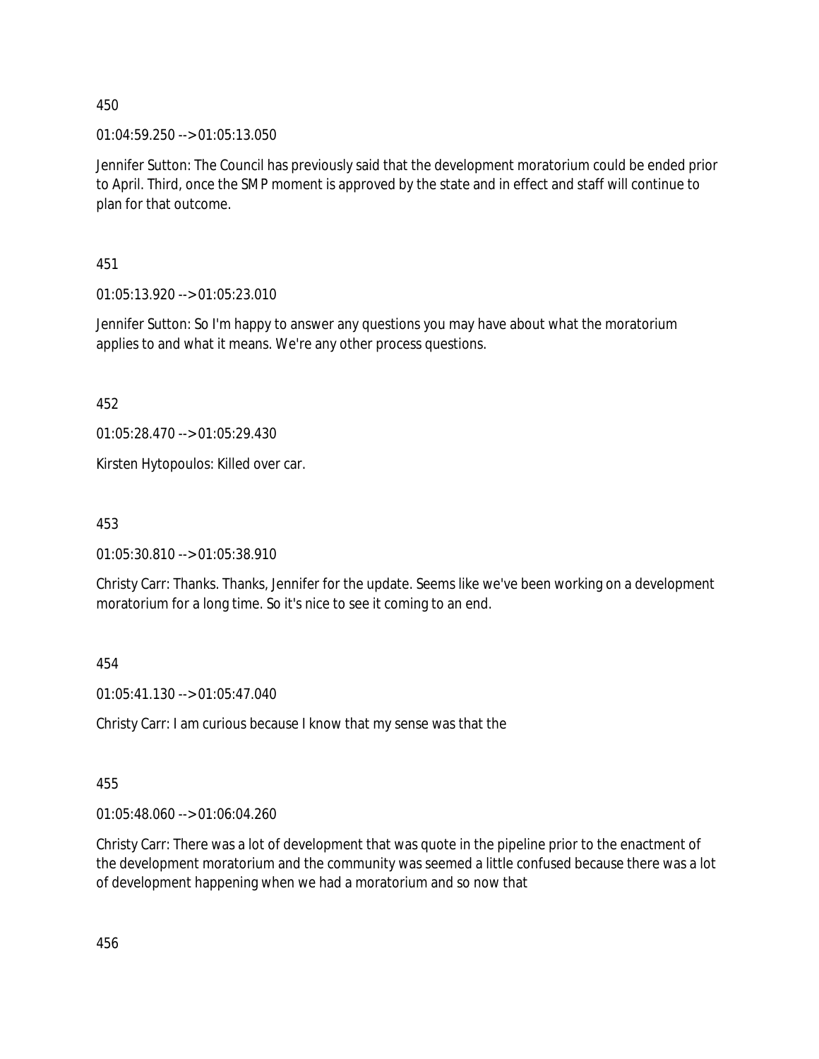450

01:04:59.250 --> 01:05:13.050

Jennifer Sutton: The Council has previously said that the development moratorium could be ended prior to April. Third, once the SMP moment is approved by the state and in effect and staff will continue to plan for that outcome.

451

01:05:13.920 --> 01:05:23.010

Jennifer Sutton: So I'm happy to answer any questions you may have about what the moratorium applies to and what it means. We're any other process questions.

452

01:05:28.470 --> 01:05:29.430

Kirsten Hytopoulos: Killed over car.

453

01:05:30.810 --> 01:05:38.910

Christy Carr: Thanks. Thanks, Jennifer for the update. Seems like we've been working on a development moratorium for a long time. So it's nice to see it coming to an end.

454

01:05:41.130 --> 01:05:47.040

Christy Carr: I am curious because I know that my sense was that the

455

01:05:48.060 --> 01:06:04.260

Christy Carr: There was a lot of development that was quote in the pipeline prior to the enactment of the development moratorium and the community was seemed a little confused because there was a lot of development happening when we had a moratorium and so now that

456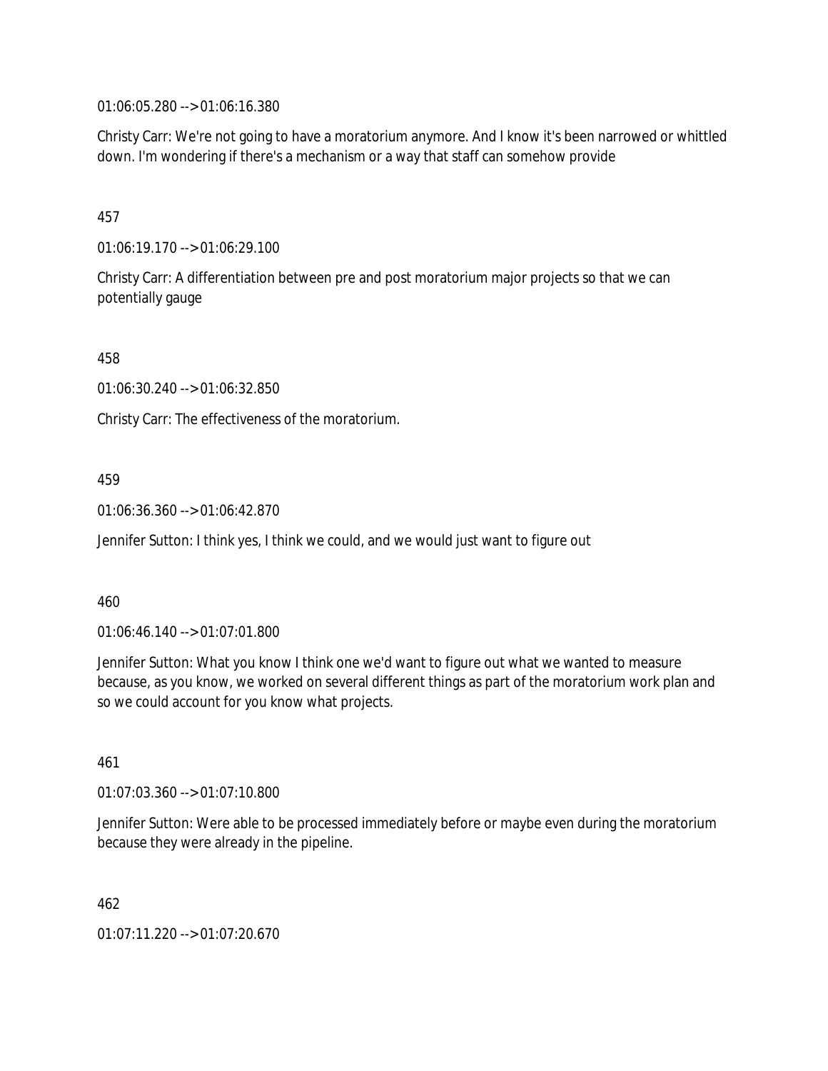01:06:05.280 --> 01:06:16.380

Christy Carr: We're not going to have a moratorium anymore. And I know it's been narrowed or whittled down. I'm wondering if there's a mechanism or a way that staff can somehow provide

457

01:06:19.170 --> 01:06:29.100

Christy Carr: A differentiation between pre and post moratorium major projects so that we can potentially gauge

458

01:06:30.240 --> 01:06:32.850

Christy Carr: The effectiveness of the moratorium.

459

01:06:36.360 --> 01:06:42.870

Jennifer Sutton: I think yes, I think we could, and we would just want to figure out

460

01:06:46.140 --> 01:07:01.800

Jennifer Sutton: What you know I think one we'd want to figure out what we wanted to measure because, as you know, we worked on several different things as part of the moratorium work plan and so we could account for you know what projects.

461

01:07:03.360 --> 01:07:10.800

Jennifer Sutton: Were able to be processed immediately before or maybe even during the moratorium because they were already in the pipeline.

462

01:07:11.220 --> 01:07:20.670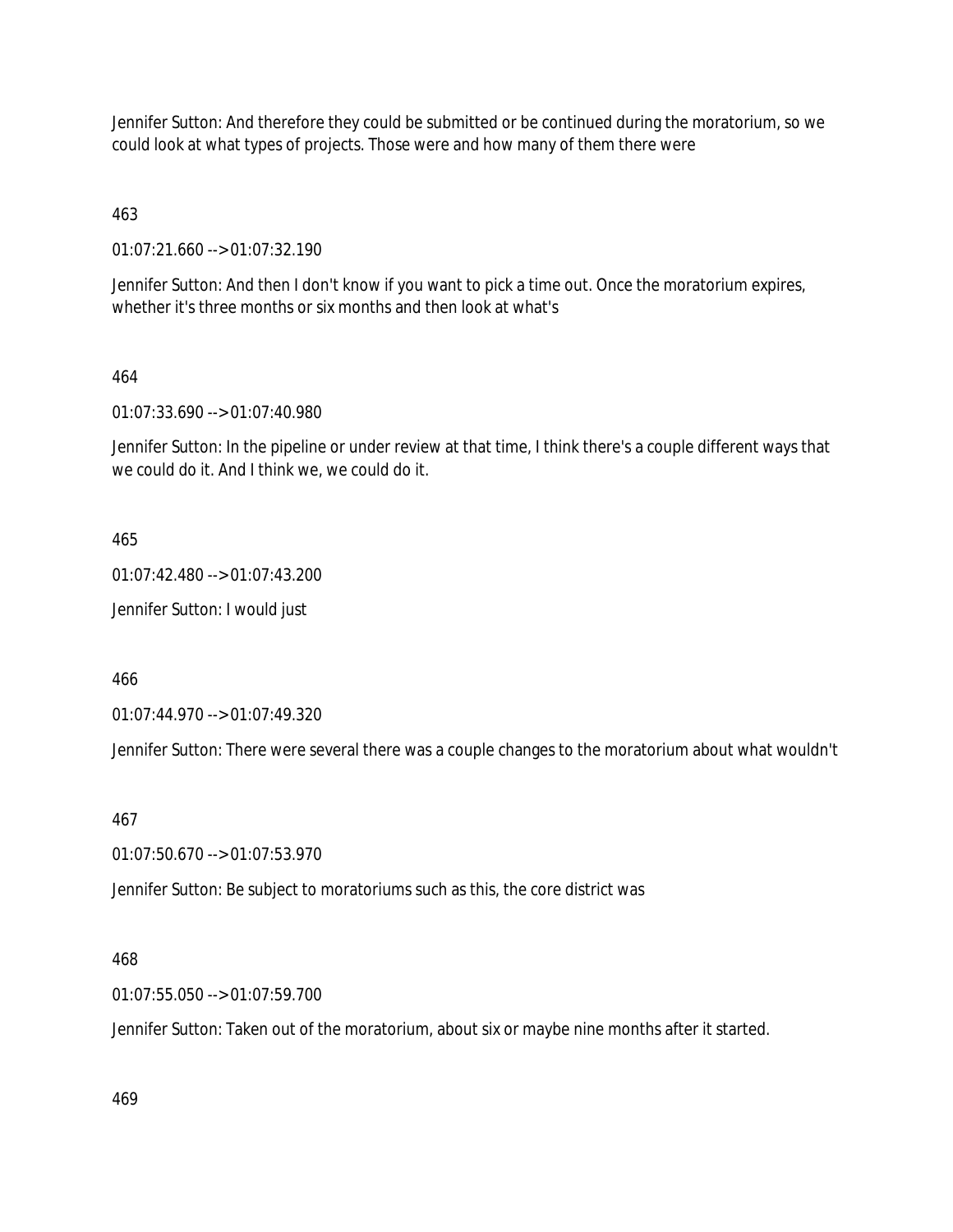Jennifer Sutton: And therefore they could be submitted or be continued during the moratorium, so we could look at what types of projects. Those were and how many of them there were

463

01:07:21.660 --> 01:07:32.190

Jennifer Sutton: And then I don't know if you want to pick a time out. Once the moratorium expires, whether it's three months or six months and then look at what's

464

01:07:33.690 --> 01:07:40.980

Jennifer Sutton: In the pipeline or under review at that time, I think there's a couple different ways that we could do it. And I think we, we could do it.

465

01:07:42.480 --> 01:07:43.200

Jennifer Sutton: I would just

466

01:07:44.970 --> 01:07:49.320

Jennifer Sutton: There were several there was a couple changes to the moratorium about what wouldn't

467

01:07:50.670 --> 01:07:53.970

Jennifer Sutton: Be subject to moratoriums such as this, the core district was

468

01:07:55.050 --> 01:07:59.700

Jennifer Sutton: Taken out of the moratorium, about six or maybe nine months after it started.

469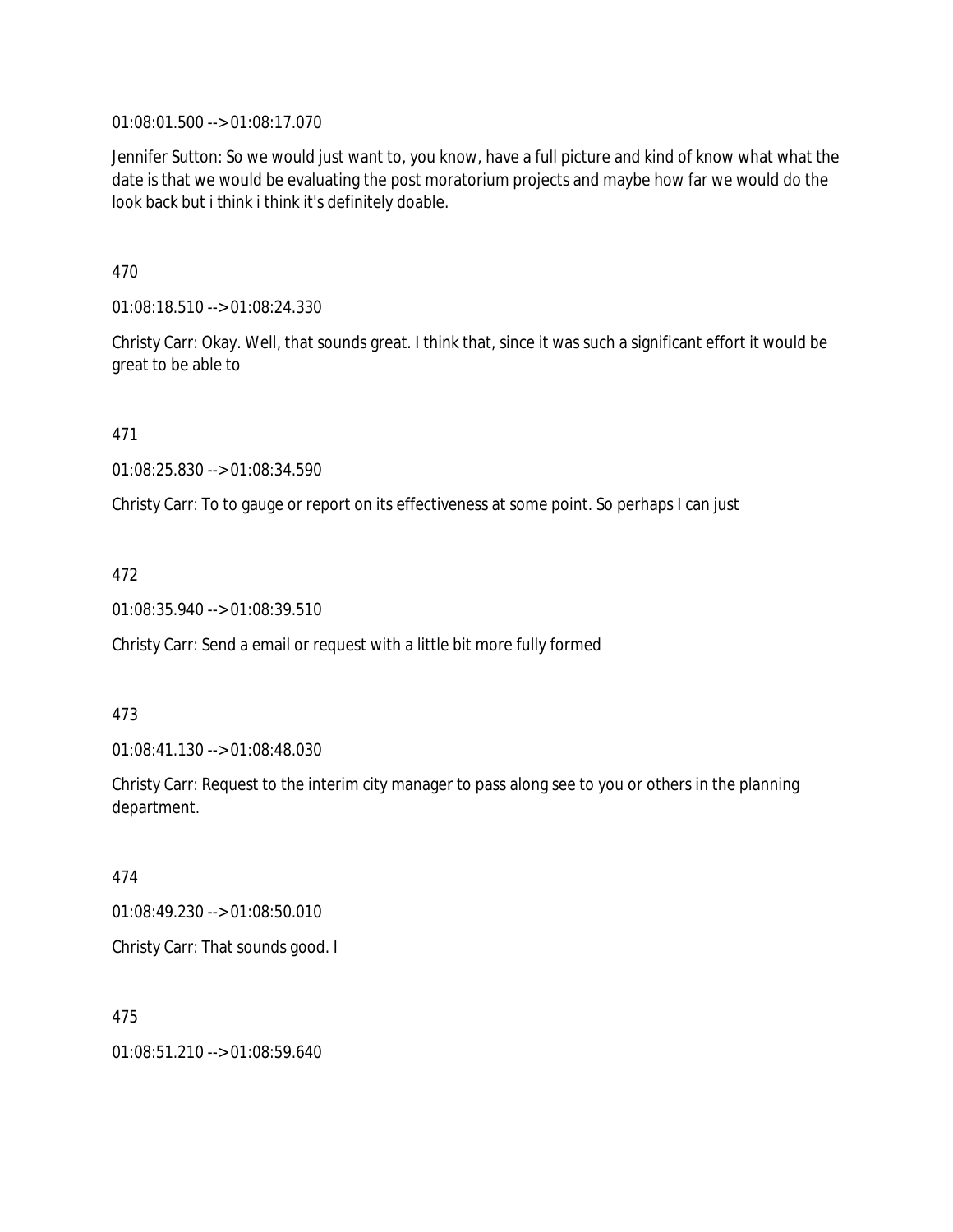01:08:01.500 --> 01:08:17.070

Jennifer Sutton: So we would just want to, you know, have a full picture and kind of know what what the date is that we would be evaluating the post moratorium projects and maybe how far we would do the look back but i think i think it's definitely doable.

470

01:08:18.510 --> 01:08:24.330

Christy Carr: Okay. Well, that sounds great. I think that, since it was such a significant effort it would be great to be able to

471

01:08:25.830 --> 01:08:34.590

Christy Carr: To to gauge or report on its effectiveness at some point. So perhaps I can just

472

01:08:35.940 --> 01:08:39.510

Christy Carr: Send a email or request with a little bit more fully formed

473

01:08:41.130 --> 01:08:48.030

Christy Carr: Request to the interim city manager to pass along see to you or others in the planning department.

474

01:08:49.230 --> 01:08:50.010

Christy Carr: That sounds good. I

475

01:08:51.210 --> 01:08:59.640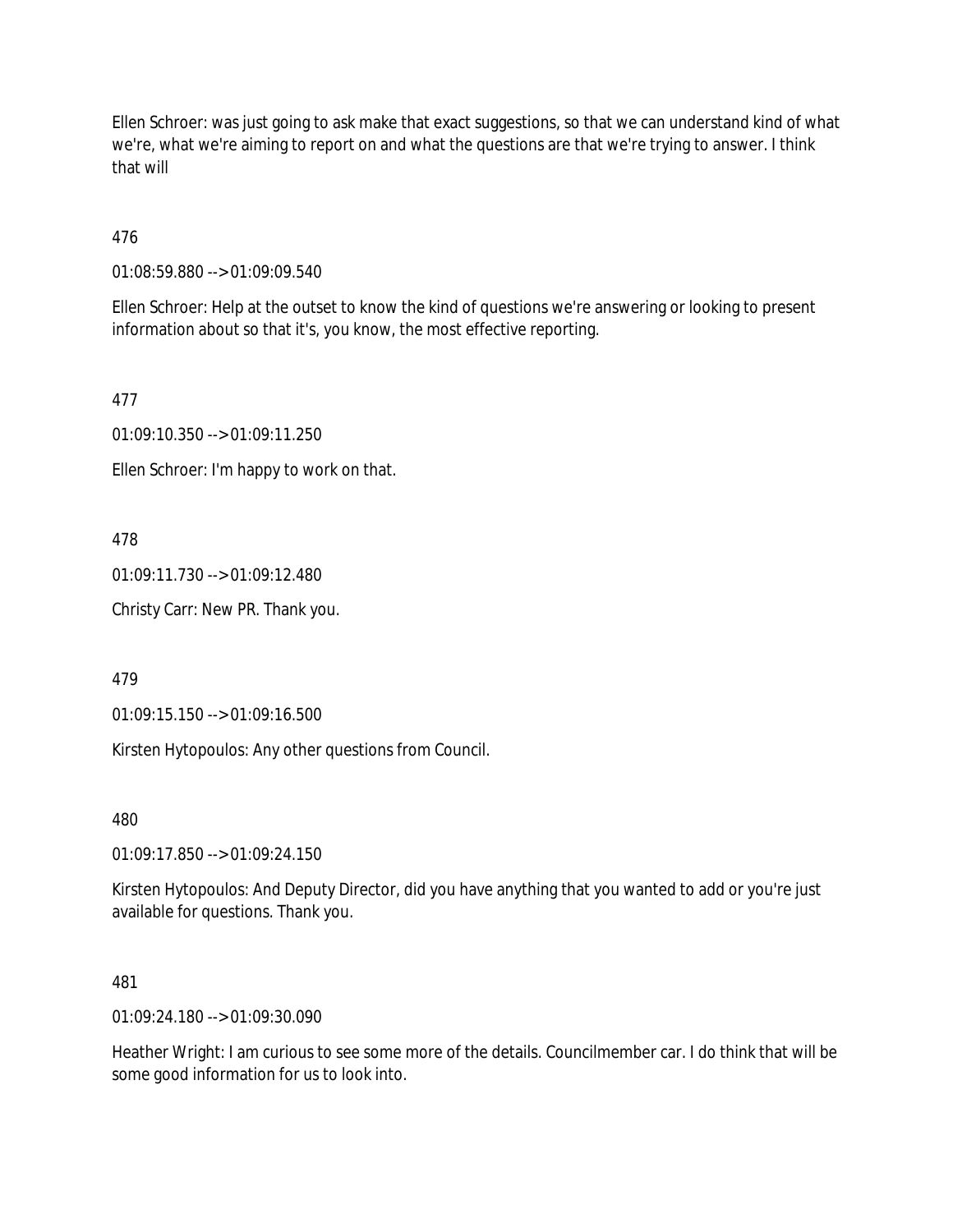Ellen Schroer: was just going to ask make that exact suggestions, so that we can understand kind of what we're, what we're aiming to report on and what the questions are that we're trying to answer. I think that will

476

01:08:59.880 --> 01:09:09.540

Ellen Schroer: Help at the outset to know the kind of questions we're answering or looking to present information about so that it's, you know, the most effective reporting.

477

01:09:10.350 --> 01:09:11.250

Ellen Schroer: I'm happy to work on that.

478

01:09:11.730 --> 01:09:12.480

Christy Carr: New PR. Thank you.

479

01:09:15.150 --> 01:09:16.500

Kirsten Hytopoulos: Any other questions from Council.

480

01:09:17.850 --> 01:09:24.150

Kirsten Hytopoulos: And Deputy Director, did you have anything that you wanted to add or you're just available for questions. Thank you.

481

01:09:24.180 --> 01:09:30.090

Heather Wright: I am curious to see some more of the details. Councilmember car. I do think that will be some good information for us to look into.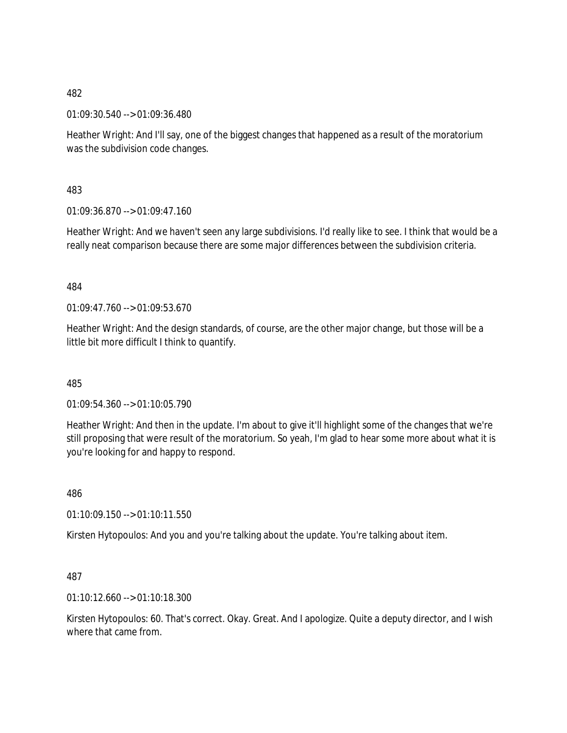482

01:09:30.540 --> 01:09:36.480

Heather Wright: And I'll say, one of the biggest changes that happened as a result of the moratorium was the subdivision code changes.

483

01:09:36.870 --> 01:09:47.160

Heather Wright: And we haven't seen any large subdivisions. I'd really like to see. I think that would be a really neat comparison because there are some major differences between the subdivision criteria.

484

01:09:47.760 --> 01:09:53.670

Heather Wright: And the design standards, of course, are the other major change, but those will be a little bit more difficult I think to quantify.

485

01:09:54.360 --> 01:10:05.790

Heather Wright: And then in the update. I'm about to give it'll highlight some of the changes that we're still proposing that were result of the moratorium. So yeah, I'm glad to hear some more about what it is you're looking for and happy to respond.

486

01:10:09.150 --> 01:10:11.550

Kirsten Hytopoulos: And you and you're talking about the update. You're talking about item.

487

01:10:12.660 --> 01:10:18.300

Kirsten Hytopoulos: 60. That's correct. Okay. Great. And I apologize. Quite a deputy director, and I wish where that came from.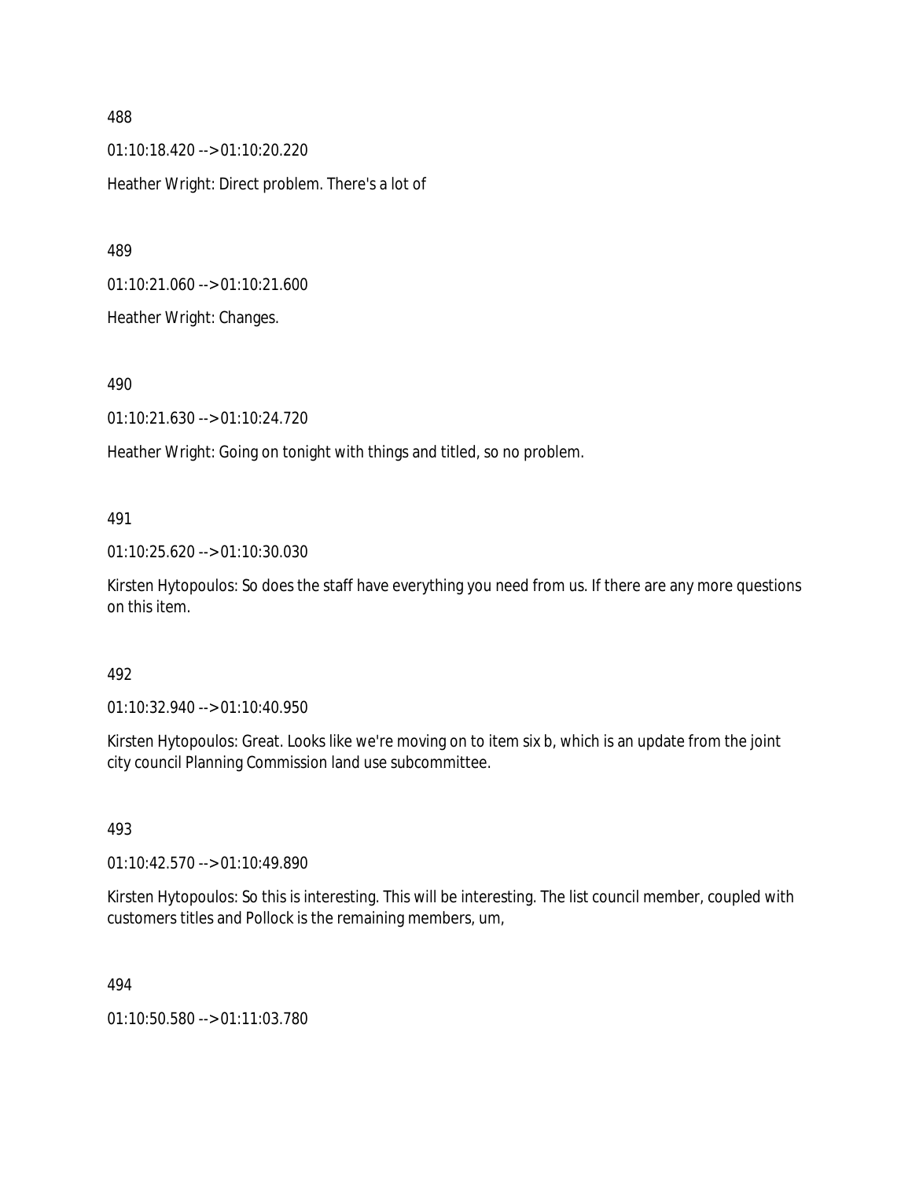488

01:10:18.420 --> 01:10:20.220

Heather Wright: Direct problem. There's a lot of

489

01:10:21.060 --> 01:10:21.600

Heather Wright: Changes.

490

01:10:21.630 --> 01:10:24.720

Heather Wright: Going on tonight with things and titled, so no problem.

491

01:10:25.620 --> 01:10:30.030

Kirsten Hytopoulos: So does the staff have everything you need from us. If there are any more questions on this item.

492

01:10:32.940 --> 01:10:40.950

Kirsten Hytopoulos: Great. Looks like we're moving on to item six b, which is an update from the joint city council Planning Commission land use subcommittee.

493

01:10:42.570 --> 01:10:49.890

Kirsten Hytopoulos: So this is interesting. This will be interesting. The list council member, coupled with customers titles and Pollock is the remaining members, um,

494

01:10:50.580 --> 01:11:03.780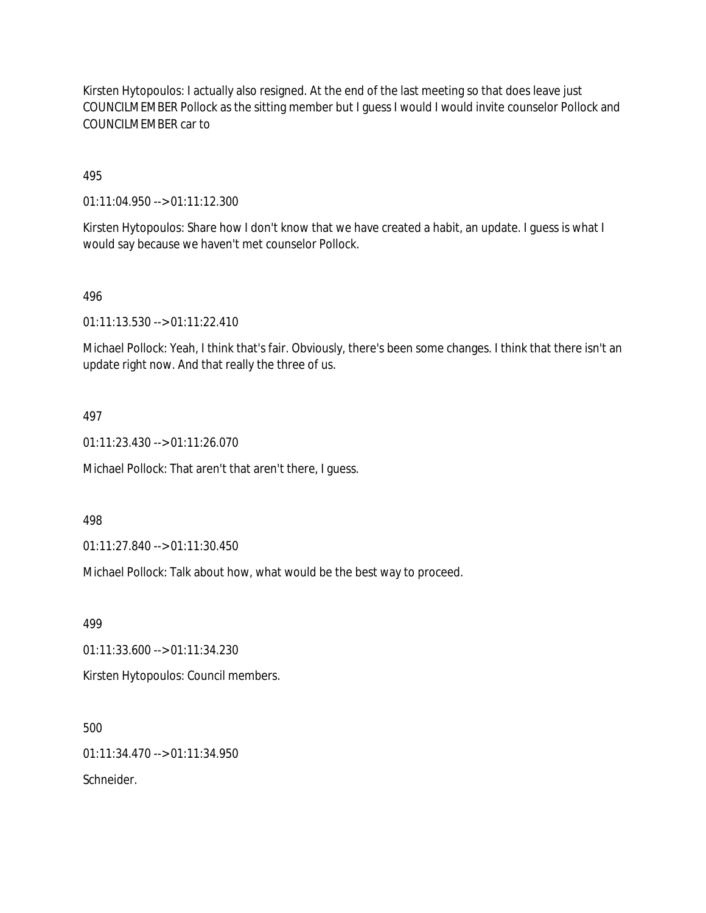Kirsten Hytopoulos: I actually also resigned. At the end of the last meeting so that does leave just COUNCILMEMBER Pollock as the sitting member but I guess I would I would invite counselor Pollock and COUNCILMEMBER car to

495

01:11:04.950 --> 01:11:12.300

Kirsten Hytopoulos: Share how I don't know that we have created a habit, an update. I guess is what I would say because we haven't met counselor Pollock.

496

01:11:13.530 --> 01:11:22.410

Michael Pollock: Yeah, I think that's fair. Obviously, there's been some changes. I think that there isn't an update right now. And that really the three of us.

497

01:11:23.430 --> 01:11:26.070

Michael Pollock: That aren't that aren't there, I guess.

498

01:11:27.840 --> 01:11:30.450

Michael Pollock: Talk about how, what would be the best way to proceed.

499

01:11:33.600 --> 01:11:34.230

Kirsten Hytopoulos: Council members.

500

01:11:34.470 --> 01:11:34.950

Schneider.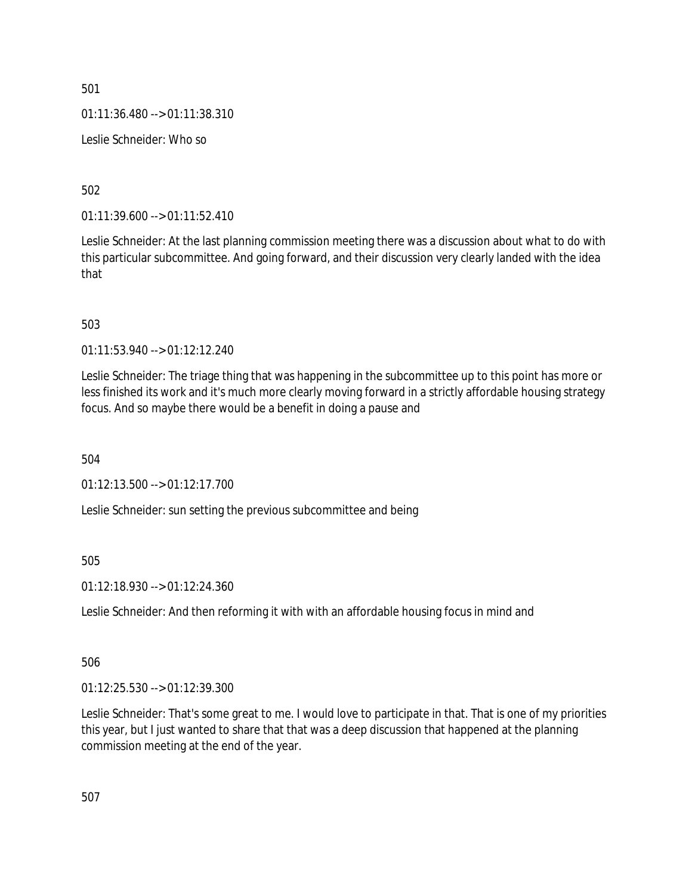501

01:11:36.480 --> 01:11:38.310

Leslie Schneider: Who so

502

01:11:39.600 --> 01:11:52.410

Leslie Schneider: At the last planning commission meeting there was a discussion about what to do with this particular subcommittee. And going forward, and their discussion very clearly landed with the idea that

503

01:11:53.940 --> 01:12:12.240

Leslie Schneider: The triage thing that was happening in the subcommittee up to this point has more or less finished its work and it's much more clearly moving forward in a strictly affordable housing strategy focus. And so maybe there would be a benefit in doing a pause and

504

01:12:13.500 --> 01:12:17.700

Leslie Schneider: sun setting the previous subcommittee and being

505

01:12:18.930 --> 01:12:24.360

Leslie Schneider: And then reforming it with with an affordable housing focus in mind and

506

01:12:25.530 --> 01:12:39.300

Leslie Schneider: That's some great to me. I would love to participate in that. That is one of my priorities this year, but I just wanted to share that that was a deep discussion that happened at the planning commission meeting at the end of the year.

507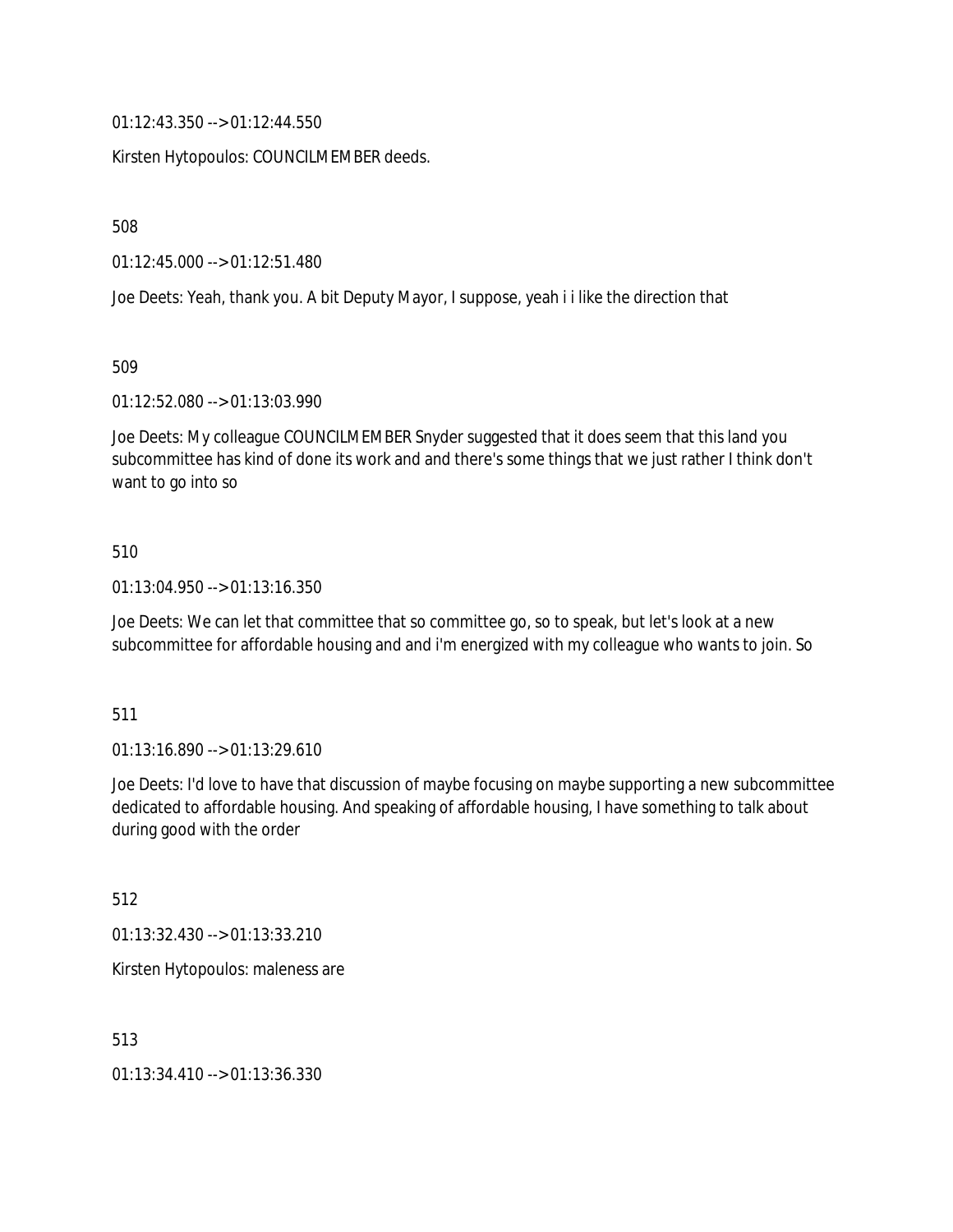01:12:43.350 --> 01:12:44.550

Kirsten Hytopoulos: COUNCILMEMBER deeds.

508

01:12:45.000 --> 01:12:51.480

Joe Deets: Yeah, thank you. A bit Deputy Mayor, I suppose, yeah i i like the direction that

509

01:12:52.080 --> 01:13:03.990

Joe Deets: My colleague COUNCILMEMBER Snyder suggested that it does seem that this land you subcommittee has kind of done its work and and there's some things that we just rather I think don't want to go into so

510

01:13:04.950 --> 01:13:16.350

Joe Deets: We can let that committee that so committee go, so to speak, but let's look at a new subcommittee for affordable housing and and i'm energized with my colleague who wants to join. So

511

01:13:16.890 --> 01:13:29.610

Joe Deets: I'd love to have that discussion of maybe focusing on maybe supporting a new subcommittee dedicated to affordable housing. And speaking of affordable housing, I have something to talk about during good with the order

512

01:13:32.430 --> 01:13:33.210

Kirsten Hytopoulos: maleness are

513

01:13:34.410 --> 01:13:36.330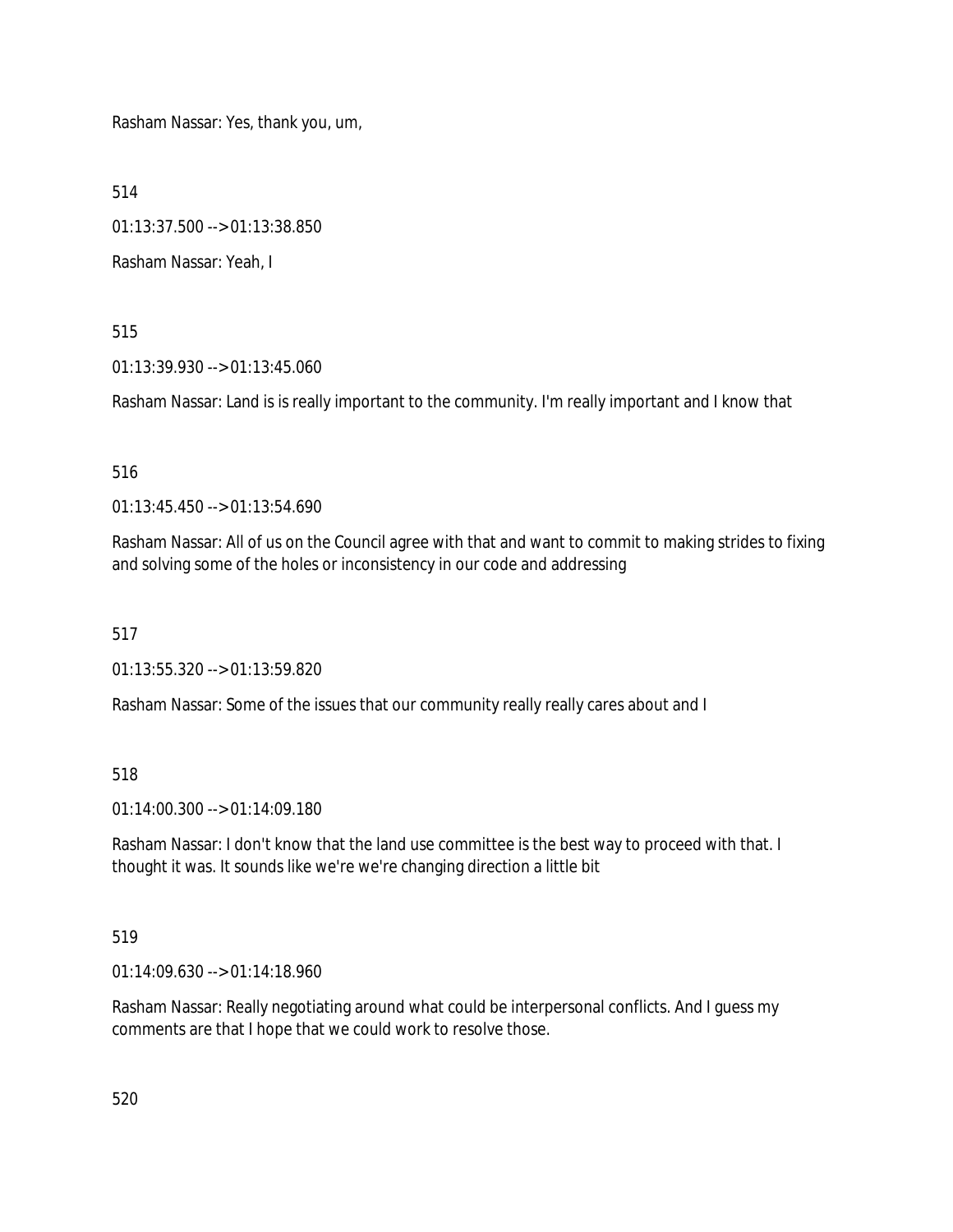Rasham Nassar: Yes, thank you, um,

514

01:13:37.500 --> 01:13:38.850

Rasham Nassar: Yeah, I

515

01:13:39.930 --> 01:13:45.060

Rasham Nassar: Land is is really important to the community. I'm really important and I know that

516

01:13:45.450 --> 01:13:54.690

Rasham Nassar: All of us on the Council agree with that and want to commit to making strides to fixing and solving some of the holes or inconsistency in our code and addressing

517

01:13:55.320 --> 01:13:59.820

Rasham Nassar: Some of the issues that our community really really cares about and I

518

01:14:00.300 --> 01:14:09.180

Rasham Nassar: I don't know that the land use committee is the best way to proceed with that. I thought it was. It sounds like we're we're changing direction a little bit

519

01:14:09.630 --> 01:14:18.960

Rasham Nassar: Really negotiating around what could be interpersonal conflicts. And I guess my comments are that I hope that we could work to resolve those.

520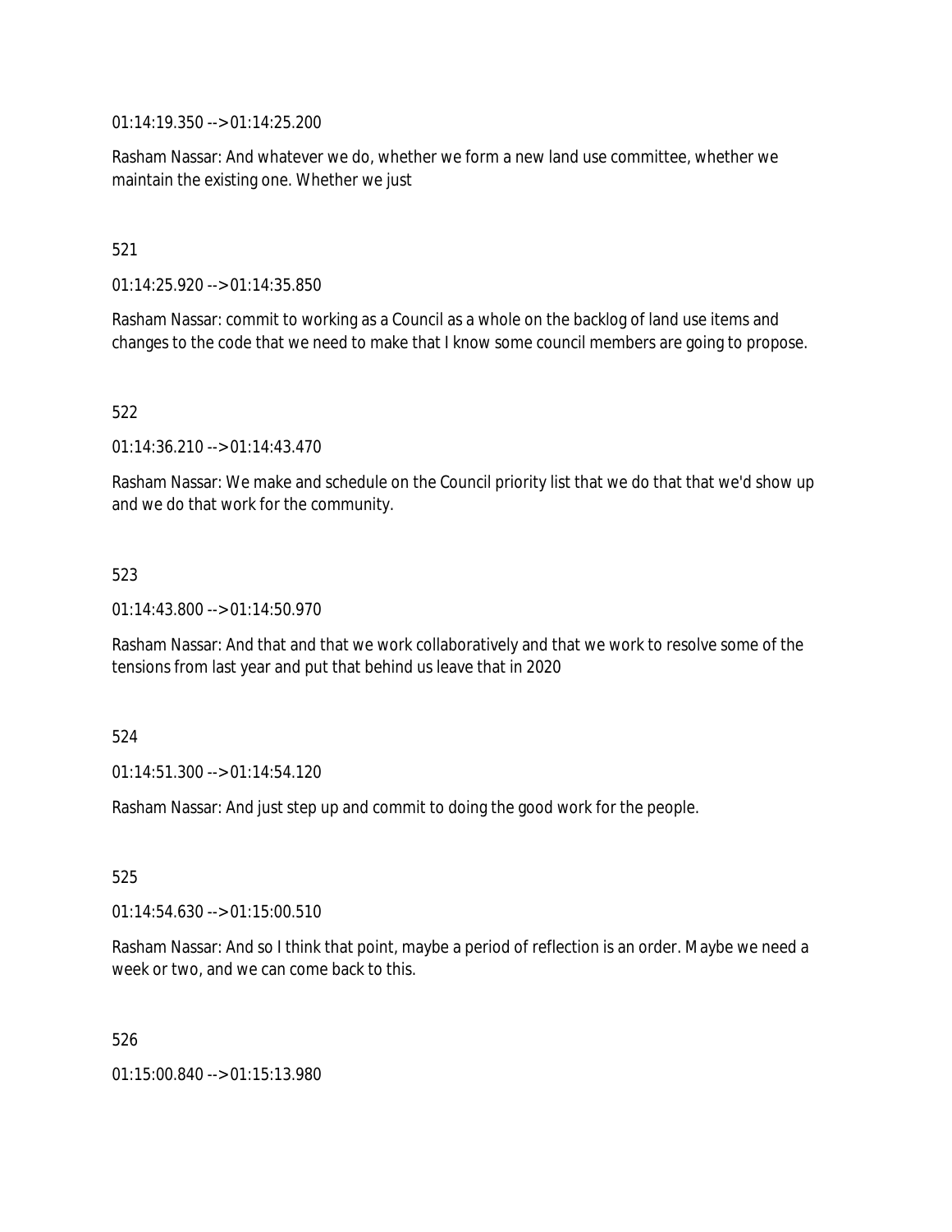01:14:19.350 --> 01:14:25.200

Rasham Nassar: And whatever we do, whether we form a new land use committee, whether we maintain the existing one. Whether we just

521

01:14:25.920 --> 01:14:35.850

Rasham Nassar: commit to working as a Council as a whole on the backlog of land use items and changes to the code that we need to make that I know some council members are going to propose.

522

01:14:36.210 --> 01:14:43.470

Rasham Nassar: We make and schedule on the Council priority list that we do that that we'd show up and we do that work for the community.

523

01:14:43.800 --> 01:14:50.970

Rasham Nassar: And that and that we work collaboratively and that we work to resolve some of the tensions from last year and put that behind us leave that in 2020

524

01:14:51.300 --> 01:14:54.120

Rasham Nassar: And just step up and commit to doing the good work for the people.

525

01:14:54.630 --> 01:15:00.510

Rasham Nassar: And so I think that point, maybe a period of reflection is an order. Maybe we need a week or two, and we can come back to this.

526

01:15:00.840 --> 01:15:13.980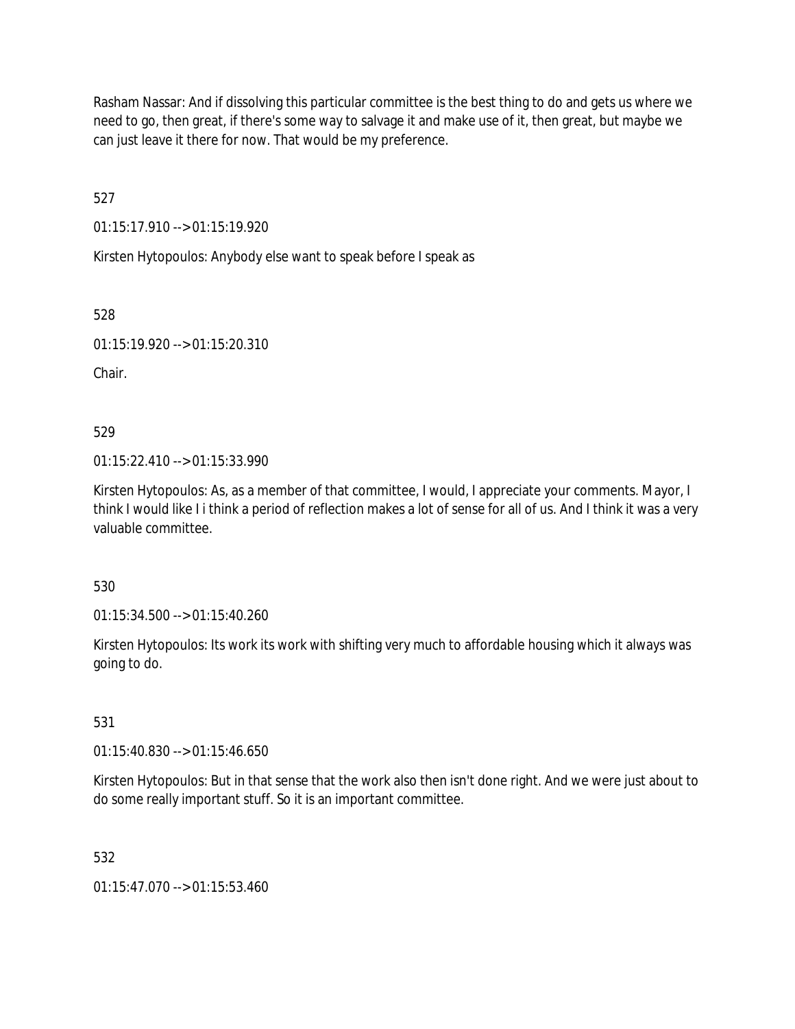Rasham Nassar: And if dissolving this particular committee is the best thing to do and gets us where we need to go, then great, if there's some way to salvage it and make use of it, then great, but maybe we can just leave it there for now. That would be my preference.

527

01:15:17.910 --> 01:15:19.920

Kirsten Hytopoulos: Anybody else want to speak before I speak as

528

01:15:19.920 --> 01:15:20.310

Chair.

529

01:15:22.410 --> 01:15:33.990

Kirsten Hytopoulos: As, as a member of that committee, I would, I appreciate your comments. Mayor, I think I would like I i think a period of reflection makes a lot of sense for all of us. And I think it was a very valuable committee.

530

01:15:34.500 --> 01:15:40.260

Kirsten Hytopoulos: Its work its work with shifting very much to affordable housing which it always was going to do.

531

01:15:40.830 --> 01:15:46.650

Kirsten Hytopoulos: But in that sense that the work also then isn't done right. And we were just about to do some really important stuff. So it is an important committee.

532

01:15:47.070 --> 01:15:53.460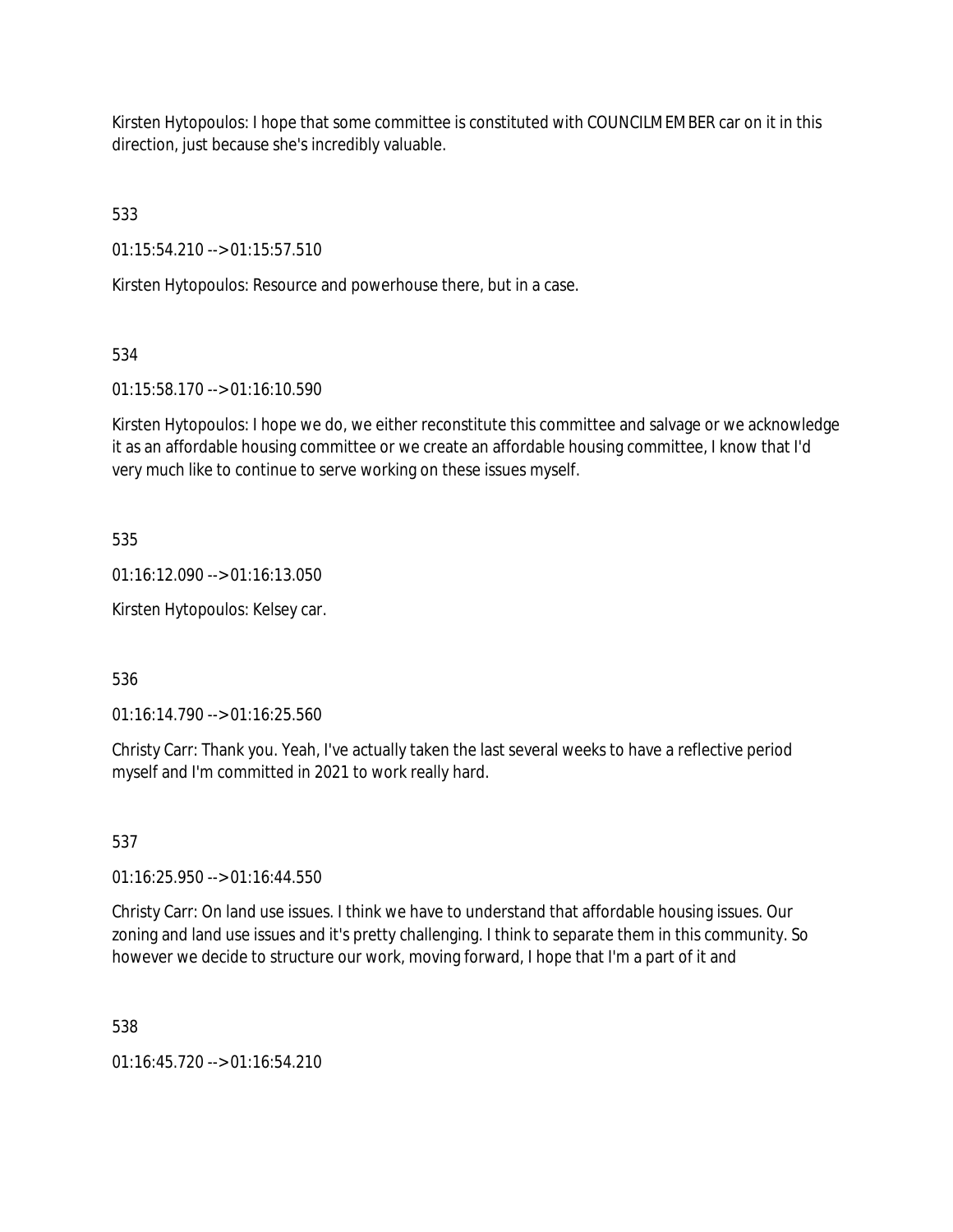Kirsten Hytopoulos: I hope that some committee is constituted with COUNCILMEMBER car on it in this direction, just because she's incredibly valuable.

533

01:15:54.210 --> 01:15:57.510

Kirsten Hytopoulos: Resource and powerhouse there, but in a case.

534

01:15:58.170 --> 01:16:10.590

Kirsten Hytopoulos: I hope we do, we either reconstitute this committee and salvage or we acknowledge it as an affordable housing committee or we create an affordable housing committee, I know that I'd very much like to continue to serve working on these issues myself.

535

01:16:12.090 --> 01:16:13.050

Kirsten Hytopoulos: Kelsey car.

536

01:16:14.790 --> 01:16:25.560

Christy Carr: Thank you. Yeah, I've actually taken the last several weeks to have a reflective period myself and I'm committed in 2021 to work really hard.

537

01:16:25.950 --> 01:16:44.550

Christy Carr: On land use issues. I think we have to understand that affordable housing issues. Our zoning and land use issues and it's pretty challenging. I think to separate them in this community. So however we decide to structure our work, moving forward, I hope that I'm a part of it and

538

01:16:45.720 --> 01:16:54.210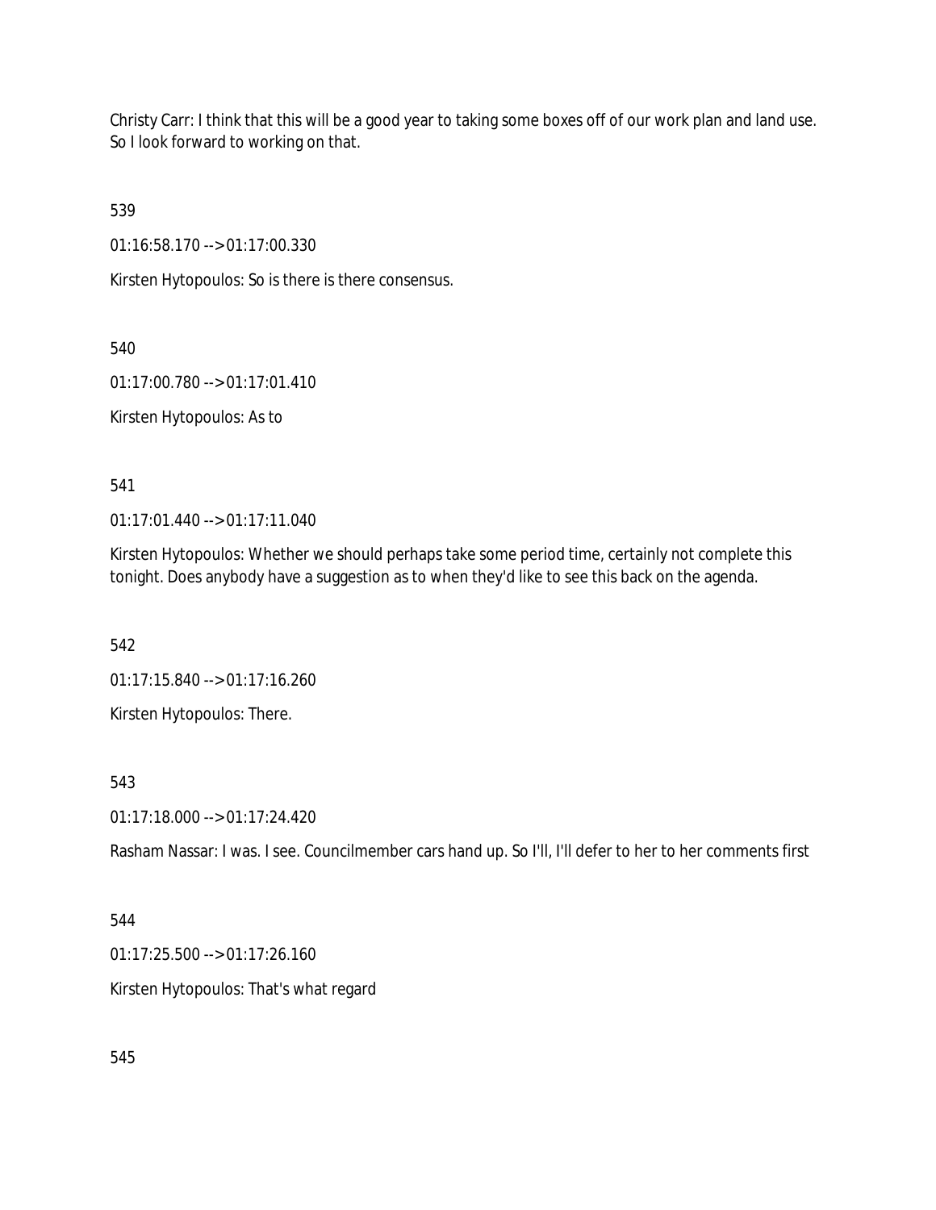Christy Carr: I think that this will be a good year to taking some boxes off of our work plan and land use. So I look forward to working on that.

539

01:16:58.170 --> 01:17:00.330

Kirsten Hytopoulos: So is there is there consensus.

540

01:17:00.780 --> 01:17:01.410

Kirsten Hytopoulos: As to

541

01:17:01.440 --> 01:17:11.040

Kirsten Hytopoulos: Whether we should perhaps take some period time, certainly not complete this tonight. Does anybody have a suggestion as to when they'd like to see this back on the agenda.

542

01:17:15.840 --> 01:17:16.260

Kirsten Hytopoulos: There.

543

01:17:18.000 --> 01:17:24.420

Rasham Nassar: I was. I see. Councilmember cars hand up. So I'll, I'll defer to her to her comments first

544

01:17:25.500 --> 01:17:26.160

Kirsten Hytopoulos: That's what regard

545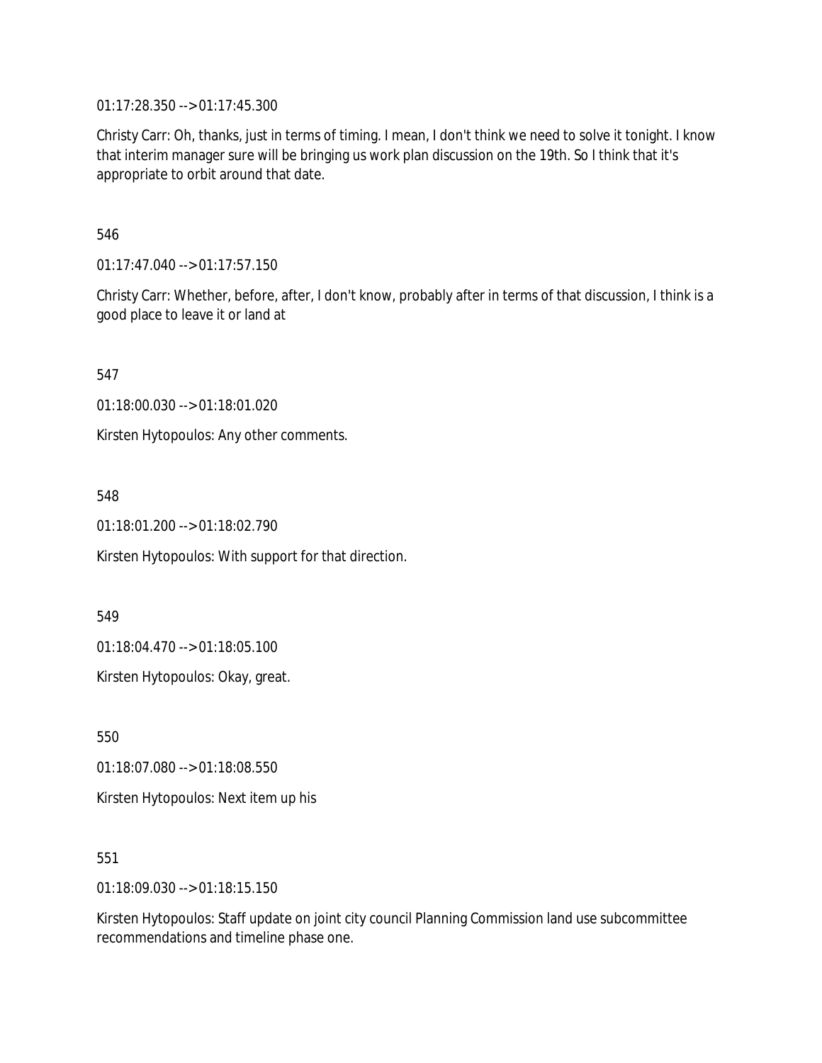01:17:28.350 --> 01:17:45.300

Christy Carr: Oh, thanks, just in terms of timing. I mean, I don't think we need to solve it tonight. I know that interim manager sure will be bringing us work plan discussion on the 19th. So I think that it's appropriate to orbit around that date.

546

01:17:47.040 --> 01:17:57.150

Christy Carr: Whether, before, after, I don't know, probably after in terms of that discussion, I think is a good place to leave it or land at

547

01:18:00.030 --> 01:18:01.020

Kirsten Hytopoulos: Any other comments.

548

01:18:01.200 --> 01:18:02.790

Kirsten Hytopoulos: With support for that direction.

549

01:18:04.470 --> 01:18:05.100

Kirsten Hytopoulos: Okay, great.

550

01:18:07.080 --> 01:18:08.550

Kirsten Hytopoulos: Next item up his

551

01:18:09.030 --> 01:18:15.150

Kirsten Hytopoulos: Staff update on joint city council Planning Commission land use subcommittee recommendations and timeline phase one.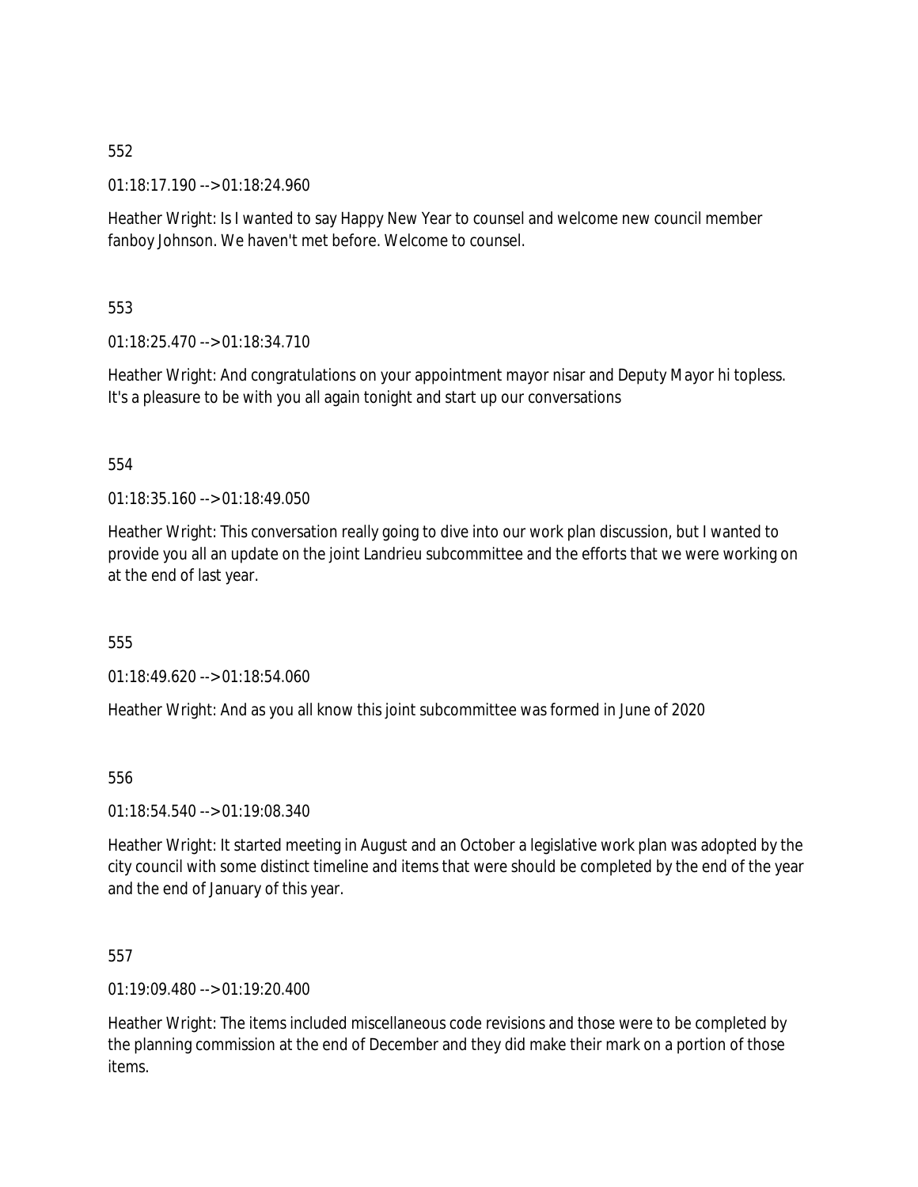552

01:18:17.190 --> 01:18:24.960

Heather Wright: Is I wanted to say Happy New Year to counsel and welcome new council member fanboy Johnson. We haven't met before. Welcome to counsel.

553

01:18:25.470 --> 01:18:34.710

Heather Wright: And congratulations on your appointment mayor nisar and Deputy Mayor hi topless. It's a pleasure to be with you all again tonight and start up our conversations

554

01:18:35.160 --> 01:18:49.050

Heather Wright: This conversation really going to dive into our work plan discussion, but I wanted to provide you all an update on the joint Landrieu subcommittee and the efforts that we were working on at the end of last year.

555

01:18:49.620 --> 01:18:54.060

Heather Wright: And as you all know this joint subcommittee was formed in June of 2020

556

01:18:54.540 --> 01:19:08.340

Heather Wright: It started meeting in August and an October a legislative work plan was adopted by the city council with some distinct timeline and items that were should be completed by the end of the year and the end of January of this year.

557

01:19:09.480 --> 01:19:20.400

Heather Wright: The items included miscellaneous code revisions and those were to be completed by the planning commission at the end of December and they did make their mark on a portion of those items.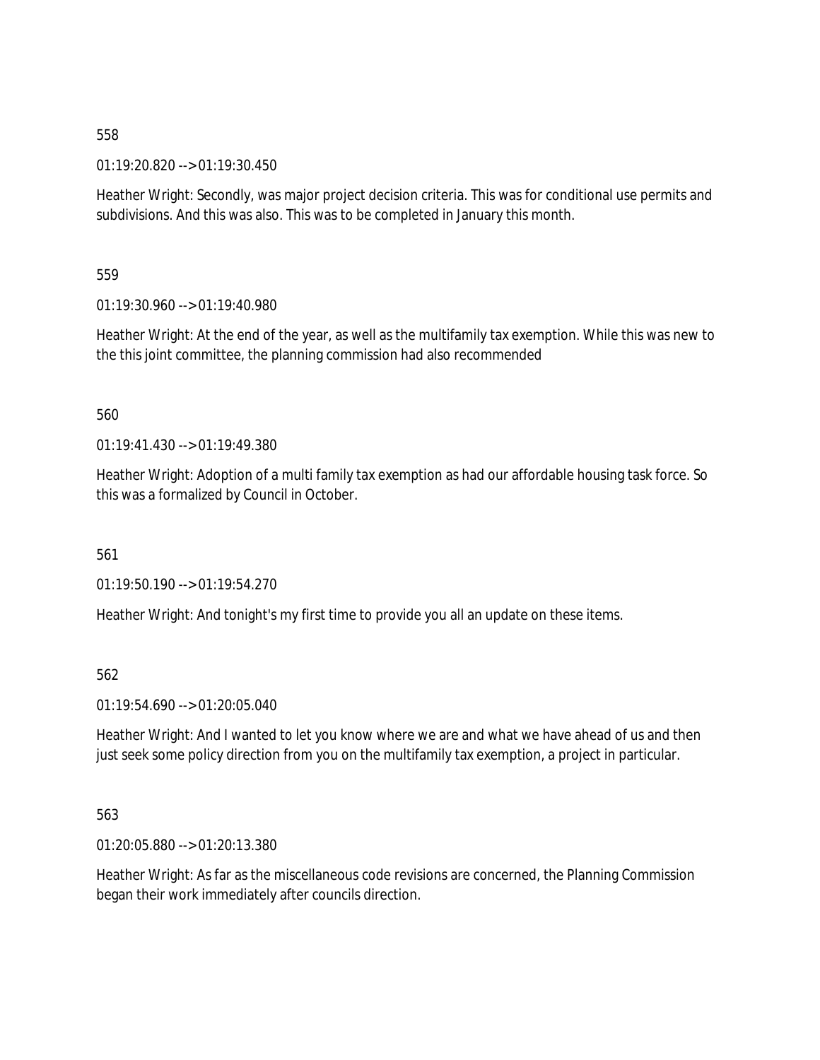558

01:19:20.820 --> 01:19:30.450

Heather Wright: Secondly, was major project decision criteria. This was for conditional use permits and subdivisions. And this was also. This was to be completed in January this month.

559

01:19:30.960 --> 01:19:40.980

Heather Wright: At the end of the year, as well as the multifamily tax exemption. While this was new to the this joint committee, the planning commission had also recommended

560

01:19:41.430 --> 01:19:49.380

Heather Wright: Adoption of a multi family tax exemption as had our affordable housing task force. So this was a formalized by Council in October.

561

01:19:50.190 --> 01:19:54.270

Heather Wright: And tonight's my first time to provide you all an update on these items.

562

01:19:54.690 --> 01:20:05.040

Heather Wright: And I wanted to let you know where we are and what we have ahead of us and then just seek some policy direction from you on the multifamily tax exemption, a project in particular.

563

01:20:05.880 --> 01:20:13.380

Heather Wright: As far as the miscellaneous code revisions are concerned, the Planning Commission began their work immediately after councils direction.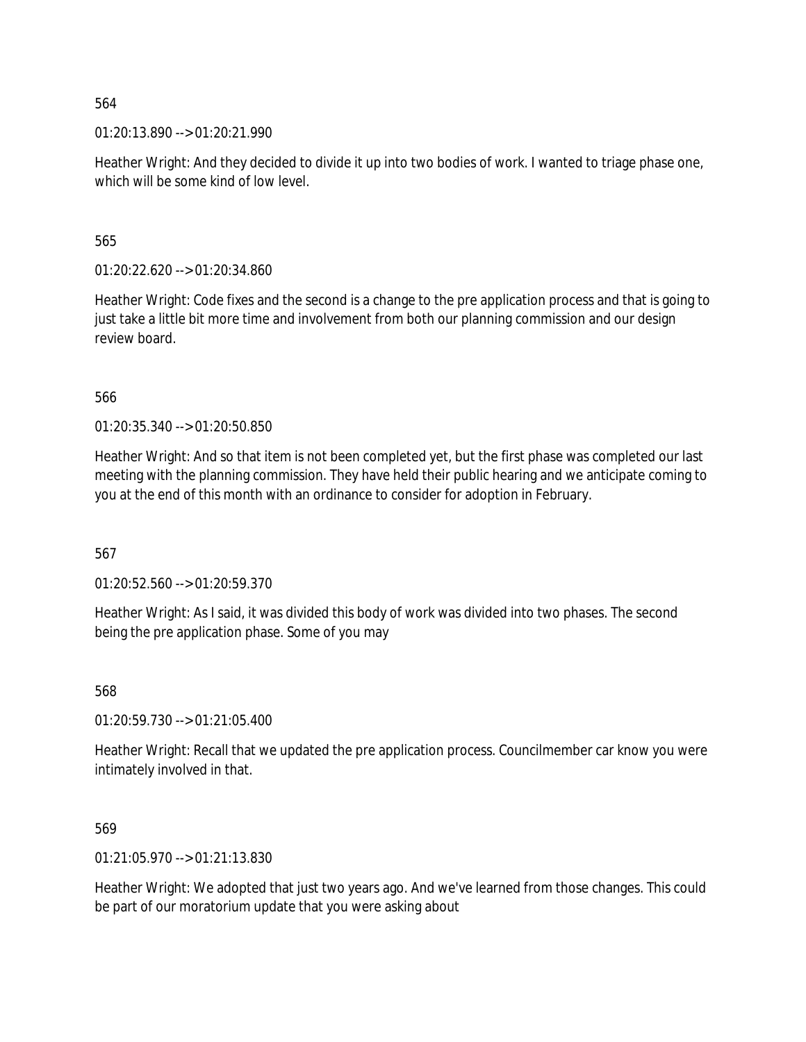564

01:20:13.890 --> 01:20:21.990

Heather Wright: And they decided to divide it up into two bodies of work. I wanted to triage phase one, which will be some kind of low level.

565

01:20:22.620 --> 01:20:34.860

Heather Wright: Code fixes and the second is a change to the pre application process and that is going to just take a little bit more time and involvement from both our planning commission and our design review board.

566

01:20:35.340 --> 01:20:50.850

Heather Wright: And so that item is not been completed yet, but the first phase was completed our last meeting with the planning commission. They have held their public hearing and we anticipate coming to you at the end of this month with an ordinance to consider for adoption in February.

567

01:20:52.560 --> 01:20:59.370

Heather Wright: As I said, it was divided this body of work was divided into two phases. The second being the pre application phase. Some of you may

568

01:20:59.730 --> 01:21:05.400

Heather Wright: Recall that we updated the pre application process. Councilmember car know you were intimately involved in that.

569

01:21:05.970 --> 01:21:13.830

Heather Wright: We adopted that just two years ago. And we've learned from those changes. This could be part of our moratorium update that you were asking about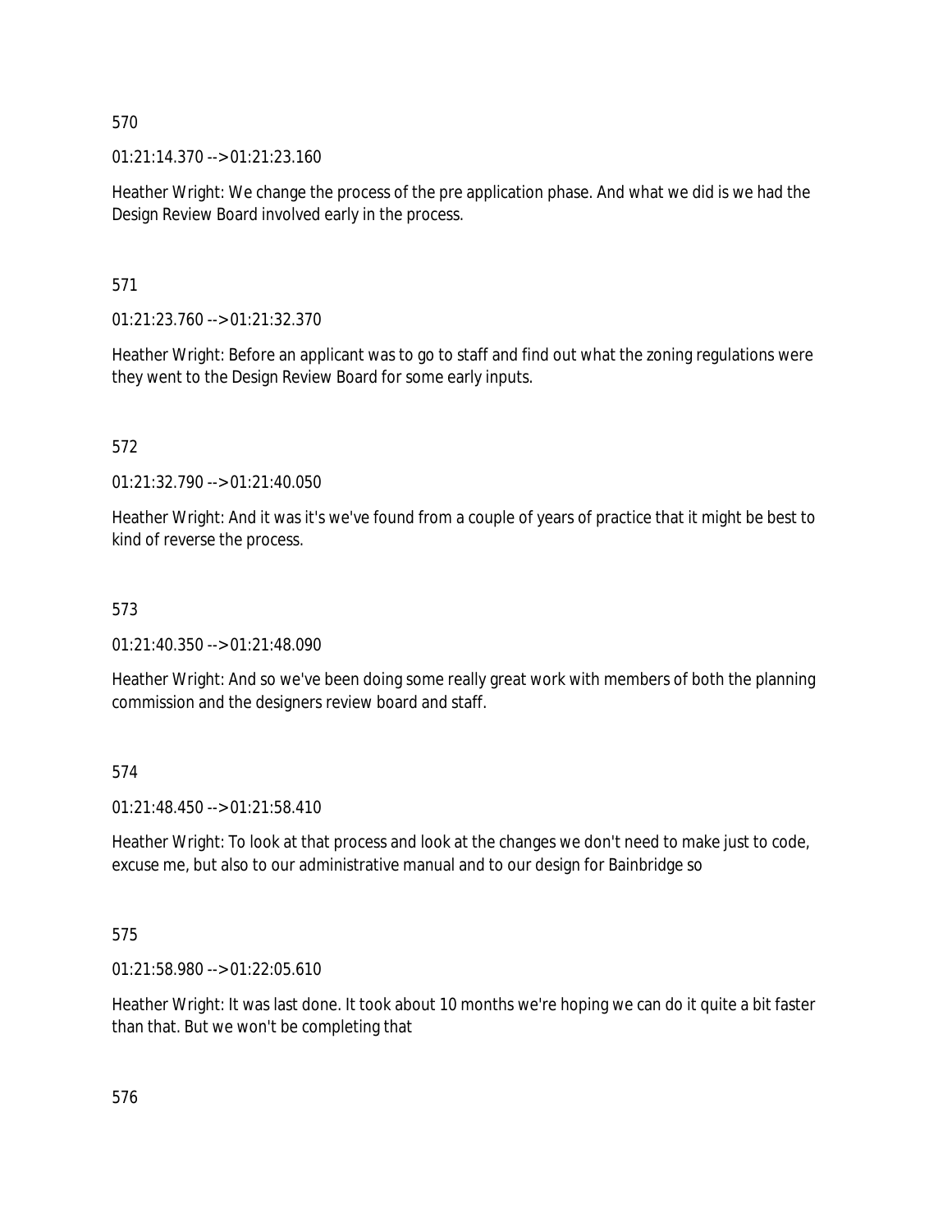570

01:21:14.370 --> 01:21:23.160

Heather Wright: We change the process of the pre application phase. And what we did is we had the Design Review Board involved early in the process.

571

01:21:23.760 --> 01:21:32.370

Heather Wright: Before an applicant was to go to staff and find out what the zoning regulations were they went to the Design Review Board for some early inputs.

572

01:21:32.790 --> 01:21:40.050

Heather Wright: And it was it's we've found from a couple of years of practice that it might be best to kind of reverse the process.

573

01:21:40.350 --> 01:21:48.090

Heather Wright: And so we've been doing some really great work with members of both the planning commission and the designers review board and staff.

574

01:21:48.450 --> 01:21:58.410

Heather Wright: To look at that process and look at the changes we don't need to make just to code, excuse me, but also to our administrative manual and to our design for Bainbridge so

575

01:21:58.980 --> 01:22:05.610

Heather Wright: It was last done. It took about 10 months we're hoping we can do it quite a bit faster than that. But we won't be completing that

576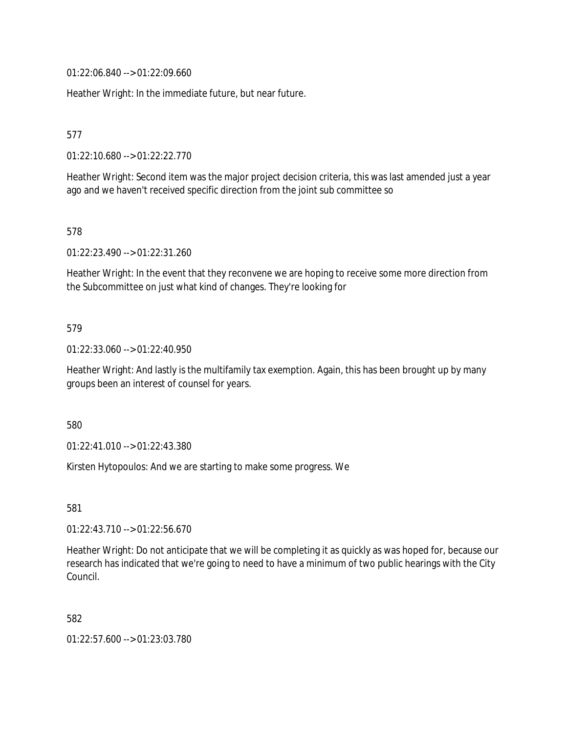01:22:06.840 --> 01:22:09.660

Heather Wright: In the immediate future, but near future.

577

01:22:10.680 --> 01:22:22.770

Heather Wright: Second item was the major project decision criteria, this was last amended just a year ago and we haven't received specific direction from the joint sub committee so

578

01:22:23.490 --> 01:22:31.260

Heather Wright: In the event that they reconvene we are hoping to receive some more direction from the Subcommittee on just what kind of changes. They're looking for

579

01:22:33.060 --> 01:22:40.950

Heather Wright: And lastly is the multifamily tax exemption. Again, this has been brought up by many groups been an interest of counsel for years.

580

01:22:41.010 --> 01:22:43.380

Kirsten Hytopoulos: And we are starting to make some progress. We

581

01:22:43.710 --> 01:22:56.670

Heather Wright: Do not anticipate that we will be completing it as quickly as was hoped for, because our research has indicated that we're going to need to have a minimum of two public hearings with the City Council.

582

01:22:57.600 --> 01:23:03.780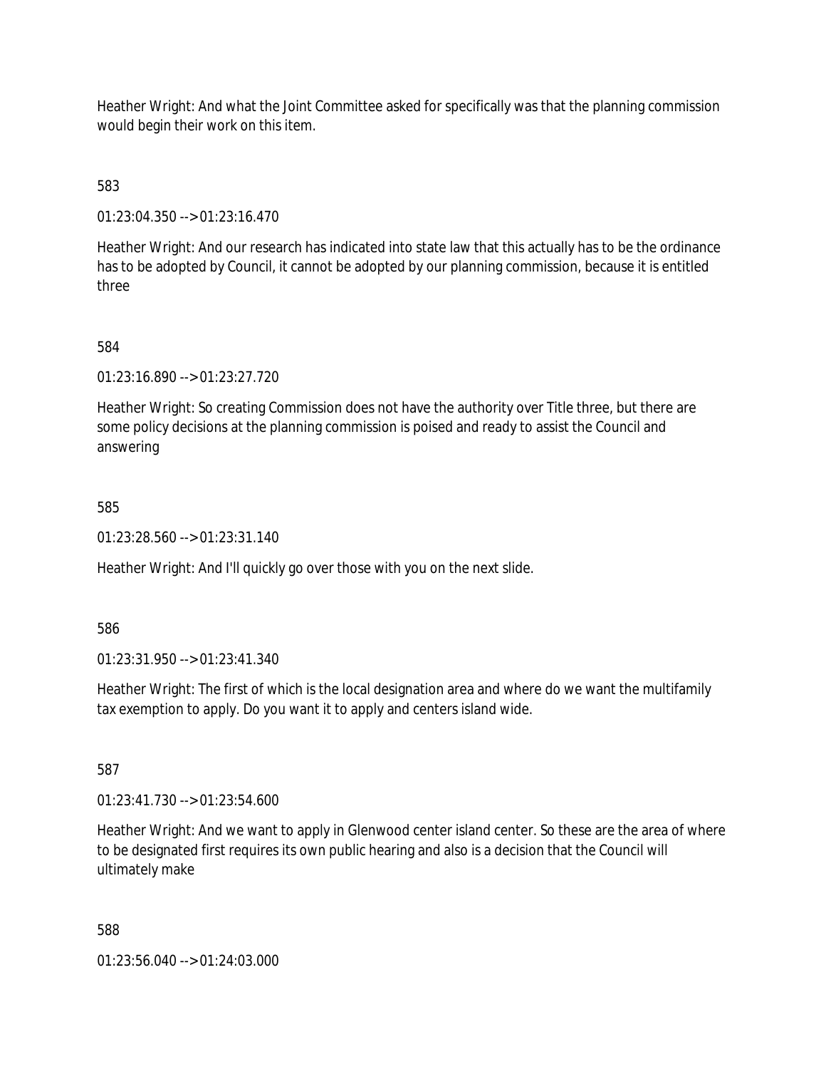Heather Wright: And what the Joint Committee asked for specifically was that the planning commission would begin their work on this item.

583

01:23:04.350 --> 01:23:16.470

Heather Wright: And our research has indicated into state law that this actually has to be the ordinance has to be adopted by Council, it cannot be adopted by our planning commission, because it is entitled three

584

01:23:16.890 --> 01:23:27.720

Heather Wright: So creating Commission does not have the authority over Title three, but there are some policy decisions at the planning commission is poised and ready to assist the Council and answering

585

01:23:28.560 --> 01:23:31.140

Heather Wright: And I'll quickly go over those with you on the next slide.

586

01:23:31.950 --> 01:23:41.340

Heather Wright: The first of which is the local designation area and where do we want the multifamily tax exemption to apply. Do you want it to apply and centers island wide.

587

01:23:41.730 --> 01:23:54.600

Heather Wright: And we want to apply in Glenwood center island center. So these are the area of where to be designated first requires its own public hearing and also is a decision that the Council will ultimately make

588

01:23:56.040 --> 01:24:03.000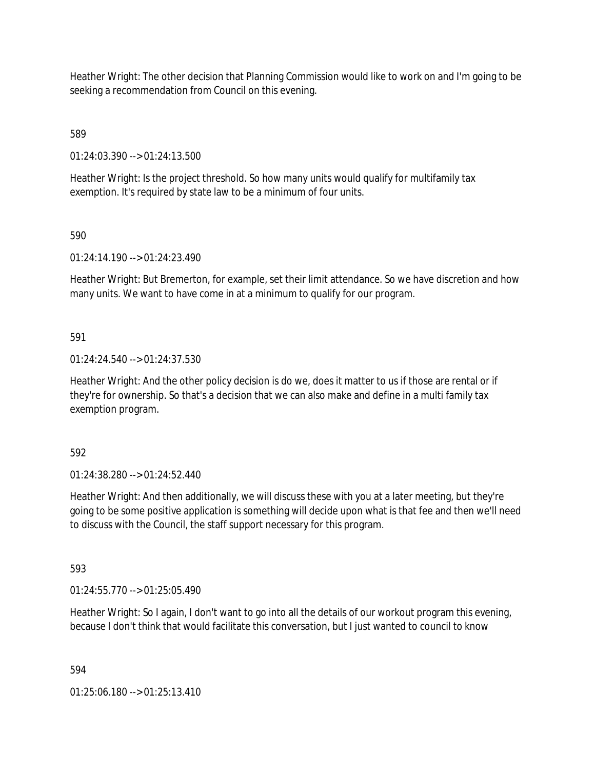Heather Wright: The other decision that Planning Commission would like to work on and I'm going to be seeking a recommendation from Council on this evening.

589

01:24:03.390 --> 01:24:13.500

Heather Wright: Is the project threshold. So how many units would qualify for multifamily tax exemption. It's required by state law to be a minimum of four units.

590

01:24:14.190 --> 01:24:23.490

Heather Wright: But Bremerton, for example, set their limit attendance. So we have discretion and how many units. We want to have come in at a minimum to qualify for our program.

591

01:24:24.540 --> 01:24:37.530

Heather Wright: And the other policy decision is do we, does it matter to us if those are rental or if they're for ownership. So that's a decision that we can also make and define in a multi family tax exemption program.

592

01:24:38.280 --> 01:24:52.440

Heather Wright: And then additionally, we will discuss these with you at a later meeting, but they're going to be some positive application is something will decide upon what is that fee and then we'll need to discuss with the Council, the staff support necessary for this program.

593

01:24:55.770 --> 01:25:05.490

Heather Wright: So I again, I don't want to go into all the details of our workout program this evening, because I don't think that would facilitate this conversation, but I just wanted to council to know

594

01:25:06.180 --> 01:25:13.410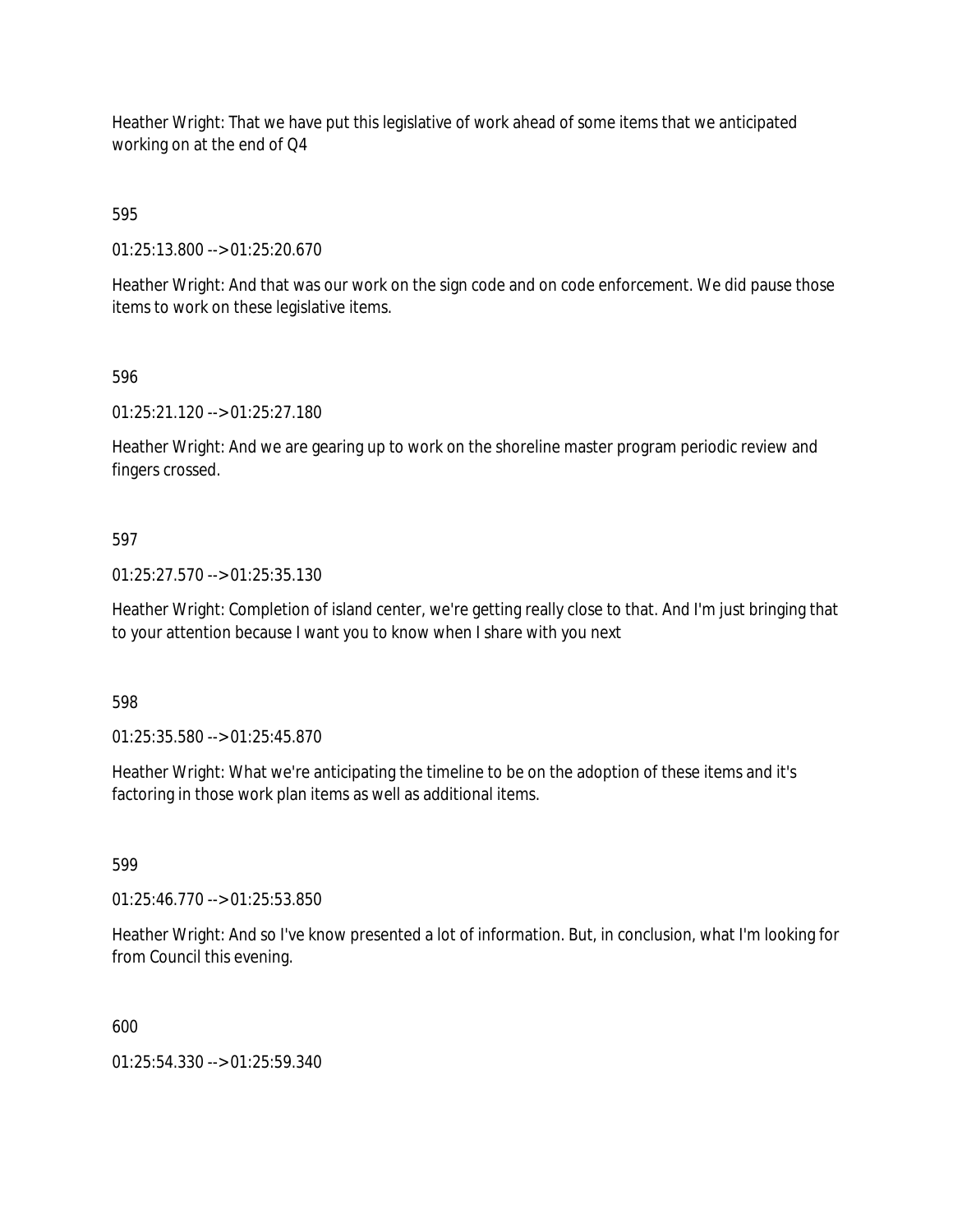Heather Wright: That we have put this legislative of work ahead of some items that we anticipated working on at the end of Q4

595

01:25:13.800 --> 01:25:20.670

Heather Wright: And that was our work on the sign code and on code enforcement. We did pause those items to work on these legislative items.

596

01:25:21.120 --> 01:25:27.180

Heather Wright: And we are gearing up to work on the shoreline master program periodic review and fingers crossed.

597

01:25:27.570 --> 01:25:35.130

Heather Wright: Completion of island center, we're getting really close to that. And I'm just bringing that to your attention because I want you to know when I share with you next

598

01:25:35.580 --> 01:25:45.870

Heather Wright: What we're anticipating the timeline to be on the adoption of these items and it's factoring in those work plan items as well as additional items.

599

01:25:46.770 --> 01:25:53.850

Heather Wright: And so I've know presented a lot of information. But, in conclusion, what I'm looking for from Council this evening.

600

01:25:54.330 --> 01:25:59.340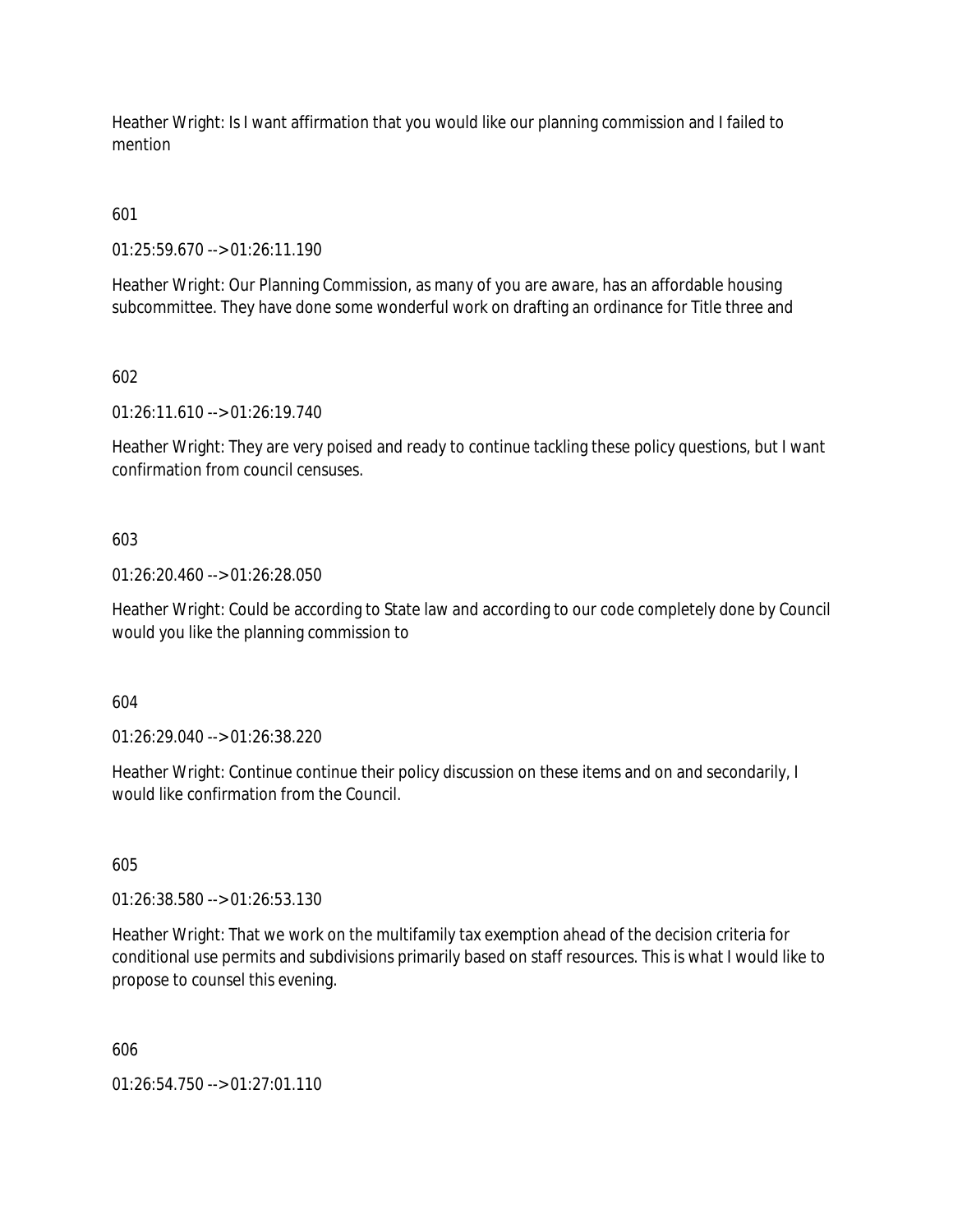Heather Wright: Is I want affirmation that you would like our planning commission and I failed to mention

601

01:25:59.670 --> 01:26:11.190

Heather Wright: Our Planning Commission, as many of you are aware, has an affordable housing subcommittee. They have done some wonderful work on drafting an ordinance for Title three and

602

01:26:11.610 --> 01:26:19.740

Heather Wright: They are very poised and ready to continue tackling these policy questions, but I want confirmation from council censuses.

603

01:26:20.460 --> 01:26:28.050

Heather Wright: Could be according to State law and according to our code completely done by Council would you like the planning commission to

604

01:26:29.040 --> 01:26:38.220

Heather Wright: Continue continue their policy discussion on these items and on and secondarily, I would like confirmation from the Council.

605

01:26:38.580 --> 01:26:53.130

Heather Wright: That we work on the multifamily tax exemption ahead of the decision criteria for conditional use permits and subdivisions primarily based on staff resources. This is what I would like to propose to counsel this evening.

606

01:26:54.750 --> 01:27:01.110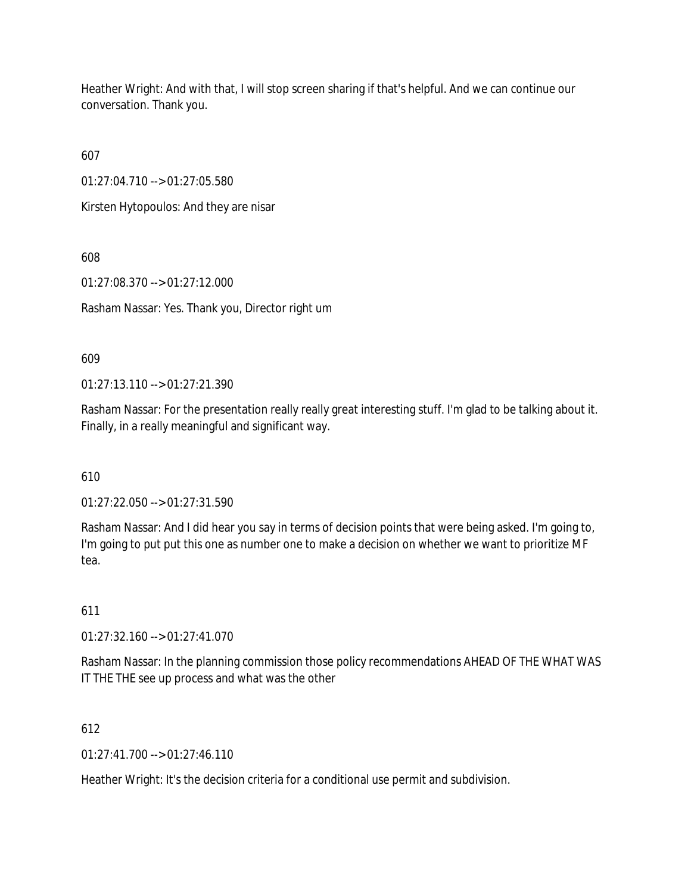Heather Wright: And with that, I will stop screen sharing if that's helpful. And we can continue our conversation. Thank you.

607

01:27:04.710 --> 01:27:05.580

Kirsten Hytopoulos: And they are nisar

608

01:27:08.370 --> 01:27:12.000

Rasham Nassar: Yes. Thank you, Director right um

609

01:27:13.110 --> 01:27:21.390

Rasham Nassar: For the presentation really really great interesting stuff. I'm glad to be talking about it. Finally, in a really meaningful and significant way.

610

01:27:22.050 --> 01:27:31.590

Rasham Nassar: And I did hear you say in terms of decision points that were being asked. I'm going to, I'm going to put put this one as number one to make a decision on whether we want to prioritize MF tea.

611

01:27:32.160 --> 01:27:41.070

Rasham Nassar: In the planning commission those policy recommendations AHEAD OF THE WHAT WAS IT THE THE see up process and what was the other

612

01:27:41.700 --> 01:27:46.110

Heather Wright: It's the decision criteria for a conditional use permit and subdivision.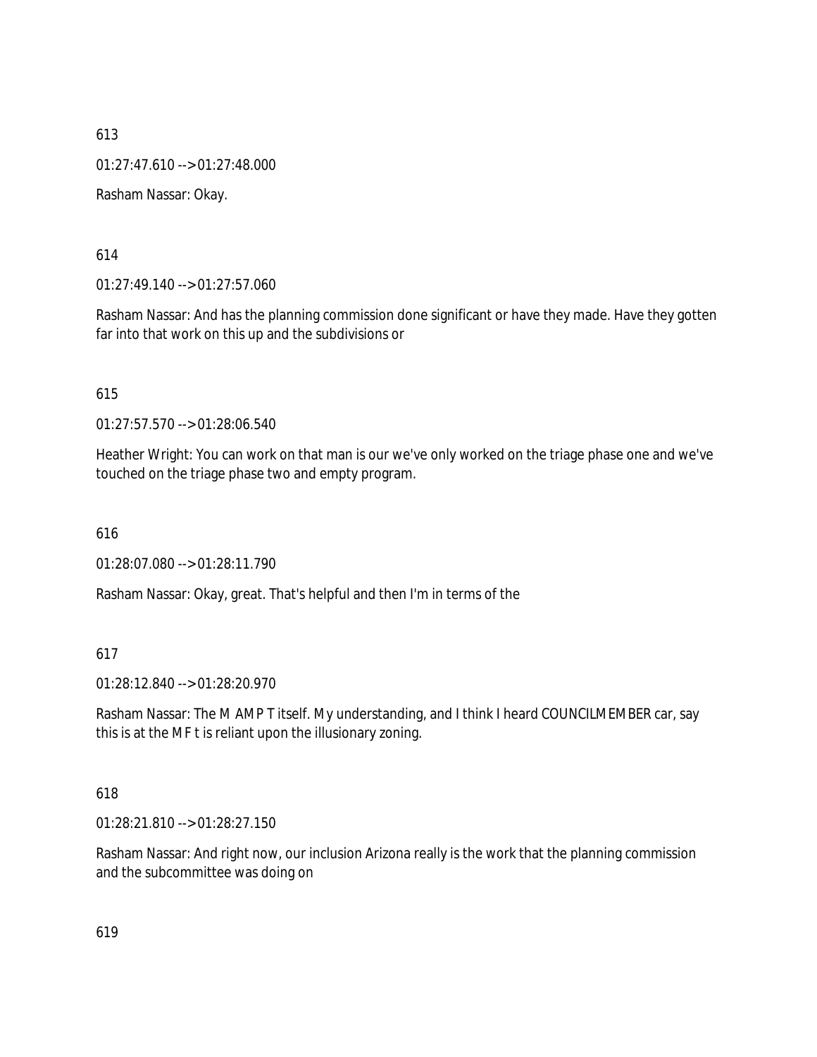613

01:27:47.610 --> 01:27:48.000

Rasham Nassar: Okay.

614

01:27:49.140 --> 01:27:57.060

Rasham Nassar: And has the planning commission done significant or have they made. Have they gotten far into that work on this up and the subdivisions or

615

01:27:57.570 --> 01:28:06.540

Heather Wright: You can work on that man is our we've only worked on the triage phase one and we've touched on the triage phase two and empty program.

616

01:28:07.080 --> 01:28:11.790

Rasham Nassar: Okay, great. That's helpful and then I'm in terms of the

617

01:28:12.840 --> 01:28:20.970

Rasham Nassar: The M AMP T itself. My understanding, and I think I heard COUNCILMEMBER car, say this is at the M F t is reliant upon the illusionary zoning.

618

01:28:21.810 --> 01:28:27.150

Rasham Nassar: And right now, our inclusion Arizona really is the work that the planning commission and the subcommittee was doing on

619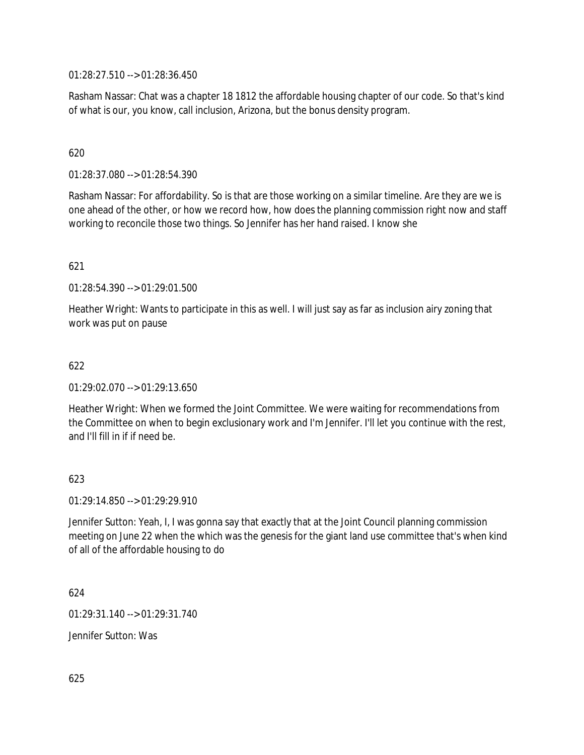01:28:27.510 --> 01:28:36.450

Rasham Nassar: Chat was a chapter 18 1812 the affordable housing chapter of our code. So that's kind of what is our, you know, call inclusion, Arizona, but the bonus density program.

620

01:28:37.080 --> 01:28:54.390

Rasham Nassar: For affordability. So is that are those working on a similar timeline. Are they are we is one ahead of the other, or how we record how, how does the planning commission right now and staff working to reconcile those two things. So Jennifer has her hand raised. I know she

621

01:28:54.390 --> 01:29:01.500

Heather Wright: Wants to participate in this as well. I will just say as far as inclusion airy zoning that work was put on pause

622

01:29:02.070 --> 01:29:13.650

Heather Wright: When we formed the Joint Committee. We were waiting for recommendations from the Committee on when to begin exclusionary work and I'm Jennifer. I'll let you continue with the rest, and I'll fill in if if need be.

623

01:29:14.850 --> 01:29:29.910

Jennifer Sutton: Yeah, I, I was gonna say that exactly that at the Joint Council planning commission meeting on June 22 when the which was the genesis for the giant land use committee that's when kind of all of the affordable housing to do

624

01:29:31.140 --> 01:29:31.740

Jennifer Sutton: Was

625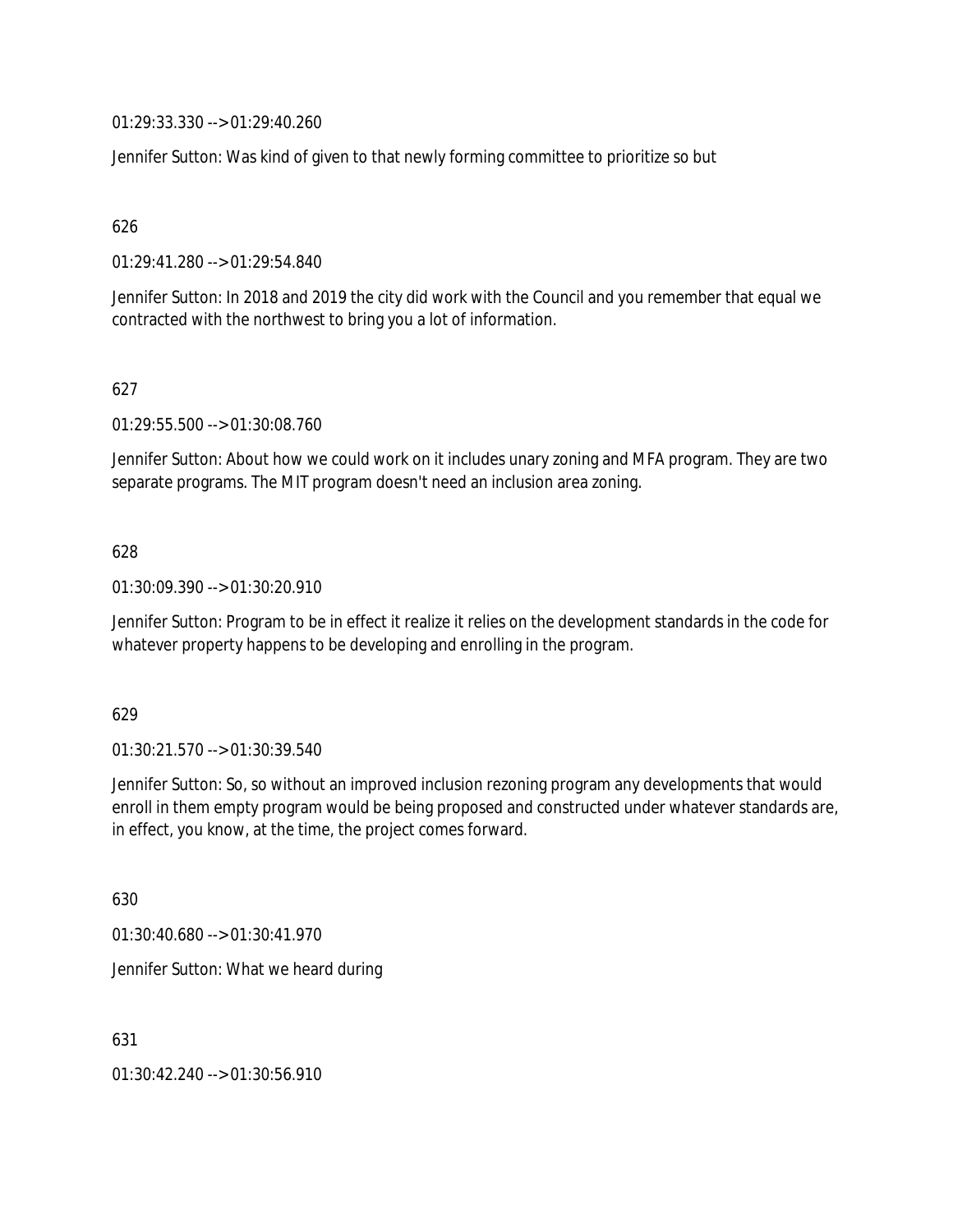01:29:33.330 --> 01:29:40.260

Jennifer Sutton: Was kind of given to that newly forming committee to prioritize so but

626

01:29:41.280 --> 01:29:54.840

Jennifer Sutton: In 2018 and 2019 the city did work with the Council and you remember that equal we contracted with the northwest to bring you a lot of information.

627

01:29:55.500 --> 01:30:08.760

Jennifer Sutton: About how we could work on it includes unary zoning and MFA program. They are two separate programs. The MIT program doesn't need an inclusion area zoning.

628

01:30:09.390 --> 01:30:20.910

Jennifer Sutton: Program to be in effect it realize it relies on the development standards in the code for whatever property happens to be developing and enrolling in the program.

629

01:30:21.570 --> 01:30:39.540

Jennifer Sutton: So, so without an improved inclusion rezoning program any developments that would enroll in them empty program would be being proposed and constructed under whatever standards are, in effect, you know, at the time, the project comes forward.

630

01:30:40.680 --> 01:30:41.970

Jennifer Sutton: What we heard during

631

01:30:42.240 --> 01:30:56.910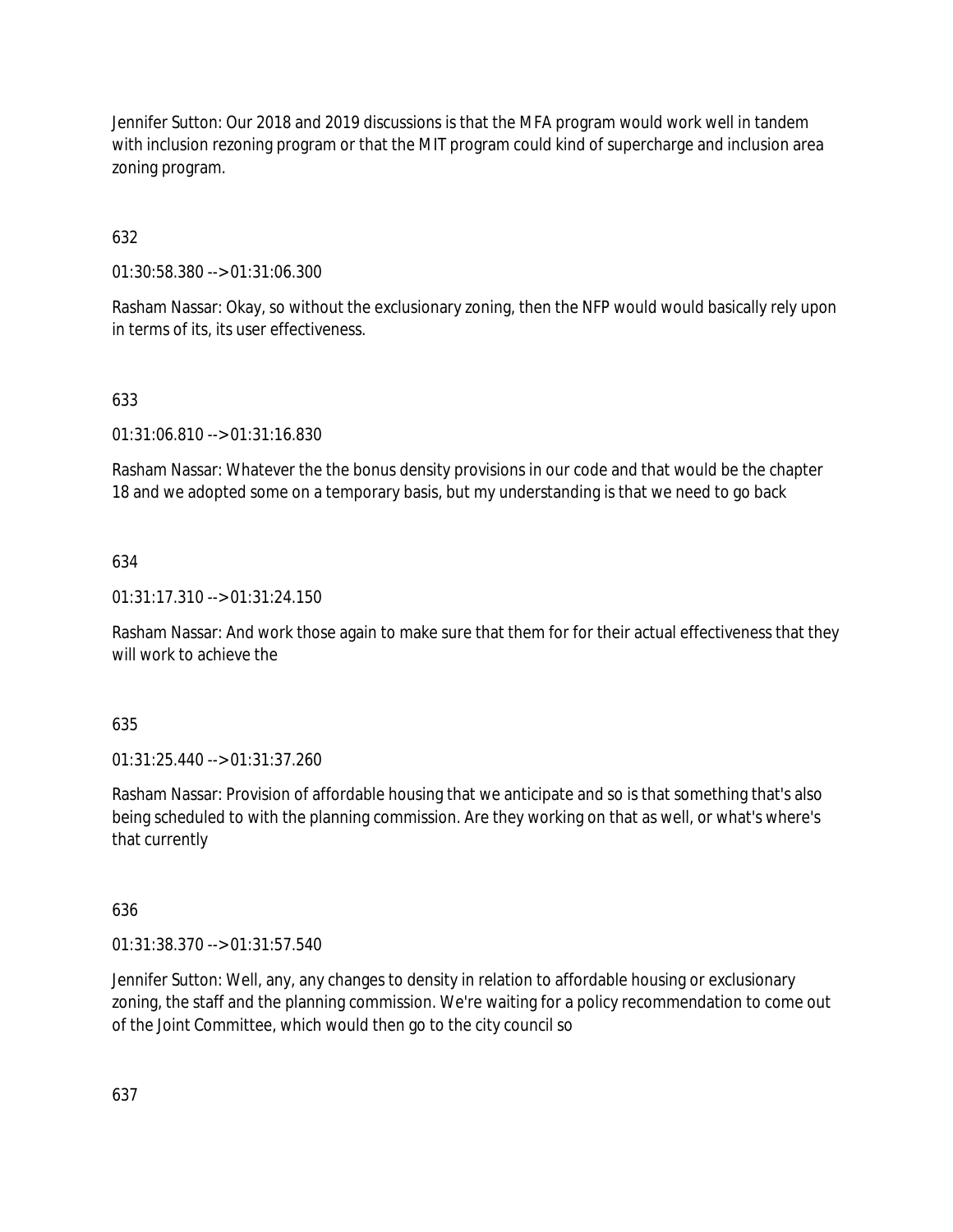Jennifer Sutton: Our 2018 and 2019 discussions is that the MFA program would work well in tandem with inclusion rezoning program or that the MIT program could kind of supercharge and inclusion area zoning program.

632

01:30:58.380 --> 01:31:06.300

Rasham Nassar: Okay, so without the exclusionary zoning, then the NFP would would basically rely upon in terms of its, its user effectiveness.

633

01:31:06.810 --> 01:31:16.830

Rasham Nassar: Whatever the the bonus density provisions in our code and that would be the chapter 18 and we adopted some on a temporary basis, but my understanding is that we need to go back

634

01:31:17.310 --> 01:31:24.150

Rasham Nassar: And work those again to make sure that them for for their actual effectiveness that they will work to achieve the

635

01:31:25.440 --> 01:31:37.260

Rasham Nassar: Provision of affordable housing that we anticipate and so is that something that's also being scheduled to with the planning commission. Are they working on that as well, or what's where's that currently

636

01:31:38.370 --> 01:31:57.540

Jennifer Sutton: Well, any, any changes to density in relation to affordable housing or exclusionary zoning, the staff and the planning commission. We're waiting for a policy recommendation to come out of the Joint Committee, which would then go to the city council so

637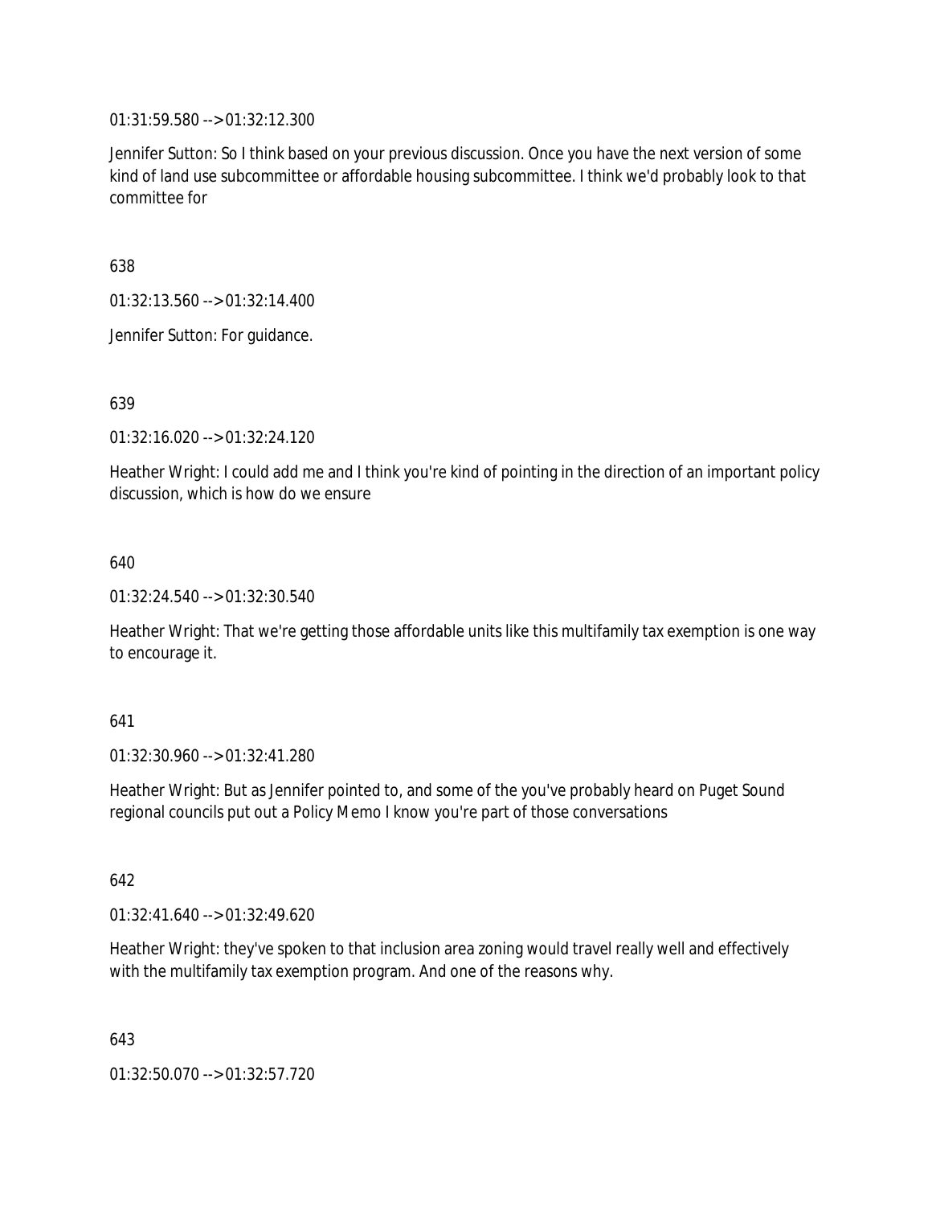01:31:59.580 --> 01:32:12.300

Jennifer Sutton: So I think based on your previous discussion. Once you have the next version of some kind of land use subcommittee or affordable housing subcommittee. I think we'd probably look to that committee for

638

01:32:13.560 --> 01:32:14.400

Jennifer Sutton: For guidance.

639

01:32:16.020 --> 01:32:24.120

Heather Wright: I could add me and I think you're kind of pointing in the direction of an important policy discussion, which is how do we ensure

640

01:32:24.540 --> 01:32:30.540

Heather Wright: That we're getting those affordable units like this multifamily tax exemption is one way to encourage it.

641

01:32:30.960 --> 01:32:41.280

Heather Wright: But as Jennifer pointed to, and some of the you've probably heard on Puget Sound regional councils put out a Policy Memo I know you're part of those conversations

642

01:32:41.640 --> 01:32:49.620

Heather Wright: they've spoken to that inclusion area zoning would travel really well and effectively with the multifamily tax exemption program. And one of the reasons why.

643

01:32:50.070 --> 01:32:57.720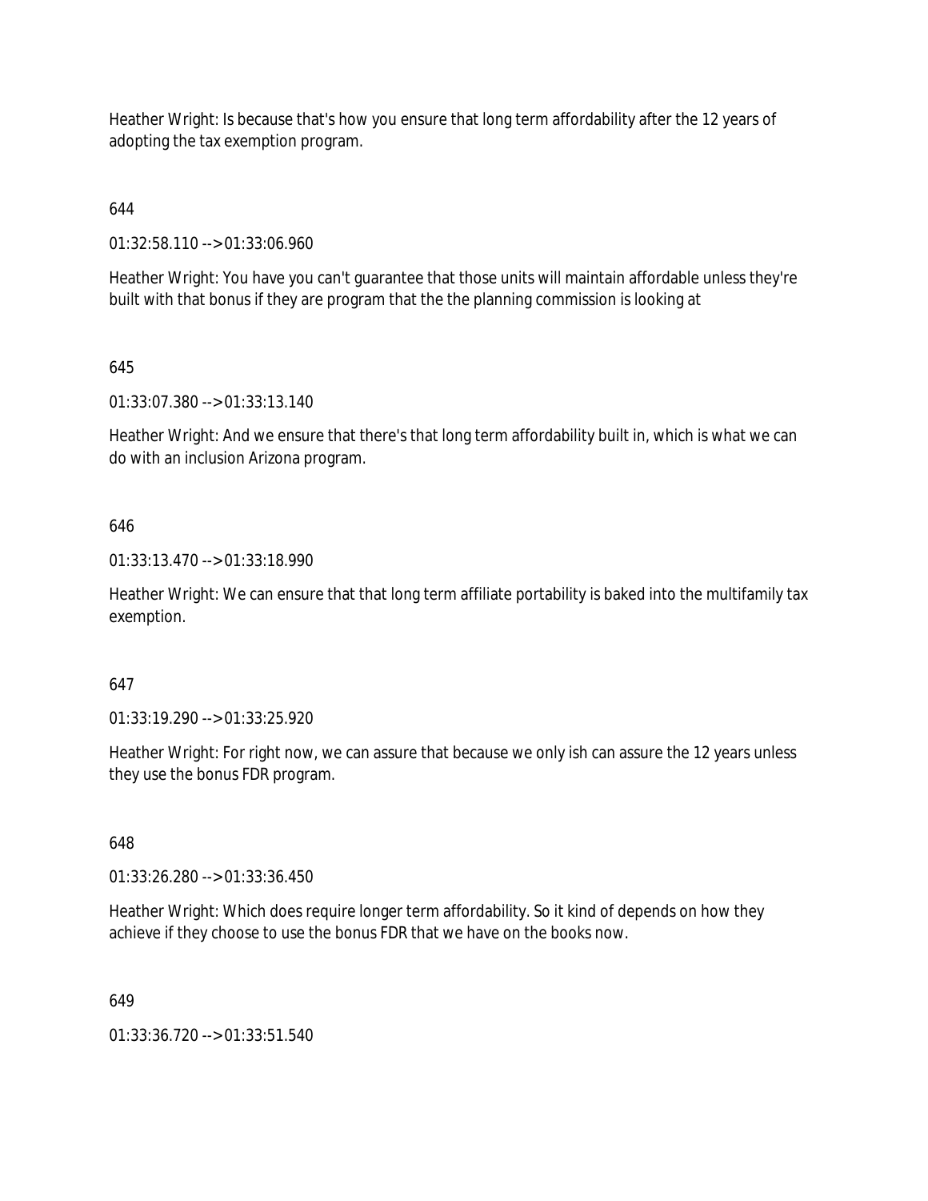Heather Wright: Is because that's how you ensure that long term affordability after the 12 years of adopting the tax exemption program.

644

01:32:58.110 --> 01:33:06.960

Heather Wright: You have you can't guarantee that those units will maintain affordable unless they're built with that bonus if they are program that the the planning commission is looking at

645

01:33:07.380 --> 01:33:13.140

Heather Wright: And we ensure that there's that long term affordability built in, which is what we can do with an inclusion Arizona program.

646

01:33:13.470 --> 01:33:18.990

Heather Wright: We can ensure that that long term affiliate portability is baked into the multifamily tax exemption.

647

01:33:19.290 --> 01:33:25.920

Heather Wright: For right now, we can assure that because we only ish can assure the 12 years unless they use the bonus FDR program.

648

01:33:26.280 --> 01:33:36.450

Heather Wright: Which does require longer term affordability. So it kind of depends on how they achieve if they choose to use the bonus FDR that we have on the books now.

649

01:33:36.720 --> 01:33:51.540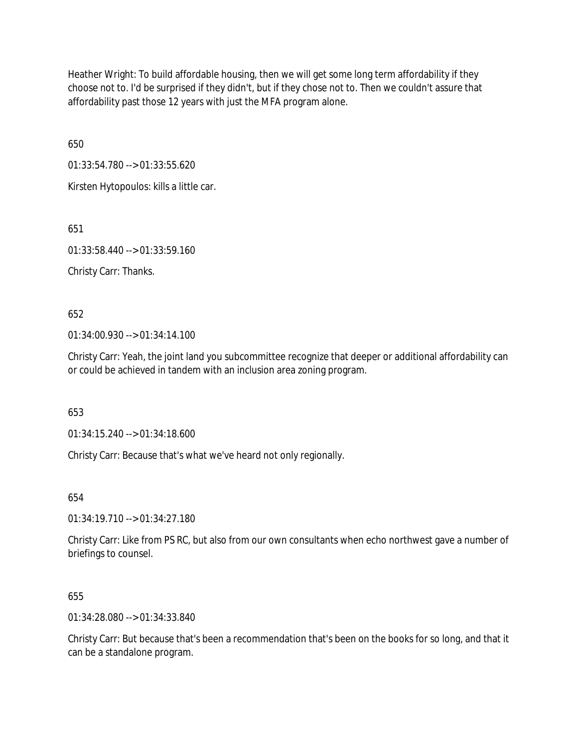Heather Wright: To build affordable housing, then we will get some long term affordability if they choose not to. I'd be surprised if they didn't, but if they chose not to. Then we couldn't assure that affordability past those 12 years with just the MFA program alone.

650

01:33:54.780 --> 01:33:55.620

Kirsten Hytopoulos: kills a little car.

651

01:33:58.440 --> 01:33:59.160

Christy Carr: Thanks.

652

01:34:00.930 --> 01:34:14.100

Christy Carr: Yeah, the joint land you subcommittee recognize that deeper or additional affordability can or could be achieved in tandem with an inclusion area zoning program.

653

01:34:15.240 --> 01:34:18.600

Christy Carr: Because that's what we've heard not only regionally.

654

01:34:19.710 --> 01:34:27.180

Christy Carr: Like from PS RC, but also from our own consultants when echo northwest gave a number of briefings to counsel.

655

01:34:28.080 --> 01:34:33.840

Christy Carr: But because that's been a recommendation that's been on the books for so long, and that it can be a standalone program.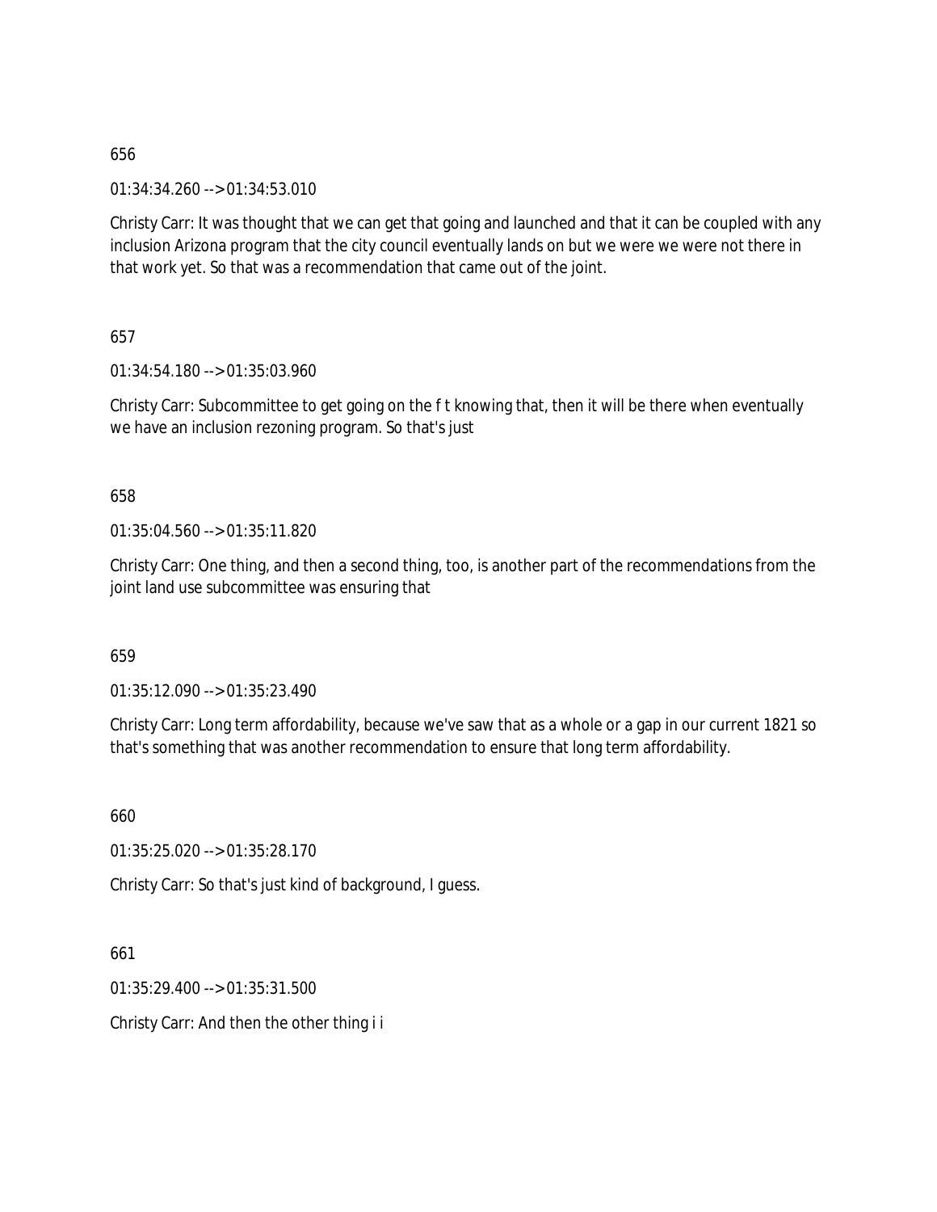656

01:34:34.260 --> 01:34:53.010

Christy Carr: It was thought that we can get that going and launched and that it can be coupled with any inclusion Arizona program that the city council eventually lands on but we were we were not there in that work yet. So that was a recommendation that came out of the joint.

657

01:34:54.180 --> 01:35:03.960

Christy Carr: Subcommittee to get going on the f t knowing that, then it will be there when eventually we have an inclusion rezoning program. So that's just

658

01:35:04.560 --> 01:35:11.820

Christy Carr: One thing, and then a second thing, too, is another part of the recommendations from the joint land use subcommittee was ensuring that

659

01:35:12.090 --> 01:35:23.490

Christy Carr: Long term affordability, because we've saw that as a whole or a gap in our current 1821 so that's something that was another recommendation to ensure that long term affordability.

660

01:35:25.020 --> 01:35:28.170

Christy Carr: So that's just kind of background, I guess.

661

01:35:29.400 --> 01:35:31.500

Christy Carr: And then the other thing i i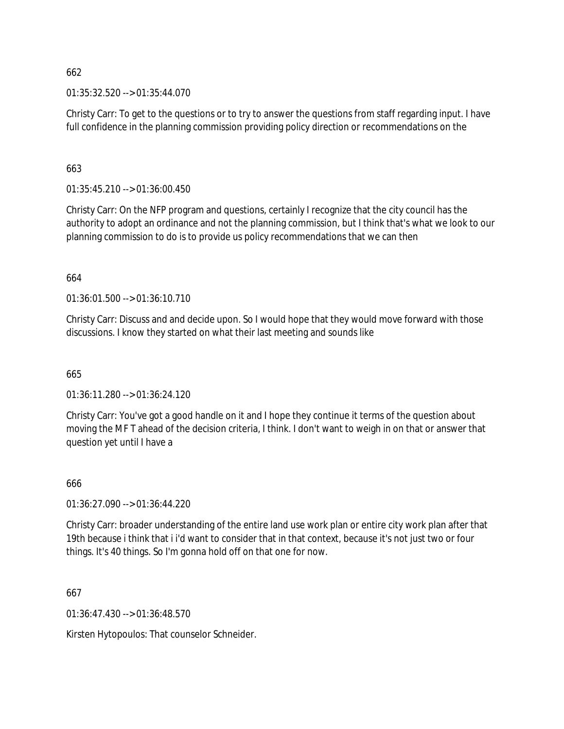662

01:35:32.520 --> 01:35:44.070

Christy Carr: To get to the questions or to try to answer the questions from staff regarding input. I have full confidence in the planning commission providing policy direction or recommendations on the

663

01:35:45.210 --> 01:36:00.450

Christy Carr: On the NFP program and questions, certainly I recognize that the city council has the authority to adopt an ordinance and not the planning commission, but I think that's what we look to our planning commission to do is to provide us policy recommendations that we can then

664

01:36:01.500 --> 01:36:10.710

Christy Carr: Discuss and and decide upon. So I would hope that they would move forward with those discussions. I know they started on what their last meeting and sounds like

665

01:36:11.280 --> 01:36:24.120

Christy Carr: You've got a good handle on it and I hope they continue it terms of the question about moving the MF T ahead of the decision criteria, I think. I don't want to weigh in on that or answer that question yet until I have a

666

01:36:27.090 --> 01:36:44.220

Christy Carr: broader understanding of the entire land use work plan or entire city work plan after that 19th because i think that i i'd want to consider that in that context, because it's not just two or four things. It's 40 things. So I'm gonna hold off on that one for now.

667

01:36:47.430 --> 01:36:48.570

Kirsten Hytopoulos: That counselor Schneider.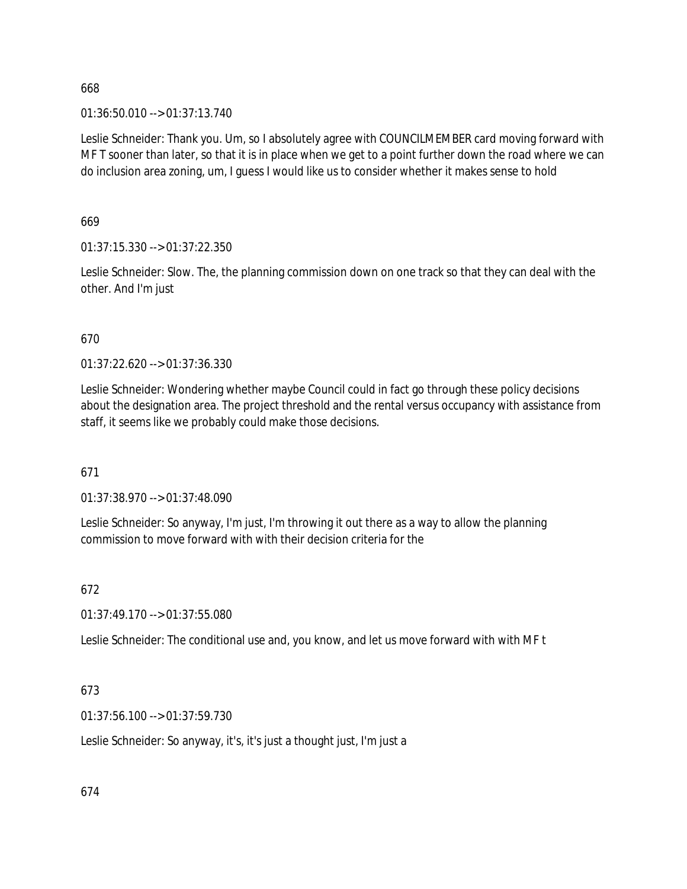668

01:36:50.010 --> 01:37:13.740

Leslie Schneider: Thank you. Um, so I absolutely agree with COUNCILMEMBER card moving forward with MF T sooner than later, so that it is in place when we get to a point further down the road where we can do inclusion area zoning, um, I guess I would like us to consider whether it makes sense to hold

669

01:37:15.330 --> 01:37:22.350

Leslie Schneider: Slow. The, the planning commission down on one track so that they can deal with the other. And I'm just

670

01:37:22.620 --> 01:37:36.330

Leslie Schneider: Wondering whether maybe Council could in fact go through these policy decisions about the designation area. The project threshold and the rental versus occupancy with assistance from staff, it seems like we probably could make those decisions.

671

01:37:38.970 --> 01:37:48.090

Leslie Schneider: So anyway, I'm just, I'm throwing it out there as a way to allow the planning commission to move forward with with their decision criteria for the

672

01:37:49.170 --> 01:37:55.080

Leslie Schneider: The conditional use and, you know, and let us move forward with with MF t

673

01:37:56.100 --> 01:37:59.730

Leslie Schneider: So anyway, it's, it's just a thought just, I'm just a

674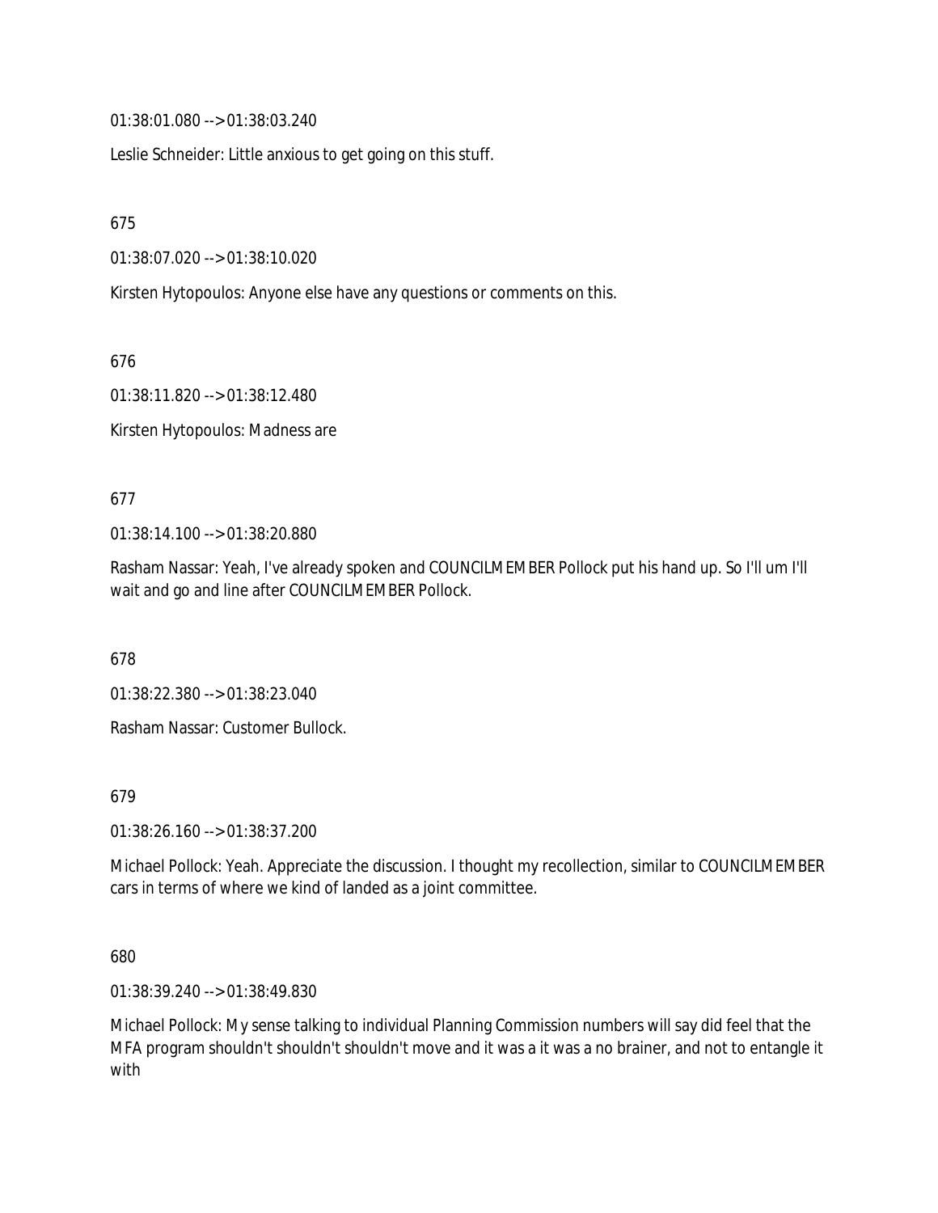01:38:01.080 --> 01:38:03.240

Leslie Schneider: Little anxious to get going on this stuff.

675

01:38:07.020 --> 01:38:10.020

Kirsten Hytopoulos: Anyone else have any questions or comments on this.

676

01:38:11.820 --> 01:38:12.480

Kirsten Hytopoulos: Madness are

677

01:38:14.100 --> 01:38:20.880

Rasham Nassar: Yeah, I've already spoken and COUNCILMEMBER Pollock put his hand up. So I'll um I'll wait and go and line after COUNCILMEMBER Pollock.

678

01:38:22.380 --> 01:38:23.040

Rasham Nassar: Customer Bullock.

679

01:38:26.160 --> 01:38:37.200

Michael Pollock: Yeah. Appreciate the discussion. I thought my recollection, similar to COUNCILMEMBER cars in terms of where we kind of landed as a joint committee.

680

01:38:39.240 --> 01:38:49.830

Michael Pollock: My sense talking to individual Planning Commission numbers will say did feel that the MFA program shouldn't shouldn't shouldn't move and it was a it was a no brainer, and not to entangle it with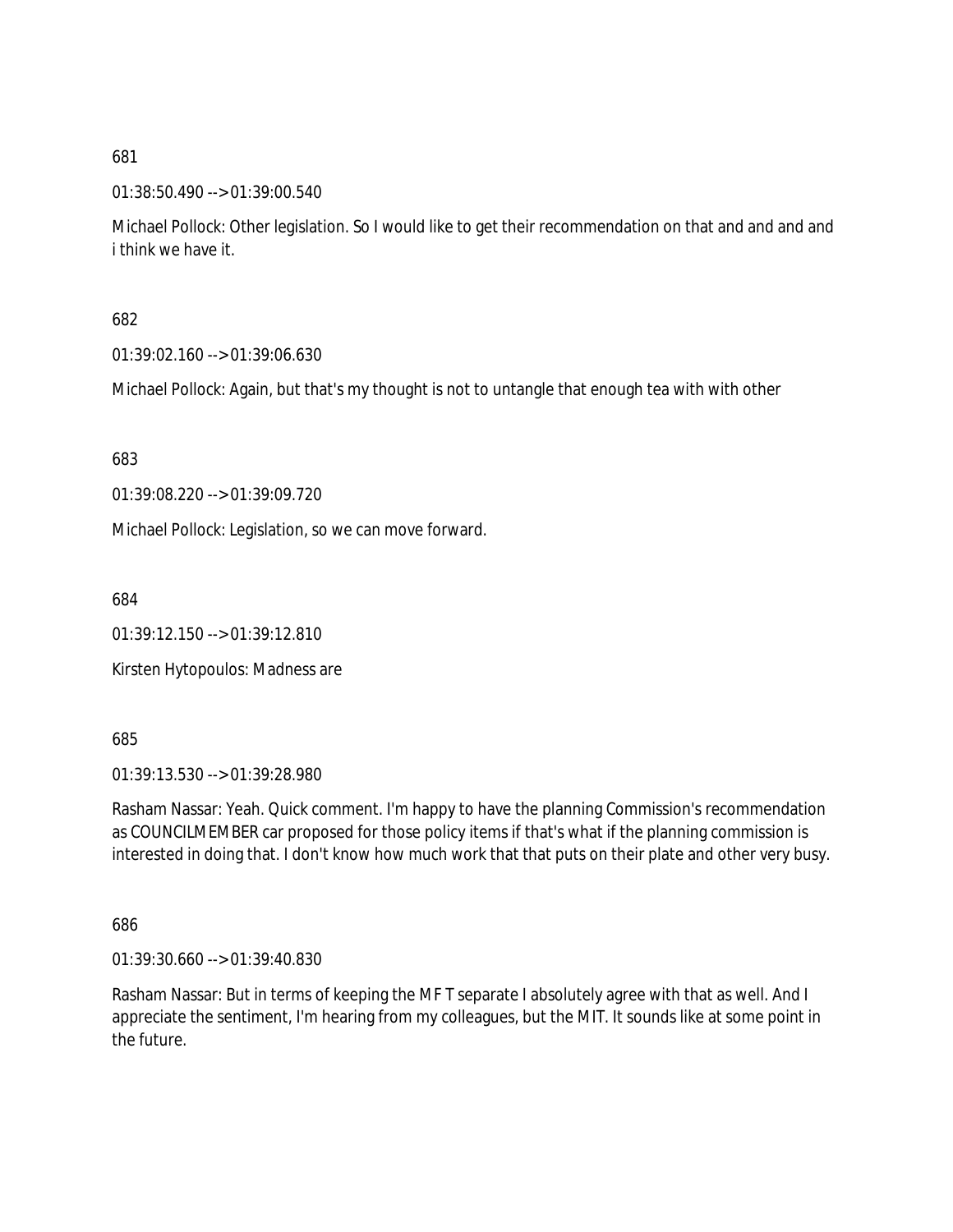681

01:38:50.490 --> 01:39:00.540

Michael Pollock: Other legislation. So I would like to get their recommendation on that and and and and i think we have it.

682

01:39:02.160 --> 01:39:06.630

Michael Pollock: Again, but that's my thought is not to untangle that enough tea with with other

683

01:39:08.220 --> 01:39:09.720

Michael Pollock: Legislation, so we can move forward.

684

01:39:12.150 --> 01:39:12.810

Kirsten Hytopoulos: Madness are

685

01:39:13.530 --> 01:39:28.980

Rasham Nassar: Yeah. Quick comment. I'm happy to have the planning Commission's recommendation as COUNCILMEMBER car proposed for those policy items if that's what if the planning commission is interested in doing that. I don't know how much work that that puts on their plate and other very busy.

686

01:39:30.660 --> 01:39:40.830

Rasham Nassar: But in terms of keeping the MF T separate I absolutely agree with that as well. And I appreciate the sentiment, I'm hearing from my colleagues, but the MIT. It sounds like at some point in the future.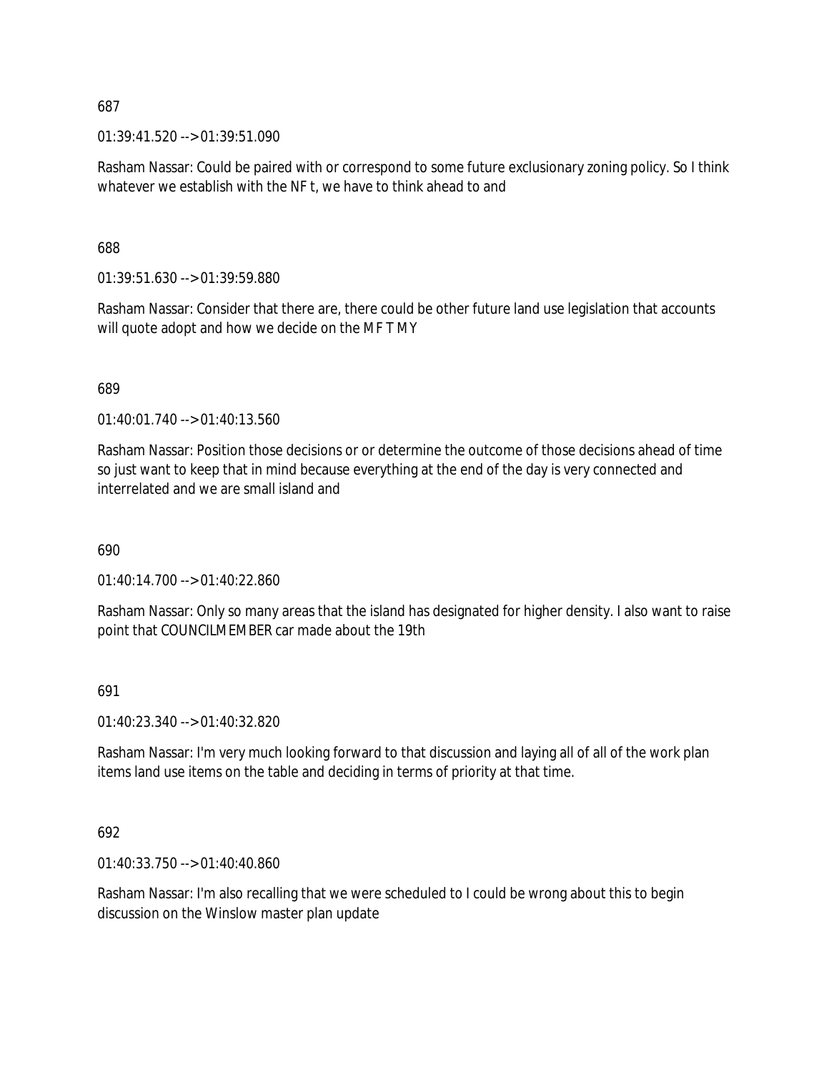687

01:39:41.520 --> 01:39:51.090

Rasham Nassar: Could be paired with or correspond to some future exclusionary zoning policy. So I think whatever we establish with the NF t, we have to think ahead to and

688

01:39:51.630 --> 01:39:59.880

Rasham Nassar: Consider that there are, there could be other future land use legislation that accounts will quote adopt and how we decide on the M F T MY

689

01:40:01.740 --> 01:40:13.560

Rasham Nassar: Position those decisions or or determine the outcome of those decisions ahead of time so just want to keep that in mind because everything at the end of the day is very connected and interrelated and we are small island and

690

01:40:14.700 --> 01:40:22.860

Rasham Nassar: Only so many areas that the island has designated for higher density. I also want to raise point that COUNCILMEMBER car made about the 19th

691

01:40:23.340 --> 01:40:32.820

Rasham Nassar: I'm very much looking forward to that discussion and laying all of all of the work plan items land use items on the table and deciding in terms of priority at that time.

692

01:40:33.750 --> 01:40:40.860

Rasham Nassar: I'm also recalling that we were scheduled to I could be wrong about this to begin discussion on the Winslow master plan update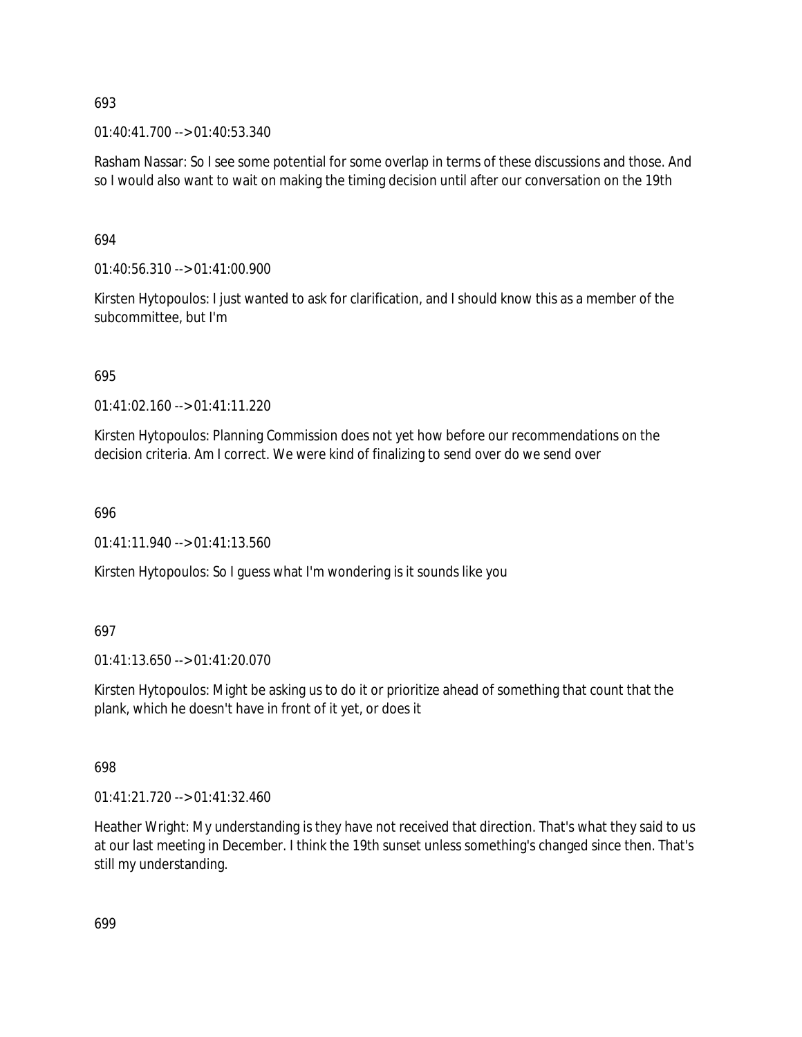693

01:40:41.700 --> 01:40:53.340

Rasham Nassar: So I see some potential for some overlap in terms of these discussions and those. And so I would also want to wait on making the timing decision until after our conversation on the 19th

694

01:40:56.310 --> 01:41:00.900

Kirsten Hytopoulos: I just wanted to ask for clarification, and I should know this as a member of the subcommittee, but I'm

695

01:41:02.160 --> 01:41:11.220

Kirsten Hytopoulos: Planning Commission does not yet how before our recommendations on the decision criteria. Am I correct. We were kind of finalizing to send over do we send over

696

01:41:11.940 --> 01:41:13.560

Kirsten Hytopoulos: So I guess what I'm wondering is it sounds like you

697

01:41:13.650 --> 01:41:20.070

Kirsten Hytopoulos: Might be asking us to do it or prioritize ahead of something that count that the plank, which he doesn't have in front of it yet, or does it

698

01:41:21.720 --> 01:41:32.460

Heather Wright: My understanding is they have not received that direction. That's what they said to us at our last meeting in December. I think the 19th sunset unless something's changed since then. That's still my understanding.

699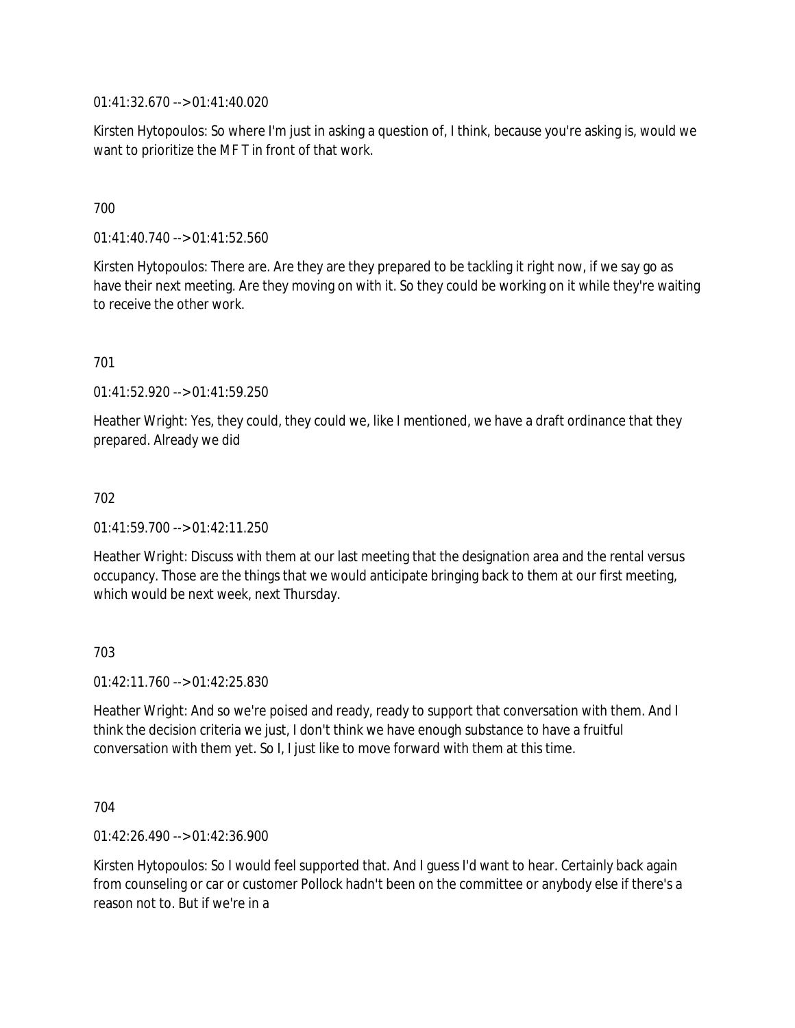01:41:32.670 --> 01:41:40.020

Kirsten Hytopoulos: So where I'm just in asking a question of, I think, because you're asking is, would we want to prioritize the M F T in front of that work.

700

01:41:40.740 --> 01:41:52.560

Kirsten Hytopoulos: There are. Are they are they prepared to be tackling it right now, if we say go as have their next meeting. Are they moving on with it. So they could be working on it while they're waiting to receive the other work.

701

01:41:52.920 --> 01:41:59.250

Heather Wright: Yes, they could, they could we, like I mentioned, we have a draft ordinance that they prepared. Already we did

702

01:41:59.700 --> 01:42:11.250

Heather Wright: Discuss with them at our last meeting that the designation area and the rental versus occupancy. Those are the things that we would anticipate bringing back to them at our first meeting, which would be next week, next Thursday.

703

01:42:11.760 --> 01:42:25.830

Heather Wright: And so we're poised and ready, ready to support that conversation with them. And I think the decision criteria we just, I don't think we have enough substance to have a fruitful conversation with them yet. So I, I just like to move forward with them at this time.

704

01:42:26.490 --> 01:42:36.900

Kirsten Hytopoulos: So I would feel supported that. And I guess I'd want to hear. Certainly back again from counseling or car or customer Pollock hadn't been on the committee or anybody else if there's a reason not to. But if we're in a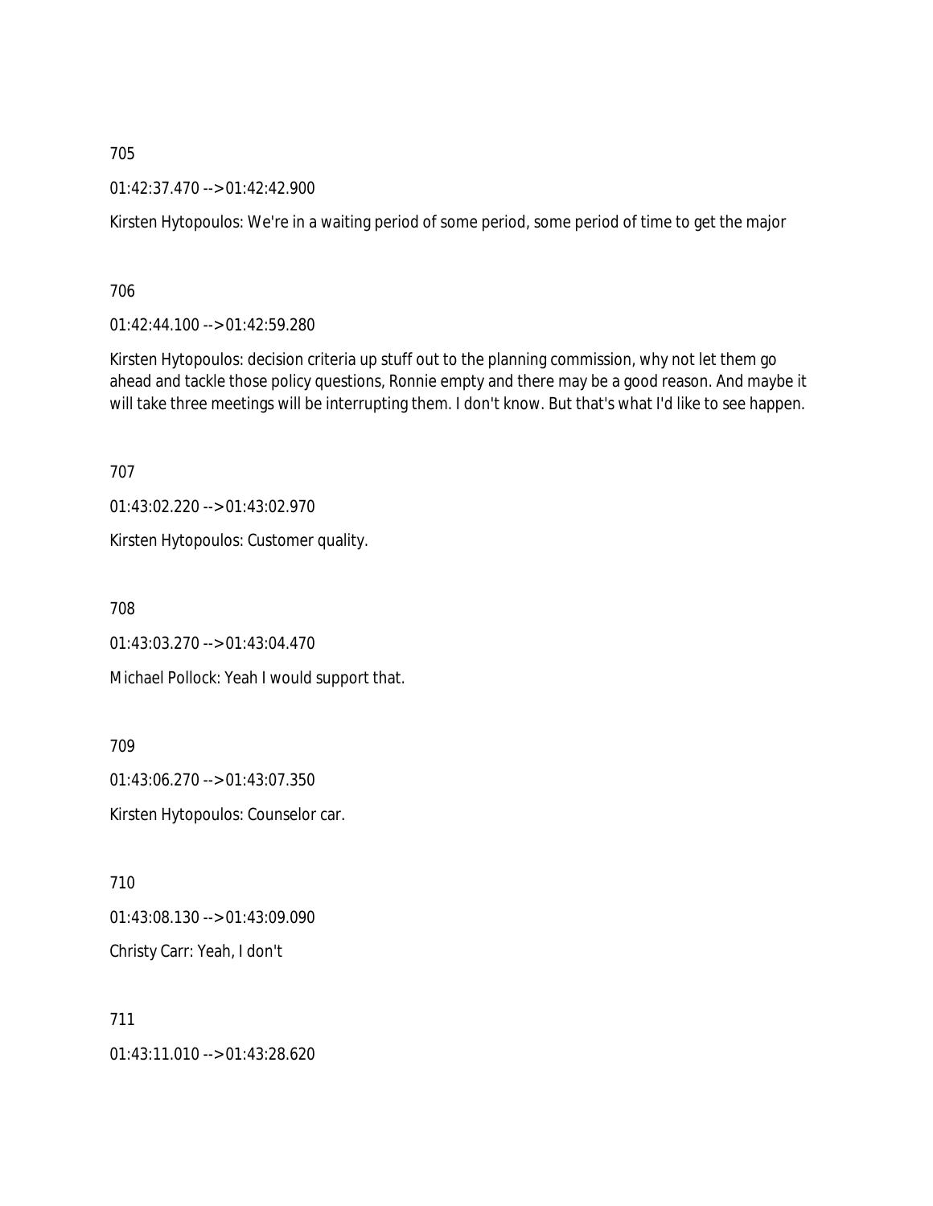705

01:42:37.470 --> 01:42:42.900

Kirsten Hytopoulos: We're in a waiting period of some period, some period of time to get the major

706

01:42:44.100 --> 01:42:59.280

Kirsten Hytopoulos: decision criteria up stuff out to the planning commission, why not let them go ahead and tackle those policy questions, Ronnie empty and there may be a good reason. And maybe it will take three meetings will be interrupting them. I don't know. But that's what I'd like to see happen.

707

01:43:02.220 --> 01:43:02.970

Kirsten Hytopoulos: Customer quality.

708

01:43:03.270 --> 01:43:04.470

Michael Pollock: Yeah I would support that.

709

01:43:06.270 --> 01:43:07.350

Kirsten Hytopoulos: Counselor car.

710

01:43:08.130 --> 01:43:09.090

Christy Carr: Yeah, I don't

711

01:43:11.010 --> 01:43:28.620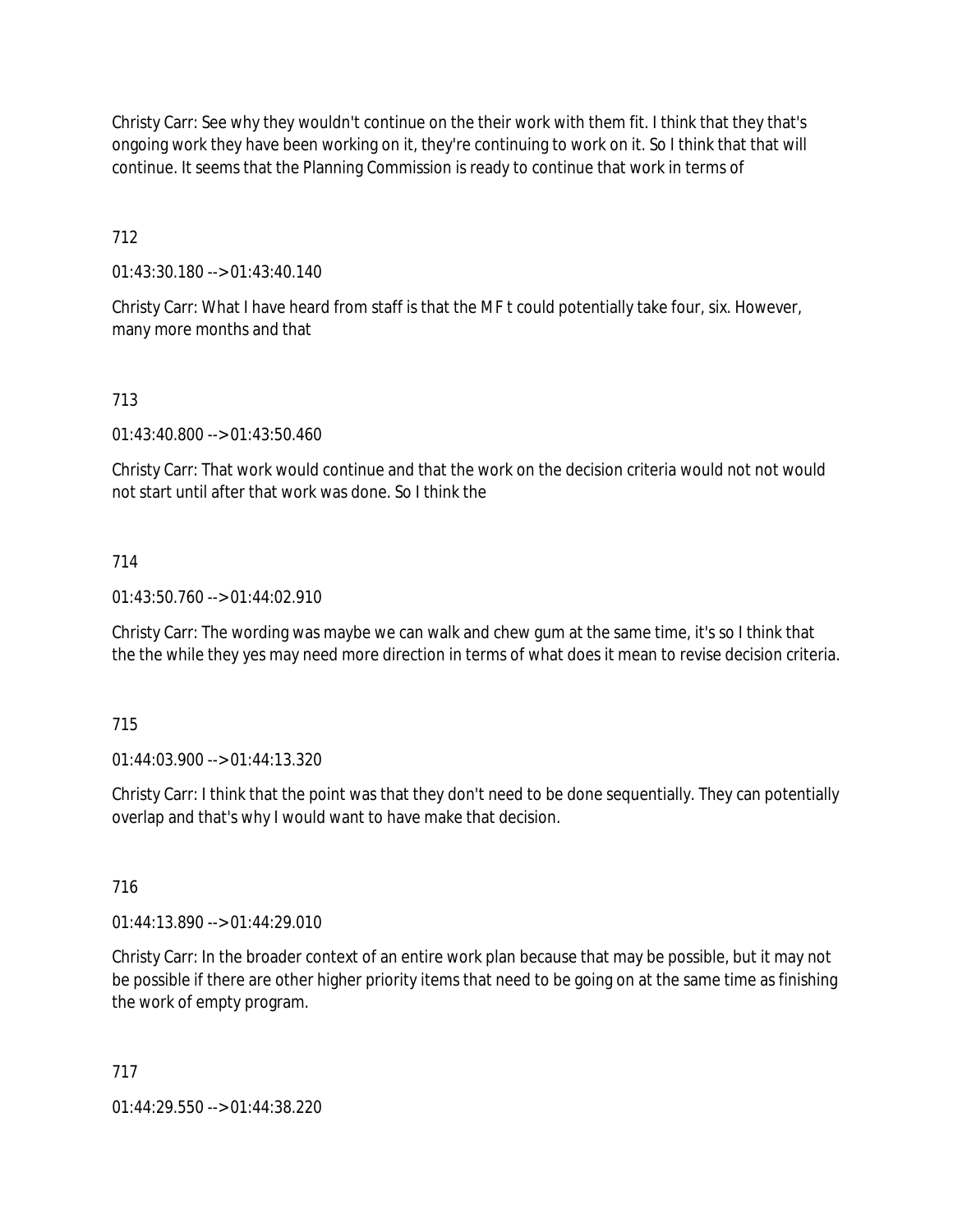Christy Carr: See why they wouldn't continue on the their work with them fit. I think that they that's ongoing work they have been working on it, they're continuing to work on it. So I think that that will continue. It seems that the Planning Commission is ready to continue that work in terms of

712

01:43:30.180 --> 01:43:40.140

Christy Carr: What I have heard from staff is that the MF t could potentially take four, six. However, many more months and that

713

01:43:40.800 --> 01:43:50.460

Christy Carr: That work would continue and that the work on the decision criteria would not not would not start until after that work was done. So I think the

714

01:43:50.760 --> 01:44:02.910

Christy Carr: The wording was maybe we can walk and chew gum at the same time, it's so I think that the the while they yes may need more direction in terms of what does it mean to revise decision criteria.

715

01:44:03.900 --> 01:44:13.320

Christy Carr: I think that the point was that they don't need to be done sequentially. They can potentially overlap and that's why I would want to have make that decision.

716

01:44:13.890 --> 01:44:29.010

Christy Carr: In the broader context of an entire work plan because that may be possible, but it may not be possible if there are other higher priority items that need to be going on at the same time as finishing the work of empty program.

717

01:44:29.550 --> 01:44:38.220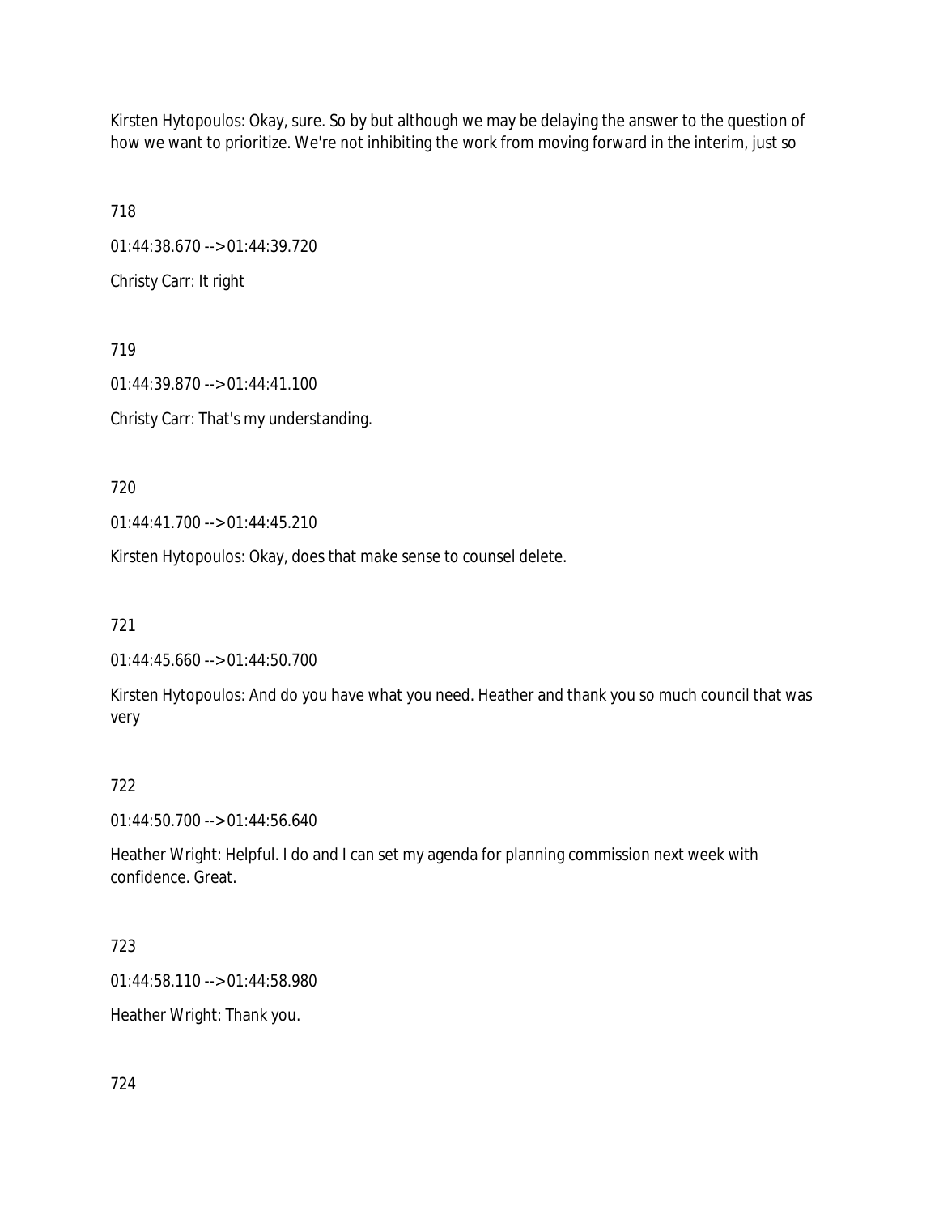Kirsten Hytopoulos: Okay, sure. So by but although we may be delaying the answer to the question of how we want to prioritize. We're not inhibiting the work from moving forward in the interim, just so

718

01:44:38.670 --> 01:44:39.720

Christy Carr: It right

719

01:44:39.870 --> 01:44:41.100

Christy Carr: That's my understanding.

720

01:44:41.700 --> 01:44:45.210

Kirsten Hytopoulos: Okay, does that make sense to counsel delete.

721

01:44:45.660 --> 01:44:50.700

Kirsten Hytopoulos: And do you have what you need. Heather and thank you so much council that was very

722

01:44:50.700 --> 01:44:56.640

Heather Wright: Helpful. I do and I can set my agenda for planning commission next week with confidence. Great.

723

01:44:58.110 --> 01:44:58.980

Heather Wright: Thank you.

724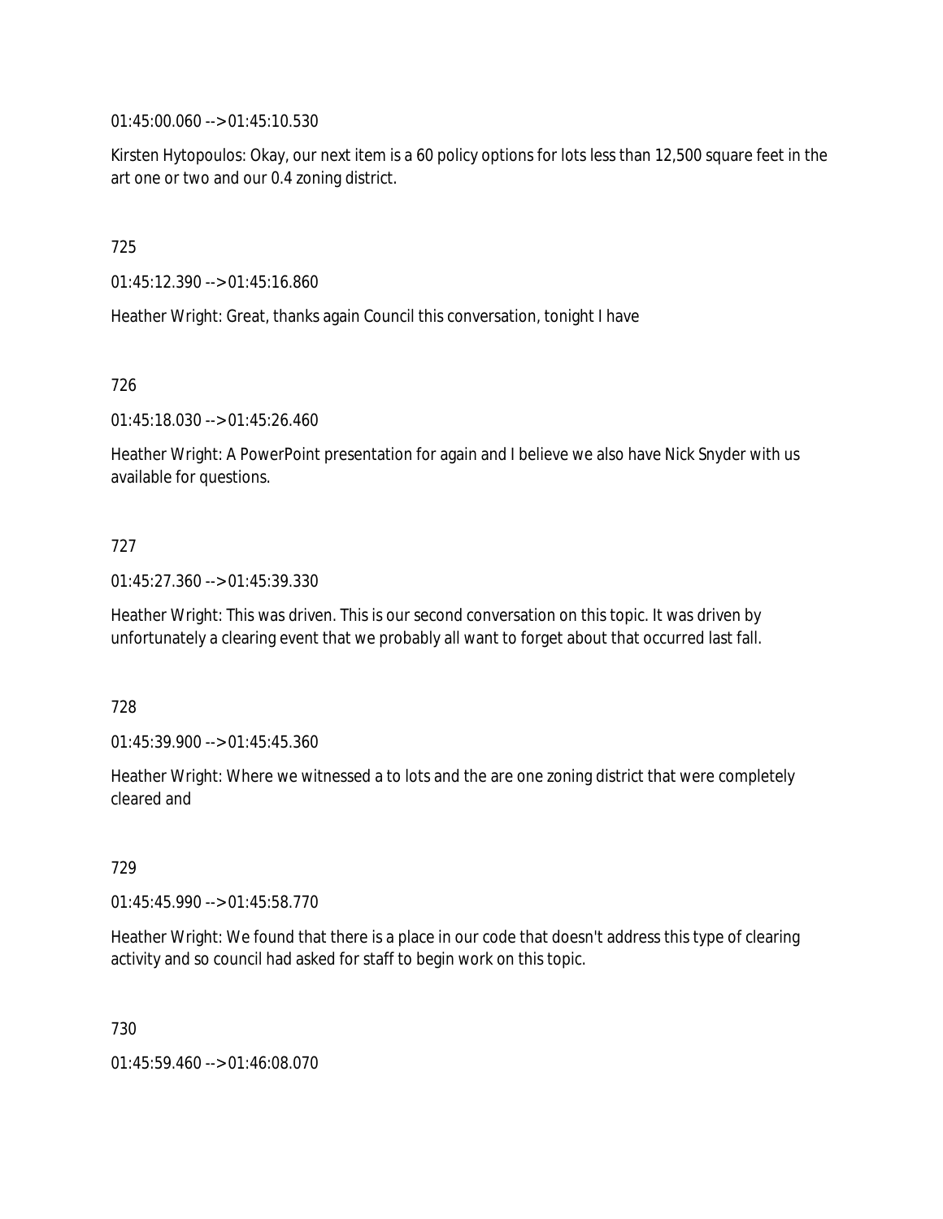01:45:00.060 --> 01:45:10.530

Kirsten Hytopoulos: Okay, our next item is a 60 policy options for lots less than 12,500 square feet in the art one or two and our 0.4 zoning district.

725

01:45:12.390 --> 01:45:16.860

Heather Wright: Great, thanks again Council this conversation, tonight I have

726

01:45:18.030 --> 01:45:26.460

Heather Wright: A PowerPoint presentation for again and I believe we also have Nick Snyder with us available for questions.

727

01:45:27.360 --> 01:45:39.330

Heather Wright: This was driven. This is our second conversation on this topic. It was driven by unfortunately a clearing event that we probably all want to forget about that occurred last fall.

728

01:45:39.900 --> 01:45:45.360

Heather Wright: Where we witnessed a to lots and the are one zoning district that were completely cleared and

729

01:45:45.990 --> 01:45:58.770

Heather Wright: We found that there is a place in our code that doesn't address this type of clearing activity and so council had asked for staff to begin work on this topic.

730

01:45:59.460 --> 01:46:08.070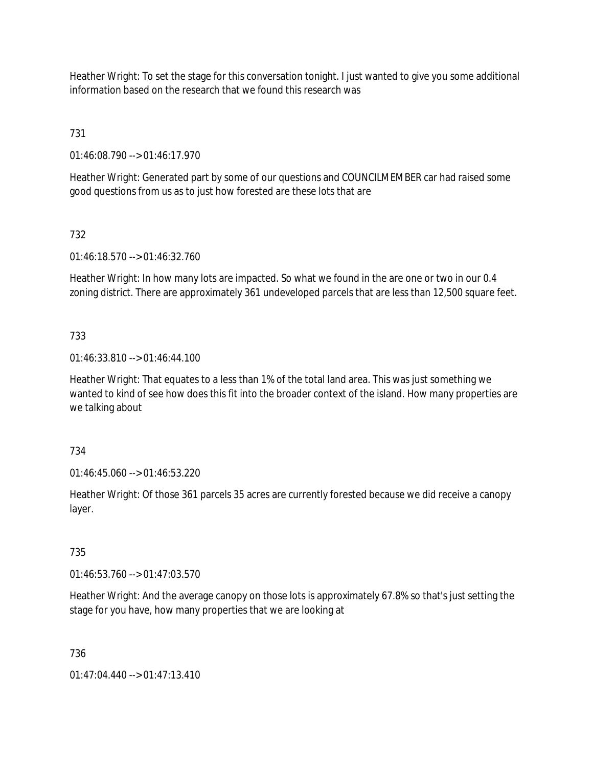Heather Wright: To set the stage for this conversation tonight. I just wanted to give you some additional information based on the research that we found this research was

731

01:46:08.790 --> 01:46:17.970

Heather Wright: Generated part by some of our questions and COUNCILMEMBER car had raised some good questions from us as to just how forested are these lots that are

732

01:46:18.570 --> 01:46:32.760

Heather Wright: In how many lots are impacted. So what we found in the are one or two in our 0.4 zoning district. There are approximately 361 undeveloped parcels that are less than 12,500 square feet.

733

01:46:33.810 --> 01:46:44.100

Heather Wright: That equates to a less than 1% of the total land area. This was just something we wanted to kind of see how does this fit into the broader context of the island. How many properties are we talking about

734

01:46:45.060 --> 01:46:53.220

Heather Wright: Of those 361 parcels 35 acres are currently forested because we did receive a canopy layer.

735

01:46:53.760 --> 01:47:03.570

Heather Wright: And the average canopy on those lots is approximately 67.8% so that's just setting the stage for you have, how many properties that we are looking at

736

01:47:04.440 --> 01:47:13.410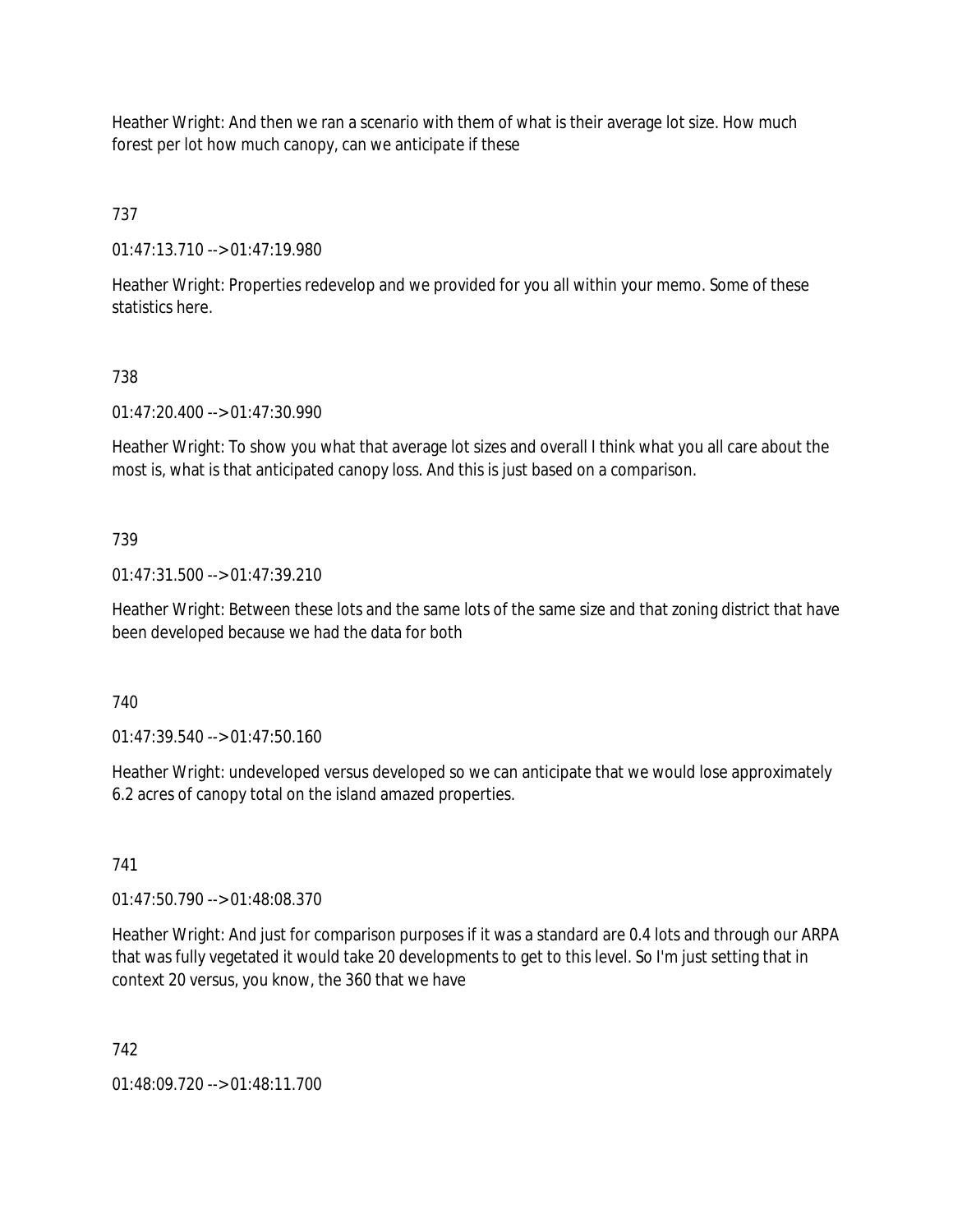Heather Wright: And then we ran a scenario with them of what is their average lot size. How much forest per lot how much canopy, can we anticipate if these

737

01:47:13.710 --> 01:47:19.980

Heather Wright: Properties redevelop and we provided for you all within your memo. Some of these statistics here.

738

01:47:20.400 --> 01:47:30.990

Heather Wright: To show you what that average lot sizes and overall I think what you all care about the most is, what is that anticipated canopy loss. And this is just based on a comparison.

739

01:47:31.500 --> 01:47:39.210

Heather Wright: Between these lots and the same lots of the same size and that zoning district that have been developed because we had the data for both

740

01:47:39.540 --> 01:47:50.160

Heather Wright: undeveloped versus developed so we can anticipate that we would lose approximately 6.2 acres of canopy total on the island amazed properties.

741

01:47:50.790 --> 01:48:08.370

Heather Wright: And just for comparison purposes if it was a standard are 0.4 lots and through our ARPA that was fully vegetated it would take 20 developments to get to this level. So I'm just setting that in context 20 versus, you know, the 360 that we have

742

01:48:09.720 --> 01:48:11.700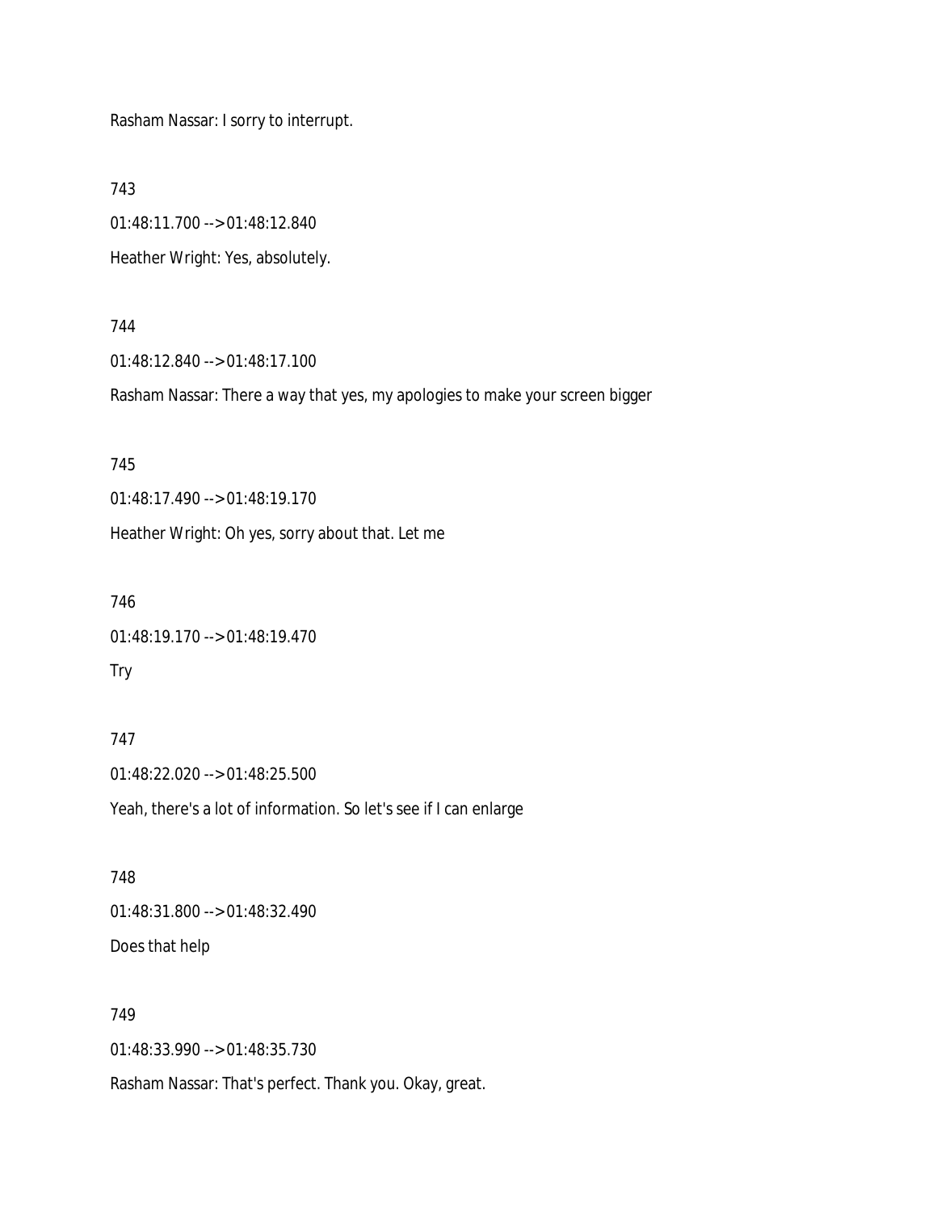Rasham Nassar: I sorry to interrupt.

743

01:48:11.700 --> 01:48:12.840

Heather Wright: Yes, absolutely.

744

01:48:12.840 --> 01:48:17.100

Rasham Nassar: There a way that yes, my apologies to make your screen bigger

745

01:48:17.490 --> 01:48:19.170

Heather Wright: Oh yes, sorry about that. Let me

746

01:48:19.170 --> 01:48:19.470

Try

747

01:48:22.020 --> 01:48:25.500

Yeah, there's a lot of information. So let's see if I can enlarge

748

01:48:31.800 --> 01:48:32.490

Does that help

749

01:48:33.990 --> 01:48:35.730

Rasham Nassar: That's perfect. Thank you. Okay, great.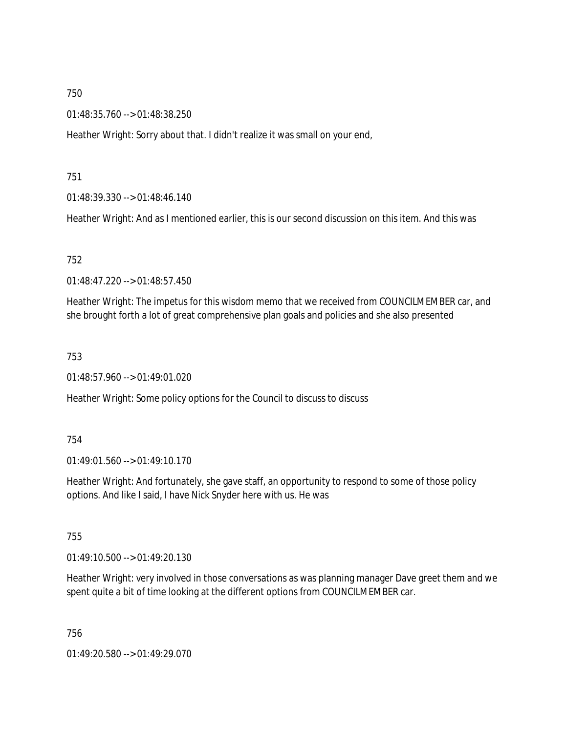750

01:48:35.760 --> 01:48:38.250

Heather Wright: Sorry about that. I didn't realize it was small on your end,

751

01:48:39.330 --> 01:48:46.140

Heather Wright: And as I mentioned earlier, this is our second discussion on this item. And this was

752

01:48:47.220 --> 01:48:57.450

Heather Wright: The impetus for this wisdom memo that we received from COUNCILMEMBER car, and she brought forth a lot of great comprehensive plan goals and policies and she also presented

753

01:48:57.960 --> 01:49:01.020

Heather Wright: Some policy options for the Council to discuss to discuss

754

01:49:01.560 --> 01:49:10.170

Heather Wright: And fortunately, she gave staff, an opportunity to respond to some of those policy options. And like I said, I have Nick Snyder here with us. He was

755

01:49:10.500 --> 01:49:20.130

Heather Wright: very involved in those conversations as was planning manager Dave greet them and we spent quite a bit of time looking at the different options from COUNCILMEMBER car.

756

01:49:20.580 --> 01:49:29.070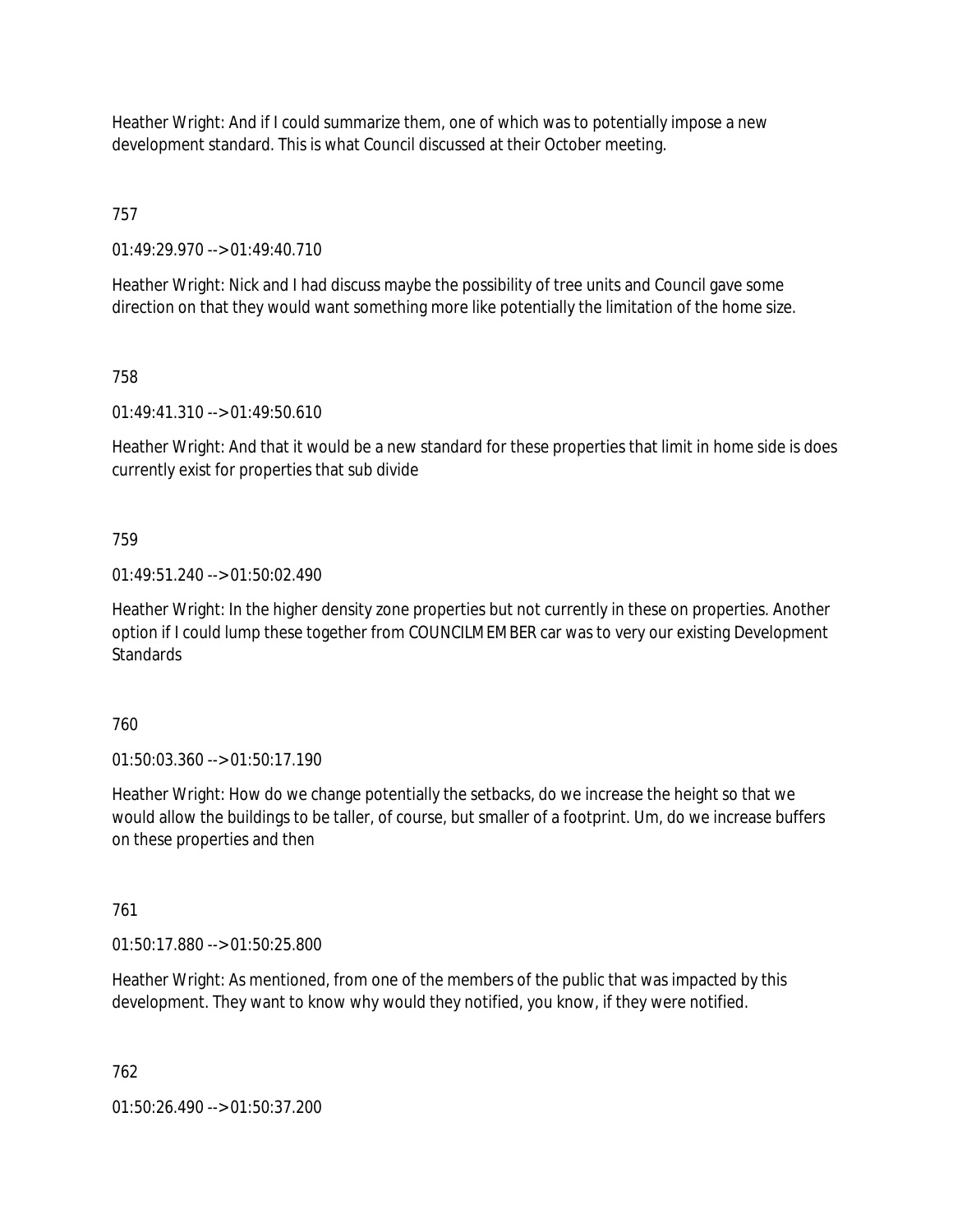Heather Wright: And if I could summarize them, one of which was to potentially impose a new development standard. This is what Council discussed at their October meeting.

757

01:49:29.970 --> 01:49:40.710

Heather Wright: Nick and I had discuss maybe the possibility of tree units and Council gave some direction on that they would want something more like potentially the limitation of the home size.

758

01:49:41.310 --> 01:49:50.610

Heather Wright: And that it would be a new standard for these properties that limit in home side is does currently exist for properties that sub divide

759

01:49:51.240 --> 01:50:02.490

Heather Wright: In the higher density zone properties but not currently in these on properties. Another option if I could lump these together from COUNCILMEMBER car was to very our existing Development Standards

760

01:50:03.360 --> 01:50:17.190

Heather Wright: How do we change potentially the setbacks, do we increase the height so that we would allow the buildings to be taller, of course, but smaller of a footprint. Um, do we increase buffers on these properties and then

761

01:50:17.880 --> 01:50:25.800

Heather Wright: As mentioned, from one of the members of the public that was impacted by this development. They want to know why would they notified, you know, if they were notified.

762

01:50:26.490 --> 01:50:37.200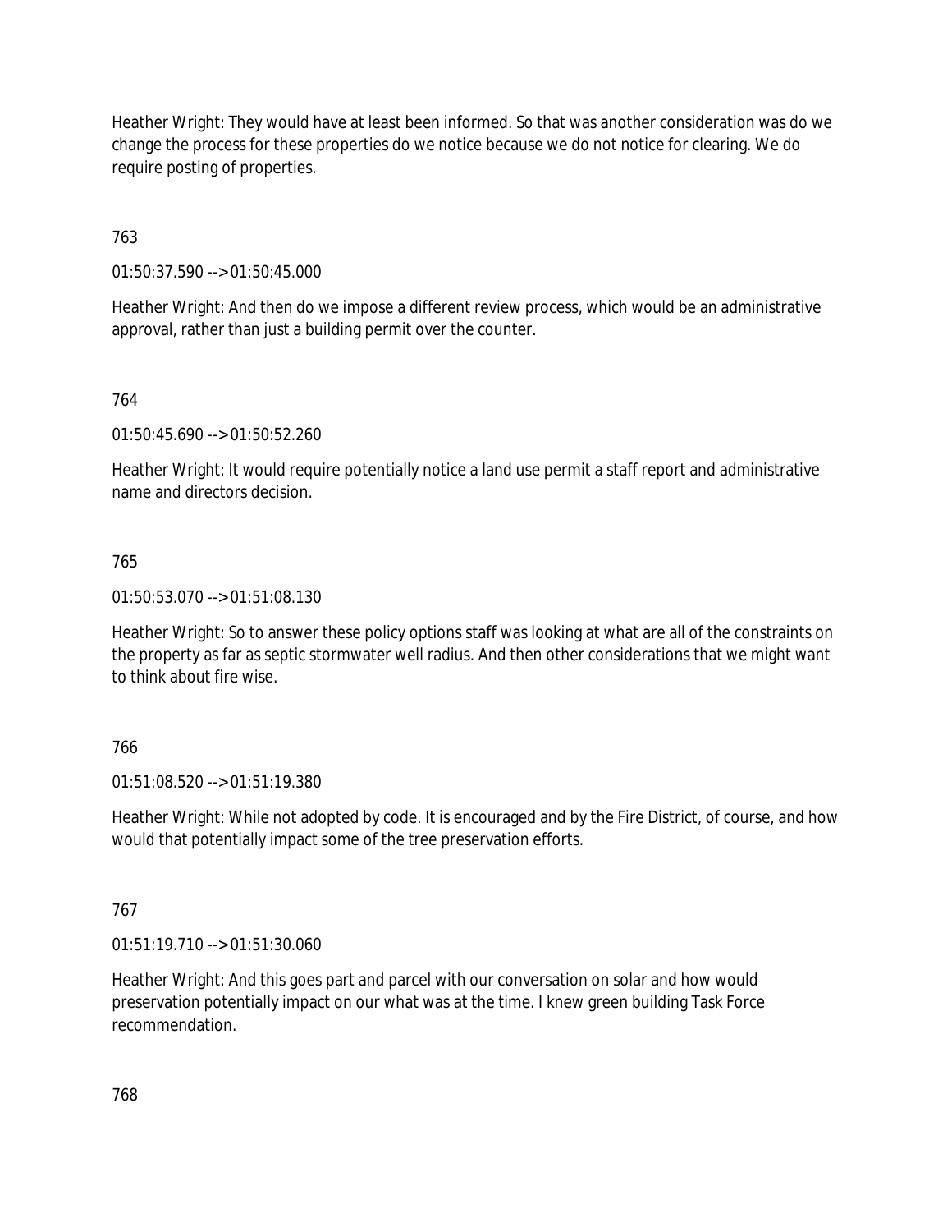Heather Wright: They would have at least been informed. So that was another consideration was do we change the process for these properties do we notice because we do not notice for clearing. We do require posting of properties.

763

01:50:37.590 --> 01:50:45.000

Heather Wright: And then do we impose a different review process, which would be an administrative approval, rather than just a building permit over the counter.

764

01:50:45.690 --> 01:50:52.260

Heather Wright: It would require potentially notice a land use permit a staff report and administrative name and directors decision.

765

01:50:53.070 --> 01:51:08.130

Heather Wright: So to answer these policy options staff was looking at what are all of the constraints on the property as far as septic stormwater well radius. And then other considerations that we might want to think about fire wise.

766

01:51:08.520 --> 01:51:19.380

Heather Wright: While not adopted by code. It is encouraged and by the Fire District, of course, and how would that potentially impact some of the tree preservation efforts.

767

01:51:19.710 --> 01:51:30.060

Heather Wright: And this goes part and parcel with our conversation on solar and how would preservation potentially impact on our what was at the time. I knew green building Task Force recommendation.

768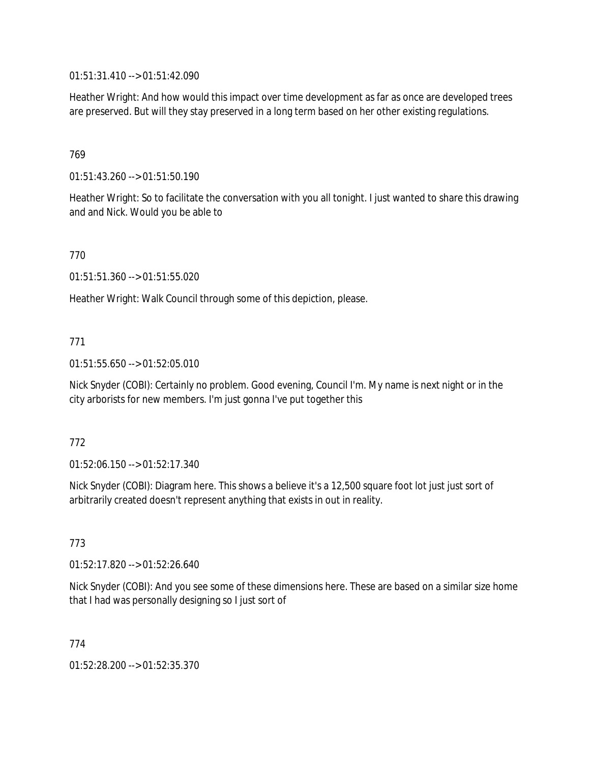01:51:31.410 --> 01:51:42.090

Heather Wright: And how would this impact over time development as far as once are developed trees are preserved. But will they stay preserved in a long term based on her other existing regulations.

769

01:51:43.260 --> 01:51:50.190

Heather Wright: So to facilitate the conversation with you all tonight. I just wanted to share this drawing and and Nick. Would you be able to

770

01:51:51.360 --> 01:51:55.020

Heather Wright: Walk Council through some of this depiction, please.

771

01:51:55.650 --> 01:52:05.010

Nick Snyder (COBI): Certainly no problem. Good evening, Council I'm. My name is next night or in the city arborists for new members. I'm just gonna I've put together this

772

01:52:06.150 --> 01:52:17.340

Nick Snyder (COBI): Diagram here. This shows a believe it's a 12,500 square foot lot just just sort of arbitrarily created doesn't represent anything that exists in out in reality.

773

01:52:17.820 --> 01:52:26.640

Nick Snyder (COBI): And you see some of these dimensions here. These are based on a similar size home that I had was personally designing so I just sort of

774

01:52:28.200 --> 01:52:35.370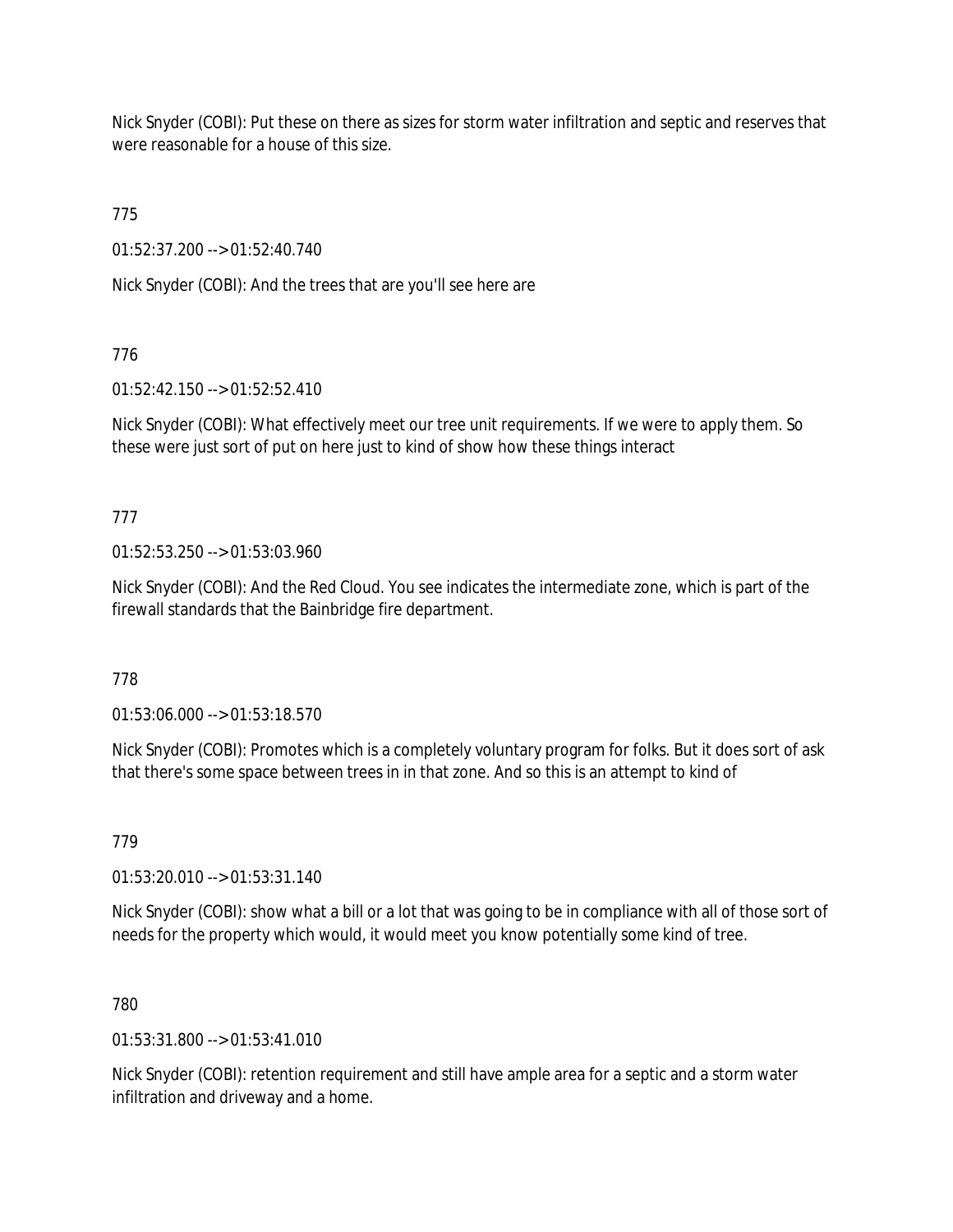Nick Snyder (COBI): Put these on there as sizes for storm water infiltration and septic and reserves that were reasonable for a house of this size.

775

01:52:37.200 --> 01:52:40.740

Nick Snyder (COBI): And the trees that are you'll see here are

776

01:52:42.150 --> 01:52:52.410

Nick Snyder (COBI): What effectively meet our tree unit requirements. If we were to apply them. So these were just sort of put on here just to kind of show how these things interact

777

01:52:53.250 --> 01:53:03.960

Nick Snyder (COBI): And the Red Cloud. You see indicates the intermediate zone, which is part of the firewall standards that the Bainbridge fire department.

778

01:53:06.000 --> 01:53:18.570

Nick Snyder (COBI): Promotes which is a completely voluntary program for folks. But it does sort of ask that there's some space between trees in in that zone. And so this is an attempt to kind of

779

01:53:20.010 --> 01:53:31.140

Nick Snyder (COBI): show what a bill or a lot that was going to be in compliance with all of those sort of needs for the property which would, it would meet you know potentially some kind of tree.

780

01:53:31.800 --> 01:53:41.010

Nick Snyder (COBI): retention requirement and still have ample area for a septic and a storm water infiltration and driveway and a home.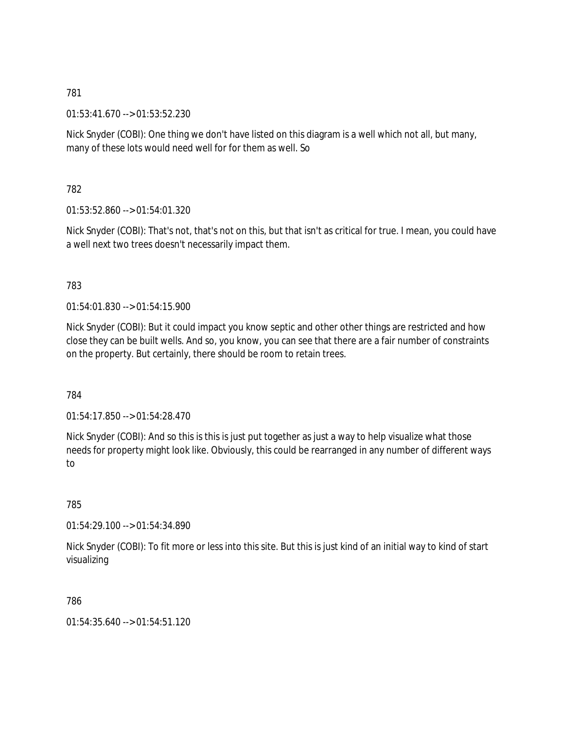781

01:53:41.670 --> 01:53:52.230

Nick Snyder (COBI): One thing we don't have listed on this diagram is a well which not all, but many, many of these lots would need well for for them as well. So

782

01:53:52.860 --> 01:54:01.320

Nick Snyder (COBI): That's not, that's not on this, but that isn't as critical for true. I mean, you could have a well next two trees doesn't necessarily impact them.

783

01:54:01.830 --> 01:54:15.900

Nick Snyder (COBI): But it could impact you know septic and other other things are restricted and how close they can be built wells. And so, you know, you can see that there are a fair number of constraints on the property. But certainly, there should be room to retain trees.

784

01:54:17.850 --> 01:54:28.470

Nick Snyder (COBI): And so this is this is just put together as just a way to help visualize what those needs for property might look like. Obviously, this could be rearranged in any number of different ways to

785

01:54:29.100 --> 01:54:34.890

Nick Snyder (COBI): To fit more or less into this site. But this is just kind of an initial way to kind of start visualizing

786

01:54:35.640 --> 01:54:51.120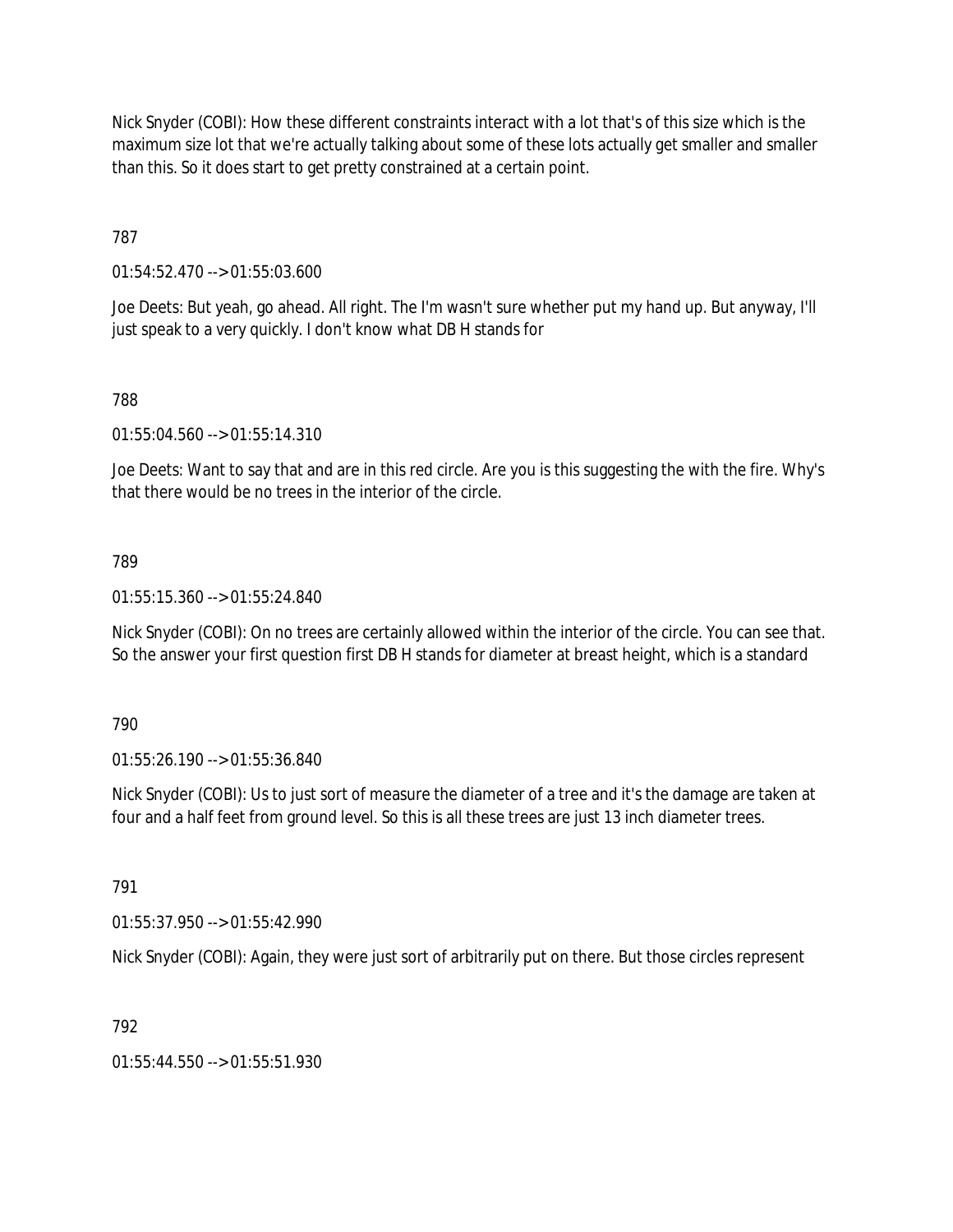Nick Snyder (COBI): How these different constraints interact with a lot that's of this size which is the maximum size lot that we're actually talking about some of these lots actually get smaller and smaller than this. So it does start to get pretty constrained at a certain point.

787

01:54:52.470 --> 01:55:03.600

Joe Deets: But yeah, go ahead. All right. The I'm wasn't sure whether put my hand up. But anyway, I'll just speak to a very quickly. I don't know what DB H stands for

788

01:55:04.560 --> 01:55:14.310

Joe Deets: Want to say that and are in this red circle. Are you is this suggesting the with the fire. Why's that there would be no trees in the interior of the circle.

789

01:55:15.360 --> 01:55:24.840

Nick Snyder (COBI): On no trees are certainly allowed within the interior of the circle. You can see that. So the answer your first question first DB H stands for diameter at breast height, which is a standard

790

01:55:26.190 --> 01:55:36.840

Nick Snyder (COBI): Us to just sort of measure the diameter of a tree and it's the damage are taken at four and a half feet from ground level. So this is all these trees are just 13 inch diameter trees.

791

01:55:37.950 --> 01:55:42.990

Nick Snyder (COBI): Again, they were just sort of arbitrarily put on there. But those circles represent

792

01:55:44.550 --> 01:55:51.930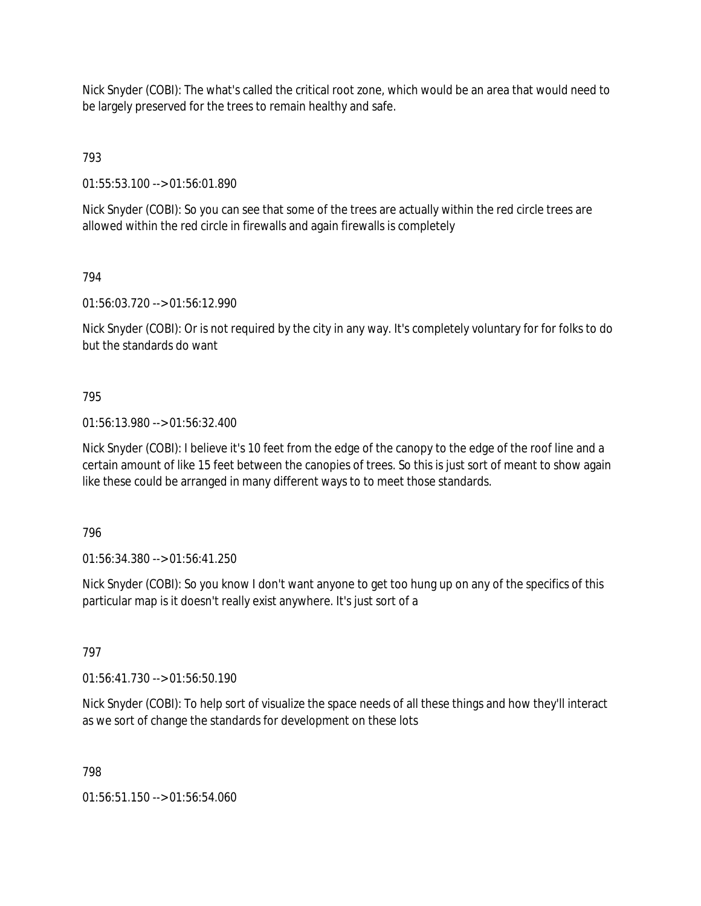Nick Snyder (COBI): The what's called the critical root zone, which would be an area that would need to be largely preserved for the trees to remain healthy and safe.

793

01:55:53.100 --> 01:56:01.890

Nick Snyder (COBI): So you can see that some of the trees are actually within the red circle trees are allowed within the red circle in firewalls and again firewalls is completely

794

01:56:03.720 --> 01:56:12.990

Nick Snyder (COBI): Or is not required by the city in any way. It's completely voluntary for for folks to do but the standards do want

795

01:56:13.980 --> 01:56:32.400

Nick Snyder (COBI): I believe it's 10 feet from the edge of the canopy to the edge of the roof line and a certain amount of like 15 feet between the canopies of trees. So this is just sort of meant to show again like these could be arranged in many different ways to to meet those standards.

796

01:56:34.380 --> 01:56:41.250

Nick Snyder (COBI): So you know I don't want anyone to get too hung up on any of the specifics of this particular map is it doesn't really exist anywhere. It's just sort of a

797

01:56:41.730 --> 01:56:50.190

Nick Snyder (COBI): To help sort of visualize the space needs of all these things and how they'll interact as we sort of change the standards for development on these lots

798

01:56:51.150 --> 01:56:54.060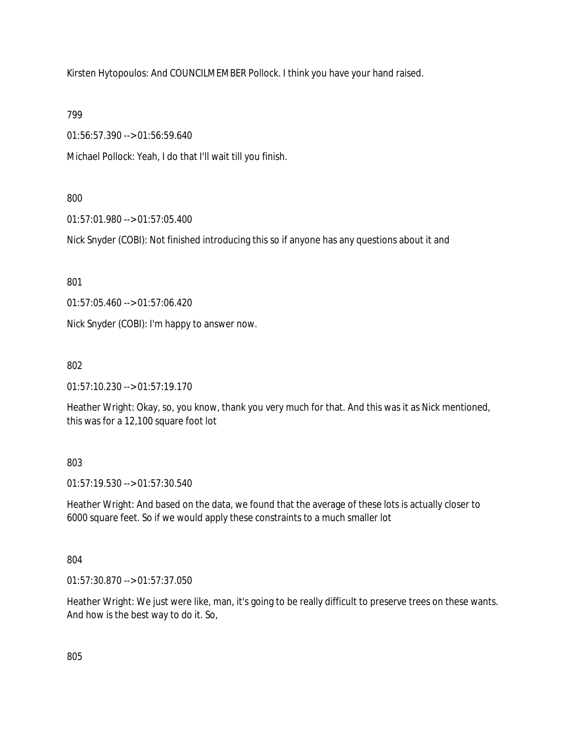Kirsten Hytopoulos: And COUNCILMEMBER Pollock. I think you have your hand raised.

799

01:56:57.390 --> 01:56:59.640

Michael Pollock: Yeah, I do that I'll wait till you finish.

800

01:57:01.980 --> 01:57:05.400

Nick Snyder (COBI): Not finished introducing this so if anyone has any questions about it and

801

01:57:05.460 --> 01:57:06.420

Nick Snyder (COBI): I'm happy to answer now.

802

01:57:10.230 --> 01:57:19.170

Heather Wright: Okay, so, you know, thank you very much for that. And this was it as Nick mentioned, this was for a 12,100 square foot lot

803

01:57:19.530 --> 01:57:30.540

Heather Wright: And based on the data, we found that the average of these lots is actually closer to 6000 square feet. So if we would apply these constraints to a much smaller lot

804

01:57:30.870 --> 01:57:37.050

Heather Wright: We just were like, man, it's going to be really difficult to preserve trees on these wants. And how is the best way to do it. So,

805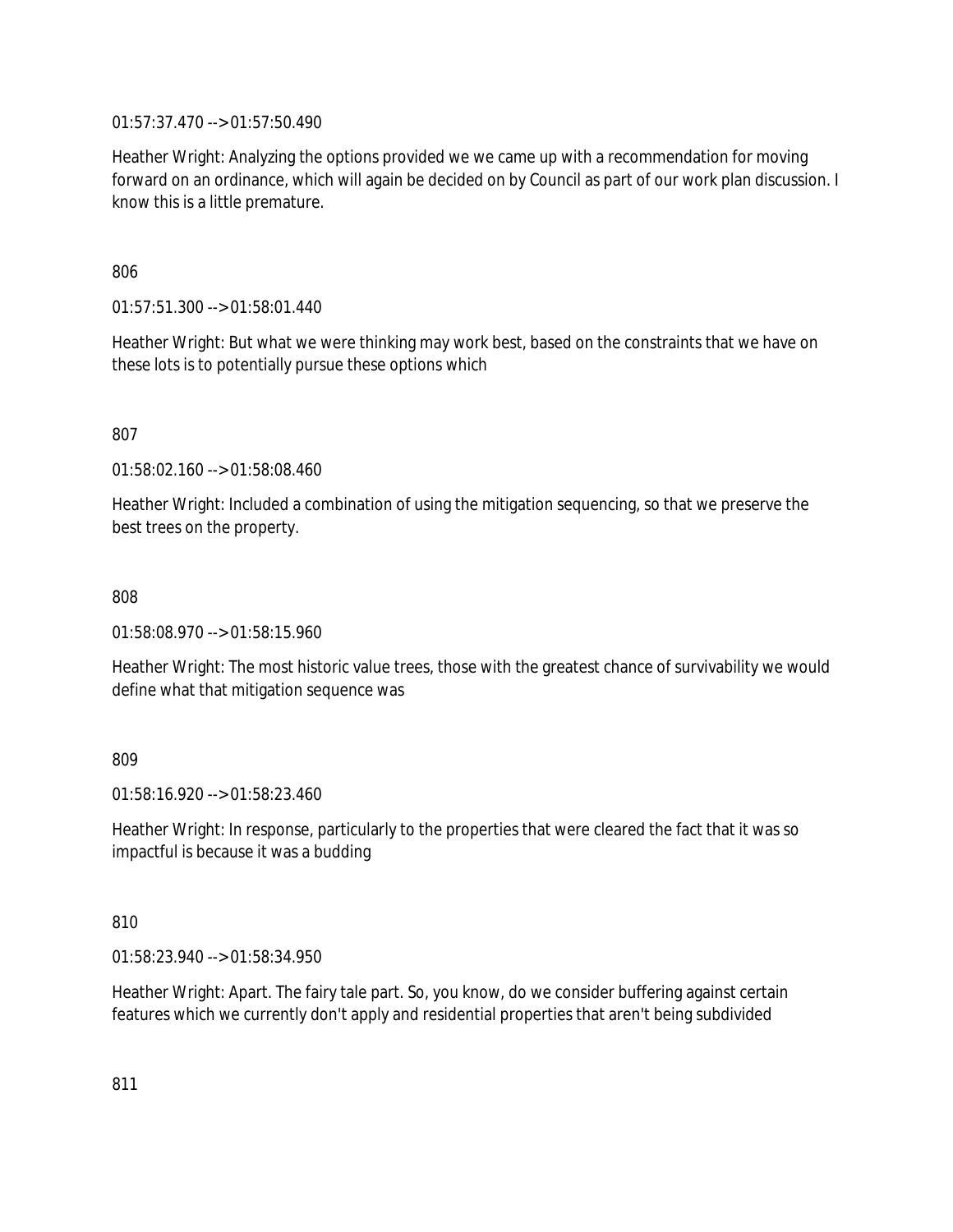01:57:37.470 --> 01:57:50.490

Heather Wright: Analyzing the options provided we we came up with a recommendation for moving forward on an ordinance, which will again be decided on by Council as part of our work plan discussion. I know this is a little premature.

806

01:57:51.300 --> 01:58:01.440

Heather Wright: But what we were thinking may work best, based on the constraints that we have on these lots is to potentially pursue these options which

807

01:58:02.160 --> 01:58:08.460

Heather Wright: Included a combination of using the mitigation sequencing, so that we preserve the best trees on the property.

808

01:58:08.970 --> 01:58:15.960

Heather Wright: The most historic value trees, those with the greatest chance of survivability we would define what that mitigation sequence was

809

01:58:16.920 --> 01:58:23.460

Heather Wright: In response, particularly to the properties that were cleared the fact that it was so impactful is because it was a budding

810

01:58:23.940 --> 01:58:34.950

Heather Wright: Apart. The fairy tale part. So, you know, do we consider buffering against certain features which we currently don't apply and residential properties that aren't being subdivided

811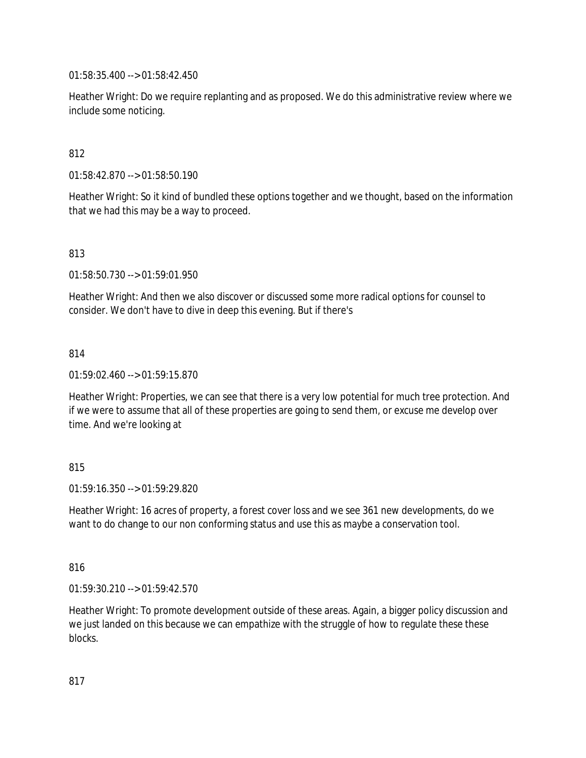01:58:35.400 --> 01:58:42.450

Heather Wright: Do we require replanting and as proposed. We do this administrative review where we include some noticing.

812

01:58:42.870 --> 01:58:50.190

Heather Wright: So it kind of bundled these options together and we thought, based on the information that we had this may be a way to proceed.

813

01:58:50.730 --> 01:59:01.950

Heather Wright: And then we also discover or discussed some more radical options for counsel to consider. We don't have to dive in deep this evening. But if there's

814

01:59:02.460 --> 01:59:15.870

Heather Wright: Properties, we can see that there is a very low potential for much tree protection. And if we were to assume that all of these properties are going to send them, or excuse me develop over time. And we're looking at

815

01:59:16.350 --> 01:59:29.820

Heather Wright: 16 acres of property, a forest cover loss and we see 361 new developments, do we want to do change to our non conforming status and use this as maybe a conservation tool.

816

01:59:30.210 --> 01:59:42.570

Heather Wright: To promote development outside of these areas. Again, a bigger policy discussion and we just landed on this because we can empathize with the struggle of how to regulate these these blocks.

817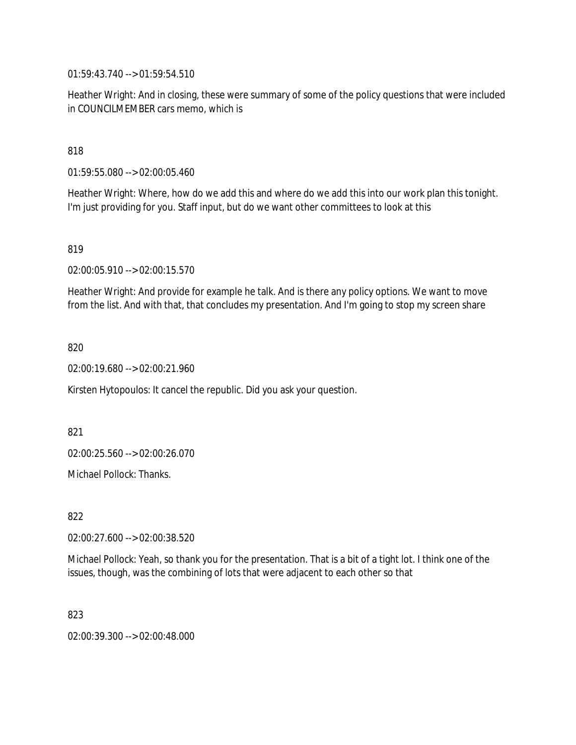01:59:43.740 --> 01:59:54.510

Heather Wright: And in closing, these were summary of some of the policy questions that were included in COUNCILMEMBER cars memo, which is

818

01:59:55.080 --> 02:00:05.460

Heather Wright: Where, how do we add this and where do we add this into our work plan this tonight. I'm just providing for you. Staff input, but do we want other committees to look at this

819

02:00:05.910 --> 02:00:15.570

Heather Wright: And provide for example he talk. And is there any policy options. We want to move from the list. And with that, that concludes my presentation. And I'm going to stop my screen share

820

02:00:19.680 --> 02:00:21.960

Kirsten Hytopoulos: It cancel the republic. Did you ask your question.

821

02:00:25.560 --> 02:00:26.070

Michael Pollock: Thanks.

822

02:00:27.600 --> 02:00:38.520

Michael Pollock: Yeah, so thank you for the presentation. That is a bit of a tight lot. I think one of the issues, though, was the combining of lots that were adjacent to each other so that

823

02:00:39.300 --> 02:00:48.000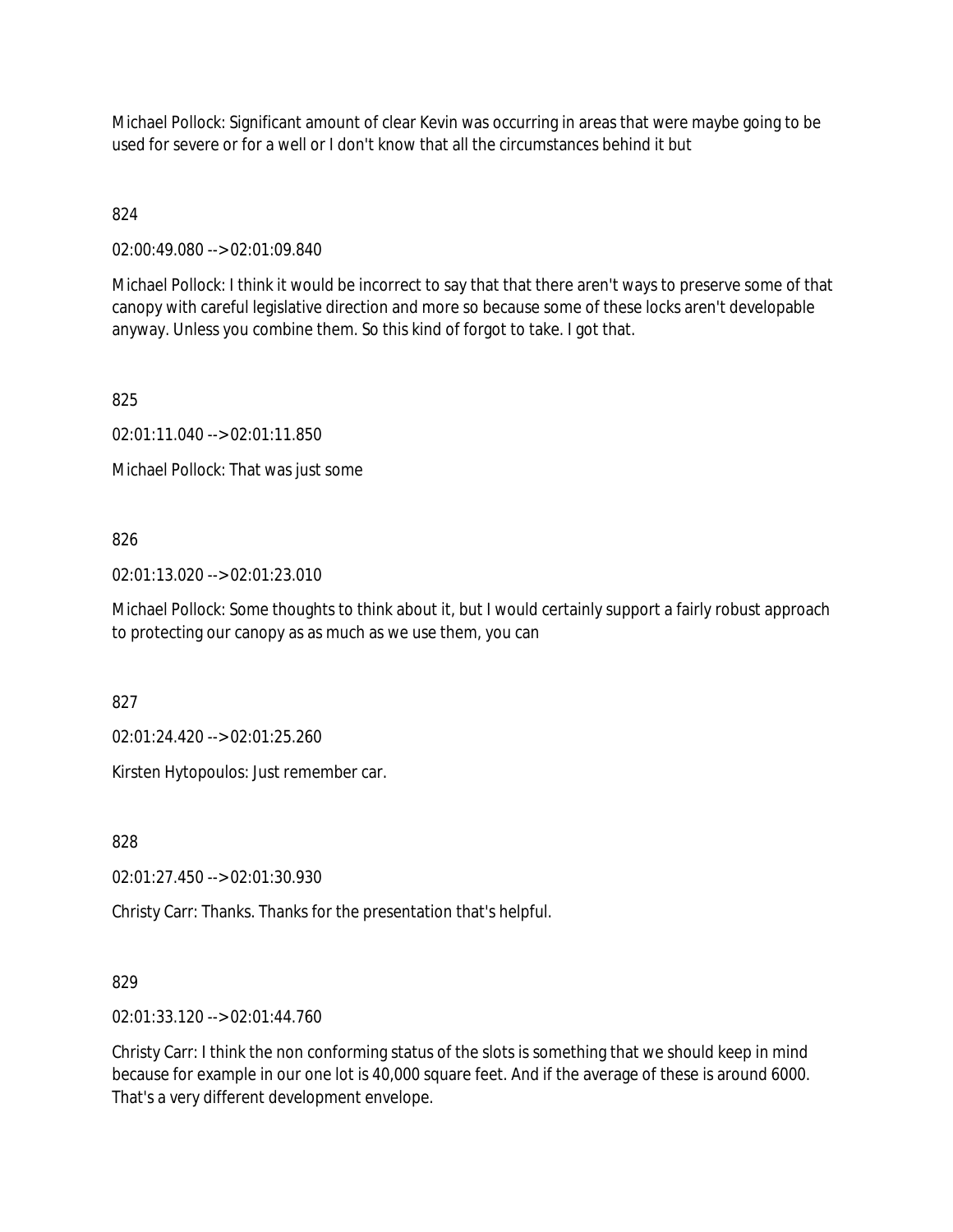Michael Pollock: Significant amount of clear Kevin was occurring in areas that were maybe going to be used for severe or for a well or I don't know that all the circumstances behind it but

824

02:00:49.080 --> 02:01:09.840

Michael Pollock: I think it would be incorrect to say that that there aren't ways to preserve some of that canopy with careful legislative direction and more so because some of these locks aren't developable anyway. Unless you combine them. So this kind of forgot to take. I got that.

825

02:01:11.040 --> 02:01:11.850

Michael Pollock: That was just some

826

02:01:13.020 --> 02:01:23.010

Michael Pollock: Some thoughts to think about it, but I would certainly support a fairly robust approach to protecting our canopy as as much as we use them, you can

827

02:01:24.420 --> 02:01:25.260

Kirsten Hytopoulos: Just remember car.

828

02:01:27.450 --> 02:01:30.930

Christy Carr: Thanks. Thanks for the presentation that's helpful.

829

02:01:33.120 --> 02:01:44.760

Christy Carr: I think the non conforming status of the slots is something that we should keep in mind because for example in our one lot is 40,000 square feet. And if the average of these is around 6000. That's a very different development envelope.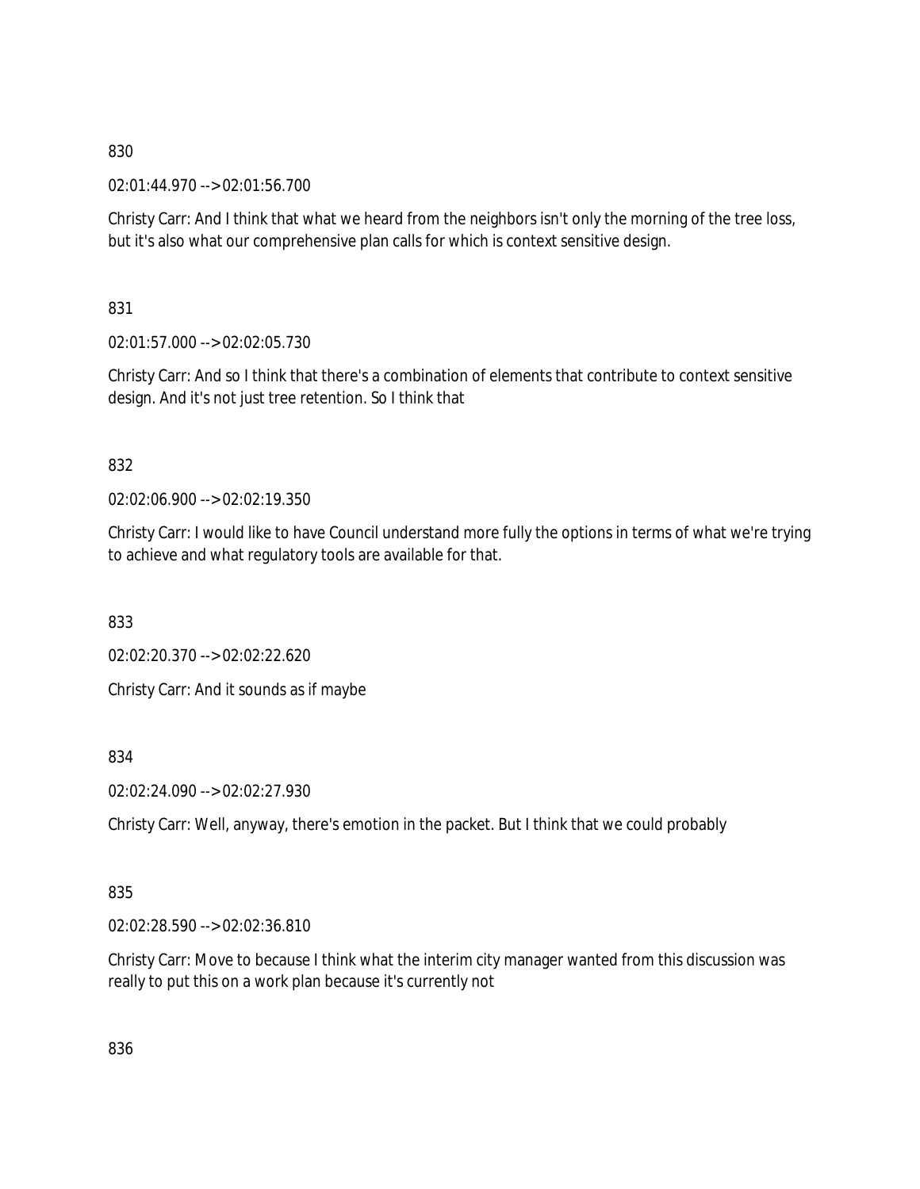830

02:01:44.970 --> 02:01:56.700

Christy Carr: And I think that what we heard from the neighbors isn't only the morning of the tree loss, but it's also what our comprehensive plan calls for which is context sensitive design.

831

02:01:57.000 --> 02:02:05.730

Christy Carr: And so I think that there's a combination of elements that contribute to context sensitive design. And it's not just tree retention. So I think that

832

02:02:06.900 --> 02:02:19.350

Christy Carr: I would like to have Council understand more fully the options in terms of what we're trying to achieve and what regulatory tools are available for that.

833

02:02:20.370 --> 02:02:22.620

Christy Carr: And it sounds as if maybe

834

02:02:24.090 --> 02:02:27.930

Christy Carr: Well, anyway, there's emotion in the packet. But I think that we could probably

835

02:02:28.590 --> 02:02:36.810

Christy Carr: Move to because I think what the interim city manager wanted from this discussion was really to put this on a work plan because it's currently not

836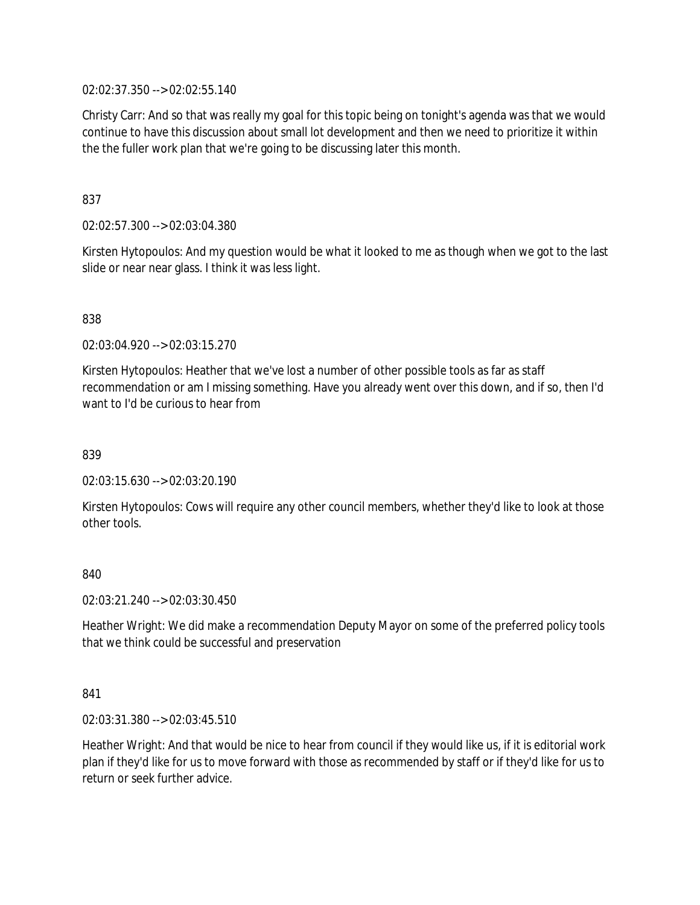02:02:37.350 --> 02:02:55.140

Christy Carr: And so that was really my goal for this topic being on tonight's agenda was that we would continue to have this discussion about small lot development and then we need to prioritize it within the the fuller work plan that we're going to be discussing later this month.

837

02:02:57.300 --> 02:03:04.380

Kirsten Hytopoulos: And my question would be what it looked to me as though when we got to the last slide or near near glass. I think it was less light.

838

02:03:04.920 --> 02:03:15.270

Kirsten Hytopoulos: Heather that we've lost a number of other possible tools as far as staff recommendation or am I missing something. Have you already went over this down, and if so, then I'd want to I'd be curious to hear from

839

02:03:15.630 --> 02:03:20.190

Kirsten Hytopoulos: Cows will require any other council members, whether they'd like to look at those other tools.

840

02:03:21.240 --> 02:03:30.450

Heather Wright: We did make a recommendation Deputy Mayor on some of the preferred policy tools that we think could be successful and preservation

841

02:03:31.380 --> 02:03:45.510

Heather Wright: And that would be nice to hear from council if they would like us, if it is editorial work plan if they'd like for us to move forward with those as recommended by staff or if they'd like for us to return or seek further advice.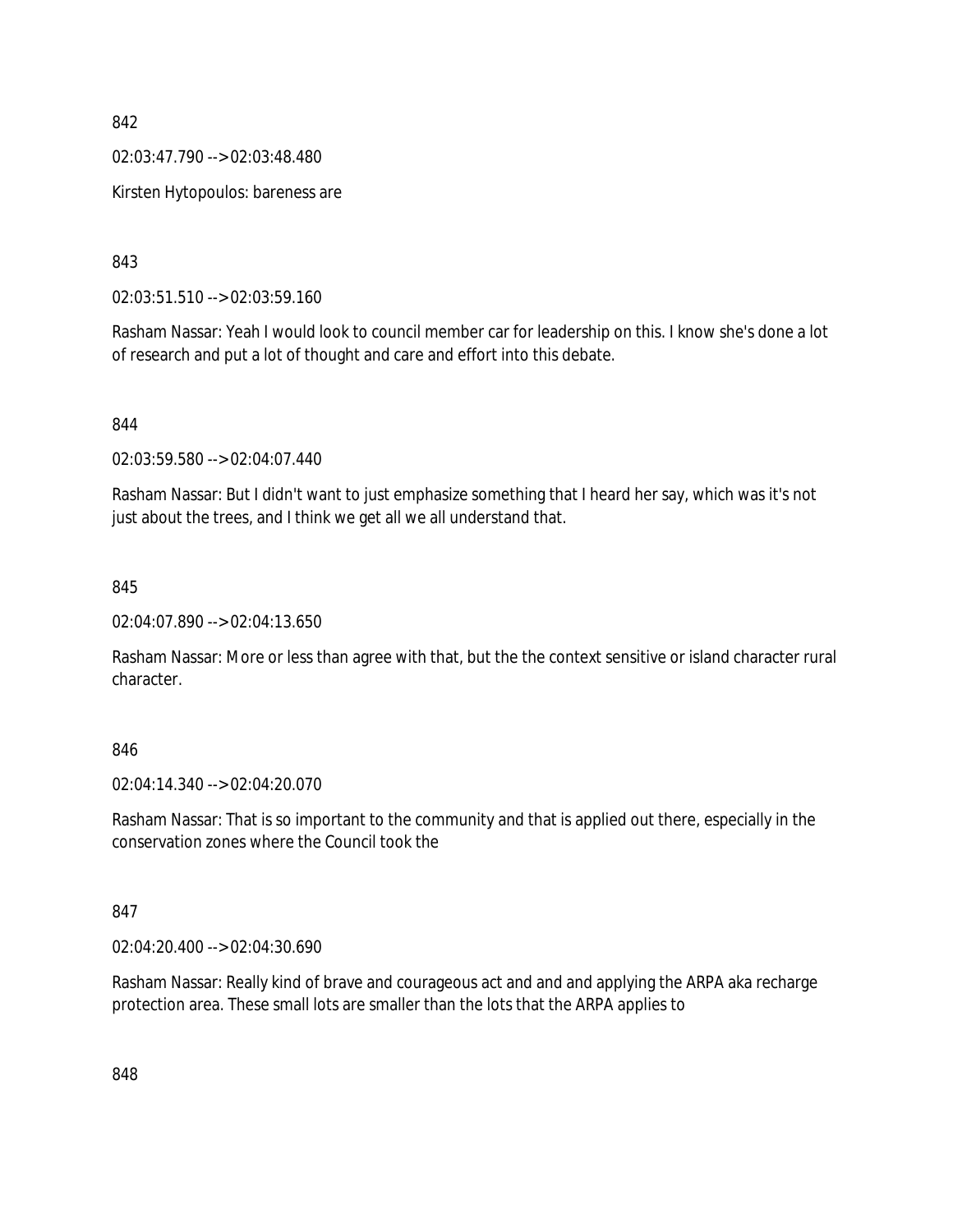842

02:03:47.790 --> 02:03:48.480

Kirsten Hytopoulos: bareness are

843

02:03:51.510 --> 02:03:59.160

Rasham Nassar: Yeah I would look to council member car for leadership on this. I know she's done a lot of research and put a lot of thought and care and effort into this debate.

844

02:03:59.580 --> 02:04:07.440

Rasham Nassar: But I didn't want to just emphasize something that I heard her say, which was it's not just about the trees, and I think we get all we all understand that.

845

02:04:07.890 --> 02:04:13.650

Rasham Nassar: More or less than agree with that, but the the context sensitive or island character rural character.

846

02:04:14.340 --> 02:04:20.070

Rasham Nassar: That is so important to the community and that is applied out there, especially in the conservation zones where the Council took the

847

02:04:20.400 --> 02:04:30.690

Rasham Nassar: Really kind of brave and courageous act and and and applying the ARPA aka recharge protection area. These small lots are smaller than the lots that the ARPA applies to

848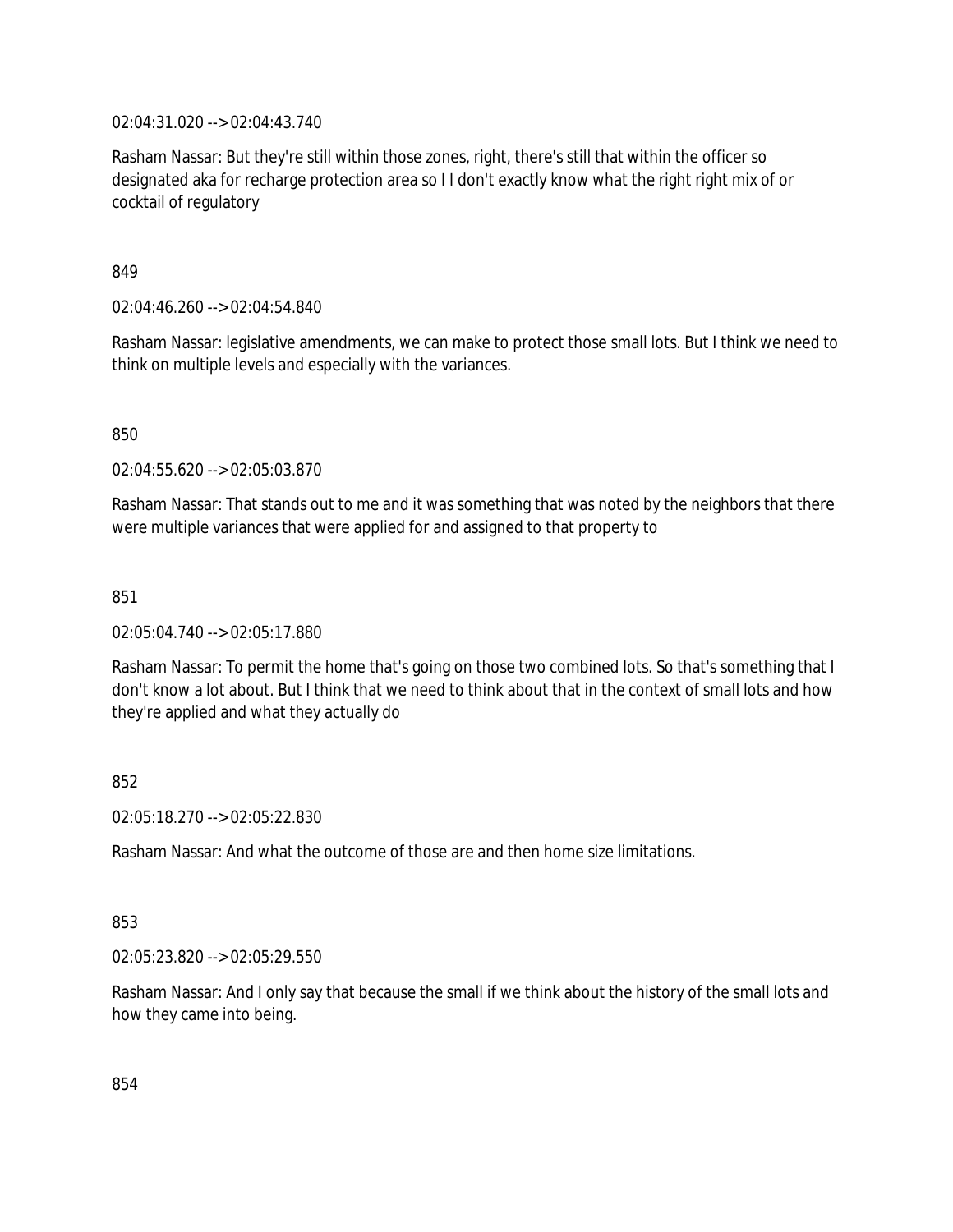02:04:31.020 --> 02:04:43.740

Rasham Nassar: But they're still within those zones, right, there's still that within the officer so designated aka for recharge protection area so I I don't exactly know what the right right mix of or cocktail of regulatory

849

02:04:46.260 --> 02:04:54.840

Rasham Nassar: legislative amendments, we can make to protect those small lots. But I think we need to think on multiple levels and especially with the variances.

850

02:04:55.620 --> 02:05:03.870

Rasham Nassar: That stands out to me and it was something that was noted by the neighbors that there were multiple variances that were applied for and assigned to that property to

851

02:05:04.740 --> 02:05:17.880

Rasham Nassar: To permit the home that's going on those two combined lots. So that's something that I don't know a lot about. But I think that we need to think about that in the context of small lots and how they're applied and what they actually do

852

02:05:18.270 --> 02:05:22.830

Rasham Nassar: And what the outcome of those are and then home size limitations.

853

02:05:23.820 --> 02:05:29.550

Rasham Nassar: And I only say that because the small if we think about the history of the small lots and how they came into being.

854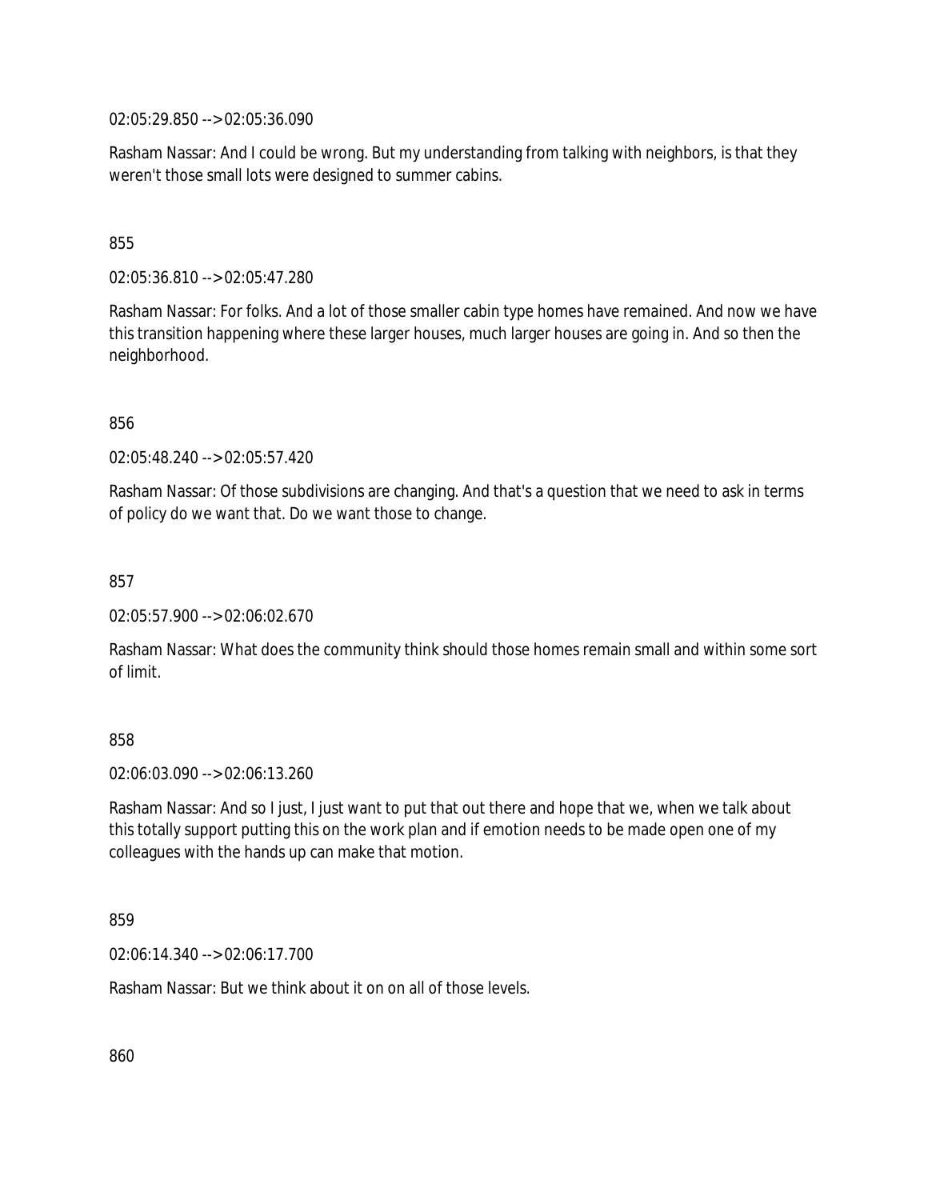02:05:29.850 --> 02:05:36.090

Rasham Nassar: And I could be wrong. But my understanding from talking with neighbors, is that they weren't those small lots were designed to summer cabins.

855

02:05:36.810 --> 02:05:47.280

Rasham Nassar: For folks. And a lot of those smaller cabin type homes have remained. And now we have this transition happening where these larger houses, much larger houses are going in. And so then the neighborhood.

856

02:05:48.240 --> 02:05:57.420

Rasham Nassar: Of those subdivisions are changing. And that's a question that we need to ask in terms of policy do we want that. Do we want those to change.

857

02:05:57.900 --> 02:06:02.670

Rasham Nassar: What does the community think should those homes remain small and within some sort of limit.

858

02:06:03.090 --> 02:06:13.260

Rasham Nassar: And so I just, I just want to put that out there and hope that we, when we talk about this totally support putting this on the work plan and if emotion needs to be made open one of my colleagues with the hands up can make that motion.

859

02:06:14.340 --> 02:06:17.700

Rasham Nassar: But we think about it on on all of those levels.

860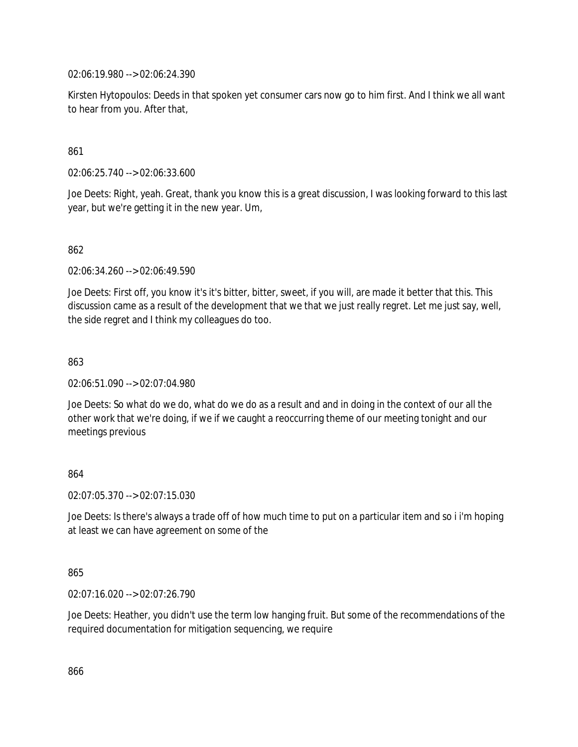02:06:19.980 --> 02:06:24.390

Kirsten Hytopoulos: Deeds in that spoken yet consumer cars now go to him first. And I think we all want to hear from you. After that,

861

02:06:25.740 --> 02:06:33.600

Joe Deets: Right, yeah. Great, thank you know this is a great discussion, I was looking forward to this last year, but we're getting it in the new year. Um,

862

02:06:34.260 --> 02:06:49.590

Joe Deets: First off, you know it's it's bitter, bitter, sweet, if you will, are made it better that this. This discussion came as a result of the development that we that we just really regret. Let me just say, well, the side regret and I think my colleagues do too.

863

02:06:51.090 --> 02:07:04.980

Joe Deets: So what do we do, what do we do as a result and and in doing in the context of our all the other work that we're doing, if we if we caught a reoccurring theme of our meeting tonight and our meetings previous

864

02:07:05.370 --> 02:07:15.030

Joe Deets: Is there's always a trade off of how much time to put on a particular item and so i i'm hoping at least we can have agreement on some of the

865

02:07:16.020 --> 02:07:26.790

Joe Deets: Heather, you didn't use the term low hanging fruit. But some of the recommendations of the required documentation for mitigation sequencing, we require

866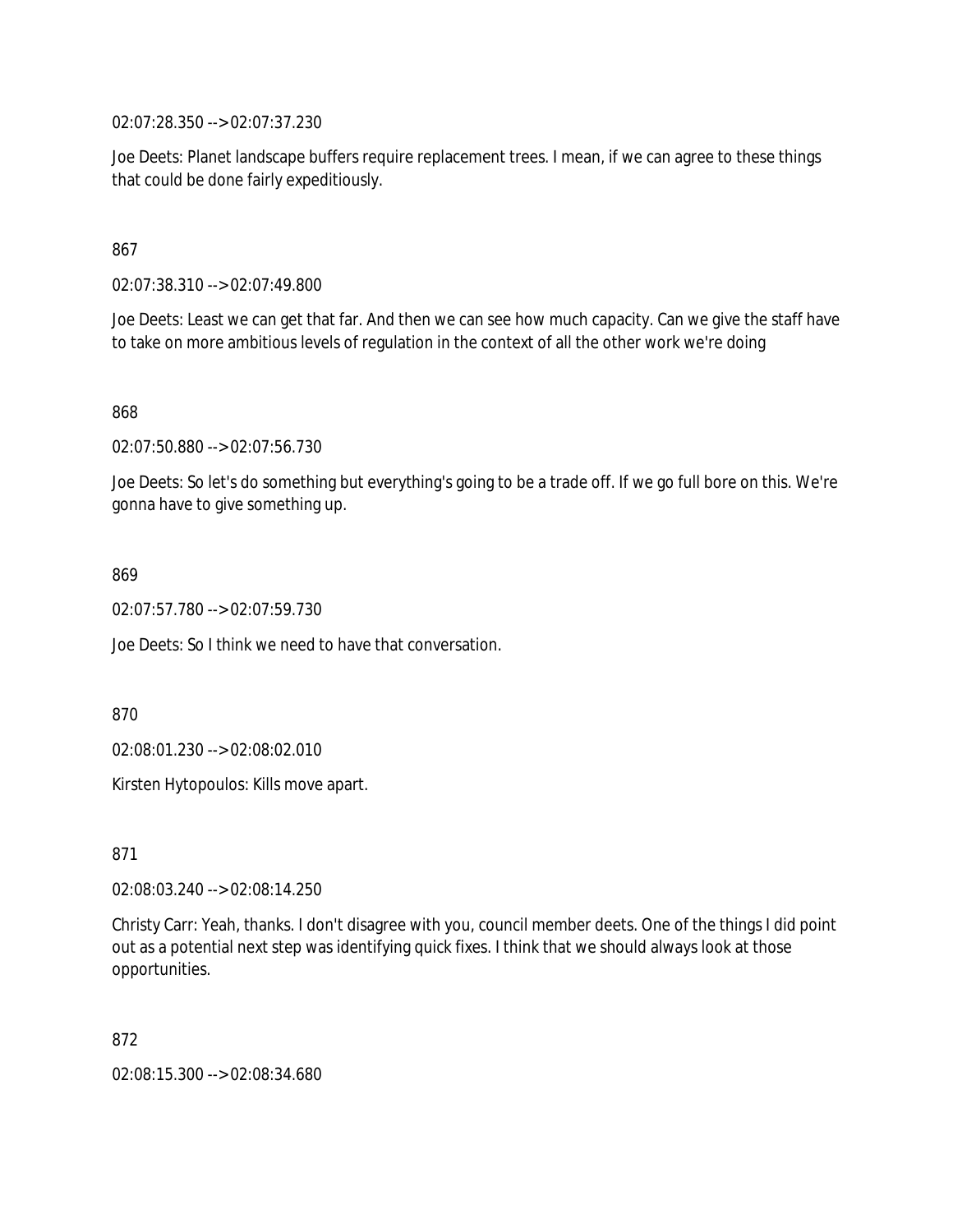02:07:28.350 --> 02:07:37.230

Joe Deets: Planet landscape buffers require replacement trees. I mean, if we can agree to these things that could be done fairly expeditiously.

867

02:07:38.310 --> 02:07:49.800

Joe Deets: Least we can get that far. And then we can see how much capacity. Can we give the staff have to take on more ambitious levels of regulation in the context of all the other work we're doing

868

02:07:50.880 --> 02:07:56.730

Joe Deets: So let's do something but everything's going to be a trade off. If we go full bore on this. We're gonna have to give something up.

869

02:07:57.780 --> 02:07:59.730

Joe Deets: So I think we need to have that conversation.

870

02:08:01.230 --> 02:08:02.010

Kirsten Hytopoulos: Kills move apart.

871

02:08:03.240 --> 02:08:14.250

Christy Carr: Yeah, thanks. I don't disagree with you, council member deets. One of the things I did point out as a potential next step was identifying quick fixes. I think that we should always look at those opportunities.

872

02:08:15.300 --> 02:08:34.680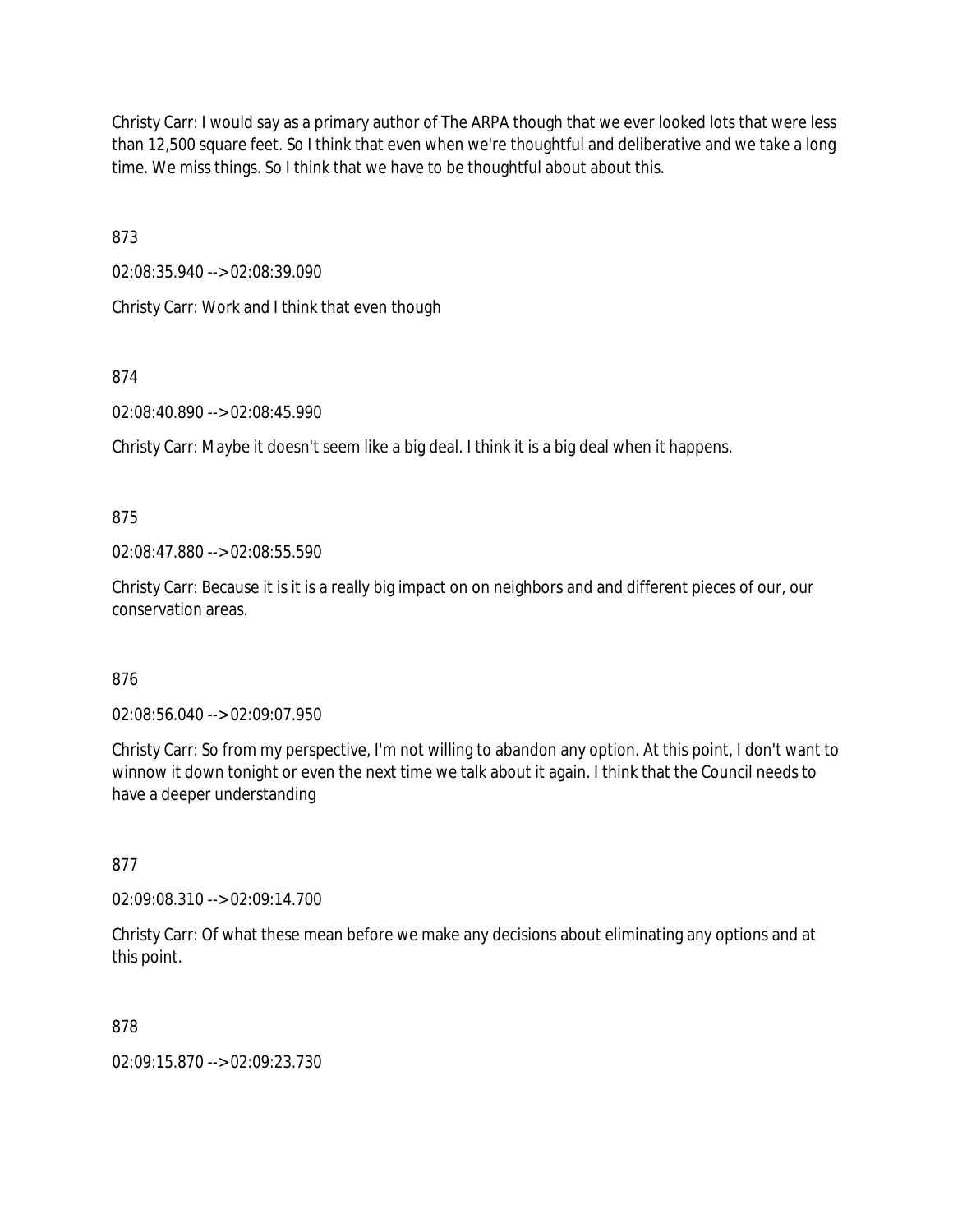Christy Carr: I would say as a primary author of The ARPA though that we ever looked lots that were less than 12,500 square feet. So I think that even when we're thoughtful and deliberative and we take a long time. We miss things. So I think that we have to be thoughtful about about this.

873

02:08:35.940 --> 02:08:39.090

Christy Carr: Work and I think that even though

874

02:08:40.890 --> 02:08:45.990

Christy Carr: Maybe it doesn't seem like a big deal. I think it is a big deal when it happens.

875

02:08:47.880 --> 02:08:55.590

Christy Carr: Because it is it is a really big impact on on neighbors and and different pieces of our, our conservation areas.

876

02:08:56.040 --> 02:09:07.950

Christy Carr: So from my perspective, I'm not willing to abandon any option. At this point, I don't want to winnow it down tonight or even the next time we talk about it again. I think that the Council needs to have a deeper understanding

877

02:09:08.310 --> 02:09:14.700

Christy Carr: Of what these mean before we make any decisions about eliminating any options and at this point.

878

02:09:15.870 --> 02:09:23.730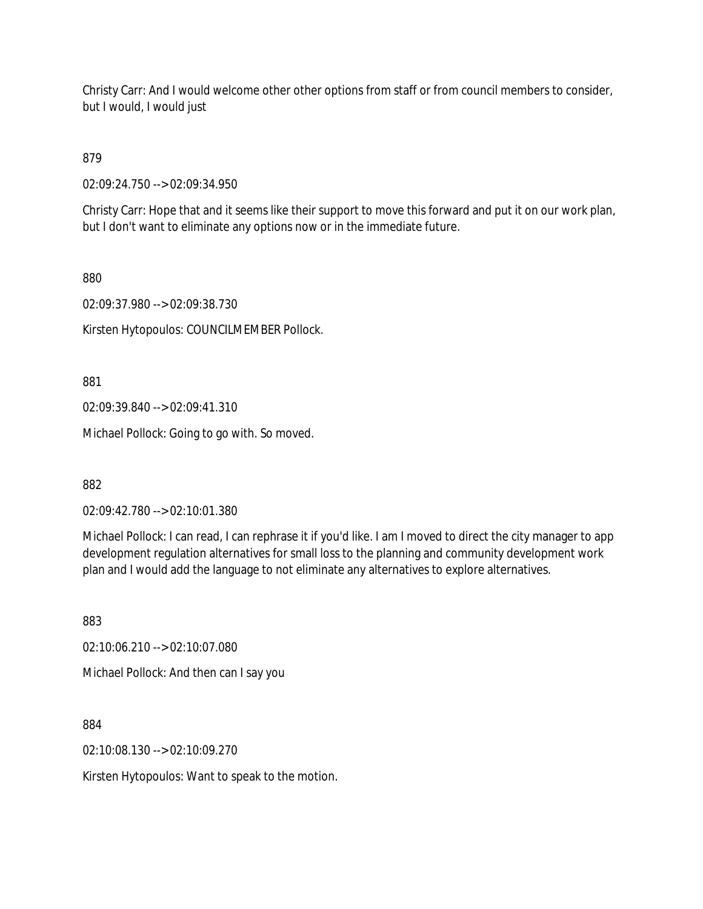Christy Carr: And I would welcome other other options from staff or from council members to consider, but I would, I would just

879

02:09:24.750 --> 02:09:34.950

Christy Carr: Hope that and it seems like their support to move this forward and put it on our work plan, but I don't want to eliminate any options now or in the immediate future.

880

02:09:37.980 --> 02:09:38.730

Kirsten Hytopoulos: COUNCILMEMBER Pollock.

881

02:09:39.840 --> 02:09:41.310

Michael Pollock: Going to go with. So moved.

882

02:09:42.780 --> 02:10:01.380

Michael Pollock: I can read, I can rephrase it if you'd like. I am I moved to direct the city manager to app development regulation alternatives for small loss to the planning and community development work plan and I would add the language to not eliminate any alternatives to explore alternatives.

883

02:10:06.210 --> 02:10:07.080

Michael Pollock: And then can I say you

884

02:10:08.130 --> 02:10:09.270

Kirsten Hytopoulos: Want to speak to the motion.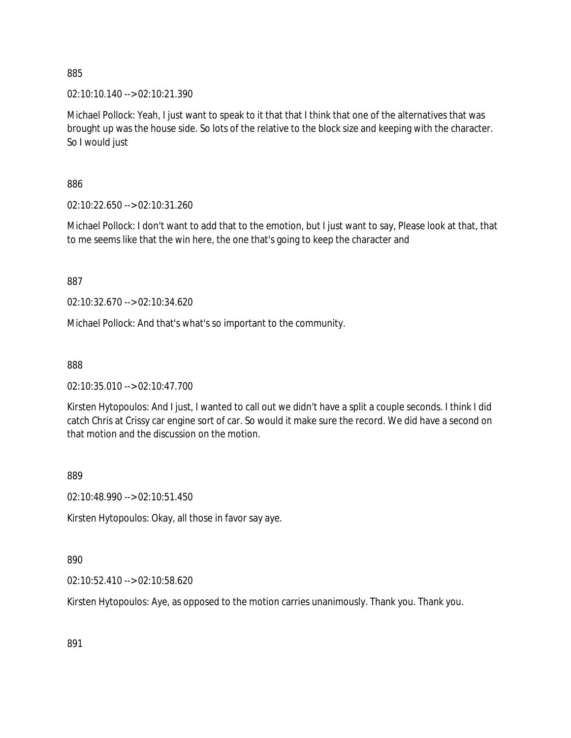885

02:10:10.140 --> 02:10:21.390

Michael Pollock: Yeah, I just want to speak to it that that I think that one of the alternatives that was brought up was the house side. So lots of the relative to the block size and keeping with the character. So I would just

886

02:10:22.650 --> 02:10:31.260

Michael Pollock: I don't want to add that to the emotion, but I just want to say, Please look at that, that to me seems like that the win here, the one that's going to keep the character and

887

02:10:32.670 --> 02:10:34.620

Michael Pollock: And that's what's so important to the community.

888

02:10:35.010 --> 02:10:47.700

Kirsten Hytopoulos: And I just, I wanted to call out we didn't have a split a couple seconds. I think I did catch Chris at Crissy car engine sort of car. So would it make sure the record. We did have a second on that motion and the discussion on the motion.

889

02:10:48.990 --> 02:10:51.450

Kirsten Hytopoulos: Okay, all those in favor say aye.

890

02:10:52.410 --> 02:10:58.620

Kirsten Hytopoulos: Aye, as opposed to the motion carries unanimously. Thank you. Thank you.

891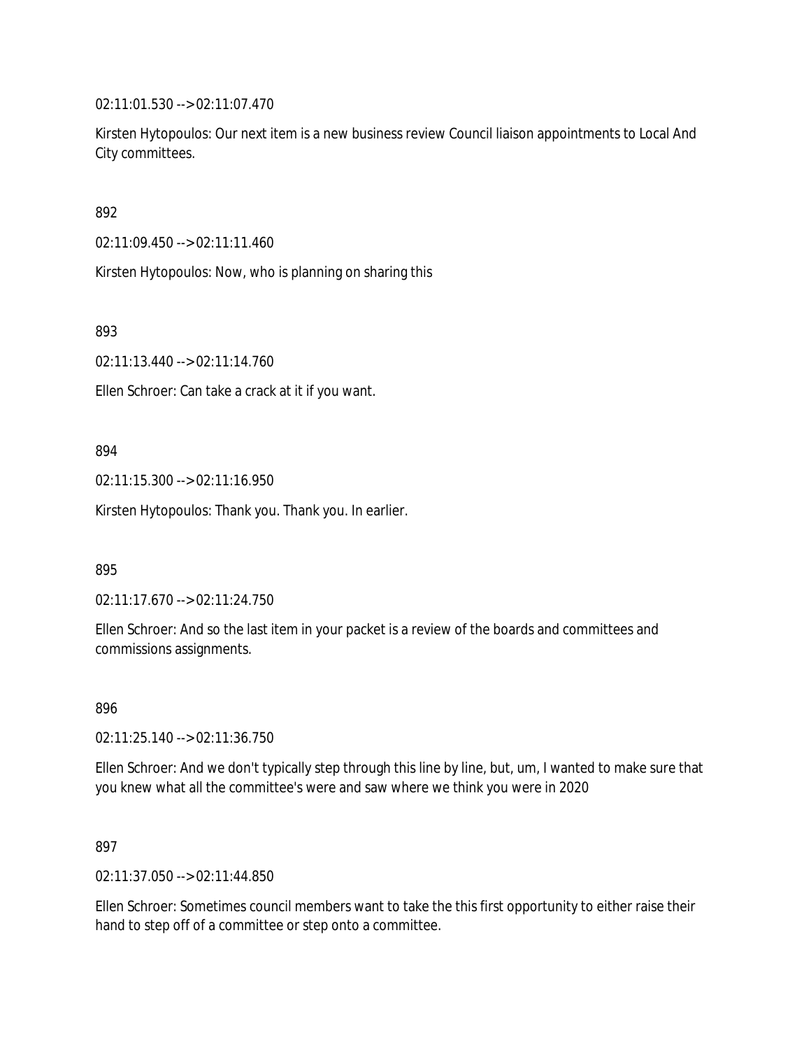02:11:01.530 --> 02:11:07.470

Kirsten Hytopoulos: Our next item is a new business review Council liaison appointments to Local And City committees.

892

02:11:09.450 --> 02:11:11.460

Kirsten Hytopoulos: Now, who is planning on sharing this

893

02:11:13.440 --> 02:11:14.760

Ellen Schroer: Can take a crack at it if you want.

894

02:11:15.300 --> 02:11:16.950

Kirsten Hytopoulos: Thank you. Thank you. In earlier.

895

02:11:17.670 --> 02:11:24.750

Ellen Schroer: And so the last item in your packet is a review of the boards and committees and commissions assignments.

896

02:11:25.140 --> 02:11:36.750

Ellen Schroer: And we don't typically step through this line by line, but, um, I wanted to make sure that you knew what all the committee's were and saw where we think you were in 2020

897

02:11:37.050 --> 02:11:44.850

Ellen Schroer: Sometimes council members want to take the this first opportunity to either raise their hand to step off of a committee or step onto a committee.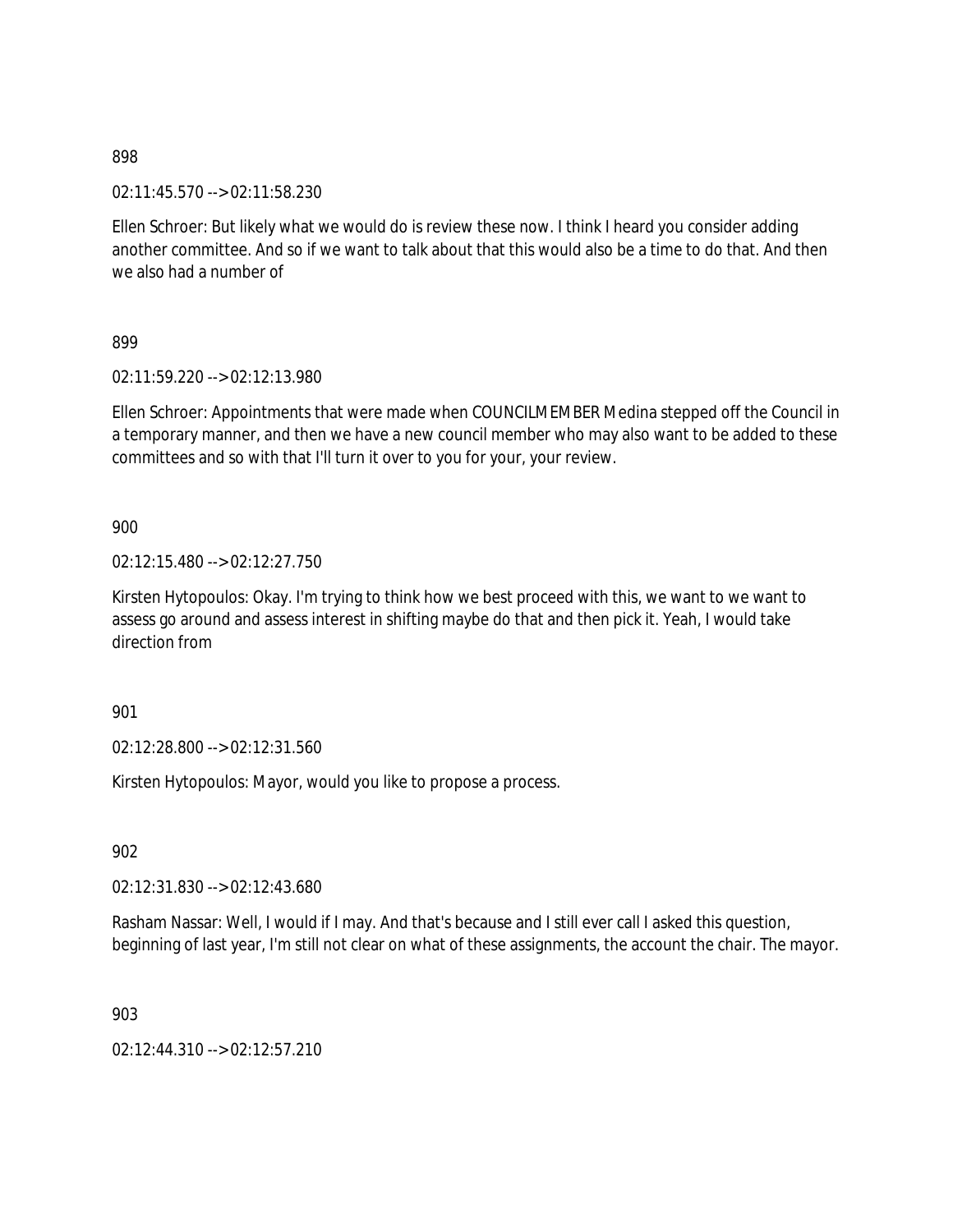898

02:11:45.570 --> 02:11:58.230

Ellen Schroer: But likely what we would do is review these now. I think I heard you consider adding another committee. And so if we want to talk about that this would also be a time to do that. And then we also had a number of

899

02:11:59.220 --> 02:12:13.980

Ellen Schroer: Appointments that were made when COUNCILMEMBER Medina stepped off the Council in a temporary manner, and then we have a new council member who may also want to be added to these committees and so with that I'll turn it over to you for your, your review.

900

02:12:15.480 --> 02:12:27.750

Kirsten Hytopoulos: Okay. I'm trying to think how we best proceed with this, we want to we want to assess go around and assess interest in shifting maybe do that and then pick it. Yeah, I would take direction from

901

02:12:28.800 --> 02:12:31.560

Kirsten Hytopoulos: Mayor, would you like to propose a process.

902

02:12:31.830 --> 02:12:43.680

Rasham Nassar: Well, I would if I may. And that's because and I still ever call I asked this question, beginning of last year, I'm still not clear on what of these assignments, the account the chair. The mayor.

903

02:12:44.310 --> 02:12:57.210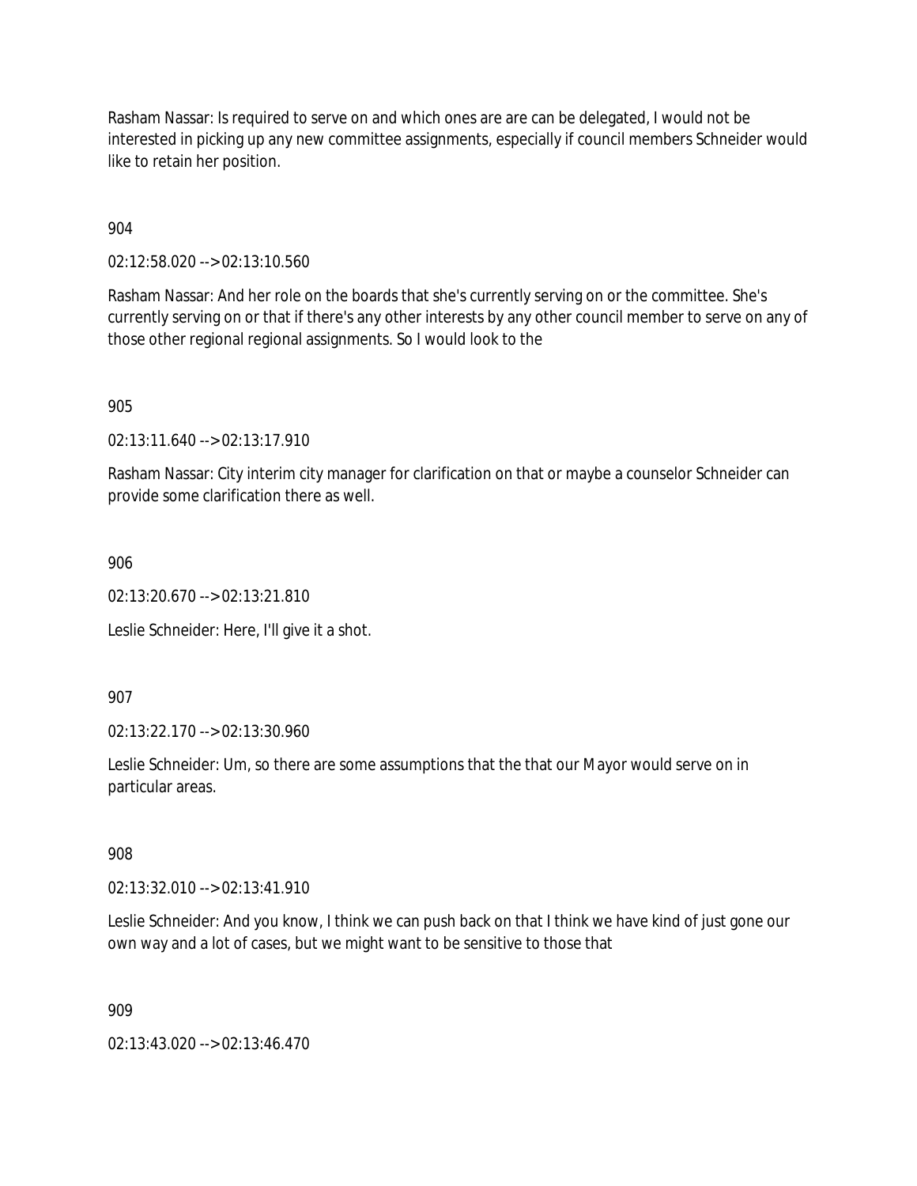Rasham Nassar: Is required to serve on and which ones are are can be delegated, I would not be interested in picking up any new committee assignments, especially if council members Schneider would like to retain her position.

904

02:12:58.020 --> 02:13:10.560

Rasham Nassar: And her role on the boards that she's currently serving on or the committee. She's currently serving on or that if there's any other interests by any other council member to serve on any of those other regional regional assignments. So I would look to the

905

02:13:11.640 --> 02:13:17.910

Rasham Nassar: City interim city manager for clarification on that or maybe a counselor Schneider can provide some clarification there as well.

906

02:13:20.670 --> 02:13:21.810

Leslie Schneider: Here, I'll give it a shot.

907

02:13:22.170 --> 02:13:30.960

Leslie Schneider: Um, so there are some assumptions that the that our Mayor would serve on in particular areas.

908

02:13:32.010 --> 02:13:41.910

Leslie Schneider: And you know, I think we can push back on that I think we have kind of just gone our own way and a lot of cases, but we might want to be sensitive to those that

909

02:13:43.020 --> 02:13:46.470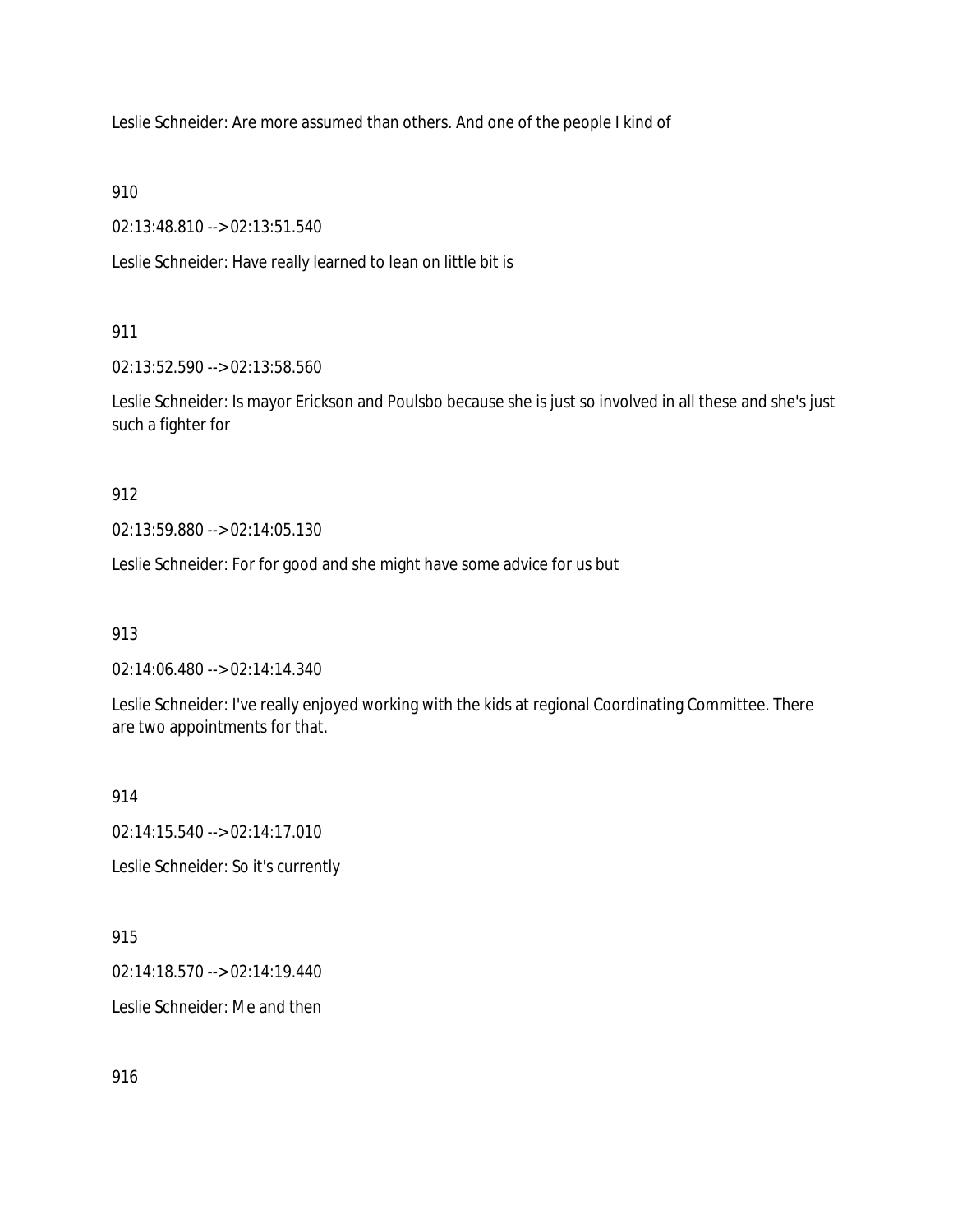Leslie Schneider: Are more assumed than others. And one of the people I kind of

910

02:13:48.810 --> 02:13:51.540

Leslie Schneider: Have really learned to lean on little bit is

911

02:13:52.590 --> 02:13:58.560

Leslie Schneider: Is mayor Erickson and Poulsbo because she is just so involved in all these and she's just such a fighter for

912

02:13:59.880 --> 02:14:05.130

Leslie Schneider: For for good and she might have some advice for us but

913

02:14:06.480 --> 02:14:14.340

Leslie Schneider: I've really enjoyed working with the kids at regional Coordinating Committee. There are two appointments for that.

914

02:14:15.540 --> 02:14:17.010

Leslie Schneider: So it's currently

915

02:14:18.570 --> 02:14:19.440

Leslie Schneider: Me and then

916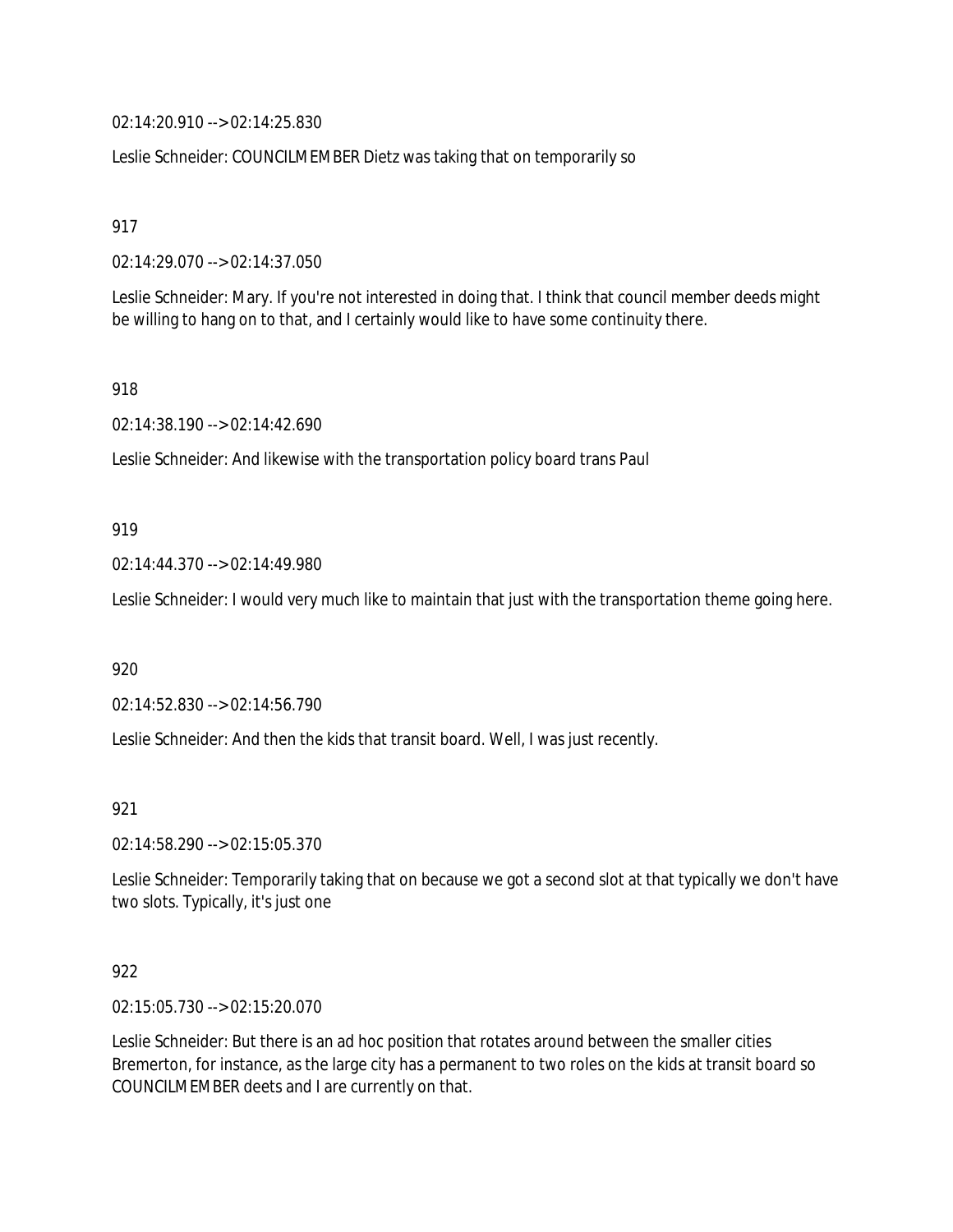02:14:20.910 --> 02:14:25.830

Leslie Schneider: COUNCILMEMBER Dietz was taking that on temporarily so

917

02:14:29.070 --> 02:14:37.050

Leslie Schneider: Mary. If you're not interested in doing that. I think that council member deeds might be willing to hang on to that, and I certainly would like to have some continuity there.

918

02:14:38.190 --> 02:14:42.690

Leslie Schneider: And likewise with the transportation policy board trans Paul

919

02:14:44.370 --> 02:14:49.980

Leslie Schneider: I would very much like to maintain that just with the transportation theme going here.

920

02:14:52.830 --> 02:14:56.790

Leslie Schneider: And then the kids that transit board. Well, I was just recently.

921

02:14:58.290 --> 02:15:05.370

Leslie Schneider: Temporarily taking that on because we got a second slot at that typically we don't have two slots. Typically, it's just one

922

02:15:05.730 --> 02:15:20.070

Leslie Schneider: But there is an ad hoc position that rotates around between the smaller cities Bremerton, for instance, as the large city has a permanent to two roles on the kids at transit board so COUNCILMEMBER deets and I are currently on that.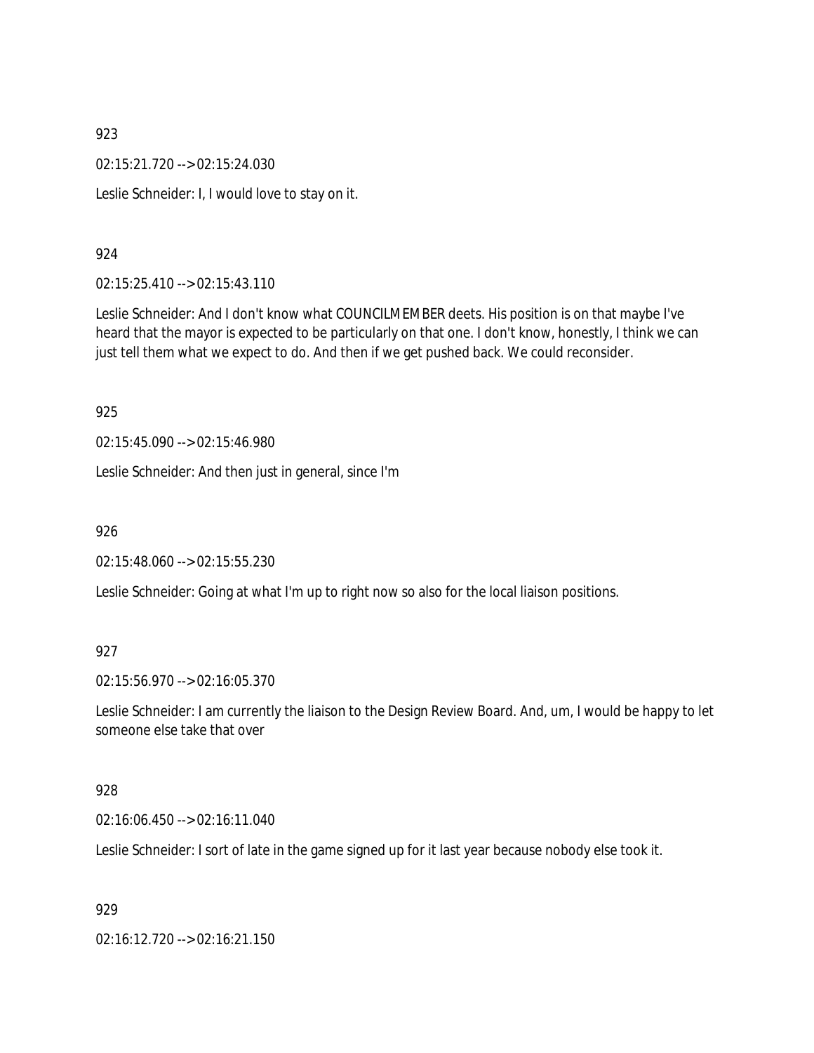923

02:15:21.720 --> 02:15:24.030

Leslie Schneider: I, I would love to stay on it.

924

02:15:25.410 --> 02:15:43.110

Leslie Schneider: And I don't know what COUNCILMEMBER deets. His position is on that maybe I've heard that the mayor is expected to be particularly on that one. I don't know, honestly, I think we can just tell them what we expect to do. And then if we get pushed back. We could reconsider.

925

02:15:45.090 --> 02:15:46.980

Leslie Schneider: And then just in general, since I'm

926

02:15:48.060 --> 02:15:55.230

Leslie Schneider: Going at what I'm up to right now so also for the local liaison positions.

927

02:15:56.970 --> 02:16:05.370

Leslie Schneider: I am currently the liaison to the Design Review Board. And, um, I would be happy to let someone else take that over

928

02:16:06.450 --> 02:16:11.040

Leslie Schneider: I sort of late in the game signed up for it last year because nobody else took it.

929

02:16:12.720 --> 02:16:21.150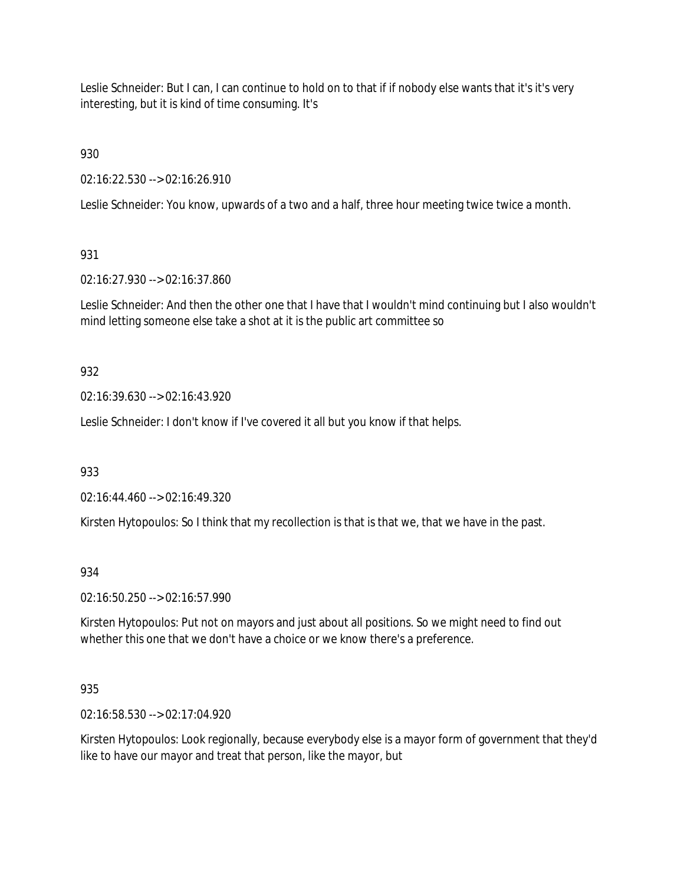Leslie Schneider: But I can, I can continue to hold on to that if if nobody else wants that it's it's very interesting, but it is kind of time consuming. It's

930

02:16:22.530 --> 02:16:26.910

Leslie Schneider: You know, upwards of a two and a half, three hour meeting twice twice a month.

931

02:16:27.930 --> 02:16:37.860

Leslie Schneider: And then the other one that I have that I wouldn't mind continuing but I also wouldn't mind letting someone else take a shot at it is the public art committee so

932

02:16:39.630 --> 02:16:43.920

Leslie Schneider: I don't know if I've covered it all but you know if that helps.

933

02:16:44.460 --> 02:16:49.320

Kirsten Hytopoulos: So I think that my recollection is that is that we, that we have in the past.

934

02:16:50.250 --> 02:16:57.990

Kirsten Hytopoulos: Put not on mayors and just about all positions. So we might need to find out whether this one that we don't have a choice or we know there's a preference.

935

02:16:58.530 --> 02:17:04.920

Kirsten Hytopoulos: Look regionally, because everybody else is a mayor form of government that they'd like to have our mayor and treat that person, like the mayor, but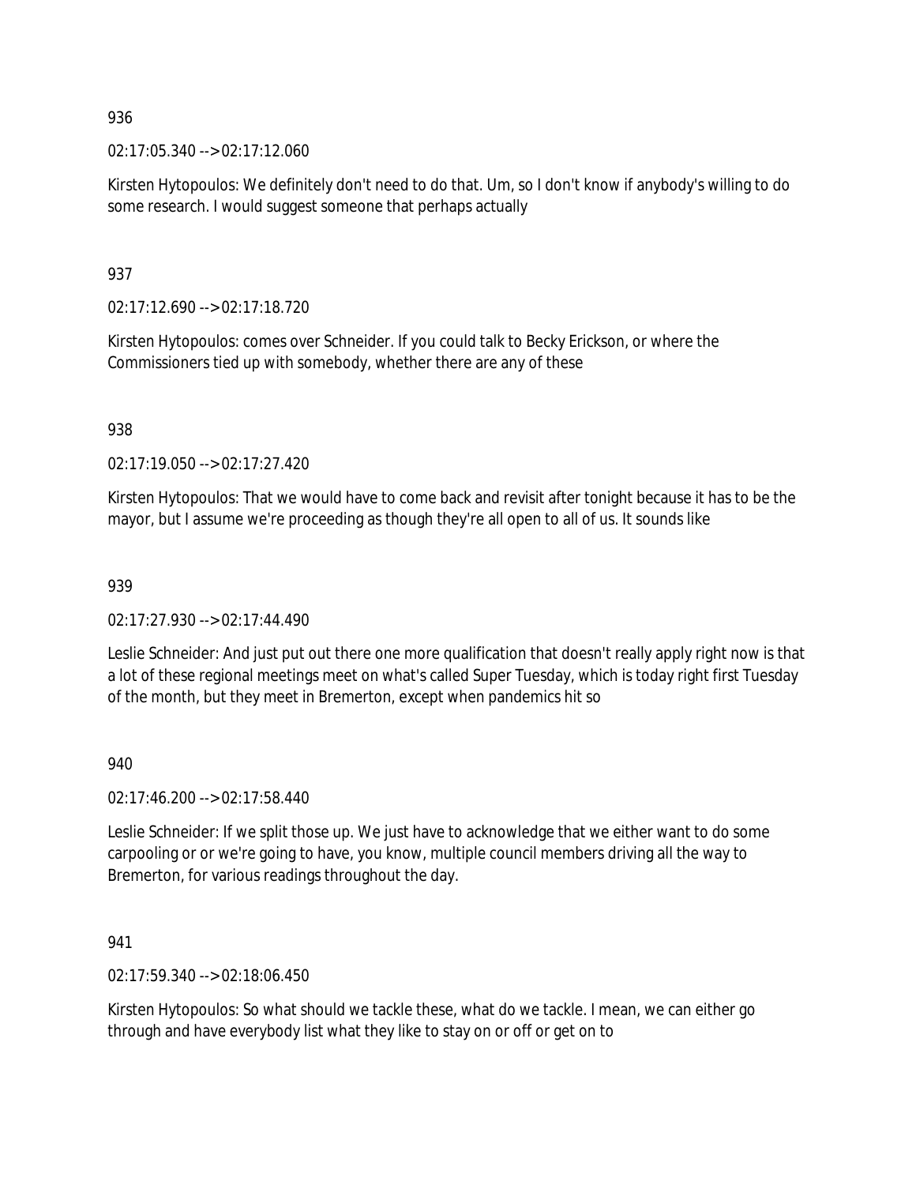936

02:17:05.340 --> 02:17:12.060

Kirsten Hytopoulos: We definitely don't need to do that. Um, so I don't know if anybody's willing to do some research. I would suggest someone that perhaps actually

937

02:17:12.690 --> 02:17:18.720

Kirsten Hytopoulos: comes over Schneider. If you could talk to Becky Erickson, or where the Commissioners tied up with somebody, whether there are any of these

938

02:17:19.050 --> 02:17:27.420

Kirsten Hytopoulos: That we would have to come back and revisit after tonight because it has to be the mayor, but I assume we're proceeding as though they're all open to all of us. It sounds like

939

02:17:27.930 --> 02:17:44.490

Leslie Schneider: And just put out there one more qualification that doesn't really apply right now is that a lot of these regional meetings meet on what's called Super Tuesday, which is today right first Tuesday of the month, but they meet in Bremerton, except when pandemics hit so

940

02:17:46.200 --> 02:17:58.440

Leslie Schneider: If we split those up. We just have to acknowledge that we either want to do some carpooling or or we're going to have, you know, multiple council members driving all the way to Bremerton, for various readings throughout the day.

941

02:17:59.340 --> 02:18:06.450

Kirsten Hytopoulos: So what should we tackle these, what do we tackle. I mean, we can either go through and have everybody list what they like to stay on or off or get on to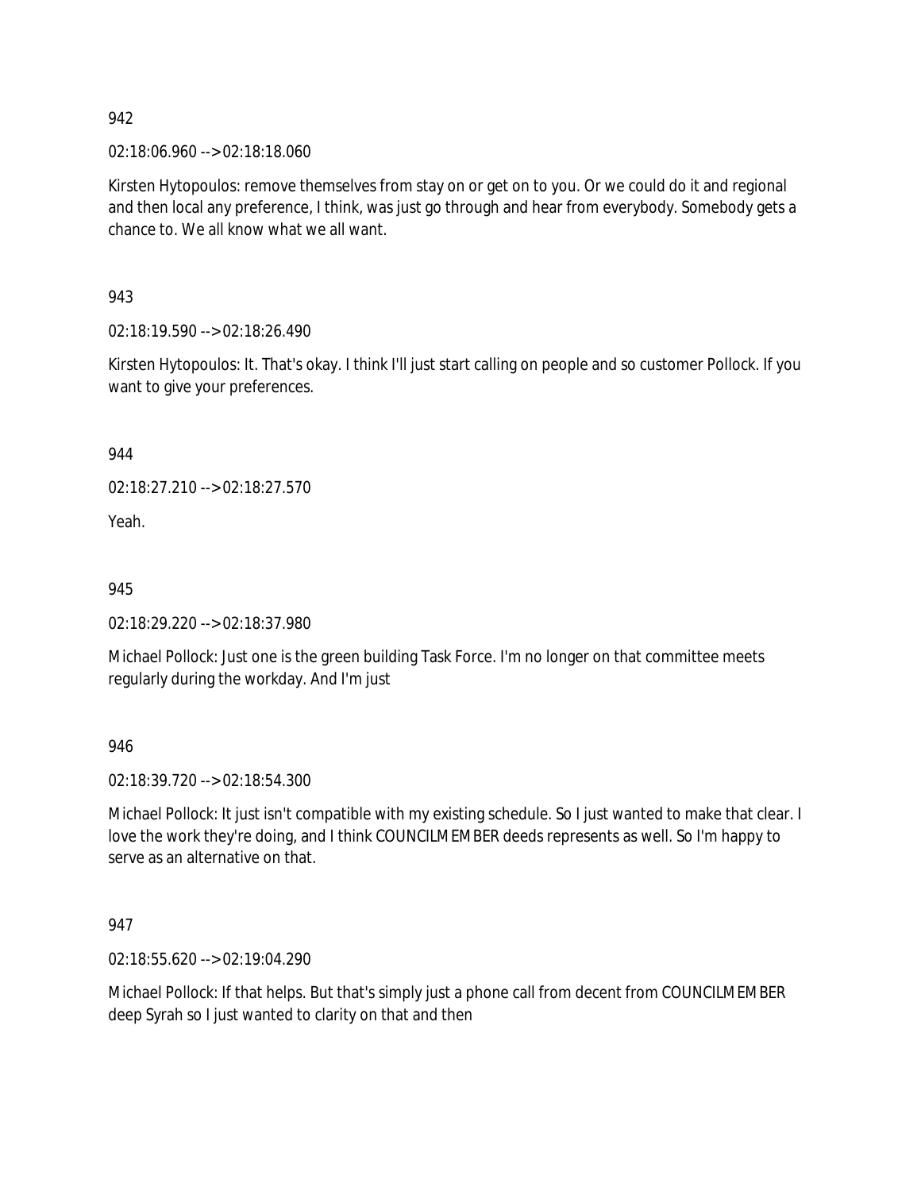942

02:18:06.960 --> 02:18:18.060

Kirsten Hytopoulos: remove themselves from stay on or get on to you. Or we could do it and regional and then local any preference, I think, was just go through and hear from everybody. Somebody gets a chance to. We all know what we all want.

943

02:18:19.590 --> 02:18:26.490

Kirsten Hytopoulos: It. That's okay. I think I'll just start calling on people and so customer Pollock. If you want to give your preferences.

944

02:18:27.210 --> 02:18:27.570

Yeah.

945

02:18:29.220 --> 02:18:37.980

Michael Pollock: Just one is the green building Task Force. I'm no longer on that committee meets regularly during the workday. And I'm just

946

02:18:39.720 --> 02:18:54.300

Michael Pollock: It just isn't compatible with my existing schedule. So I just wanted to make that clear. I love the work they're doing, and I think COUNCILMEMBER deeds represents as well. So I'm happy to serve as an alternative on that.

947

02:18:55.620 --> 02:19:04.290

Michael Pollock: If that helps. But that's simply just a phone call from decent from COUNCILMEMBER deep Syrah so I just wanted to clarity on that and then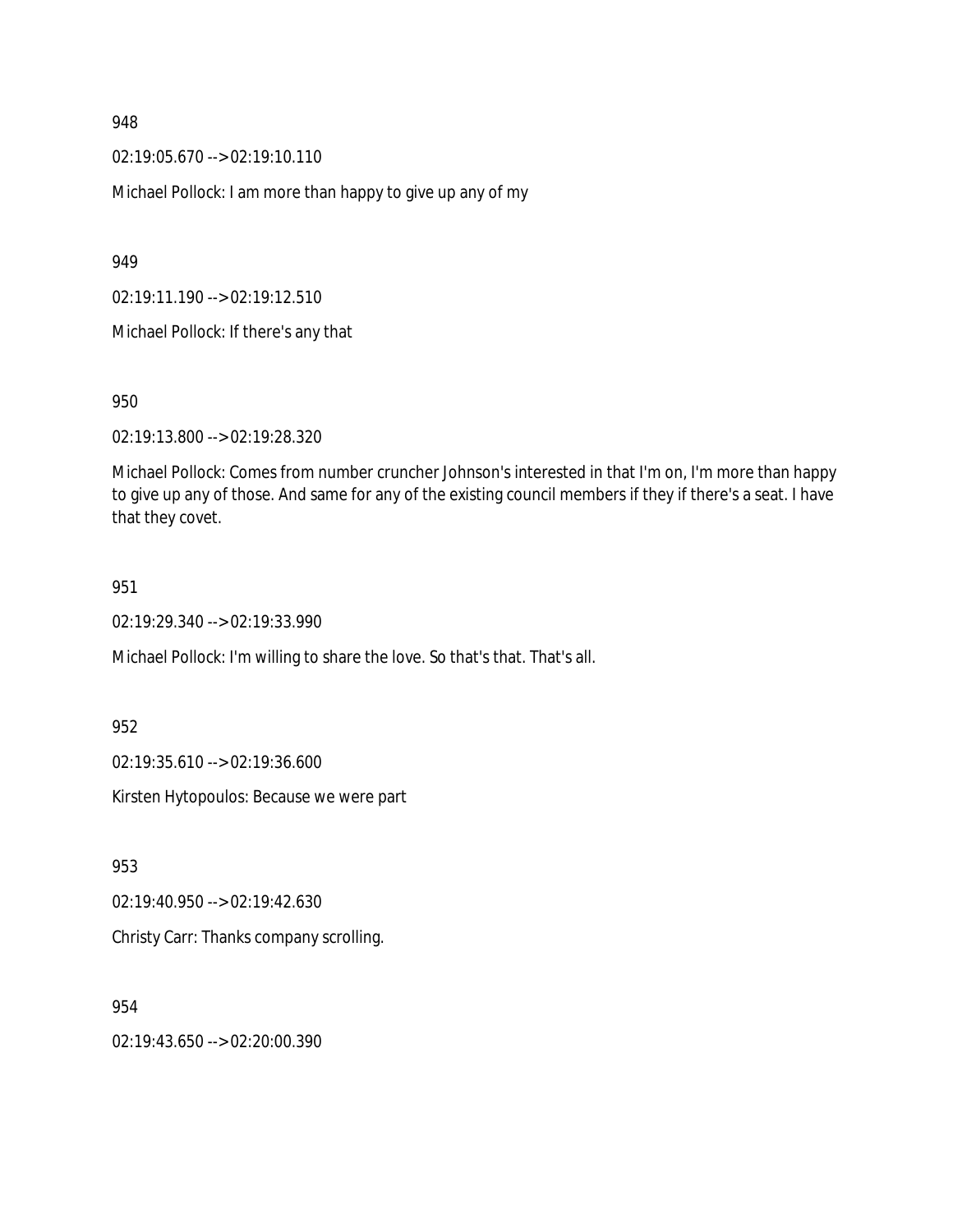948

02:19:05.670 --> 02:19:10.110

Michael Pollock: I am more than happy to give up any of my

949

02:19:11.190 --> 02:19:12.510

Michael Pollock: If there's any that

950

02:19:13.800 --> 02:19:28.320

Michael Pollock: Comes from number cruncher Johnson's interested in that I'm on, I'm more than happy to give up any of those. And same for any of the existing council members if they if there's a seat. I have that they covet.

951

02:19:29.340 --> 02:19:33.990

Michael Pollock: I'm willing to share the love. So that's that. That's all.

952

02:19:35.610 --> 02:19:36.600

Kirsten Hytopoulos: Because we were part

953

02:19:40.950 --> 02:19:42.630

Christy Carr: Thanks company scrolling.

954

02:19:43.650 --> 02:20:00.390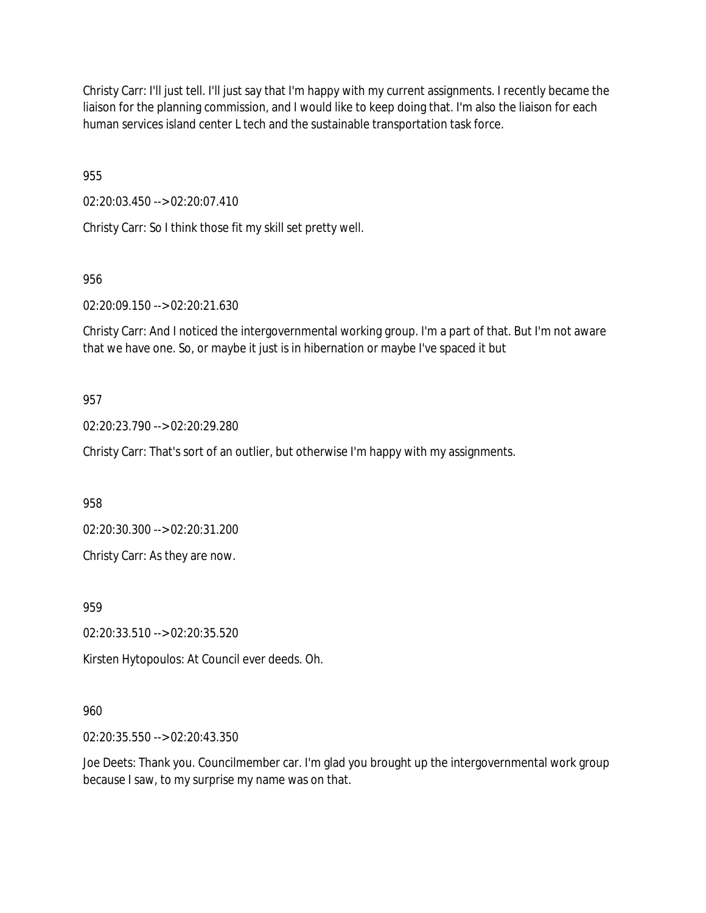Christy Carr: I'll just tell. I'll just say that I'm happy with my current assignments. I recently became the liaison for the planning commission, and I would like to keep doing that. I'm also the liaison for each human services island center L tech and the sustainable transportation task force.

955

02:20:03.450 --> 02:20:07.410

Christy Carr: So I think those fit my skill set pretty well.

956

02:20:09.150 --> 02:20:21.630

Christy Carr: And I noticed the intergovernmental working group. I'm a part of that. But I'm not aware that we have one. So, or maybe it just is in hibernation or maybe I've spaced it but

957

02:20:23.790 --> 02:20:29.280

Christy Carr: That's sort of an outlier, but otherwise I'm happy with my assignments.

958

02:20:30.300 --> 02:20:31.200

Christy Carr: As they are now.

959

02:20:33.510 --> 02:20:35.520

Kirsten Hytopoulos: At Council ever deeds. Oh.

960

02:20:35.550 --> 02:20:43.350

Joe Deets: Thank you. Councilmember car. I'm glad you brought up the intergovernmental work group because I saw, to my surprise my name was on that.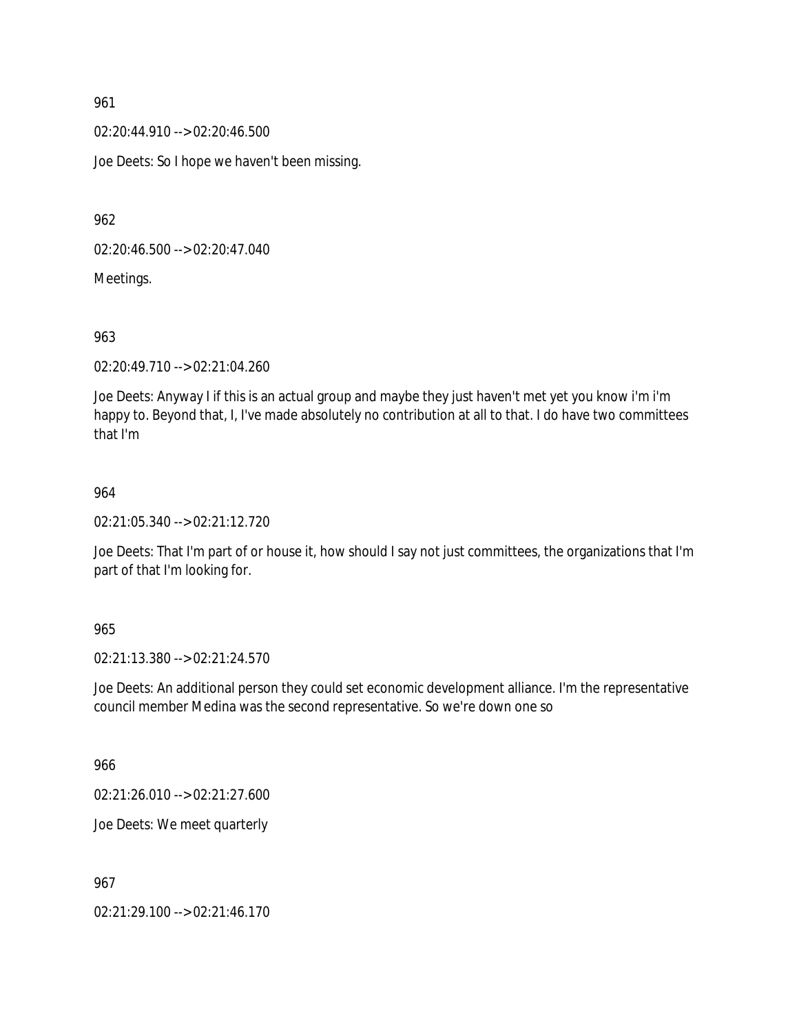961

02:20:44.910 --> 02:20:46.500

Joe Deets: So I hope we haven't been missing.

962

02:20:46.500 --> 02:20:47.040

Meetings.

963

02:20:49.710 --> 02:21:04.260

Joe Deets: Anyway I if this is an actual group and maybe they just haven't met yet you know i'm i'm happy to. Beyond that, I, I've made absolutely no contribution at all to that. I do have two committees that I'm

964

02:21:05.340 --> 02:21:12.720

Joe Deets: That I'm part of or house it, how should I say not just committees, the organizations that I'm part of that I'm looking for.

965

02:21:13.380 --> 02:21:24.570

Joe Deets: An additional person they could set economic development alliance. I'm the representative council member Medina was the second representative. So we're down one so

966

02:21:26.010 --> 02:21:27.600

Joe Deets: We meet quarterly

967

02:21:29.100 --> 02:21:46.170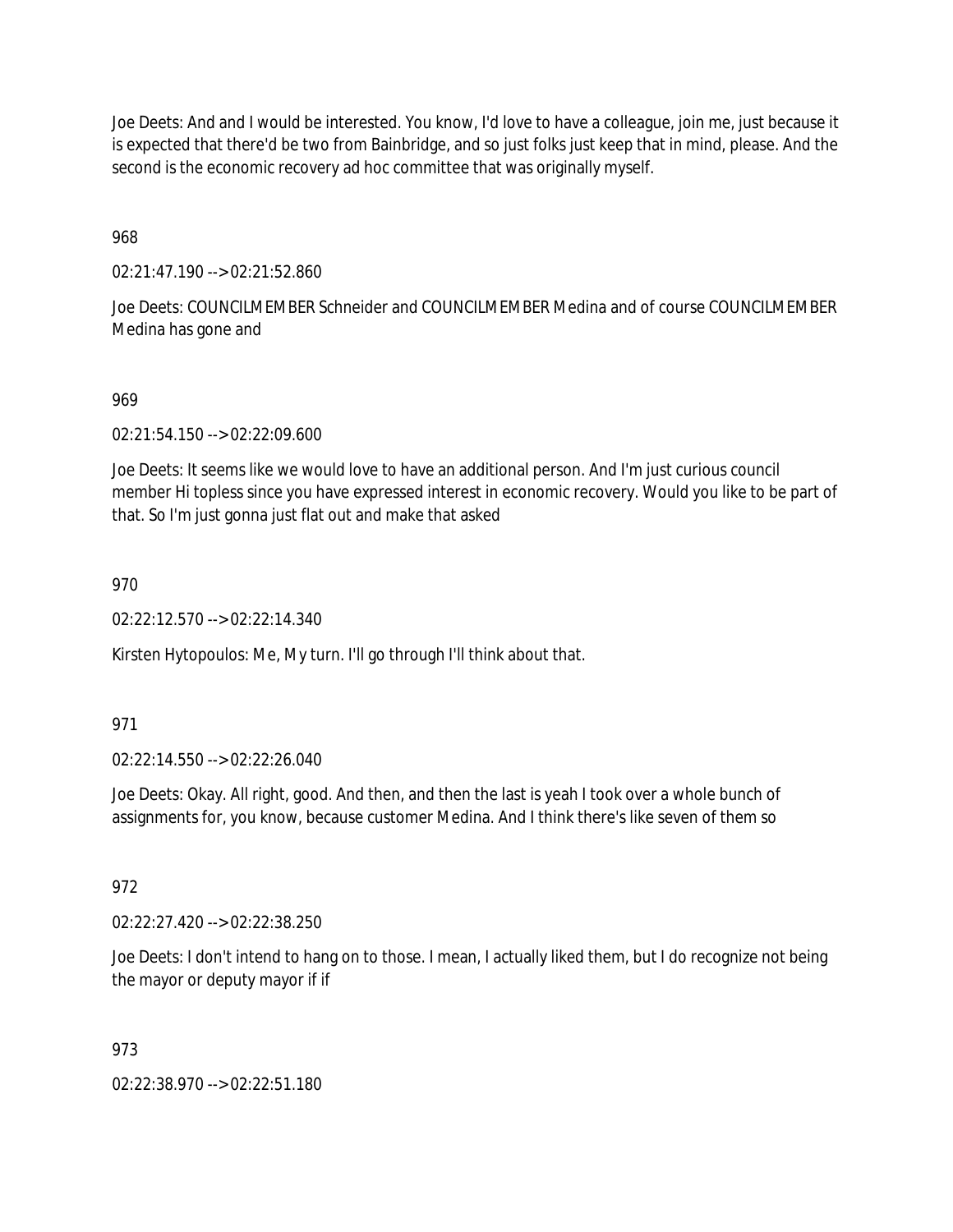Joe Deets: And and I would be interested. You know, I'd love to have a colleague, join me, just because it is expected that there'd be two from Bainbridge, and so just folks just keep that in mind, please. And the second is the economic recovery ad hoc committee that was originally myself.

968

02:21:47.190 --> 02:21:52.860

Joe Deets: COUNCILMEMBER Schneider and COUNCILMEMBER Medina and of course COUNCILMEMBER Medina has gone and

969

02:21:54.150 --> 02:22:09.600

Joe Deets: It seems like we would love to have an additional person. And I'm just curious council member Hi topless since you have expressed interest in economic recovery. Would you like to be part of that. So I'm just gonna just flat out and make that asked

970

02:22:12.570 --> 02:22:14.340

Kirsten Hytopoulos: Me, My turn. I'll go through I'll think about that.

971

02:22:14.550 --> 02:22:26.040

Joe Deets: Okay. All right, good. And then, and then the last is yeah I took over a whole bunch of assignments for, you know, because customer Medina. And I think there's like seven of them so

972

02:22:27.420 --> 02:22:38.250

Joe Deets: I don't intend to hang on to those. I mean, I actually liked them, but I do recognize not being the mayor or deputy mayor if if

973

02:22:38.970 --> 02:22:51.180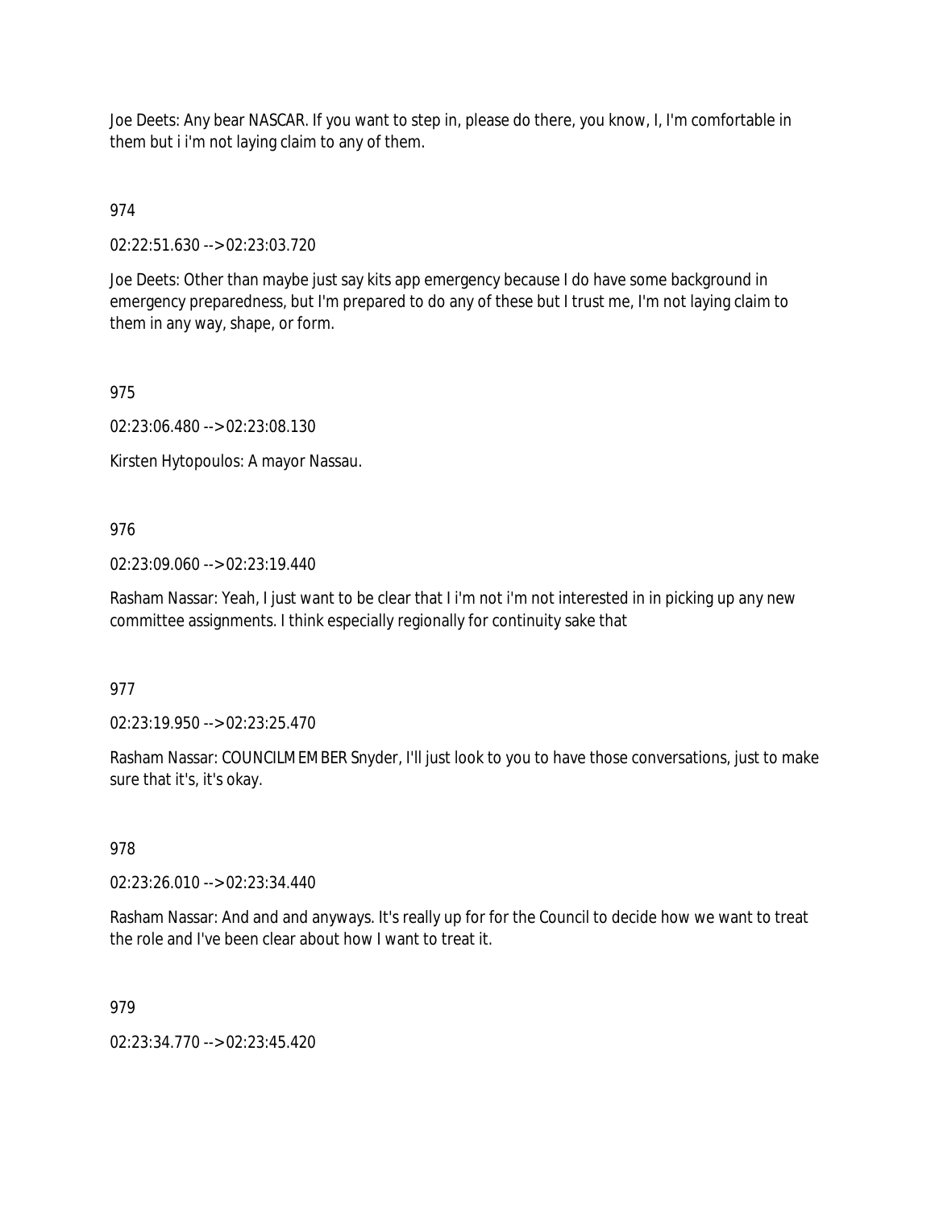Joe Deets: Any bear NASCAR. If you want to step in, please do there, you know, I, I'm comfortable in them but i i'm not laying claim to any of them.

974

02:22:51.630 --> 02:23:03.720

Joe Deets: Other than maybe just say kits app emergency because I do have some background in emergency preparedness, but I'm prepared to do any of these but I trust me, I'm not laying claim to them in any way, shape, or form.

975

02:23:06.480 --> 02:23:08.130

Kirsten Hytopoulos: A mayor Nassau.

976

02:23:09.060 --> 02:23:19.440

Rasham Nassar: Yeah, I just want to be clear that I i'm not i'm not interested in in picking up any new committee assignments. I think especially regionally for continuity sake that

977

02:23:19.950 --> 02:23:25.470

Rasham Nassar: COUNCILMEMBER Snyder, I'll just look to you to have those conversations, just to make sure that it's, it's okay.

978

02:23:26.010 --> 02:23:34.440

Rasham Nassar: And and and anyways. It's really up for for the Council to decide how we want to treat the role and I've been clear about how I want to treat it.

979

02:23:34.770 --> 02:23:45.420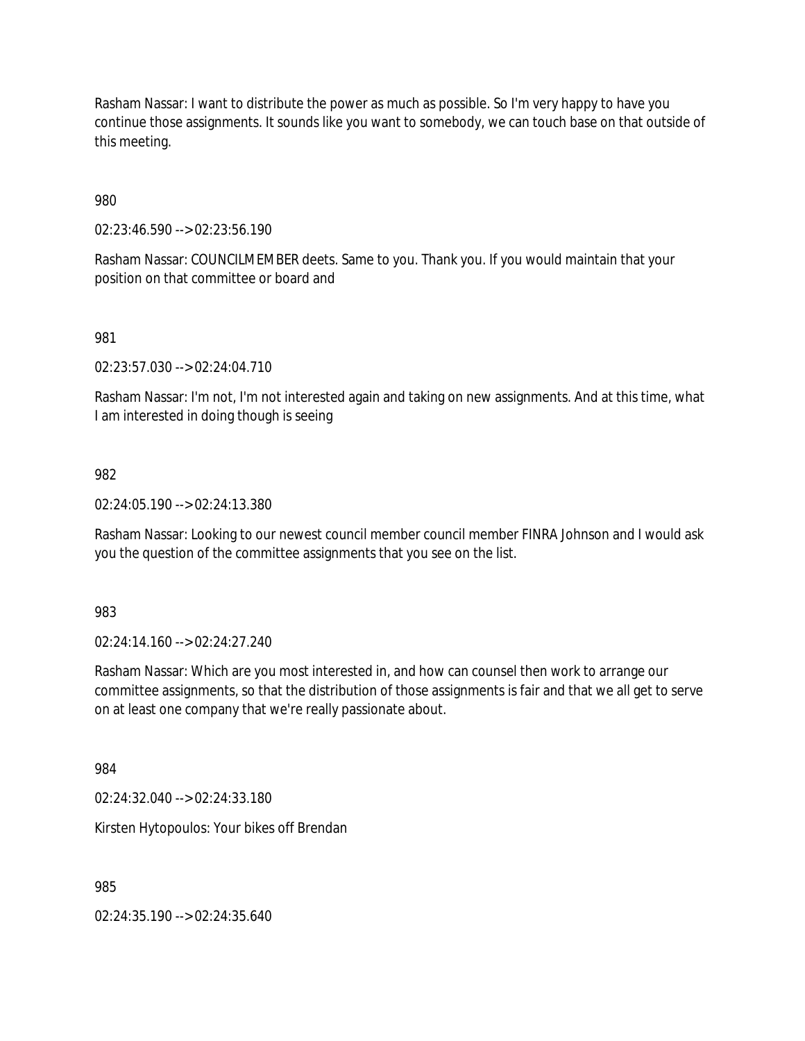Rasham Nassar: I want to distribute the power as much as possible. So I'm very happy to have you continue those assignments. It sounds like you want to somebody, we can touch base on that outside of this meeting.

980

02:23:46.590 --> 02:23:56.190

Rasham Nassar: COUNCILMEMBER deets. Same to you. Thank you. If you would maintain that your position on that committee or board and

981

02:23:57.030 --> 02:24:04.710

Rasham Nassar: I'm not, I'm not interested again and taking on new assignments. And at this time, what I am interested in doing though is seeing

982

02:24:05.190 --> 02:24:13.380

Rasham Nassar: Looking to our newest council member council member FINRA Johnson and I would ask you the question of the committee assignments that you see on the list.

983

02:24:14.160 --> 02:24:27.240

Rasham Nassar: Which are you most interested in, and how can counsel then work to arrange our committee assignments, so that the distribution of those assignments is fair and that we all get to serve on at least one company that we're really passionate about.

984

02:24:32.040 --> 02:24:33.180

Kirsten Hytopoulos: Your bikes off Brendan

985

02:24:35.190 --> 02:24:35.640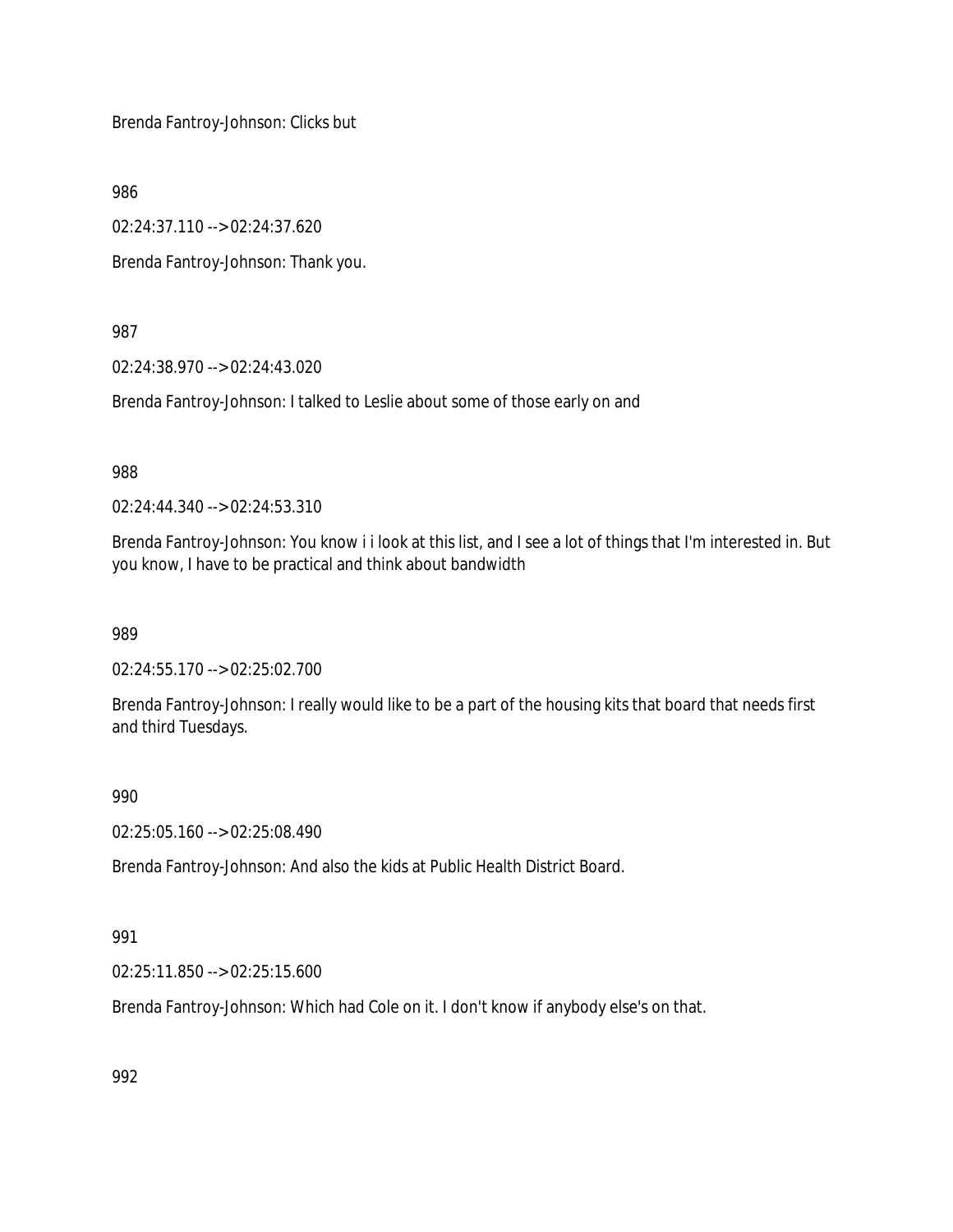Brenda Fantroy-Johnson: Clicks but

986

02:24:37.110 --> 02:24:37.620

Brenda Fantroy-Johnson: Thank you.

987

02:24:38.970 --> 02:24:43.020

Brenda Fantroy-Johnson: I talked to Leslie about some of those early on and

988

02:24:44.340 --> 02:24:53.310

Brenda Fantroy-Johnson: You know i i look at this list, and I see a lot of things that I'm interested in. But you know, I have to be practical and think about bandwidth

989

02:24:55.170 --> 02:25:02.700

Brenda Fantroy-Johnson: I really would like to be a part of the housing kits that board that needs first and third Tuesdays.

990

02:25:05.160 --> 02:25:08.490

Brenda Fantroy-Johnson: And also the kids at Public Health District Board.

991

02:25:11.850 --> 02:25:15.600

Brenda Fantroy-Johnson: Which had Cole on it. I don't know if anybody else's on that.

992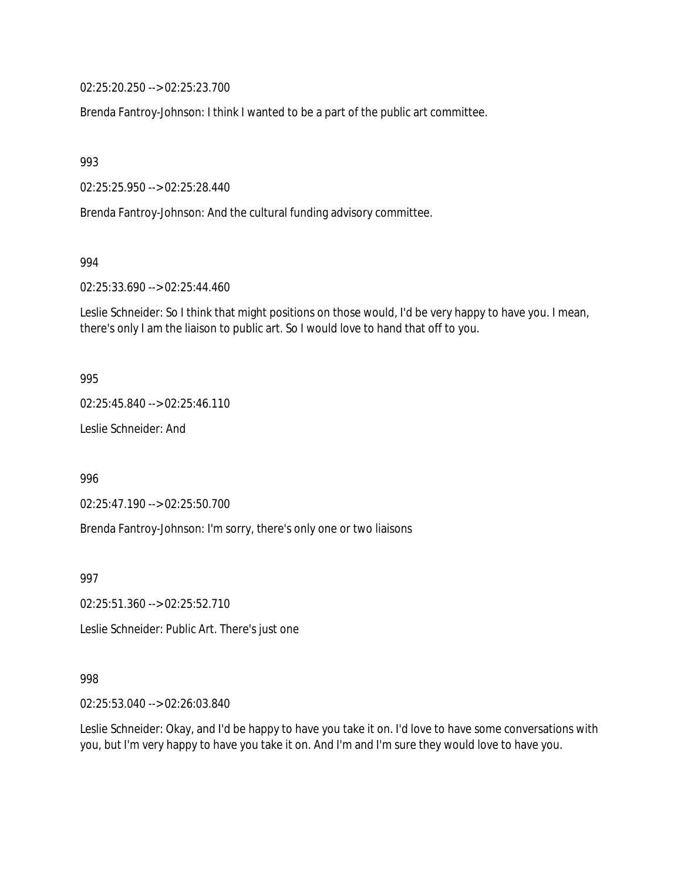02:25:20.250 --> 02:25:23.700

Brenda Fantroy-Johnson: I think I wanted to be a part of the public art committee.

993

02:25:25.950 --> 02:25:28.440

Brenda Fantroy-Johnson: And the cultural funding advisory committee.

994

02:25:33.690 --> 02:25:44.460

Leslie Schneider: So I think that might positions on those would, I'd be very happy to have you. I mean, there's only I am the liaison to public art. So I would love to hand that off to you.

995

02:25:45.840 --> 02:25:46.110

Leslie Schneider: And

996

02:25:47.190 --> 02:25:50.700

Brenda Fantroy-Johnson: I'm sorry, there's only one or two liaisons

997

02:25:51.360 --> 02:25:52.710

Leslie Schneider: Public Art. There's just one

998

02:25:53.040 --> 02:26:03.840

Leslie Schneider: Okay, and I'd be happy to have you take it on. I'd love to have some conversations with you, but I'm very happy to have you take it on. And I'm and I'm sure they would love to have you.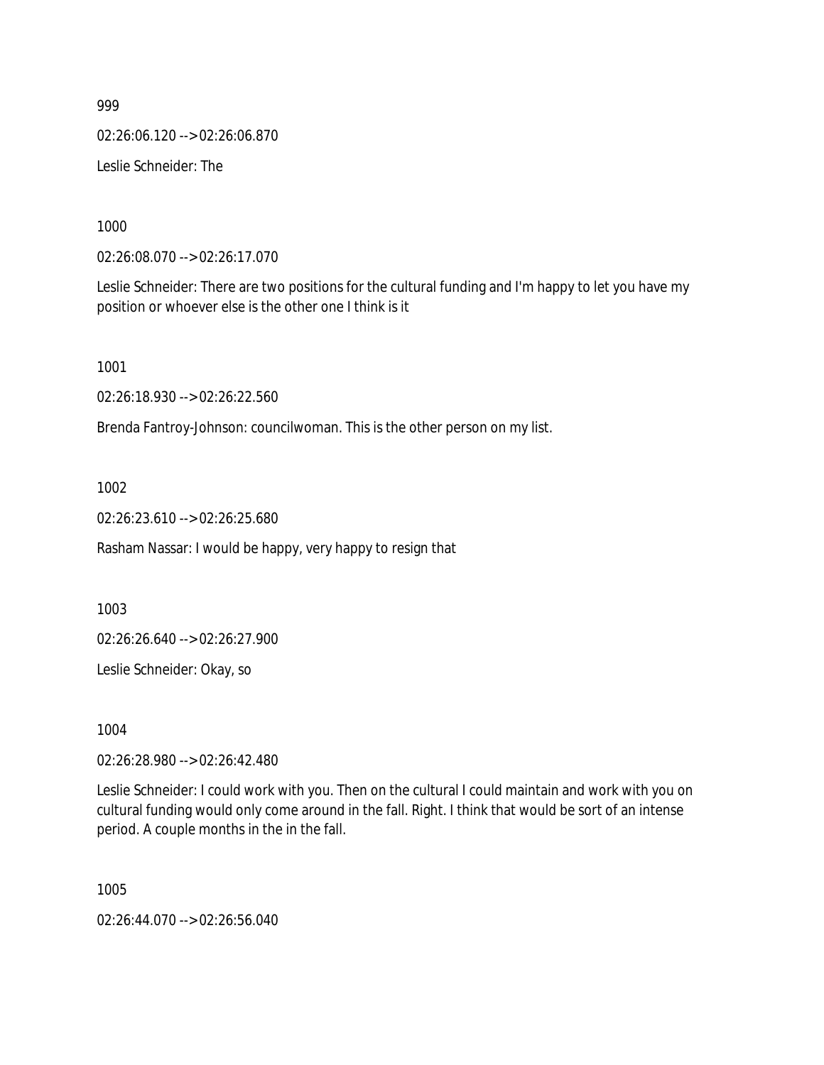999

02:26:06.120 --> 02:26:06.870

Leslie Schneider: The

1000

02:26:08.070 --> 02:26:17.070

Leslie Schneider: There are two positions for the cultural funding and I'm happy to let you have my position or whoever else is the other one I think is it

1001

02:26:18.930 --> 02:26:22.560

Brenda Fantroy-Johnson: councilwoman. This is the other person on my list.

1002

02:26:23.610 --> 02:26:25.680

Rasham Nassar: I would be happy, very happy to resign that

1003

02:26:26.640 --> 02:26:27.900

Leslie Schneider: Okay, so

1004

02:26:28.980 --> 02:26:42.480

Leslie Schneider: I could work with you. Then on the cultural I could maintain and work with you on cultural funding would only come around in the fall. Right. I think that would be sort of an intense period. A couple months in the in the fall.

1005

02:26:44.070 --> 02:26:56.040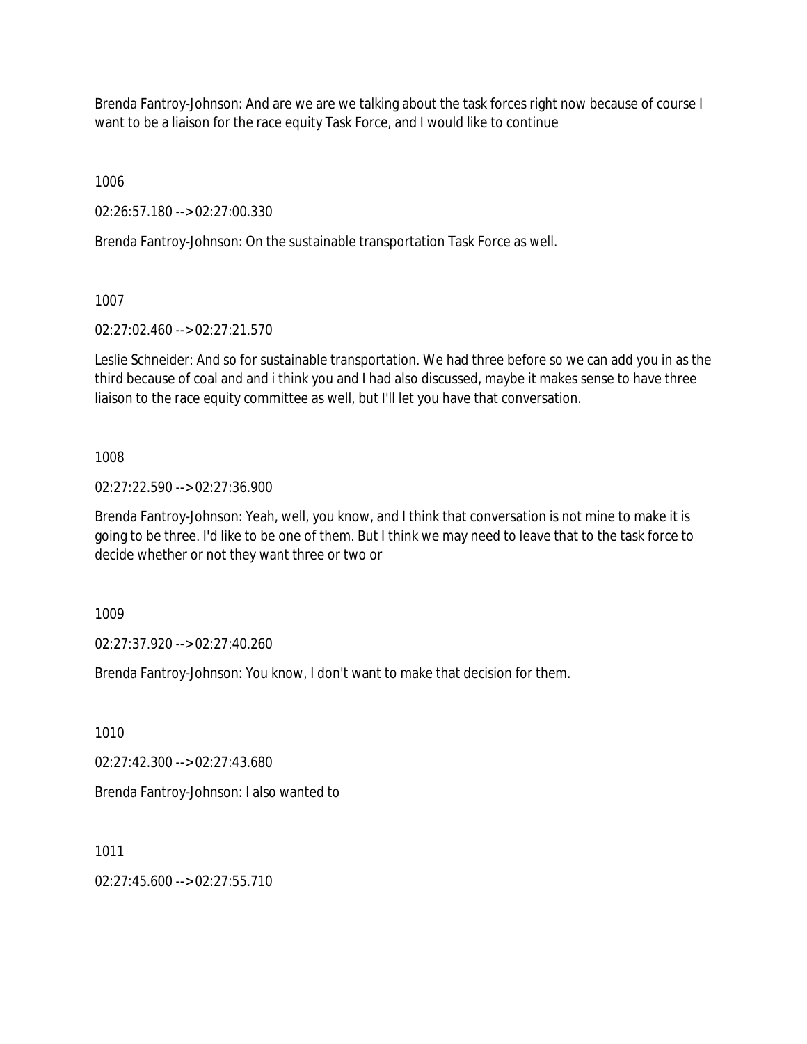Brenda Fantroy-Johnson: And are we are we talking about the task forces right now because of course I want to be a liaison for the race equity Task Force, and I would like to continue

1006

02:26:57.180 --> 02:27:00.330

Brenda Fantroy-Johnson: On the sustainable transportation Task Force as well.

1007

02:27:02.460 --> 02:27:21.570

Leslie Schneider: And so for sustainable transportation. We had three before so we can add you in as the third because of coal and and i think you and I had also discussed, maybe it makes sense to have three liaison to the race equity committee as well, but I'll let you have that conversation.

1008

02:27:22.590 --> 02:27:36.900

Brenda Fantroy-Johnson: Yeah, well, you know, and I think that conversation is not mine to make it is going to be three. I'd like to be one of them. But I think we may need to leave that to the task force to decide whether or not they want three or two or

1009

02:27:37.920 --> 02:27:40.260

Brenda Fantroy-Johnson: You know, I don't want to make that decision for them.

1010

02:27:42.300 --> 02:27:43.680

Brenda Fantroy-Johnson: I also wanted to

1011

02:27:45.600 --> 02:27:55.710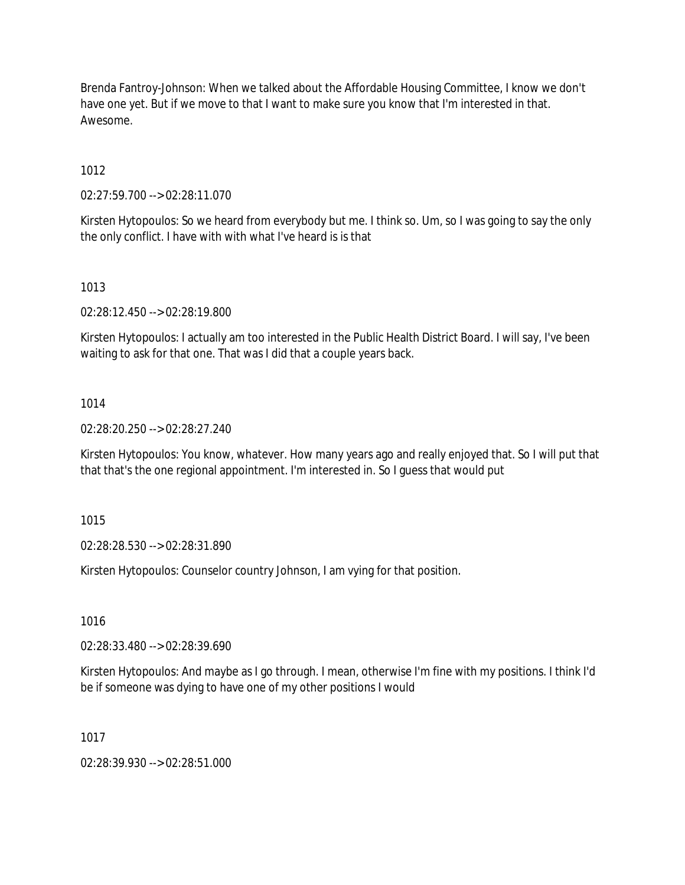Brenda Fantroy-Johnson: When we talked about the Affordable Housing Committee, I know we don't have one yet. But if we move to that I want to make sure you know that I'm interested in that. Awesome.

1012

02:27:59.700 --> 02:28:11.070

Kirsten Hytopoulos: So we heard from everybody but me. I think so. Um, so I was going to say the only the only conflict. I have with with what I've heard is is that

1013

02:28:12.450 --> 02:28:19.800

Kirsten Hytopoulos: I actually am too interested in the Public Health District Board. I will say, I've been waiting to ask for that one. That was I did that a couple years back.

1014

02:28:20.250 --> 02:28:27.240

Kirsten Hytopoulos: You know, whatever. How many years ago and really enjoyed that. So I will put that that that's the one regional appointment. I'm interested in. So I guess that would put

1015

02:28:28.530 --> 02:28:31.890

Kirsten Hytopoulos: Counselor country Johnson, I am vying for that position.

1016

02:28:33.480 --> 02:28:39.690

Kirsten Hytopoulos: And maybe as I go through. I mean, otherwise I'm fine with my positions. I think I'd be if someone was dying to have one of my other positions I would

1017

02:28:39.930 --> 02:28:51.000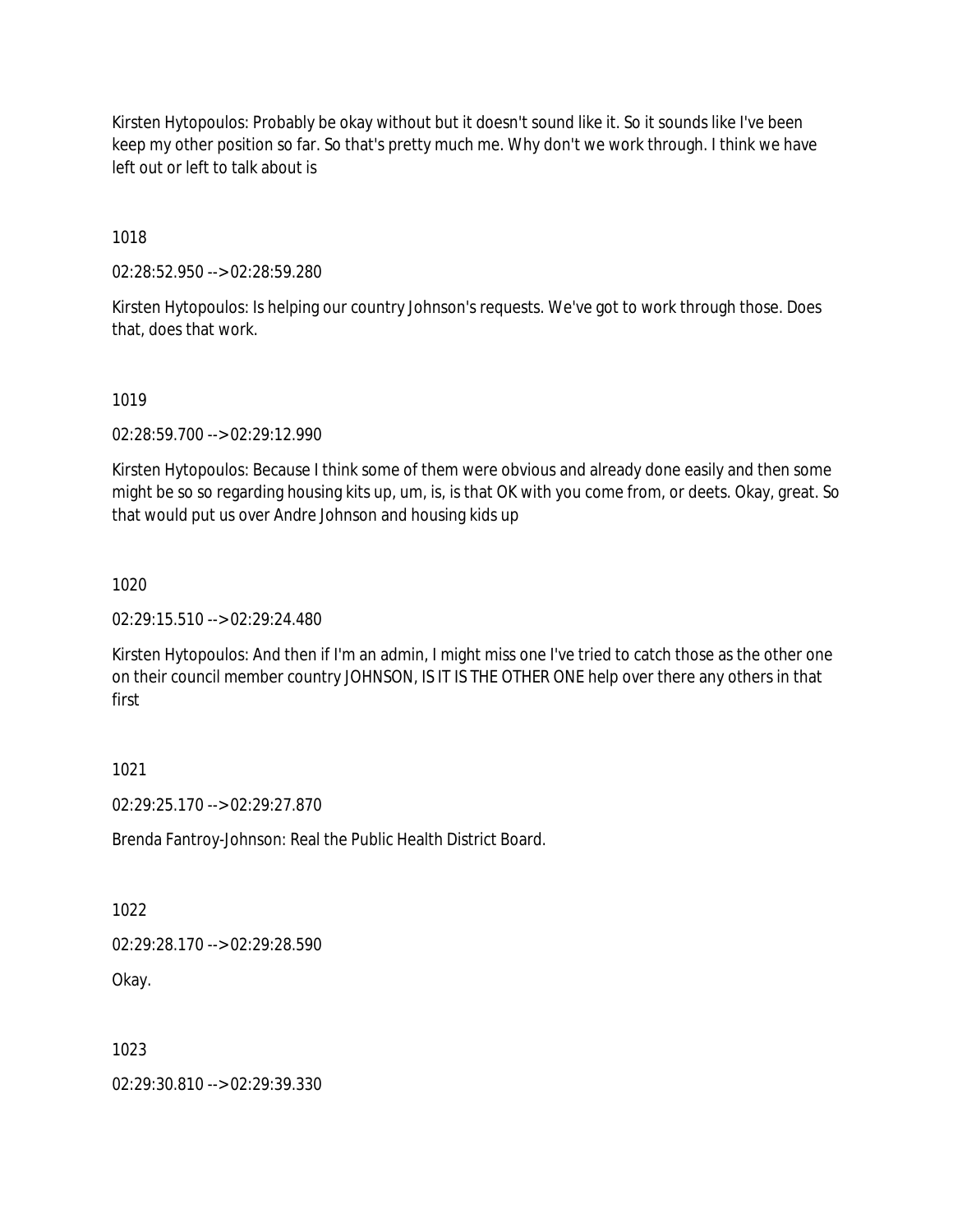Kirsten Hytopoulos: Probably be okay without but it doesn't sound like it. So it sounds like I've been keep my other position so far. So that's pretty much me. Why don't we work through. I think we have left out or left to talk about is

1018

02:28:52.950 --> 02:28:59.280

Kirsten Hytopoulos: Is helping our country Johnson's requests. We've got to work through those. Does that, does that work.

1019

02:28:59.700 --> 02:29:12.990

Kirsten Hytopoulos: Because I think some of them were obvious and already done easily and then some might be so so regarding housing kits up, um, is, is that OK with you come from, or deets. Okay, great. So that would put us over Andre Johnson and housing kids up

1020

02:29:15.510 --> 02:29:24.480

Kirsten Hytopoulos: And then if I'm an admin, I might miss one I've tried to catch those as the other one on their council member country JOHNSON, IS IT IS THE OTHER ONE help over there any others in that first

1021

02:29:25.170 --> 02:29:27.870

Brenda Fantroy-Johnson: Real the Public Health District Board.

1022

02:29:28.170 --> 02:29:28.590

Okay.

1023

02:29:30.810 --> 02:29:39.330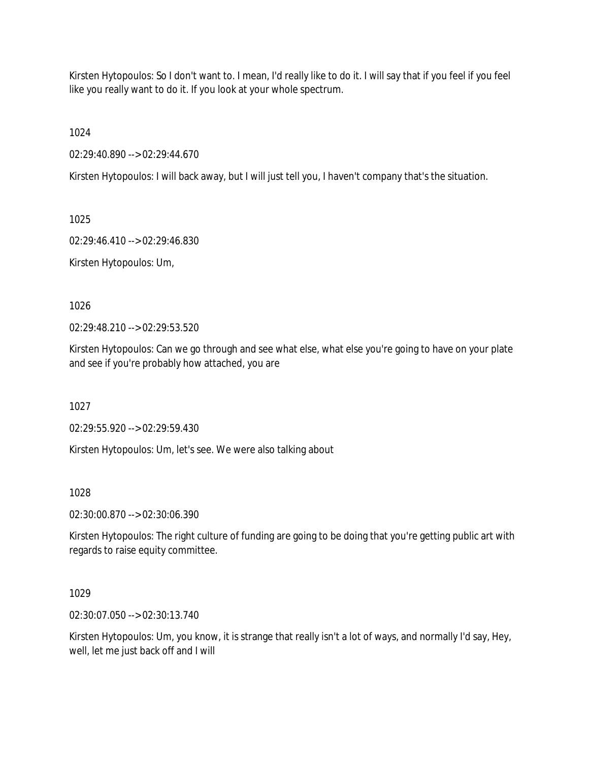Kirsten Hytopoulos: So I don't want to. I mean, I'd really like to do it. I will say that if you feel if you feel like you really want to do it. If you look at your whole spectrum.

1024

02:29:40.890 --> 02:29:44.670

Kirsten Hytopoulos: I will back away, but I will just tell you, I haven't company that's the situation.

1025

02:29:46.410 --> 02:29:46.830

Kirsten Hytopoulos: Um,

1026

02:29:48.210 --> 02:29:53.520

Kirsten Hytopoulos: Can we go through and see what else, what else you're going to have on your plate and see if you're probably how attached, you are

1027

02:29:55.920 --> 02:29:59.430

Kirsten Hytopoulos: Um, let's see. We were also talking about

1028

02:30:00.870 --> 02:30:06.390

Kirsten Hytopoulos: The right culture of funding are going to be doing that you're getting public art with regards to raise equity committee.

1029

02:30:07.050 --> 02:30:13.740

Kirsten Hytopoulos: Um, you know, it is strange that really isn't a lot of ways, and normally I'd say, Hey, well, let me just back off and I will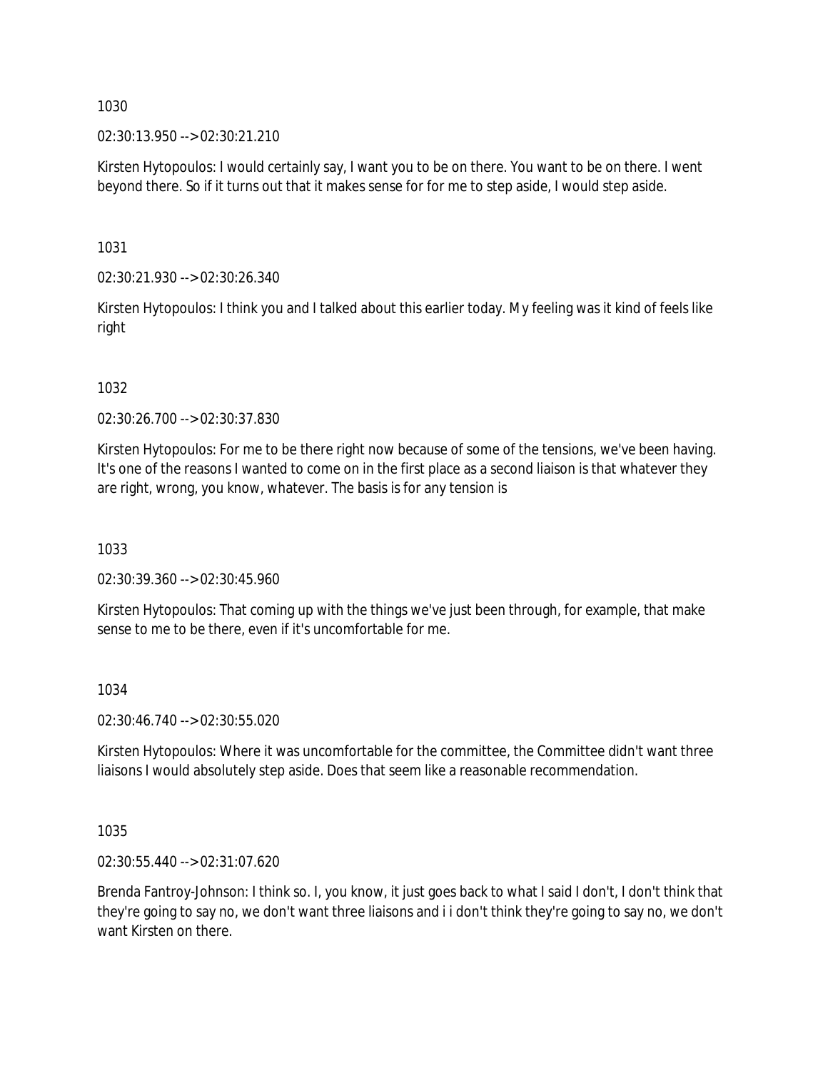1030

02:30:13.950 --> 02:30:21.210

Kirsten Hytopoulos: I would certainly say, I want you to be on there. You want to be on there. I went beyond there. So if it turns out that it makes sense for for me to step aside, I would step aside.

1031

02:30:21.930 --> 02:30:26.340

Kirsten Hytopoulos: I think you and I talked about this earlier today. My feeling was it kind of feels like right

1032

02:30:26.700 --> 02:30:37.830

Kirsten Hytopoulos: For me to be there right now because of some of the tensions, we've been having. It's one of the reasons I wanted to come on in the first place as a second liaison is that whatever they are right, wrong, you know, whatever. The basis is for any tension is

1033

02:30:39.360 --> 02:30:45.960

Kirsten Hytopoulos: That coming up with the things we've just been through, for example, that make sense to me to be there, even if it's uncomfortable for me.

1034

02:30:46.740 --> 02:30:55.020

Kirsten Hytopoulos: Where it was uncomfortable for the committee, the Committee didn't want three liaisons I would absolutely step aside. Does that seem like a reasonable recommendation.

1035

02:30:55.440 --> 02:31:07.620

Brenda Fantroy-Johnson: I think so. I, you know, it just goes back to what I said I don't, I don't think that they're going to say no, we don't want three liaisons and i i don't think they're going to say no, we don't want Kirsten on there.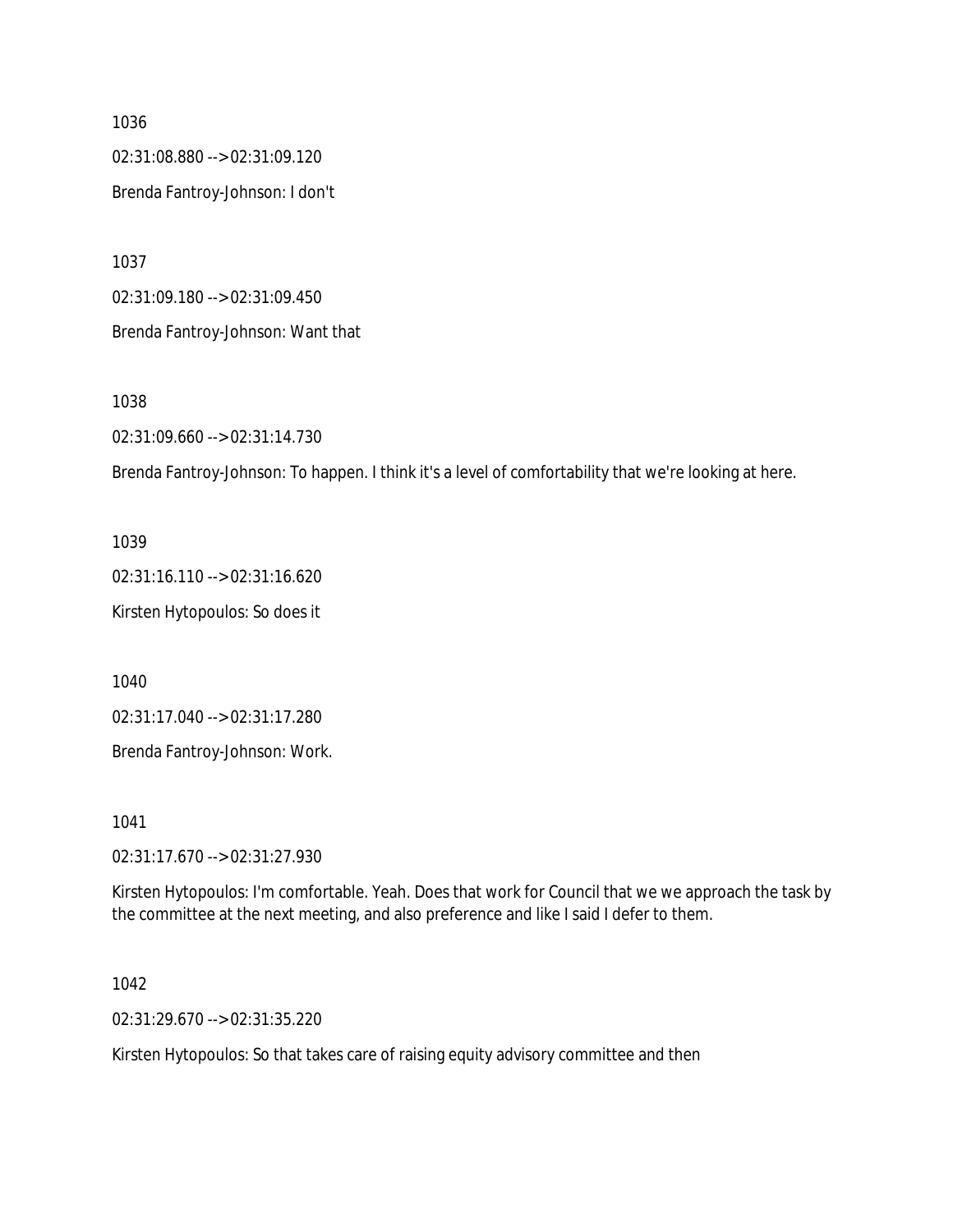1036

02:31:08.880 --> 02:31:09.120

Brenda Fantroy-Johnson: I don't

1037

02:31:09.180 --> 02:31:09.450

Brenda Fantroy-Johnson: Want that

1038

02:31:09.660 --> 02:31:14.730

Brenda Fantroy-Johnson: To happen. I think it's a level of comfortability that we're looking at here.

1039

02:31:16.110 --> 02:31:16.620

Kirsten Hytopoulos: So does it

1040

02:31:17.040 --> 02:31:17.280

Brenda Fantroy-Johnson: Work.

1041

02:31:17.670 --> 02:31:27.930

Kirsten Hytopoulos: I'm comfortable. Yeah. Does that work for Council that we we approach the task by the committee at the next meeting, and also preference and like I said I defer to them.

1042

02:31:29.670 --> 02:31:35.220

Kirsten Hytopoulos: So that takes care of raising equity advisory committee and then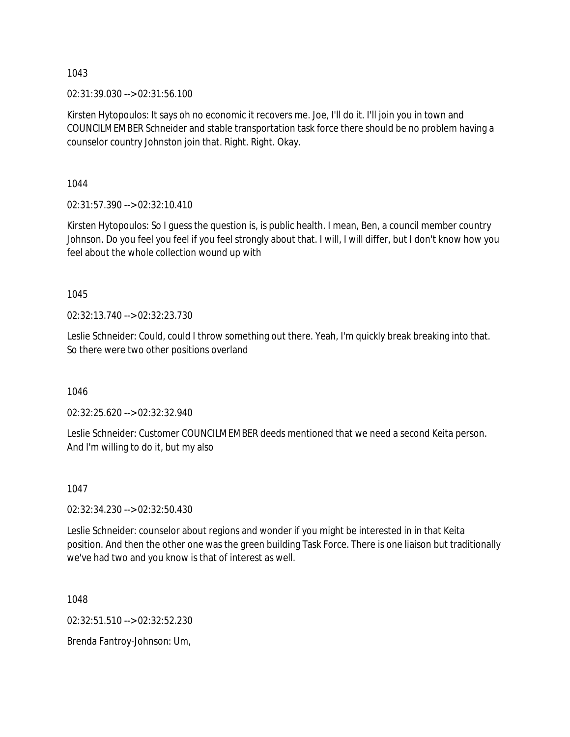1043

02:31:39.030 --> 02:31:56.100

Kirsten Hytopoulos: It says oh no economic it recovers me. Joe, I'll do it. I'll join you in town and COUNCILMEMBER Schneider and stable transportation task force there should be no problem having a counselor country Johnston join that. Right. Right. Okay.

1044

02:31:57.390 --> 02:32:10.410

Kirsten Hytopoulos: So I guess the question is, is public health. I mean, Ben, a council member country Johnson. Do you feel you feel if you feel strongly about that. I will, I will differ, but I don't know how you feel about the whole collection wound up with

1045

02:32:13.740 --> 02:32:23.730

Leslie Schneider: Could, could I throw something out there. Yeah, I'm quickly break breaking into that. So there were two other positions overland

1046

02:32:25.620 --> 02:32:32.940

Leslie Schneider: Customer COUNCILMEMBER deeds mentioned that we need a second Keita person. And I'm willing to do it, but my also

1047

02:32:34.230 --> 02:32:50.430

Leslie Schneider: counselor about regions and wonder if you might be interested in in that Keita position. And then the other one was the green building Task Force. There is one liaison but traditionally we've had two and you know is that of interest as well.

1048

02:32:51.510 --> 02:32:52.230

Brenda Fantroy-Johnson: Um,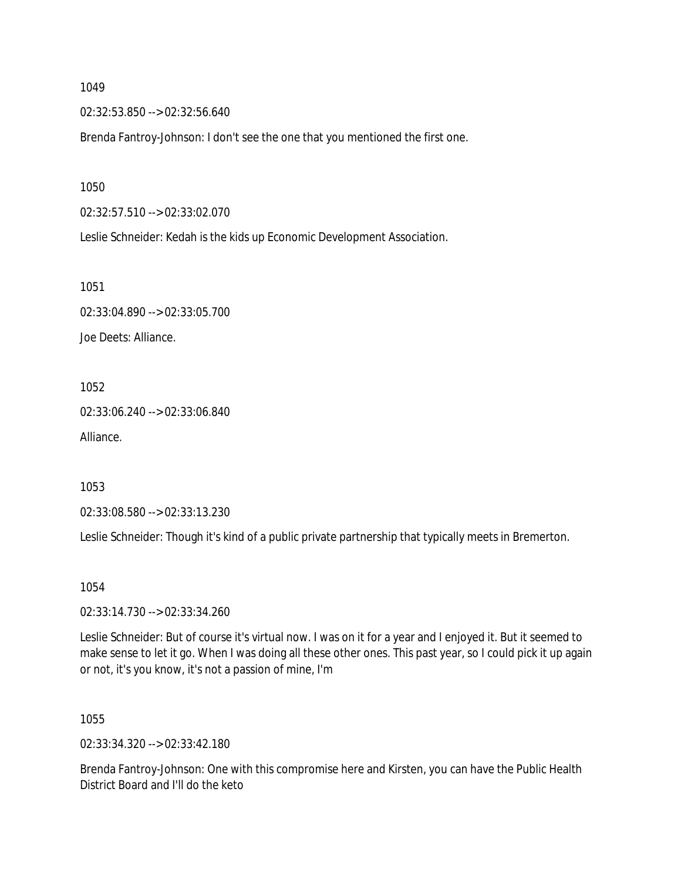1049

02:32:53.850 --> 02:32:56.640

Brenda Fantroy-Johnson: I don't see the one that you mentioned the first one.

1050

02:32:57.510 --> 02:33:02.070

Leslie Schneider: Kedah is the kids up Economic Development Association.

1051

02:33:04.890 --> 02:33:05.700

Joe Deets: Alliance.

1052

02:33:06.240 --> 02:33:06.840

Alliance.

1053

02:33:08.580 --> 02:33:13.230

Leslie Schneider: Though it's kind of a public private partnership that typically meets in Bremerton.

1054

02:33:14.730 --> 02:33:34.260

Leslie Schneider: But of course it's virtual now. I was on it for a year and I enjoyed it. But it seemed to make sense to let it go. When I was doing all these other ones. This past year, so I could pick it up again or not, it's you know, it's not a passion of mine, I'm

1055

02:33:34.320 --> 02:33:42.180

Brenda Fantroy-Johnson: One with this compromise here and Kirsten, you can have the Public Health District Board and I'll do the keto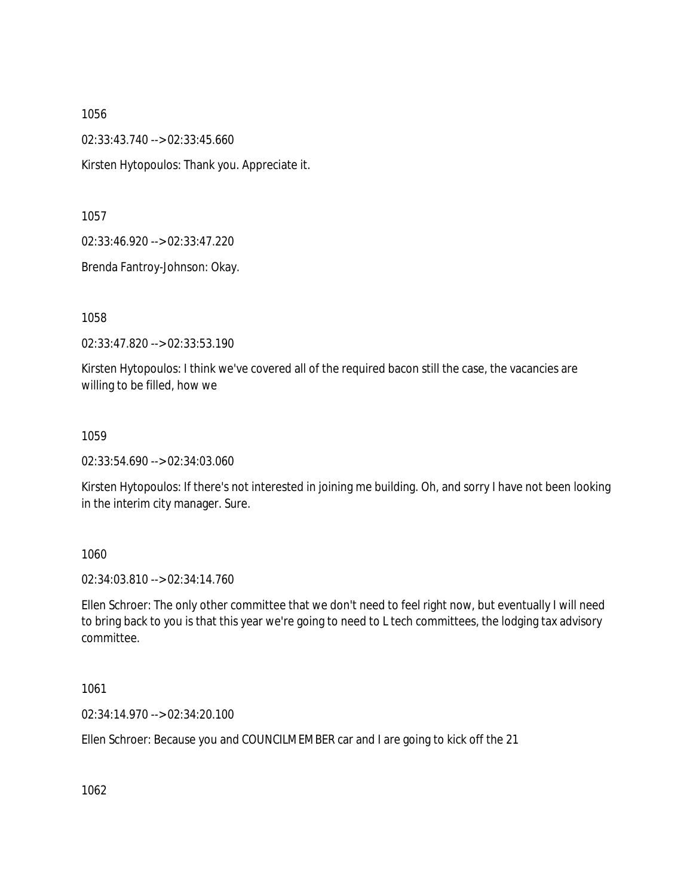1056

02:33:43.740 --> 02:33:45.660

Kirsten Hytopoulos: Thank you. Appreciate it.

1057

02:33:46.920 --> 02:33:47.220

Brenda Fantroy-Johnson: Okay.

1058

02:33:47.820 --> 02:33:53.190

Kirsten Hytopoulos: I think we've covered all of the required bacon still the case, the vacancies are willing to be filled, how we

1059

02:33:54.690 --> 02:34:03.060

Kirsten Hytopoulos: If there's not interested in joining me building. Oh, and sorry I have not been looking in the interim city manager. Sure.

1060

02:34:03.810 --> 02:34:14.760

Ellen Schroer: The only other committee that we don't need to feel right now, but eventually I will need to bring back to you is that this year we're going to need to L tech committees, the lodging tax advisory committee.

1061

02:34:14.970 --> 02:34:20.100

Ellen Schroer: Because you and COUNCILMEMBER car and I are going to kick off the 21

1062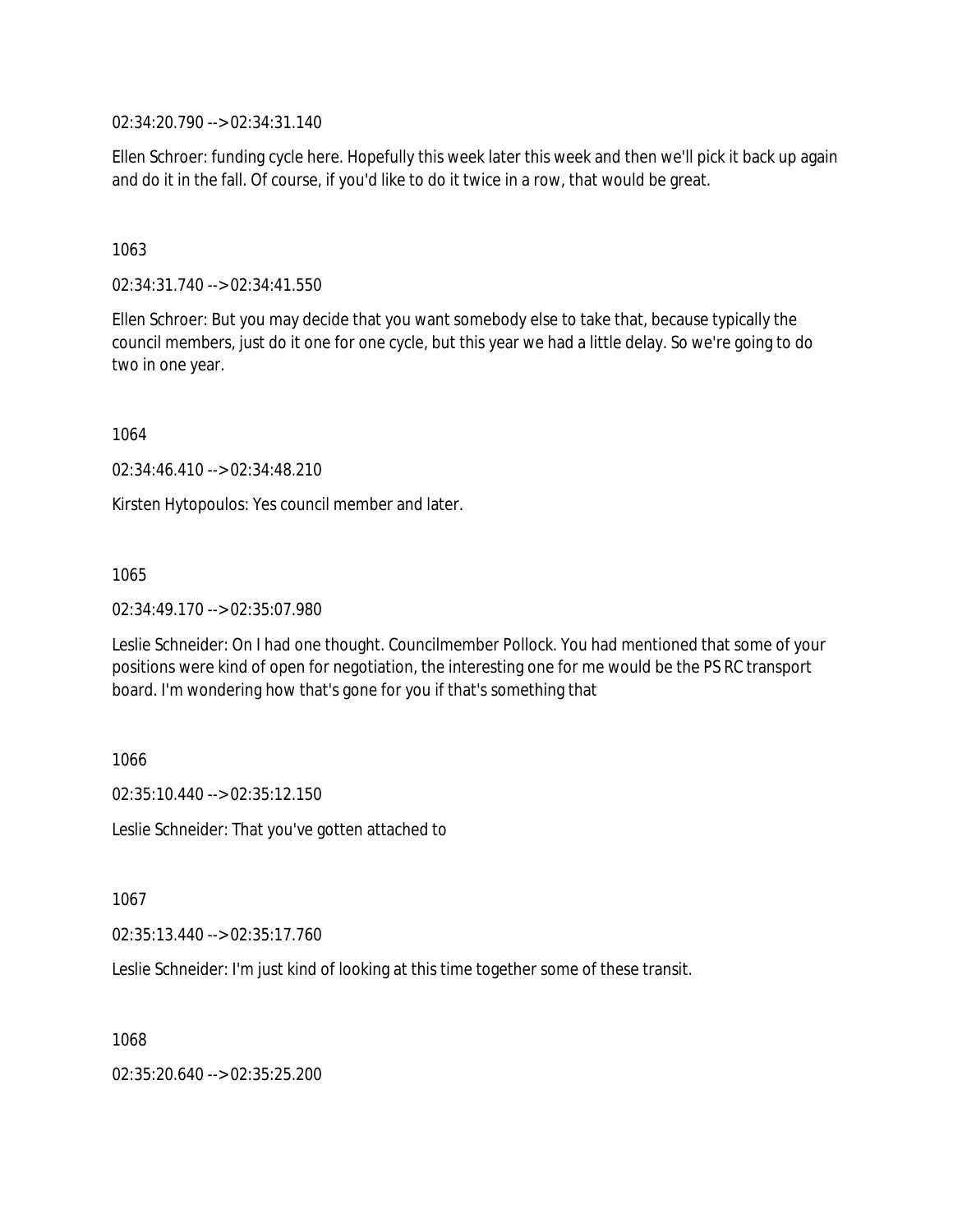02:34:20.790 --> 02:34:31.140

Ellen Schroer: funding cycle here. Hopefully this week later this week and then we'll pick it back up again and do it in the fall. Of course, if you'd like to do it twice in a row, that would be great.

1063

02:34:31.740 --> 02:34:41.550

Ellen Schroer: But you may decide that you want somebody else to take that, because typically the council members, just do it one for one cycle, but this year we had a little delay. So we're going to do two in one year.

1064

02:34:46.410 --> 02:34:48.210

Kirsten Hytopoulos: Yes council member and later.

1065

02:34:49.170 --> 02:35:07.980

Leslie Schneider: On I had one thought. Councilmember Pollock. You had mentioned that some of your positions were kind of open for negotiation, the interesting one for me would be the PS RC transport board. I'm wondering how that's gone for you if that's something that

1066

02:35:10.440 --> 02:35:12.150

Leslie Schneider: That you've gotten attached to

1067

02:35:13.440 --> 02:35:17.760

Leslie Schneider: I'm just kind of looking at this time together some of these transit.

1068

02:35:20.640 --> 02:35:25.200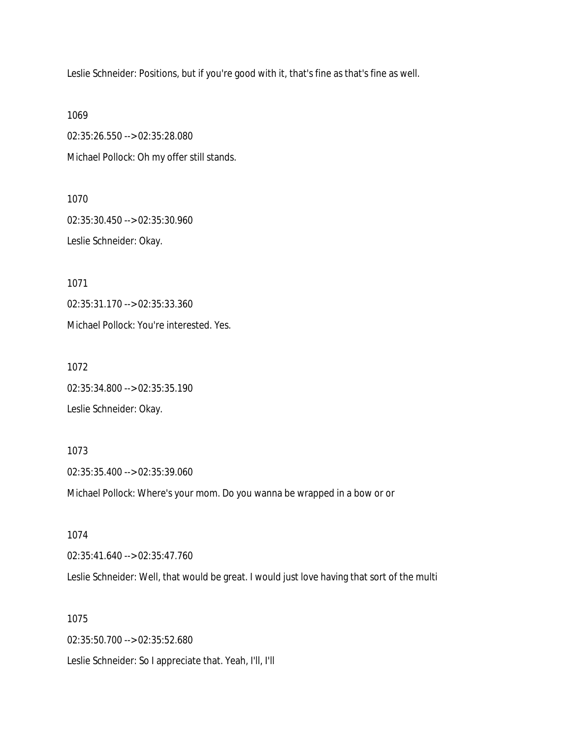Leslie Schneider: Positions, but if you're good with it, that's fine as that's fine as well.

1069

02:35:26.550 --> 02:35:28.080

Michael Pollock: Oh my offer still stands.

1070

02:35:30.450 --> 02:35:30.960

Leslie Schneider: Okay.

1071

02:35:31.170 --> 02:35:33.360

Michael Pollock: You're interested. Yes.

1072

02:35:34.800 --> 02:35:35.190

Leslie Schneider: Okay.

1073

02:35:35.400 --> 02:35:39.060

Michael Pollock: Where's your mom. Do you wanna be wrapped in a bow or or

1074

02:35:41.640 --> 02:35:47.760

Leslie Schneider: Well, that would be great. I would just love having that sort of the multi

1075

02:35:50.700 --> 02:35:52.680

Leslie Schneider: So I appreciate that. Yeah, I'll, I'll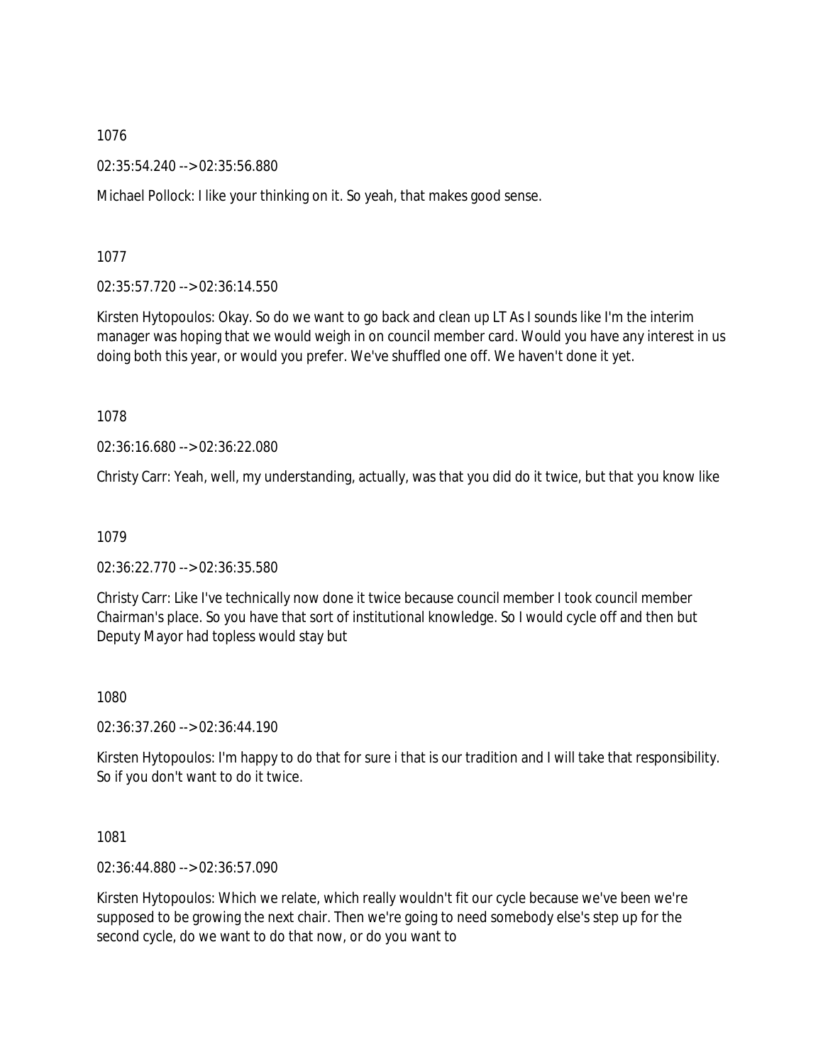1076

02:35:54.240 --> 02:35:56.880

Michael Pollock: I like your thinking on it. So yeah, that makes good sense.

1077

02:35:57.720 --> 02:36:14.550

Kirsten Hytopoulos: Okay. So do we want to go back and clean up LT As I sounds like I'm the interim manager was hoping that we would weigh in on council member card. Would you have any interest in us doing both this year, or would you prefer. We've shuffled one off. We haven't done it yet.

1078

02:36:16.680 --> 02:36:22.080

Christy Carr: Yeah, well, my understanding, actually, was that you did do it twice, but that you know like

1079

02:36:22.770 --> 02:36:35.580

Christy Carr: Like I've technically now done it twice because council member I took council member Chairman's place. So you have that sort of institutional knowledge. So I would cycle off and then but Deputy Mayor had topless would stay but

1080

02:36:37.260 --> 02:36:44.190

Kirsten Hytopoulos: I'm happy to do that for sure i that is our tradition and I will take that responsibility. So if you don't want to do it twice.

1081

02:36:44.880 --> 02:36:57.090

Kirsten Hytopoulos: Which we relate, which really wouldn't fit our cycle because we've been we're supposed to be growing the next chair. Then we're going to need somebody else's step up for the second cycle, do we want to do that now, or do you want to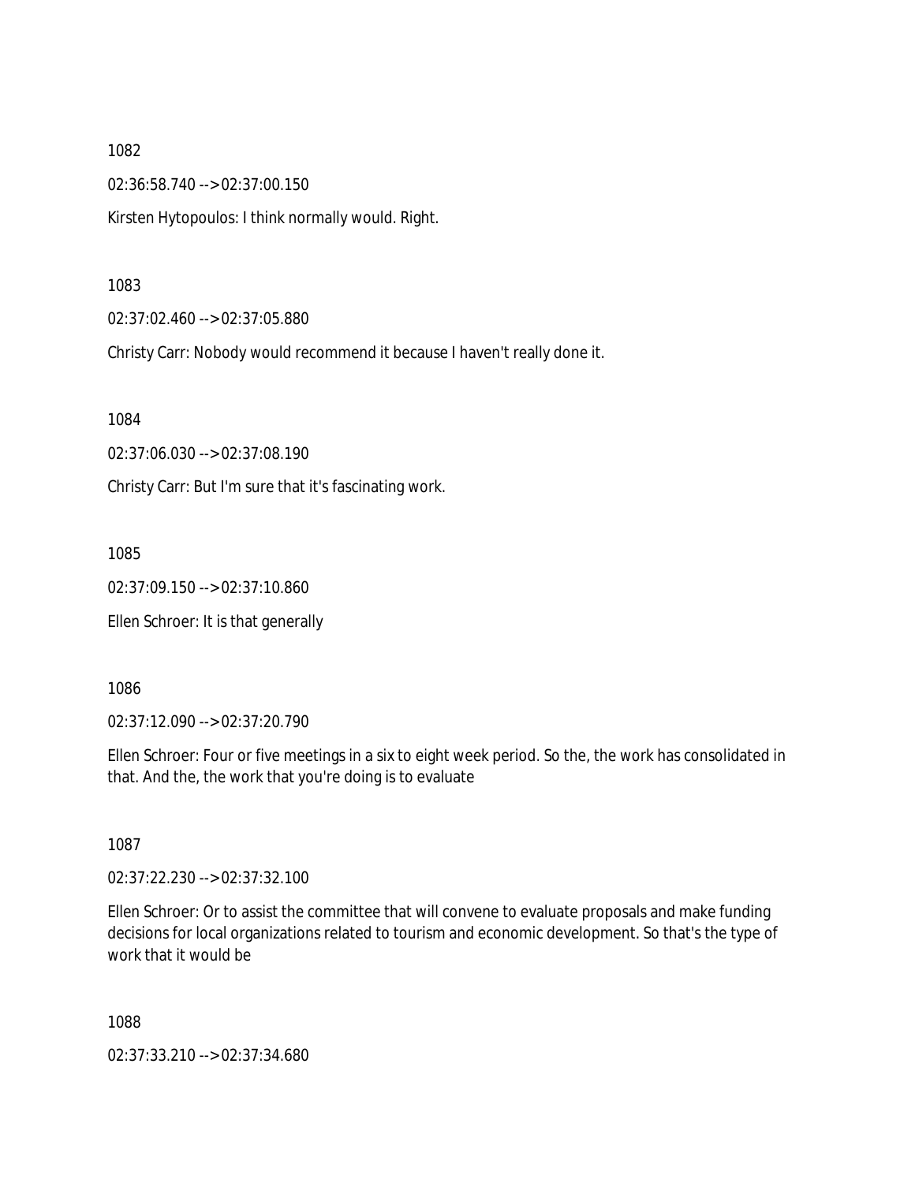1082

02:36:58.740 --> 02:37:00.150

Kirsten Hytopoulos: I think normally would. Right.

1083

02:37:02.460 --> 02:37:05.880

Christy Carr: Nobody would recommend it because I haven't really done it.

1084

02:37:06.030 --> 02:37:08.190

Christy Carr: But I'm sure that it's fascinating work.

1085

02:37:09.150 --> 02:37:10.860

Ellen Schroer: It is that generally

1086

02:37:12.090 --> 02:37:20.790

Ellen Schroer: Four or five meetings in a six to eight week period. So the, the work has consolidated in that. And the, the work that you're doing is to evaluate

1087

02:37:22.230 --> 02:37:32.100

Ellen Schroer: Or to assist the committee that will convene to evaluate proposals and make funding decisions for local organizations related to tourism and economic development. So that's the type of work that it would be

1088

02:37:33.210 --> 02:37:34.680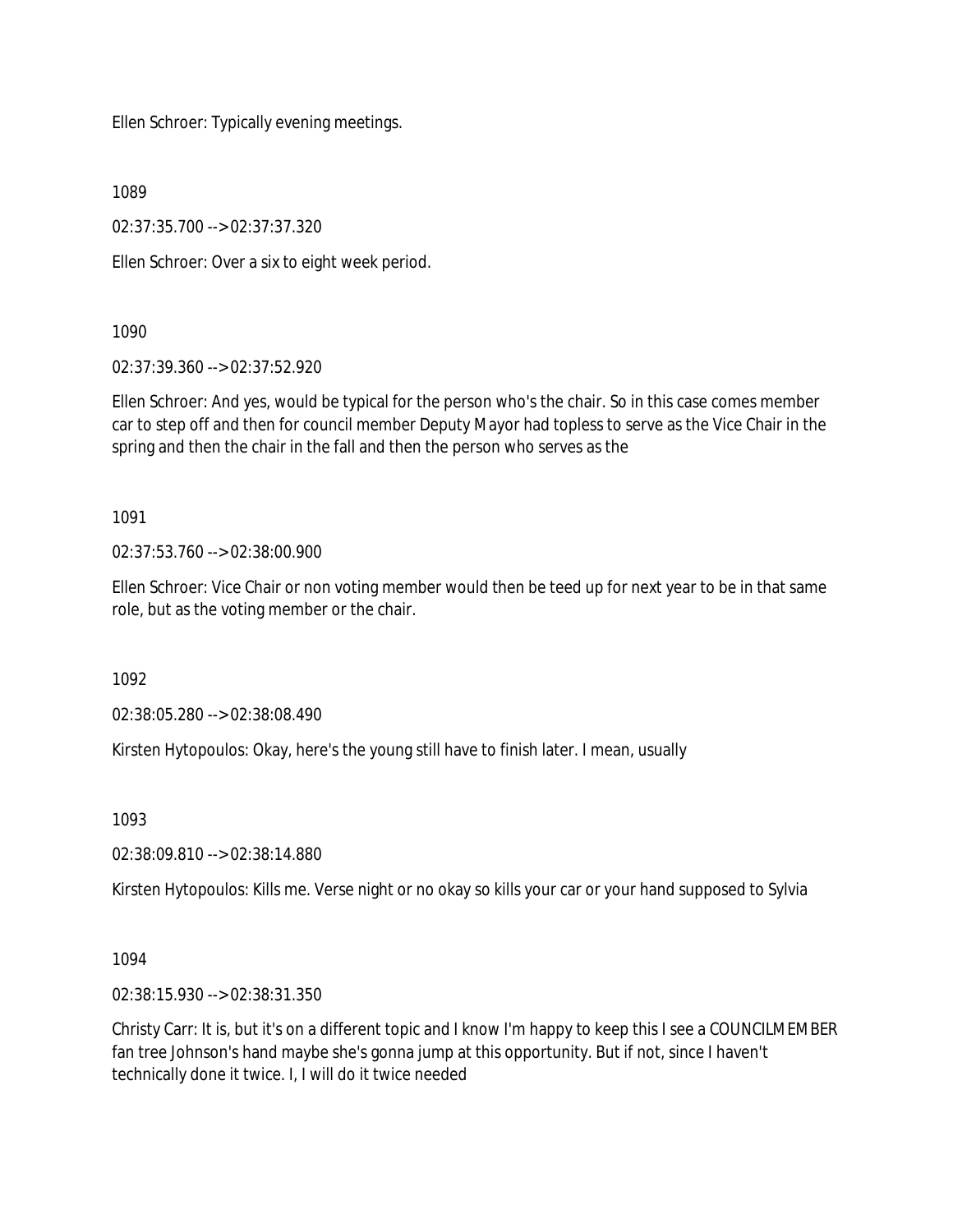Ellen Schroer: Typically evening meetings.

1089

02:37:35.700 --> 02:37:37.320

Ellen Schroer: Over a six to eight week period.

1090

02:37:39.360 --> 02:37:52.920

Ellen Schroer: And yes, would be typical for the person who's the chair. So in this case comes member car to step off and then for council member Deputy Mayor had topless to serve as the Vice Chair in the spring and then the chair in the fall and then the person who serves as the

1091

02:37:53.760 --> 02:38:00.900

Ellen Schroer: Vice Chair or non voting member would then be teed up for next year to be in that same role, but as the voting member or the chair.

1092

02:38:05.280 --> 02:38:08.490

Kirsten Hytopoulos: Okay, here's the young still have to finish later. I mean, usually

1093

02:38:09.810 --> 02:38:14.880

Kirsten Hytopoulos: Kills me. Verse night or no okay so kills your car or your hand supposed to Sylvia

1094

02:38:15.930 --> 02:38:31.350

Christy Carr: It is, but it's on a different topic and I know I'm happy to keep this I see a COUNCILMEMBER fan tree Johnson's hand maybe she's gonna jump at this opportunity. But if not, since I haven't technically done it twice. I, I will do it twice needed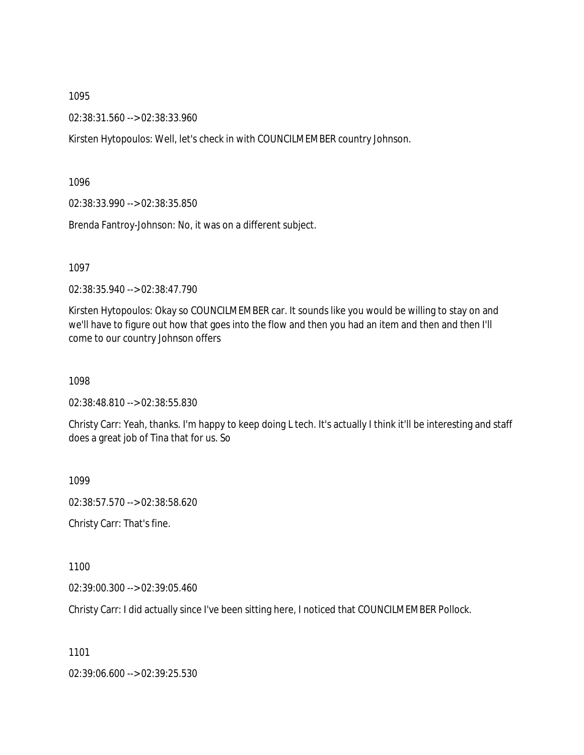1095

02:38:31.560 --> 02:38:33.960

Kirsten Hytopoulos: Well, let's check in with COUNCILMEMBER country Johnson.

1096

02:38:33.990 --> 02:38:35.850

Brenda Fantroy-Johnson: No, it was on a different subject.

1097

02:38:35.940 --> 02:38:47.790

Kirsten Hytopoulos: Okay so COUNCILMEMBER car. It sounds like you would be willing to stay on and we'll have to figure out how that goes into the flow and then you had an item and then and then I'll come to our country Johnson offers

1098

02:38:48.810 --> 02:38:55.830

Christy Carr: Yeah, thanks. I'm happy to keep doing L tech. It's actually I think it'll be interesting and staff does a great job of Tina that for us. So

1099

02:38:57.570 --> 02:38:58.620

Christy Carr: That's fine.

1100

02:39:00.300 --> 02:39:05.460

Christy Carr: I did actually since I've been sitting here, I noticed that COUNCILMEMBER Pollock.

1101

02:39:06.600 --> 02:39:25.530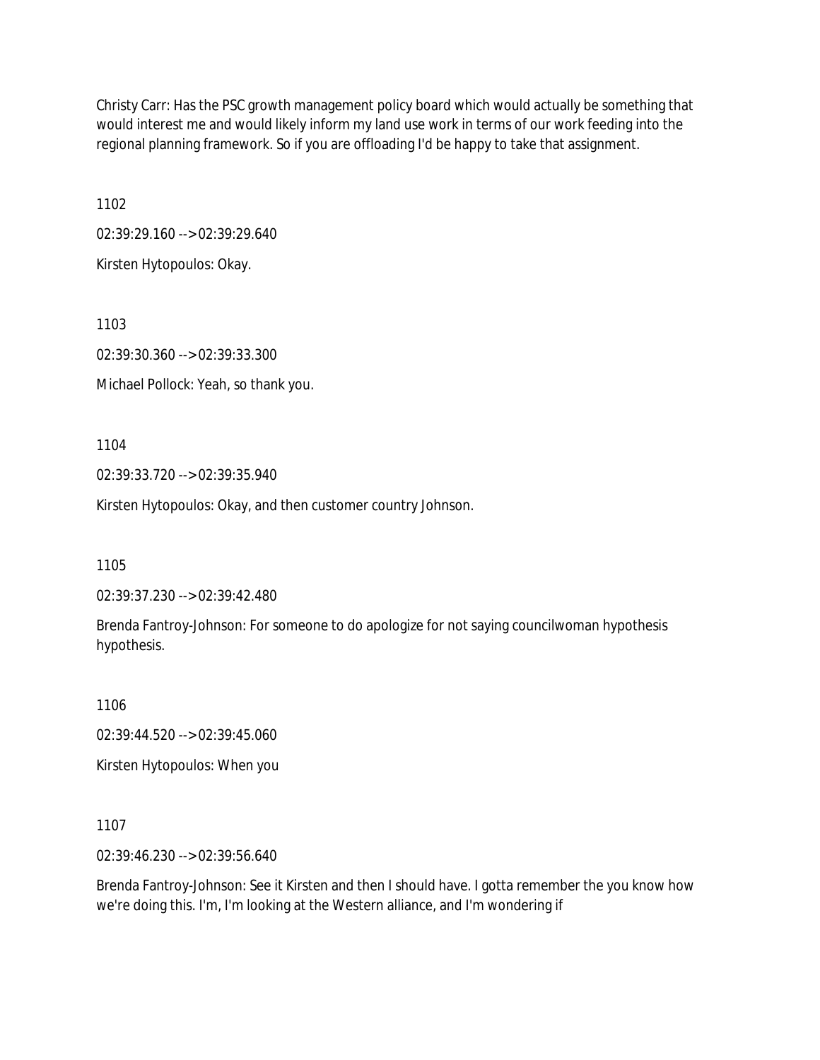Christy Carr: Has the PSC growth management policy board which would actually be something that would interest me and would likely inform my land use work in terms of our work feeding into the regional planning framework. So if you are offloading I'd be happy to take that assignment.

1102

02:39:29.160 --> 02:39:29.640

Kirsten Hytopoulos: Okay.

1103

02:39:30.360 --> 02:39:33.300

Michael Pollock: Yeah, so thank you.

1104

02:39:33.720 --> 02:39:35.940

Kirsten Hytopoulos: Okay, and then customer country Johnson.

1105

02:39:37.230 --> 02:39:42.480

Brenda Fantroy-Johnson: For someone to do apologize for not saying councilwoman hypothesis hypothesis.

1106

02:39:44.520 --> 02:39:45.060

Kirsten Hytopoulos: When you

1107

02:39:46.230 --> 02:39:56.640

Brenda Fantroy-Johnson: See it Kirsten and then I should have. I gotta remember the you know how we're doing this. I'm, I'm looking at the Western alliance, and I'm wondering if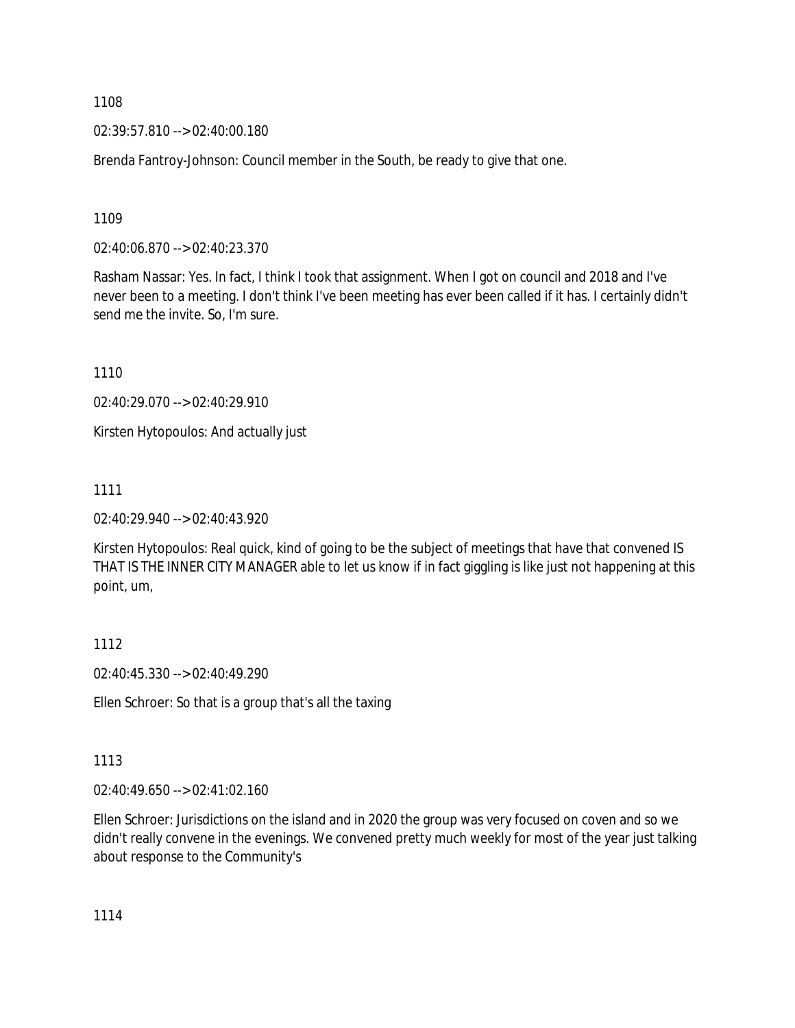1108

02:39:57.810 --> 02:40:00.180

Brenda Fantroy-Johnson: Council member in the South, be ready to give that one.

1109

02:40:06.870 --> 02:40:23.370

Rasham Nassar: Yes. In fact, I think I took that assignment. When I got on council and 2018 and I've never been to a meeting. I don't think I've been meeting has ever been called if it has. I certainly didn't send me the invite. So, I'm sure.

1110

02:40:29.070 --> 02:40:29.910

Kirsten Hytopoulos: And actually just

1111

02:40:29.940 --> 02:40:43.920

Kirsten Hytopoulos: Real quick, kind of going to be the subject of meetings that have that convened IS THAT IS THE INNER CITY MANAGER able to let us know if in fact giggling is like just not happening at this point, um,

1112

02:40:45.330 --> 02:40:49.290

Ellen Schroer: So that is a group that's all the taxing

1113

02:40:49.650 --> 02:41:02.160

Ellen Schroer: Jurisdictions on the island and in 2020 the group was very focused on coven and so we didn't really convene in the evenings. We convened pretty much weekly for most of the year just talking about response to the Community's

1114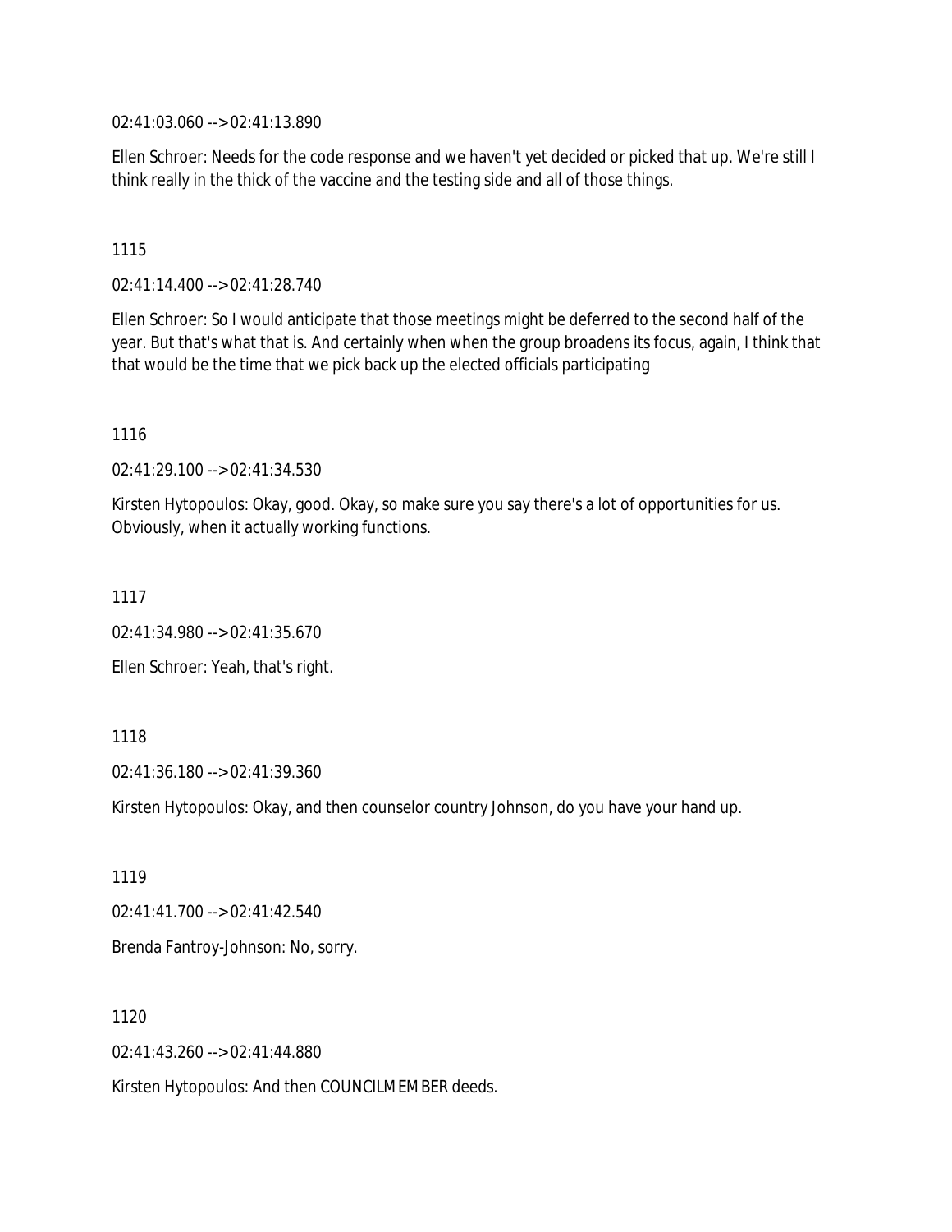02:41:03.060 --> 02:41:13.890

Ellen Schroer: Needs for the code response and we haven't yet decided or picked that up. We're still I think really in the thick of the vaccine and the testing side and all of those things.

1115

02:41:14.400 --> 02:41:28.740

Ellen Schroer: So I would anticipate that those meetings might be deferred to the second half of the year. But that's what that is. And certainly when when the group broadens its focus, again, I think that that would be the time that we pick back up the elected officials participating

1116

02:41:29.100 --> 02:41:34.530

Kirsten Hytopoulos: Okay, good. Okay, so make sure you say there's a lot of opportunities for us. Obviously, when it actually working functions.

1117

02:41:34.980 --> 02:41:35.670

Ellen Schroer: Yeah, that's right.

1118

02:41:36.180 --> 02:41:39.360

Kirsten Hytopoulos: Okay, and then counselor country Johnson, do you have your hand up.

1119

02:41:41.700 --> 02:41:42.540

Brenda Fantroy-Johnson: No, sorry.

1120

02:41:43.260 --> 02:41:44.880

Kirsten Hytopoulos: And then COUNCILMEMBER deeds.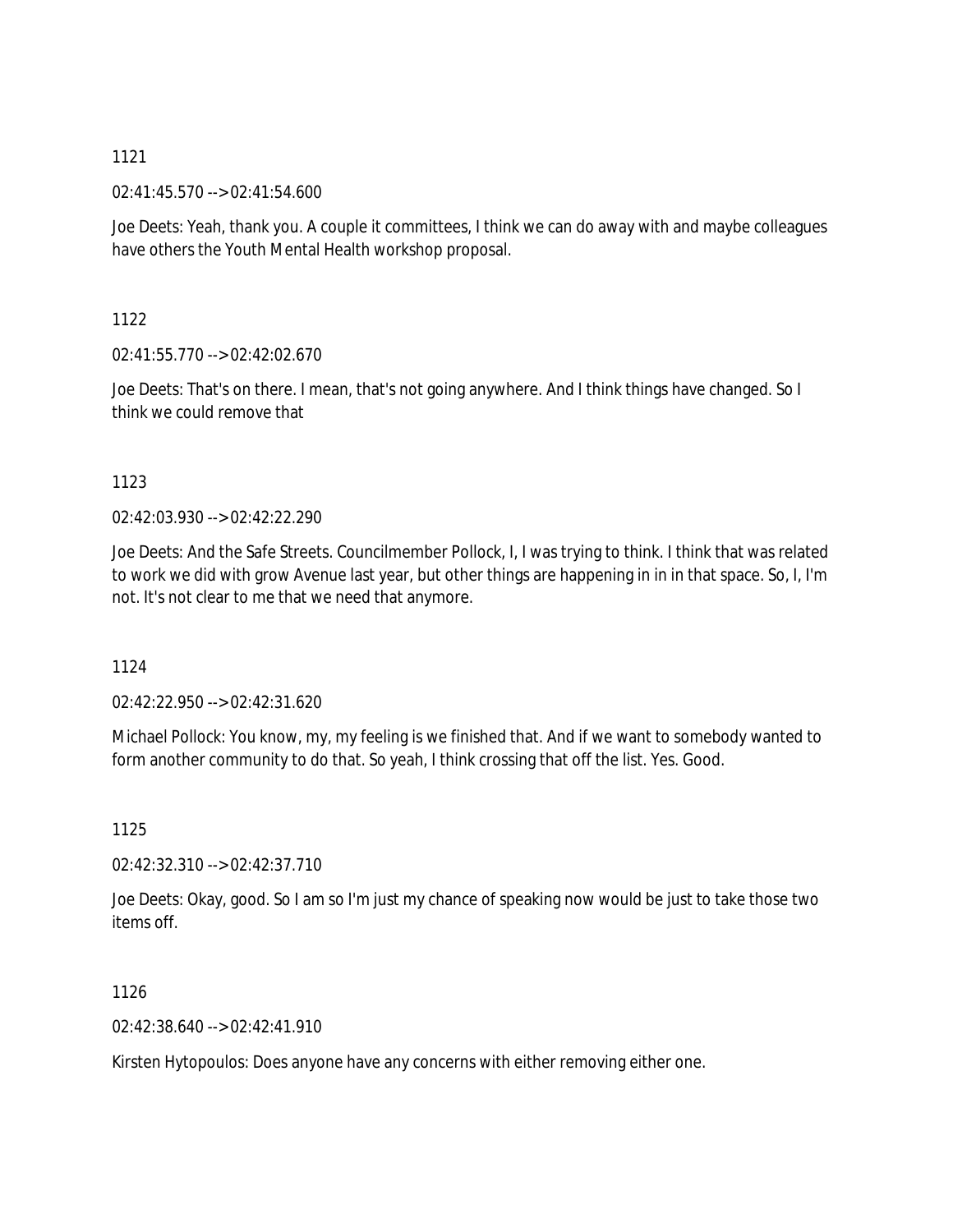1121

02:41:45.570 --> 02:41:54.600

Joe Deets: Yeah, thank you. A couple it committees, I think we can do away with and maybe colleagues have others the Youth Mental Health workshop proposal.

1122

02:41:55.770 --> 02:42:02.670

Joe Deets: That's on there. I mean, that's not going anywhere. And I think things have changed. So I think we could remove that

1123

02:42:03.930 --> 02:42:22.290

Joe Deets: And the Safe Streets. Councilmember Pollock, I, I was trying to think. I think that was related to work we did with grow Avenue last year, but other things are happening in in in that space. So, I, I'm not. It's not clear to me that we need that anymore.

1124

02:42:22.950 --> 02:42:31.620

Michael Pollock: You know, my, my feeling is we finished that. And if we want to somebody wanted to form another community to do that. So yeah, I think crossing that off the list. Yes. Good.

1125

02:42:32.310 --> 02:42:37.710

Joe Deets: Okay, good. So I am so I'm just my chance of speaking now would be just to take those two items off.

1126

02:42:38.640 --> 02:42:41.910

Kirsten Hytopoulos: Does anyone have any concerns with either removing either one.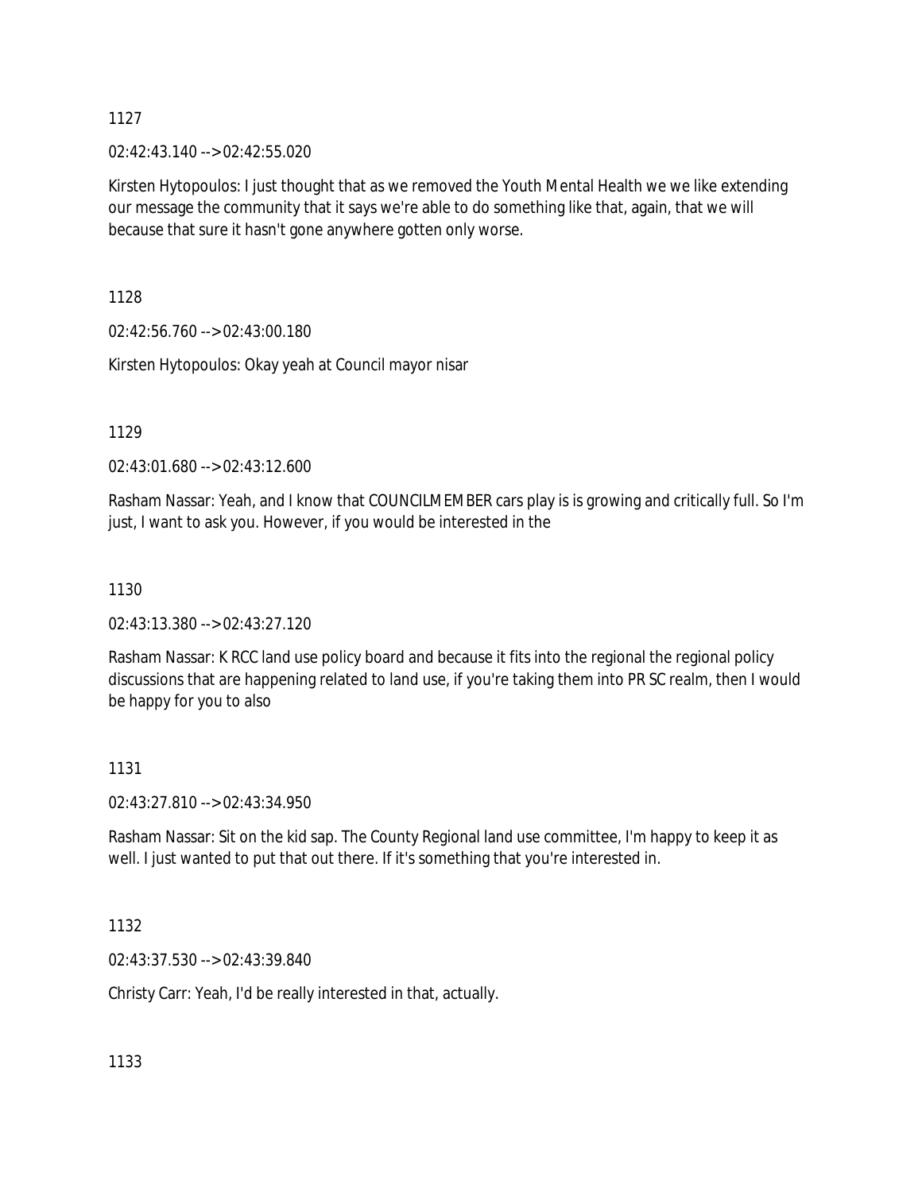1127

02:42:43.140 --> 02:42:55.020

Kirsten Hytopoulos: I just thought that as we removed the Youth Mental Health we we like extending our message the community that it says we're able to do something like that, again, that we will because that sure it hasn't gone anywhere gotten only worse.

1128

02:42:56.760 --> 02:43:00.180

Kirsten Hytopoulos: Okay yeah at Council mayor nisar

1129

02:43:01.680 --> 02:43:12.600

Rasham Nassar: Yeah, and I know that COUNCILMEMBER cars play is is growing and critically full. So I'm just, I want to ask you. However, if you would be interested in the

1130

02:43:13.380 --> 02:43:27.120

Rasham Nassar: K RCC land use policy board and because it fits into the regional the regional policy discussions that are happening related to land use, if you're taking them into PR SC realm, then I would be happy for you to also

1131

02:43:27.810 --> 02:43:34.950

Rasham Nassar: Sit on the kid sap. The County Regional land use committee, I'm happy to keep it as well. I just wanted to put that out there. If it's something that you're interested in.

1132

02:43:37.530 --> 02:43:39.840

Christy Carr: Yeah, I'd be really interested in that, actually.

1133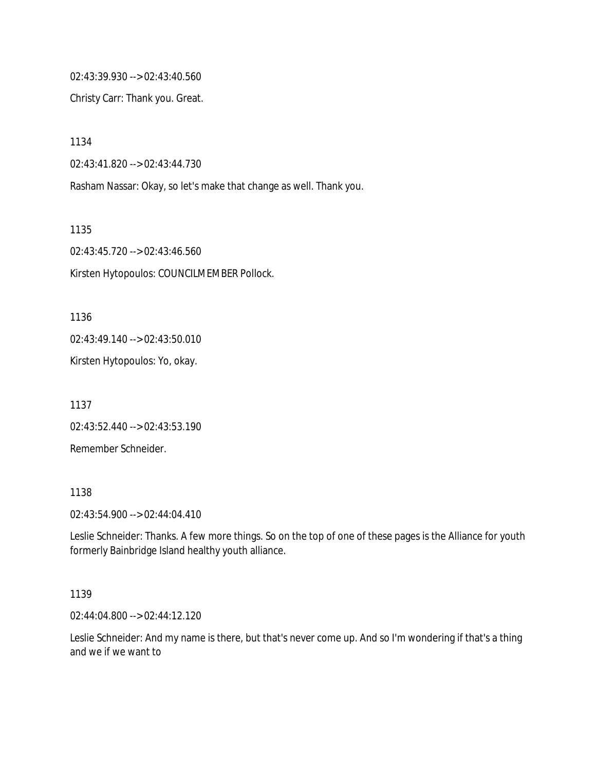02:43:39.930 --> 02:43:40.560

Christy Carr: Thank you. Great.

1134

02:43:41.820 --> 02:43:44.730

Rasham Nassar: Okay, so let's make that change as well. Thank you.

1135

02:43:45.720 --> 02:43:46.560

Kirsten Hytopoulos: COUNCILMEMBER Pollock.

1136

02:43:49.140 --> 02:43:50.010

Kirsten Hytopoulos: Yo, okay.

1137

02:43:52.440 --> 02:43:53.190

Remember Schneider.

1138

02:43:54.900 --> 02:44:04.410

Leslie Schneider: Thanks. A few more things. So on the top of one of these pages is the Alliance for youth formerly Bainbridge Island healthy youth alliance.

1139

02:44:04.800 --> 02:44:12.120

Leslie Schneider: And my name is there, but that's never come up. And so I'm wondering if that's a thing and we if we want to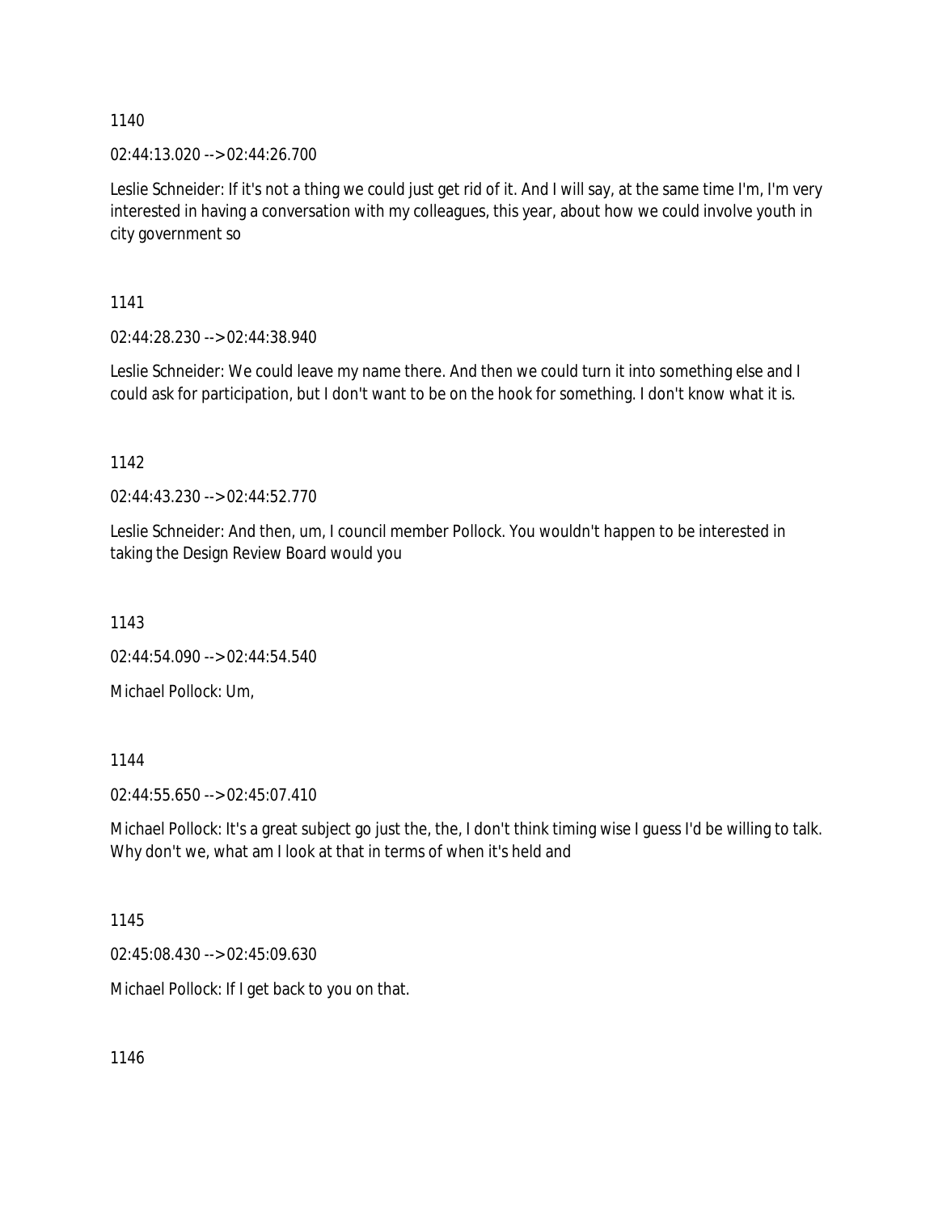1140

02:44:13.020 --> 02:44:26.700

Leslie Schneider: If it's not a thing we could just get rid of it. And I will say, at the same time I'm, I'm very interested in having a conversation with my colleagues, this year, about how we could involve youth in city government so

1141

02:44:28.230 --> 02:44:38.940

Leslie Schneider: We could leave my name there. And then we could turn it into something else and I could ask for participation, but I don't want to be on the hook for something. I don't know what it is.

1142

02:44:43.230 --> 02:44:52.770

Leslie Schneider: And then, um, I council member Pollock. You wouldn't happen to be interested in taking the Design Review Board would you

1143

02:44:54.090 --> 02:44:54.540

Michael Pollock: Um,

1144

02:44:55.650 --> 02:45:07.410

Michael Pollock: It's a great subject go just the, the, I don't think timing wise I guess I'd be willing to talk. Why don't we, what am I look at that in terms of when it's held and

1145

02:45:08.430 --> 02:45:09.630

Michael Pollock: If I get back to you on that.

1146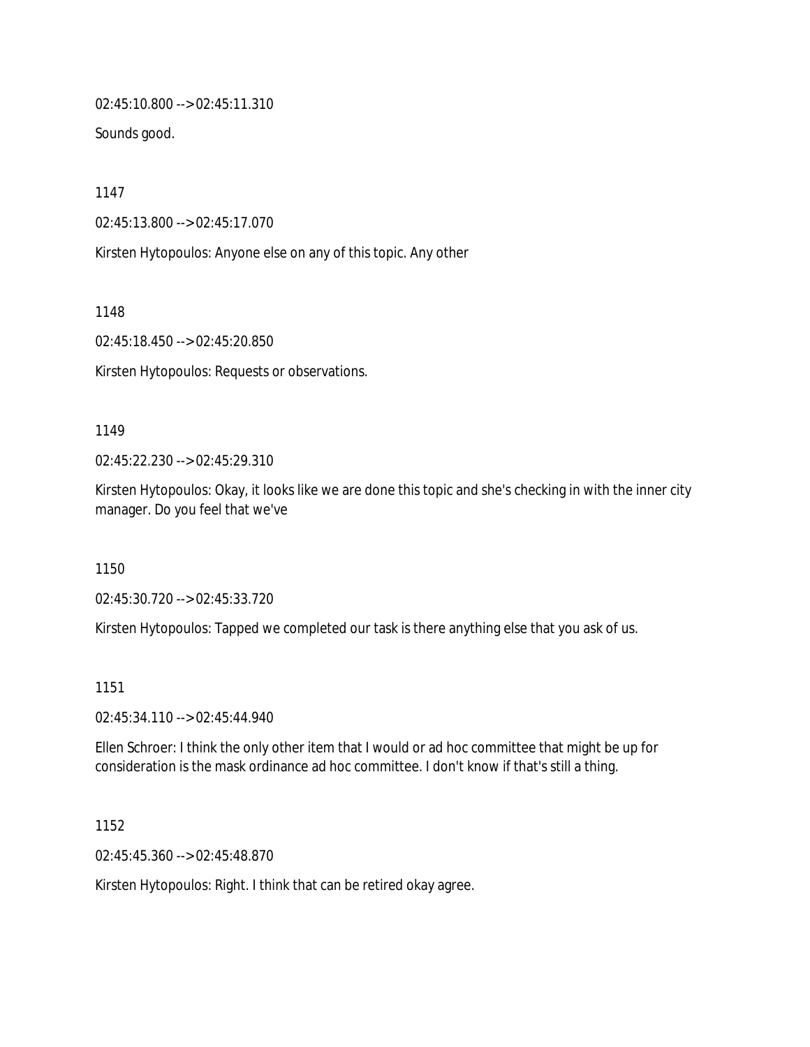02:45:10.800 --> 02:45:11.310

Sounds good.

1147

02:45:13.800 --> 02:45:17.070

Kirsten Hytopoulos: Anyone else on any of this topic. Any other

1148

02:45:18.450 --> 02:45:20.850

Kirsten Hytopoulos: Requests or observations.

1149

02:45:22.230 --> 02:45:29.310

Kirsten Hytopoulos: Okay, it looks like we are done this topic and she's checking in with the inner city manager. Do you feel that we've

1150

02:45:30.720 --> 02:45:33.720

Kirsten Hytopoulos: Tapped we completed our task is there anything else that you ask of us.

1151

02:45:34.110 --> 02:45:44.940

Ellen Schroer: I think the only other item that I would or ad hoc committee that might be up for consideration is the mask ordinance ad hoc committee. I don't know if that's still a thing.

1152

02:45:45.360 --> 02:45:48.870

Kirsten Hytopoulos: Right. I think that can be retired okay agree.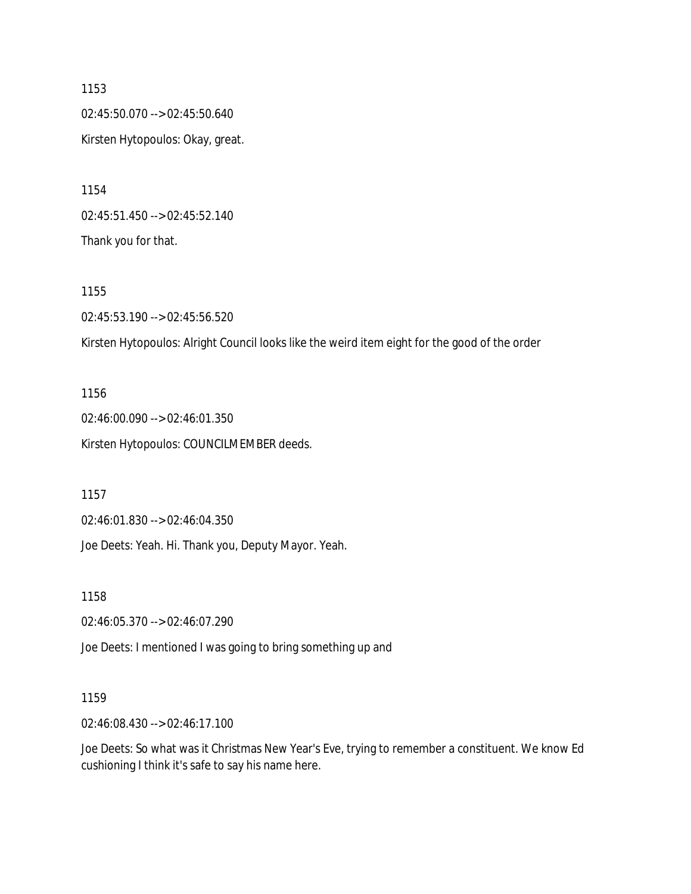1153

02:45:50.070 --> 02:45:50.640

Kirsten Hytopoulos: Okay, great.

1154

02:45:51.450 --> 02:45:52.140

Thank you for that.

1155

02:45:53.190 --> 02:45:56.520

Kirsten Hytopoulos: Alright Council looks like the weird item eight for the good of the order

1156

02:46:00.090 --> 02:46:01.350

Kirsten Hytopoulos: COUNCILMEMBER deeds.

1157

02:46:01.830 --> 02:46:04.350

Joe Deets: Yeah. Hi. Thank you, Deputy Mayor. Yeah.

1158

02:46:05.370 --> 02:46:07.290

Joe Deets: I mentioned I was going to bring something up and

1159

02:46:08.430 --> 02:46:17.100

Joe Deets: So what was it Christmas New Year's Eve, trying to remember a constituent. We know Ed cushioning I think it's safe to say his name here.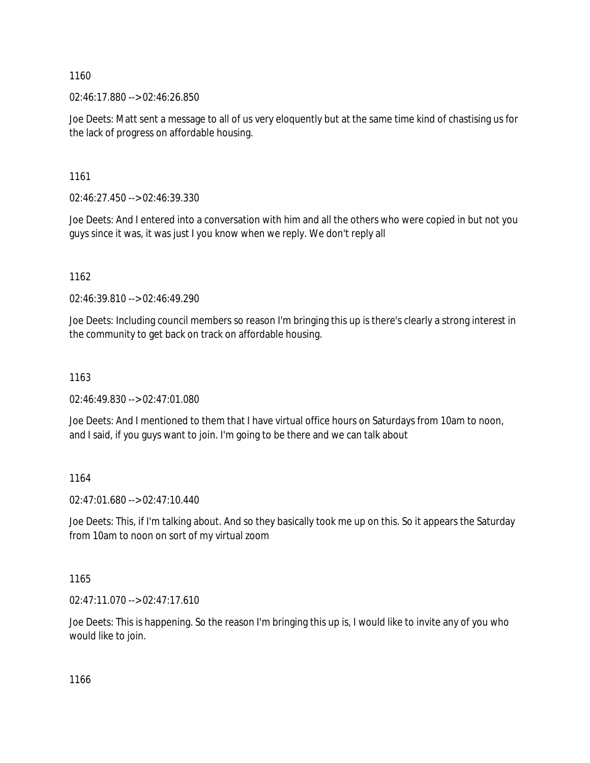1160

02:46:17.880 --> 02:46:26.850

Joe Deets: Matt sent a message to all of us very eloquently but at the same time kind of chastising us for the lack of progress on affordable housing.

1161

02:46:27.450 --> 02:46:39.330

Joe Deets: And I entered into a conversation with him and all the others who were copied in but not you guys since it was, it was just I you know when we reply. We don't reply all

1162

02:46:39.810 --> 02:46:49.290

Joe Deets: Including council members so reason I'm bringing this up is there's clearly a strong interest in the community to get back on track on affordable housing.

1163

02:46:49.830 --> 02:47:01.080

Joe Deets: And I mentioned to them that I have virtual office hours on Saturdays from 10am to noon, and I said, if you guys want to join. I'm going to be there and we can talk about

1164

02:47:01.680 --> 02:47:10.440

Joe Deets: This, if I'm talking about. And so they basically took me up on this. So it appears the Saturday from 10am to noon on sort of my virtual zoom

1165

02:47:11.070 --> 02:47:17.610

Joe Deets: This is happening. So the reason I'm bringing this up is, I would like to invite any of you who would like to join.

1166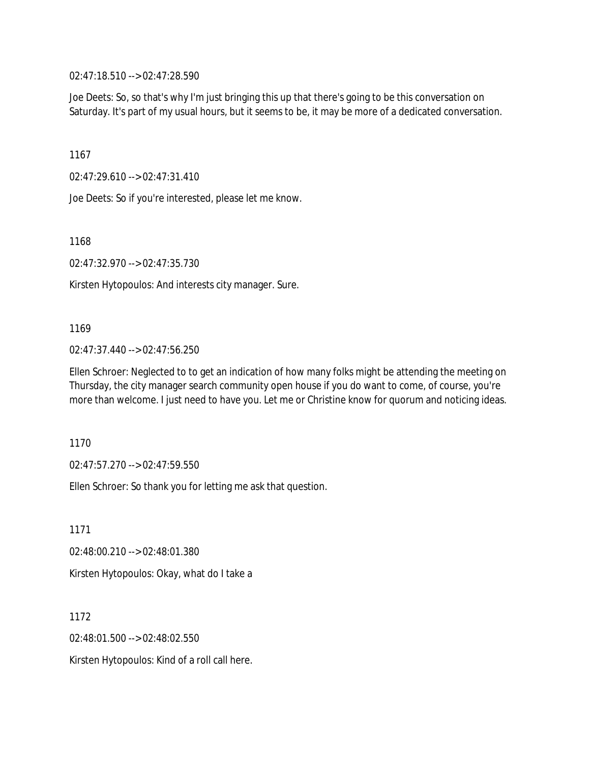02:47:18.510 --> 02:47:28.590

Joe Deets: So, so that's why I'm just bringing this up that there's going to be this conversation on Saturday. It's part of my usual hours, but it seems to be, it may be more of a dedicated conversation.

1167

02:47:29.610 --> 02:47:31.410

Joe Deets: So if you're interested, please let me know.

1168

02:47:32.970 --> 02:47:35.730

Kirsten Hytopoulos: And interests city manager. Sure.

1169

02:47:37.440 --> 02:47:56.250

Ellen Schroer: Neglected to to get an indication of how many folks might be attending the meeting on Thursday, the city manager search community open house if you do want to come, of course, you're more than welcome. I just need to have you. Let me or Christine know for quorum and noticing ideas.

1170

02:47:57.270 --> 02:47:59.550

Ellen Schroer: So thank you for letting me ask that question.

1171

02:48:00.210 --> 02:48:01.380

Kirsten Hytopoulos: Okay, what do I take a

1172

02:48:01.500 --> 02:48:02.550

Kirsten Hytopoulos: Kind of a roll call here.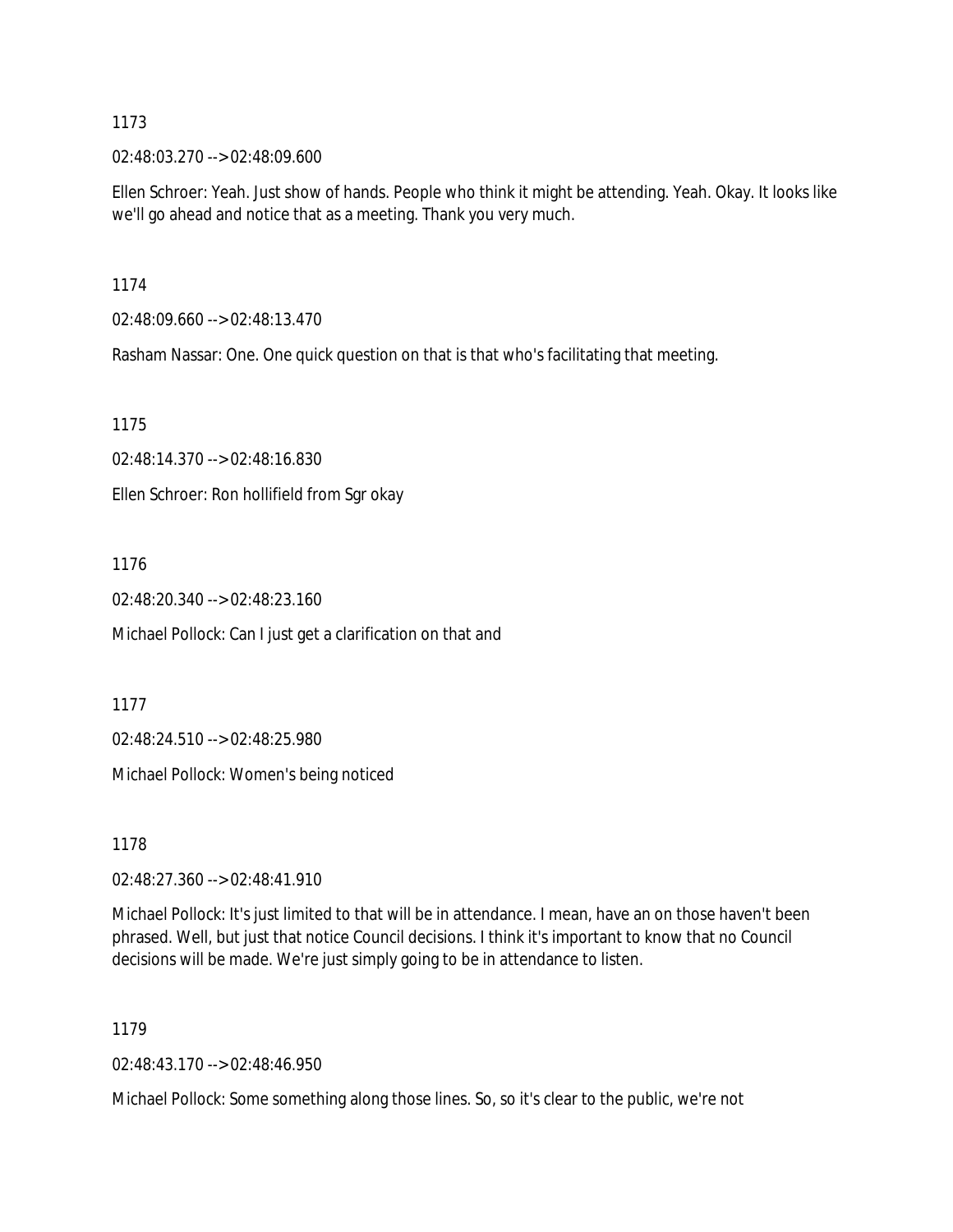1173

02:48:03.270 --> 02:48:09.600

Ellen Schroer: Yeah. Just show of hands. People who think it might be attending. Yeah. Okay. It looks like we'll go ahead and notice that as a meeting. Thank you very much.

1174

02:48:09.660 --> 02:48:13.470

Rasham Nassar: One. One quick question on that is that who's facilitating that meeting.

1175

02:48:14.370 --> 02:48:16.830

Ellen Schroer: Ron hollifield from Sgr okay

1176

02:48:20.340 --> 02:48:23.160

Michael Pollock: Can I just get a clarification on that and

1177

02:48:24.510 --> 02:48:25.980

Michael Pollock: Women's being noticed

1178

02:48:27.360 --> 02:48:41.910

Michael Pollock: It's just limited to that will be in attendance. I mean, have an on those haven't been phrased. Well, but just that notice Council decisions. I think it's important to know that no Council decisions will be made. We're just simply going to be in attendance to listen.

1179

02:48:43.170 --> 02:48:46.950

Michael Pollock: Some something along those lines. So, so it's clear to the public, we're not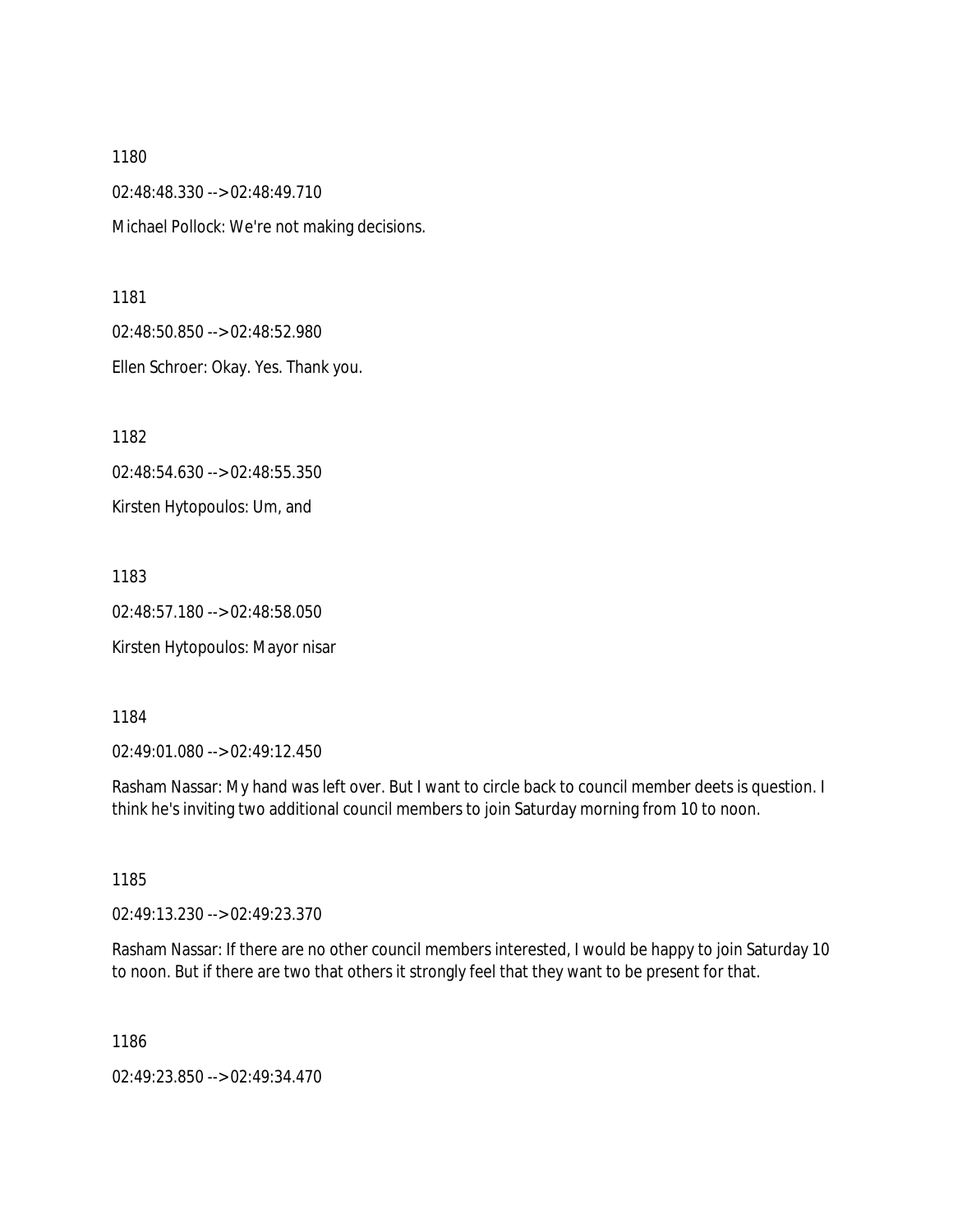1180

02:48:48.330 --> 02:48:49.710

Michael Pollock: We're not making decisions.

1181

02:48:50.850 --> 02:48:52.980

Ellen Schroer: Okay. Yes. Thank you.

1182

02:48:54.630 --> 02:48:55.350

Kirsten Hytopoulos: Um, and

1183

02:48:57.180 --> 02:48:58.050

Kirsten Hytopoulos: Mayor nisar

1184

02:49:01.080 --> 02:49:12.450

Rasham Nassar: My hand was left over. But I want to circle back to council member deets is question. I think he's inviting two additional council members to join Saturday morning from 10 to noon.

1185

02:49:13.230 --> 02:49:23.370

Rasham Nassar: If there are no other council members interested, I would be happy to join Saturday 10 to noon. But if there are two that others it strongly feel that they want to be present for that.

1186

02:49:23.850 --> 02:49:34.470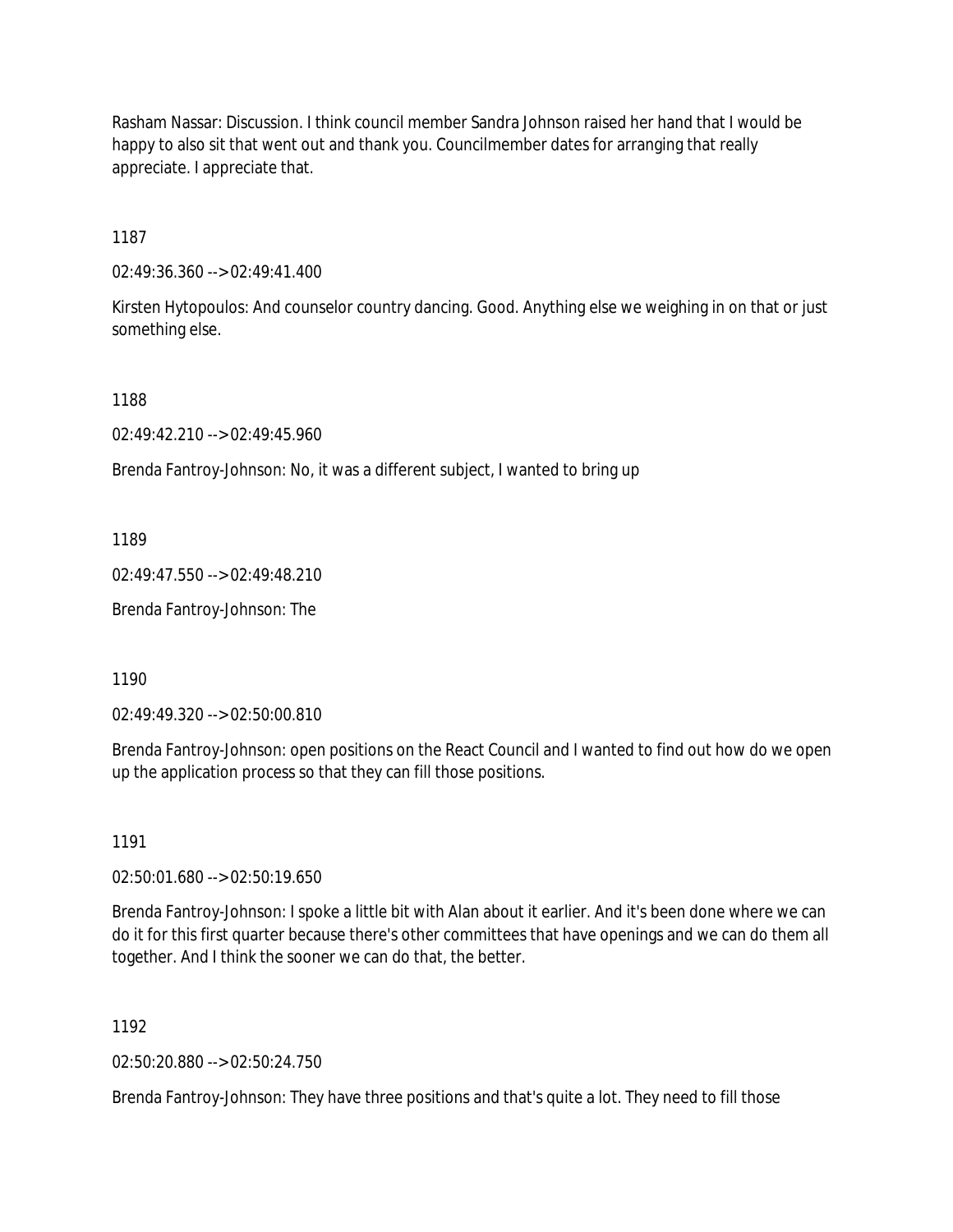Rasham Nassar: Discussion. I think council member Sandra Johnson raised her hand that I would be happy to also sit that went out and thank you. Councilmember dates for arranging that really appreciate. I appreciate that.

1187

02:49:36.360 --> 02:49:41.400

Kirsten Hytopoulos: And counselor country dancing. Good. Anything else we weighing in on that or just something else.

1188

02:49:42.210 --> 02:49:45.960

Brenda Fantroy-Johnson: No, it was a different subject, I wanted to bring up

1189

02:49:47.550 --> 02:49:48.210

Brenda Fantroy-Johnson: The

1190

02:49:49.320 --> 02:50:00.810

Brenda Fantroy-Johnson: open positions on the React Council and I wanted to find out how do we open up the application process so that they can fill those positions.

1191

02:50:01.680 --> 02:50:19.650

Brenda Fantroy-Johnson: I spoke a little bit with Alan about it earlier. And it's been done where we can do it for this first quarter because there's other committees that have openings and we can do them all together. And I think the sooner we can do that, the better.

1192

02:50:20.880 --> 02:50:24.750

Brenda Fantroy-Johnson: They have three positions and that's quite a lot. They need to fill those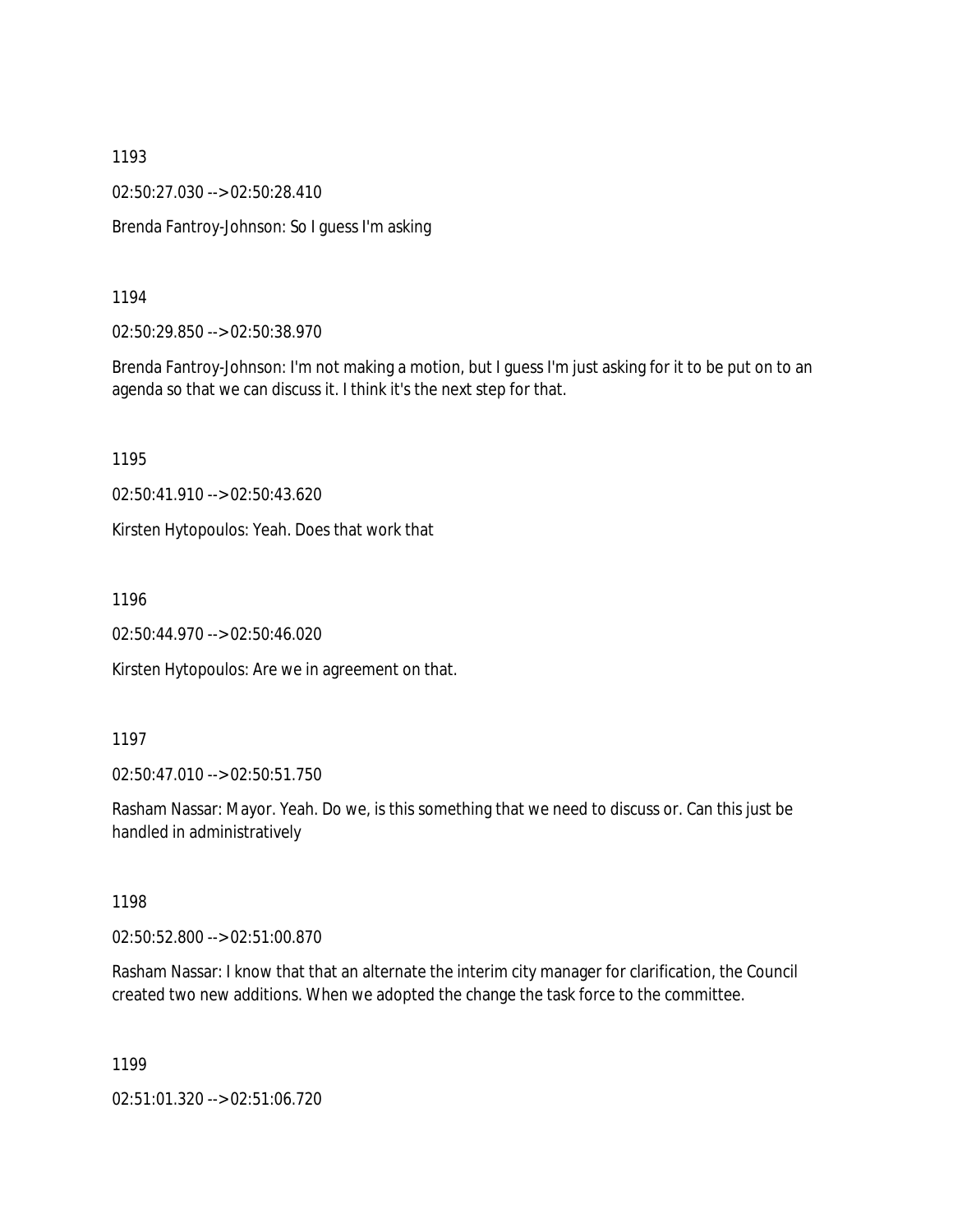1193

02:50:27.030 --> 02:50:28.410

Brenda Fantroy-Johnson: So I guess I'm asking

1194

02:50:29.850 --> 02:50:38.970

Brenda Fantroy-Johnson: I'm not making a motion, but I guess I'm just asking for it to be put on to an agenda so that we can discuss it. I think it's the next step for that.

1195

02:50:41.910 --> 02:50:43.620

Kirsten Hytopoulos: Yeah. Does that work that

1196

02:50:44.970 --> 02:50:46.020

Kirsten Hytopoulos: Are we in agreement on that.

1197

02:50:47.010 --> 02:50:51.750

Rasham Nassar: Mayor. Yeah. Do we, is this something that we need to discuss or. Can this just be handled in administratively

1198

02:50:52.800 --> 02:51:00.870

Rasham Nassar: I know that that an alternate the interim city manager for clarification, the Council created two new additions. When we adopted the change the task force to the committee.

1199

02:51:01.320 --> 02:51:06.720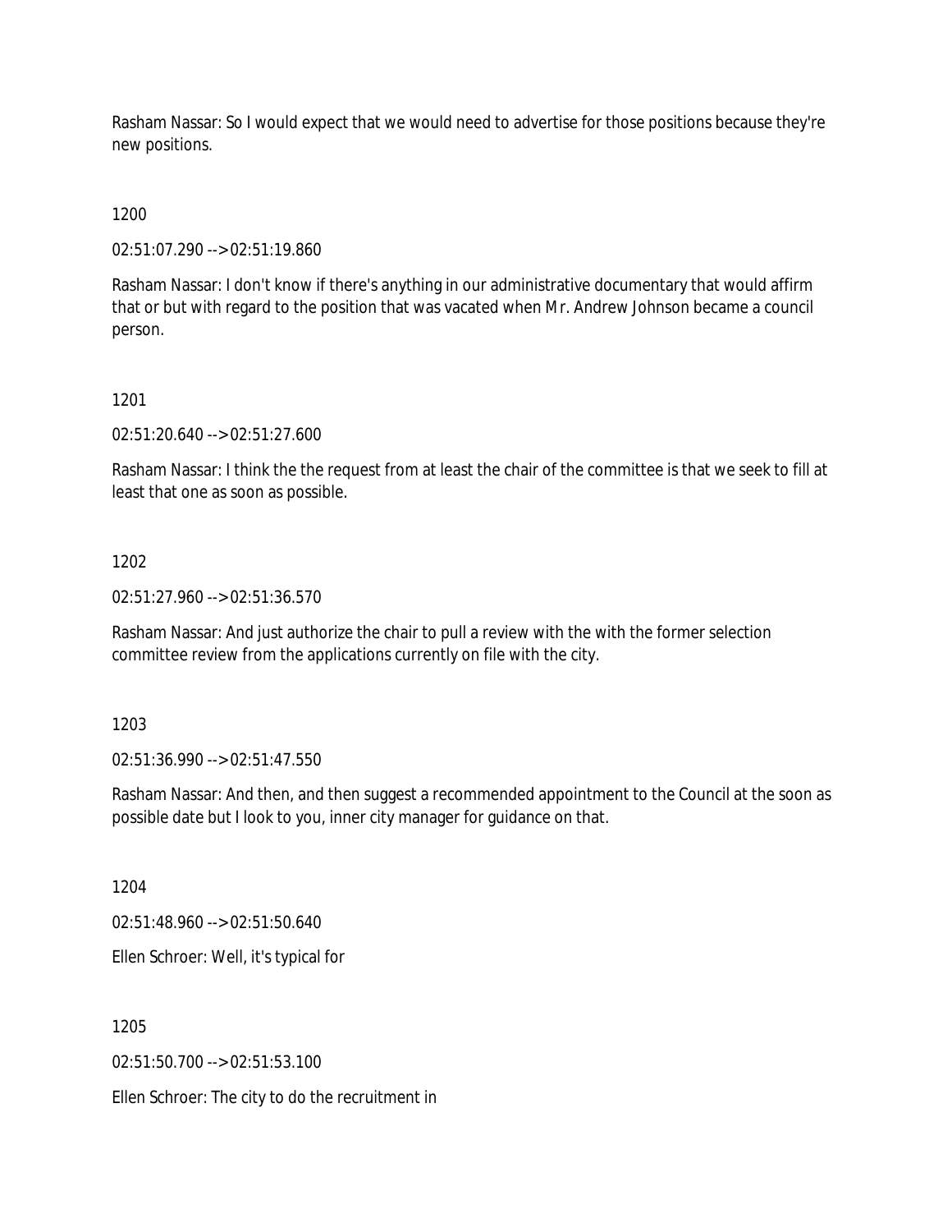Rasham Nassar: So I would expect that we would need to advertise for those positions because they're new positions.

1200

02:51:07.290 --> 02:51:19.860

Rasham Nassar: I don't know if there's anything in our administrative documentary that would affirm that or but with regard to the position that was vacated when Mr. Andrew Johnson became a council person.

1201

02:51:20.640 --> 02:51:27.600

Rasham Nassar: I think the the request from at least the chair of the committee is that we seek to fill at least that one as soon as possible.

1202

02:51:27.960 --> 02:51:36.570

Rasham Nassar: And just authorize the chair to pull a review with the with the former selection committee review from the applications currently on file with the city.

1203

02:51:36.990 --> 02:51:47.550

Rasham Nassar: And then, and then suggest a recommended appointment to the Council at the soon as possible date but I look to you, inner city manager for guidance on that.

1204

02:51:48.960 --> 02:51:50.640

Ellen Schroer: Well, it's typical for

1205

02:51:50.700 --> 02:51:53.100

Ellen Schroer: The city to do the recruitment in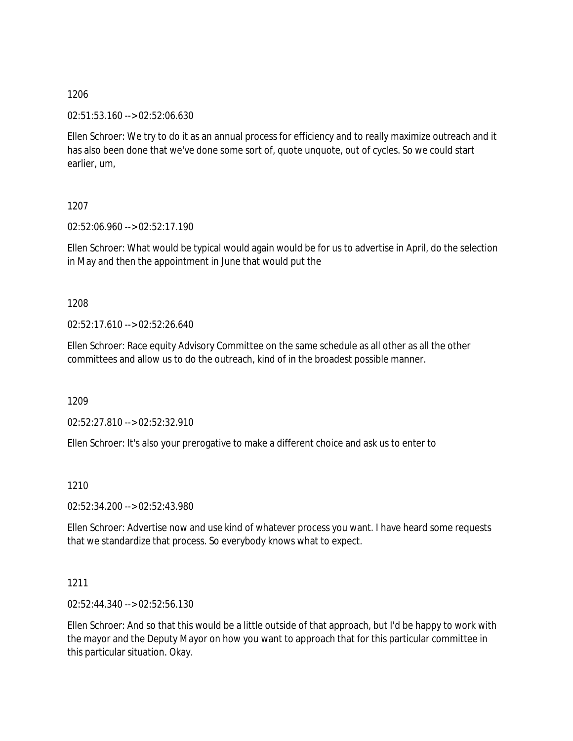1206

02:51:53.160 --> 02:52:06.630

Ellen Schroer: We try to do it as an annual process for efficiency and to really maximize outreach and it has also been done that we've done some sort of, quote unquote, out of cycles. So we could start earlier, um,

1207

02:52:06.960 --> 02:52:17.190

Ellen Schroer: What would be typical would again would be for us to advertise in April, do the selection in May and then the appointment in June that would put the

1208

02:52:17.610 --> 02:52:26.640

Ellen Schroer: Race equity Advisory Committee on the same schedule as all other as all the other committees and allow us to do the outreach, kind of in the broadest possible manner.

1209

02:52:27.810 --> 02:52:32.910

Ellen Schroer: It's also your prerogative to make a different choice and ask us to enter to

1210

02:52:34.200 --> 02:52:43.980

Ellen Schroer: Advertise now and use kind of whatever process you want. I have heard some requests that we standardize that process. So everybody knows what to expect.

1211

02:52:44.340 --> 02:52:56.130

Ellen Schroer: And so that this would be a little outside of that approach, but I'd be happy to work with the mayor and the Deputy Mayor on how you want to approach that for this particular committee in this particular situation. Okay.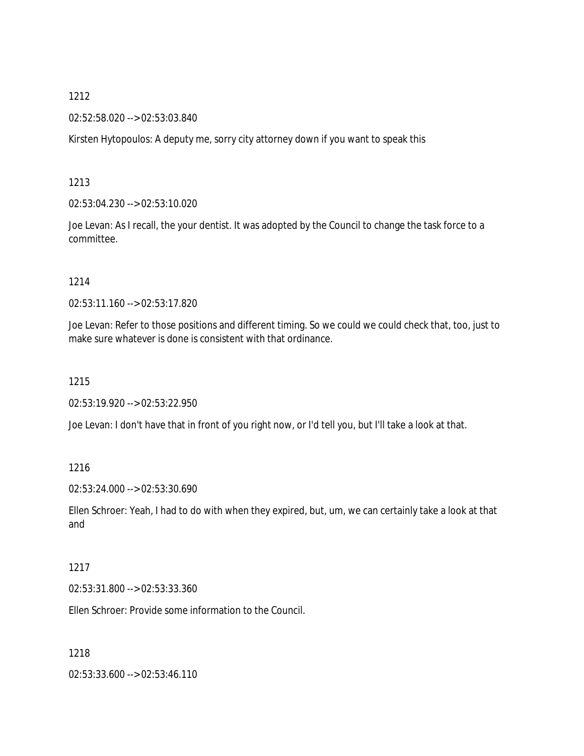1212

02:52:58.020 --> 02:53:03.840

Kirsten Hytopoulos: A deputy me, sorry city attorney down if you want to speak this

1213

02:53:04.230 --> 02:53:10.020

Joe Levan: As I recall, the your dentist. It was adopted by the Council to change the task force to a committee.

1214

02:53:11.160 --> 02:53:17.820

Joe Levan: Refer to those positions and different timing. So we could we could check that, too, just to make sure whatever is done is consistent with that ordinance.

1215

02:53:19.920 --> 02:53:22.950

Joe Levan: I don't have that in front of you right now, or I'd tell you, but I'll take a look at that.

1216

02:53:24.000 --> 02:53:30.690

Ellen Schroer: Yeah, I had to do with when they expired, but, um, we can certainly take a look at that and

1217

02:53:31.800 --> 02:53:33.360

Ellen Schroer: Provide some information to the Council.

1218

02:53:33.600 --> 02:53:46.110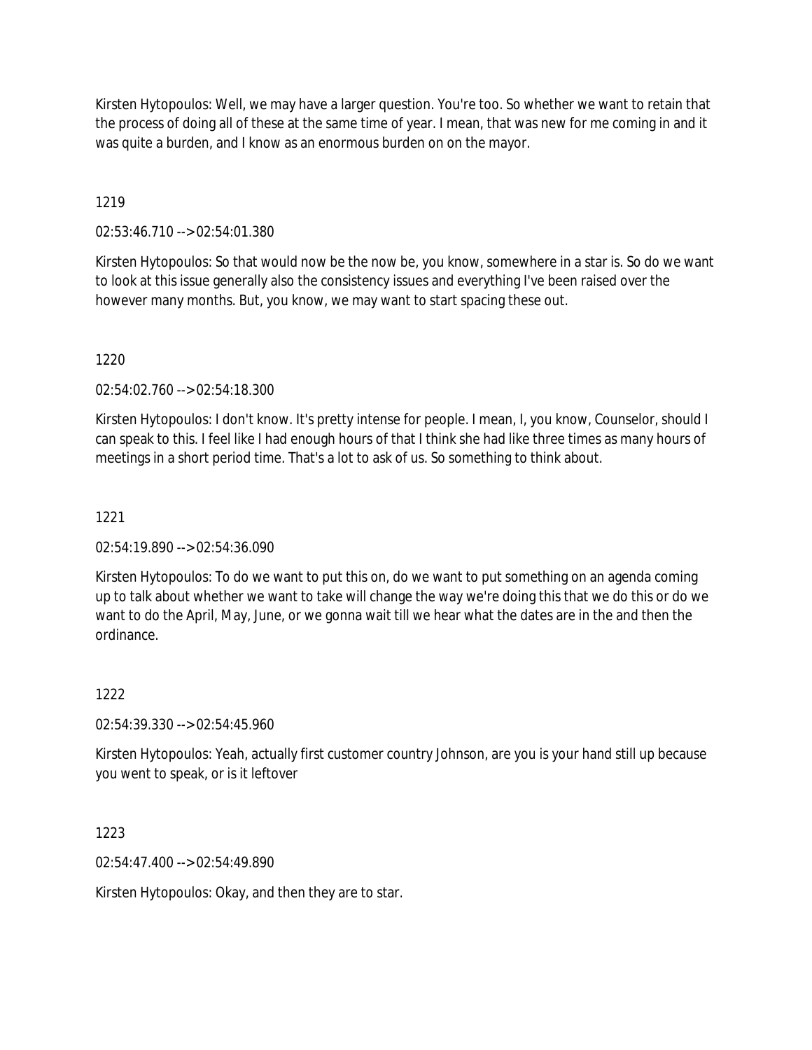Kirsten Hytopoulos: Well, we may have a larger question. You're too. So whether we want to retain that the process of doing all of these at the same time of year. I mean, that was new for me coming in and it was quite a burden, and I know as an enormous burden on on the mayor.

1219

02:53:46.710 --> 02:54:01.380

Kirsten Hytopoulos: So that would now be the now be, you know, somewhere in a star is. So do we want to look at this issue generally also the consistency issues and everything I've been raised over the however many months. But, you know, we may want to start spacing these out.

1220

02:54:02.760 --> 02:54:18.300

Kirsten Hytopoulos: I don't know. It's pretty intense for people. I mean, I, you know, Counselor, should I can speak to this. I feel like I had enough hours of that I think she had like three times as many hours of meetings in a short period time. That's a lot to ask of us. So something to think about.

1221

02:54:19.890 --> 02:54:36.090

Kirsten Hytopoulos: To do we want to put this on, do we want to put something on an agenda coming up to talk about whether we want to take will change the way we're doing this that we do this or do we want to do the April, May, June, or we gonna wait till we hear what the dates are in the and then the ordinance.

1222

02:54:39.330 --> 02:54:45.960

Kirsten Hytopoulos: Yeah, actually first customer country Johnson, are you is your hand still up because you went to speak, or is it leftover

1223

02:54:47.400 --> 02:54:49.890

Kirsten Hytopoulos: Okay, and then they are to star.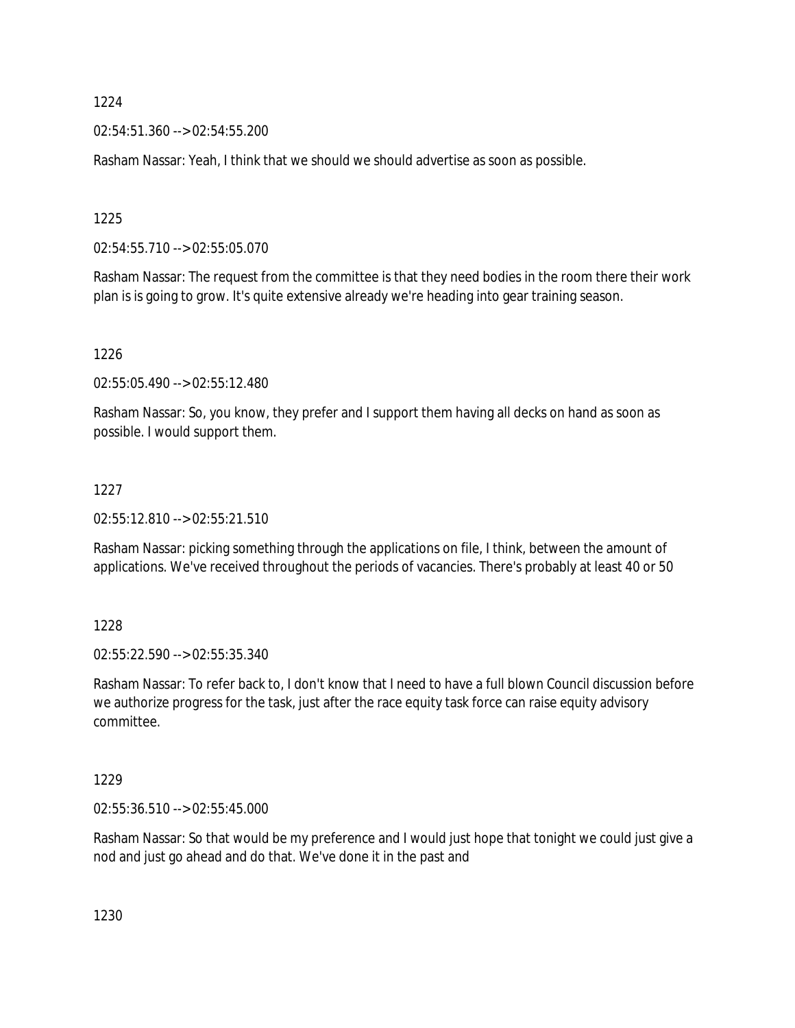1224

02:54:51.360 --> 02:54:55.200

Rasham Nassar: Yeah, I think that we should we should advertise as soon as possible.

1225

02:54:55.710 --> 02:55:05.070

Rasham Nassar: The request from the committee is that they need bodies in the room there their work plan is is going to grow. It's quite extensive already we're heading into gear training season.

1226

02:55:05.490 --> 02:55:12.480

Rasham Nassar: So, you know, they prefer and I support them having all decks on hand as soon as possible. I would support them.

1227

02:55:12.810 --> 02:55:21.510

Rasham Nassar: picking something through the applications on file, I think, between the amount of applications. We've received throughout the periods of vacancies. There's probably at least 40 or 50

1228

02:55:22.590 --> 02:55:35.340

Rasham Nassar: To refer back to, I don't know that I need to have a full blown Council discussion before we authorize progress for the task, just after the race equity task force can raise equity advisory committee.

1229

02:55:36.510 --> 02:55:45.000

Rasham Nassar: So that would be my preference and I would just hope that tonight we could just give a nod and just go ahead and do that. We've done it in the past and

1230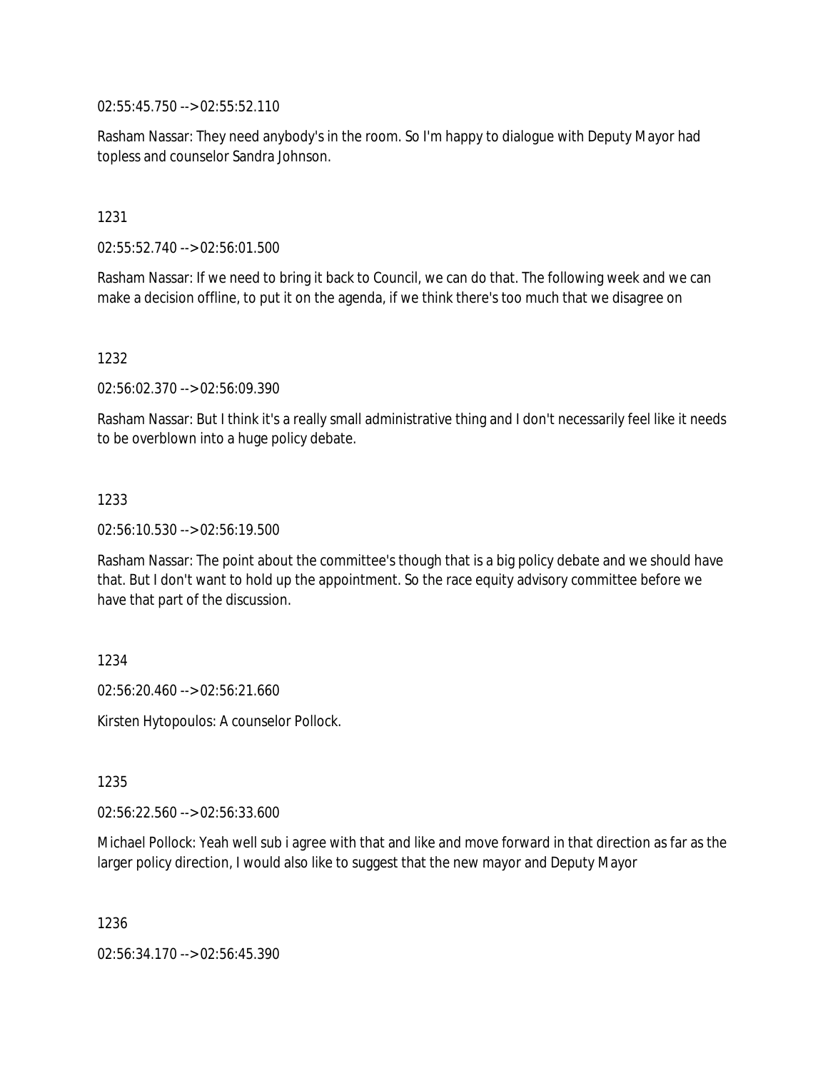02:55:45.750 --> 02:55:52.110

Rasham Nassar: They need anybody's in the room. So I'm happy to dialogue with Deputy Mayor had topless and counselor Sandra Johnson.

1231

02:55:52.740 --> 02:56:01.500

Rasham Nassar: If we need to bring it back to Council, we can do that. The following week and we can make a decision offline, to put it on the agenda, if we think there's too much that we disagree on

1232

02:56:02.370 --> 02:56:09.390

Rasham Nassar: But I think it's a really small administrative thing and I don't necessarily feel like it needs to be overblown into a huge policy debate.

1233

02:56:10.530 --> 02:56:19.500

Rasham Nassar: The point about the committee's though that is a big policy debate and we should have that. But I don't want to hold up the appointment. So the race equity advisory committee before we have that part of the discussion.

1234

02:56:20.460 --> 02:56:21.660

Kirsten Hytopoulos: A counselor Pollock.

1235

02:56:22.560 --> 02:56:33.600

Michael Pollock: Yeah well sub i agree with that and like and move forward in that direction as far as the larger policy direction, I would also like to suggest that the new mayor and Deputy Mayor

1236

02:56:34.170 --> 02:56:45.390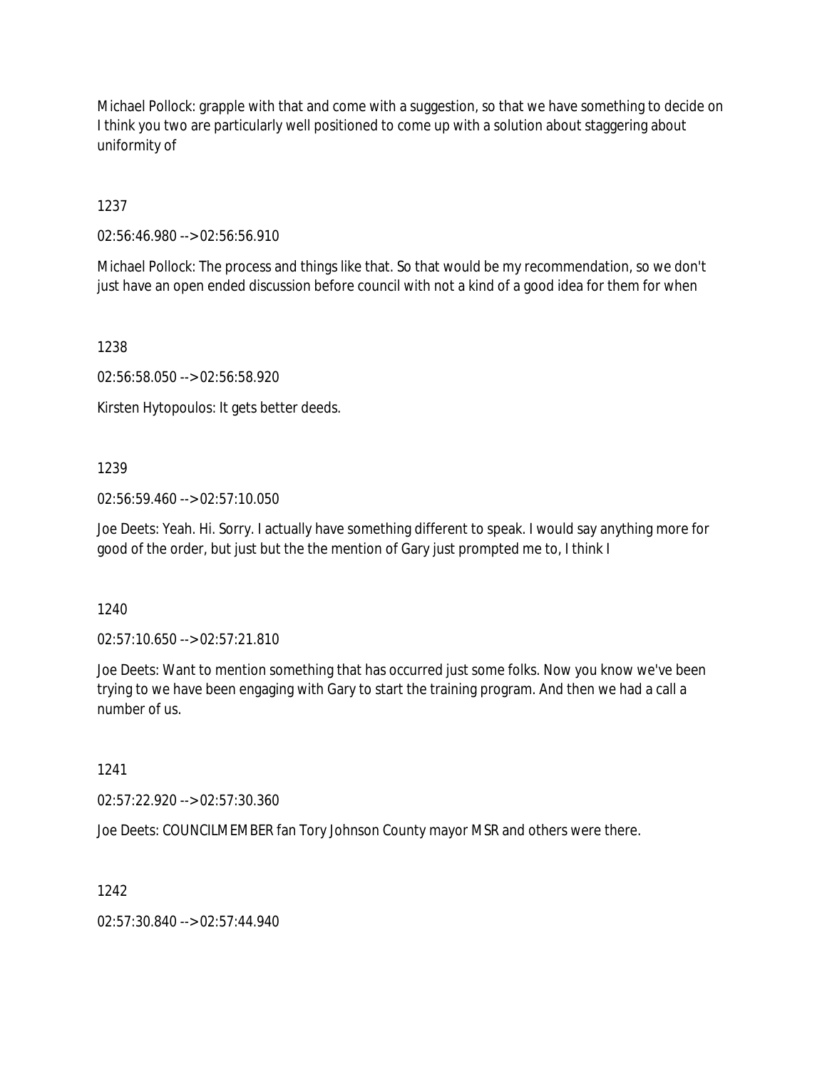Michael Pollock: grapple with that and come with a suggestion, so that we have something to decide on I think you two are particularly well positioned to come up with a solution about staggering about uniformity of

1237

02:56:46.980 --> 02:56:56.910

Michael Pollock: The process and things like that. So that would be my recommendation, so we don't just have an open ended discussion before council with not a kind of a good idea for them for when

1238

02:56:58.050 --> 02:56:58.920

Kirsten Hytopoulos: It gets better deeds.

1239

02:56:59.460 --> 02:57:10.050

Joe Deets: Yeah. Hi. Sorry. I actually have something different to speak. I would say anything more for good of the order, but just but the the mention of Gary just prompted me to, I think I

1240

02:57:10.650 --> 02:57:21.810

Joe Deets: Want to mention something that has occurred just some folks. Now you know we've been trying to we have been engaging with Gary to start the training program. And then we had a call a number of us.

1241

02:57:22.920 --> 02:57:30.360

Joe Deets: COUNCILMEMBER fan Tory Johnson County mayor MSR and others were there.

1242

02:57:30.840 --> 02:57:44.940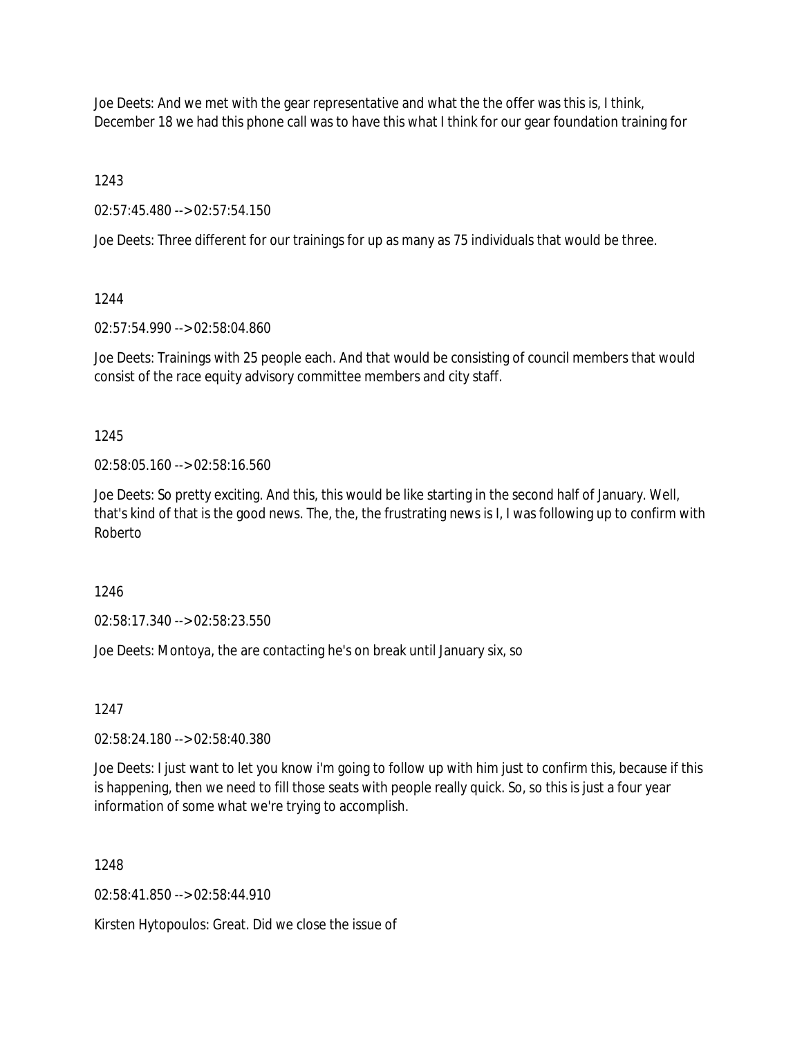Joe Deets: And we met with the gear representative and what the the offer was this is, I think, December 18 we had this phone call was to have this what I think for our gear foundation training for

1243

02:57:45.480 --> 02:57:54.150

Joe Deets: Three different for our trainings for up as many as 75 individuals that would be three.

1244

02:57:54.990 --> 02:58:04.860

Joe Deets: Trainings with 25 people each. And that would be consisting of council members that would consist of the race equity advisory committee members and city staff.

1245

02:58:05.160 --> 02:58:16.560

Joe Deets: So pretty exciting. And this, this would be like starting in the second half of January. Well, that's kind of that is the good news. The, the, the frustrating news is I, I was following up to confirm with Roberto

1246

02:58:17.340 --> 02:58:23.550

Joe Deets: Montoya, the are contacting he's on break until January six, so

1247

02:58:24.180 --> 02:58:40.380

Joe Deets: I just want to let you know i'm going to follow up with him just to confirm this, because if this is happening, then we need to fill those seats with people really quick. So, so this is just a four year information of some what we're trying to accomplish.

1248

02:58:41.850 --> 02:58:44.910

Kirsten Hytopoulos: Great. Did we close the issue of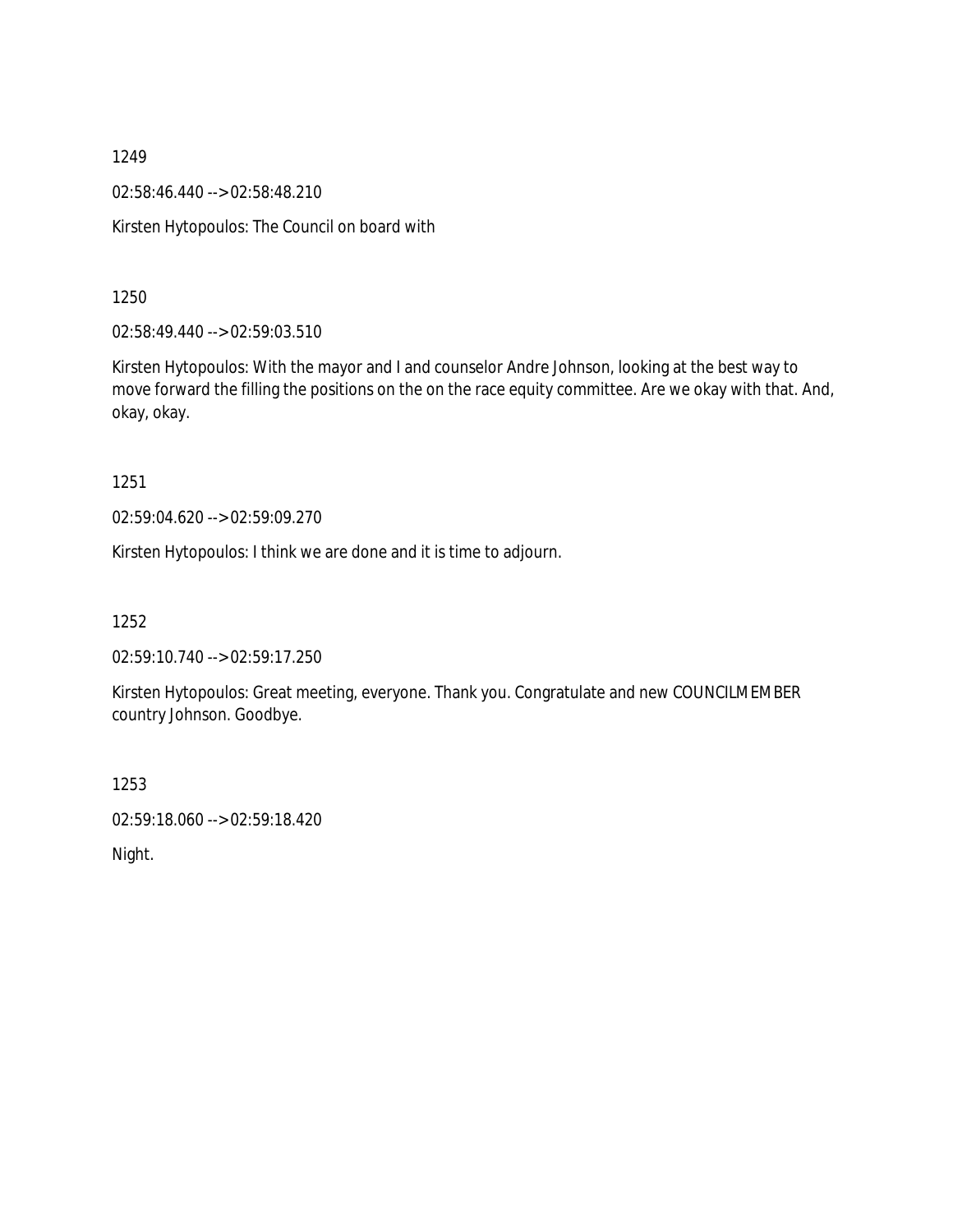1249

02:58:46.440 --> 02:58:48.210

Kirsten Hytopoulos: The Council on board with

1250

02:58:49.440 --> 02:59:03.510

Kirsten Hytopoulos: With the mayor and I and counselor Andre Johnson, looking at the best way to move forward the filling the positions on the on the race equity committee. Are we okay with that. And, okay, okay.

1251

02:59:04.620 --> 02:59:09.270

Kirsten Hytopoulos: I think we are done and it is time to adjourn.

1252

02:59:10.740 --> 02:59:17.250

Kirsten Hytopoulos: Great meeting, everyone. Thank you. Congratulate and new COUNCILMEMBER country Johnson. Goodbye.

1253

02:59:18.060 --> 02:59:18.420

Night.